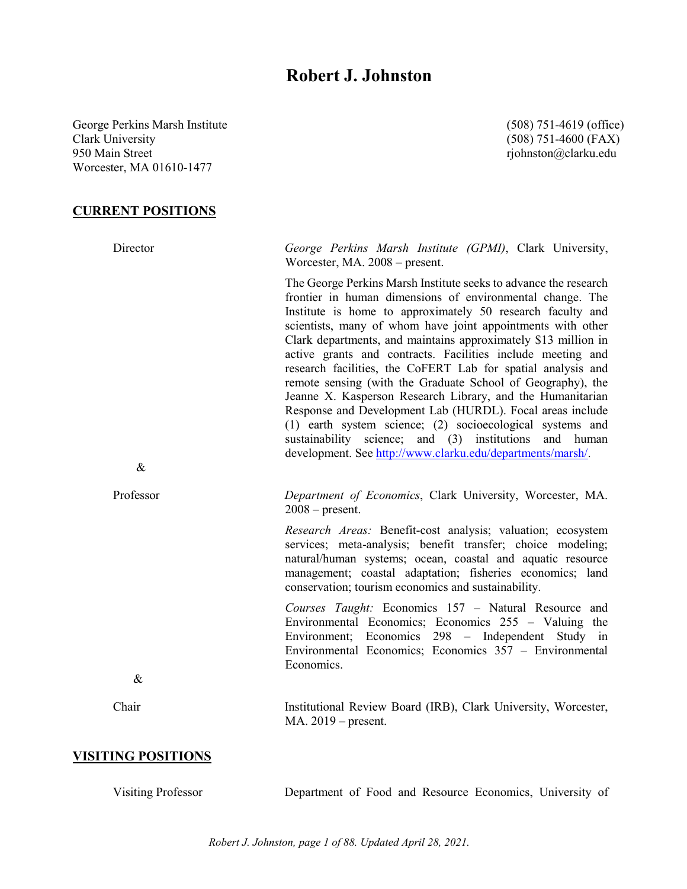# Robert J. Johnston

George Perkins Marsh Institute
Clark University
950 Main Street
Worcester, MA 01610-1477

(508) 751-4619 (office)
(508) 751-4600 (FAX)
rjohnston@clarku.edu

## CURRENT POSITIONS

**Director**

*George Perkins Marsh Institute (GPMI)*, Clark University, Worcester, MA. 2008 – present.

The George Perkins Marsh Institute seeks to advance the research frontier in human dimensions of environmental change. The Institute is home to approximately 50 research faculty and scientists, many of whom have joint appointments with other Clark departments, and maintains approximately $13 million in active grants and contracts. Facilities include meeting and research facilities, the CoFERT Lab for spatial analysis and remote sensing (with the Graduate School of Geography), the Jeanne X. Kasperson Research Library, and the Humanitarian Response and Development Lab (HURDL). Focal areas include (1) earth system science; (2) socioecological systems and sustainability science; and (3) institutions and human development. See http://www.clarku.edu/departments/marsh/.

&

**Professor**

*Department of Economics*, Clark University, Worcester, MA. 2008 – present.

*Research Areas:* Benefit-cost analysis; valuation; ecosystem services; meta-analysis; benefit transfer; choice modeling; natural/human systems; ocean, coastal and aquatic resource management; coastal adaptation; fisheries economics; land conservation; tourism economics and sustainability.

*Courses Taught:* Economics 157 – Natural Resource and Environmental Economics; Economics 255 – Valuing the Environment; Economics 298 – Independent Study in Environmental Economics; Economics 357 – Environmental Economics.

&

**Chair**

Institutional Review Board (IRB), Clark University, Worcester, MA. 2019 – present.

## VISITING POSITIONS

**Visiting Professor**

Department of Food and Resource Economics, University of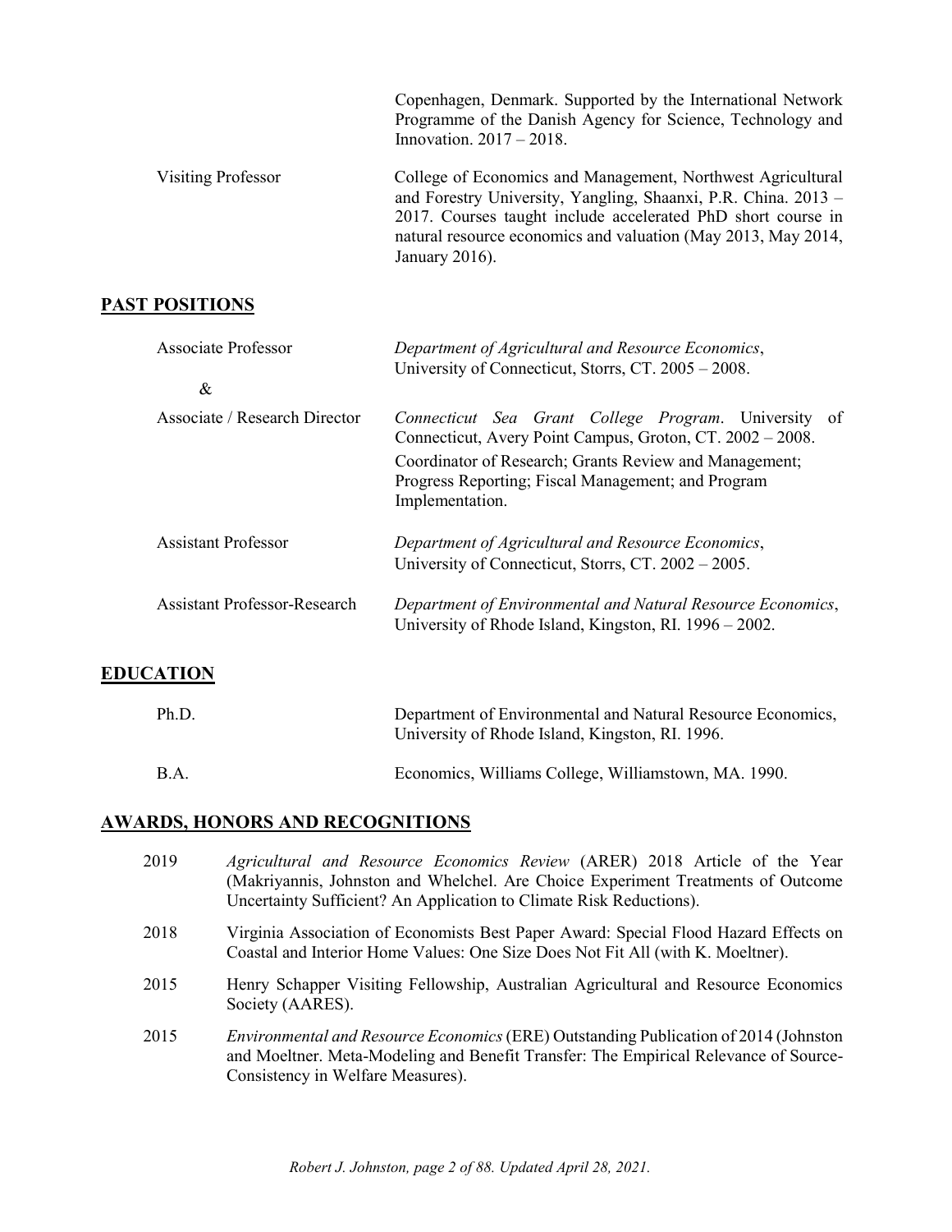| | |
|---|---|
| | Copenhagen, Denmark. Supported by the International Network Programme of the Danish Agency for Science, Technology and Innovation. 2017 – 2018. |
| Visiting Professor | College of Economics and Management, Northwest Agricultural and Forestry University, Yangling, Shaanxi, P.R. China. 2013 – 2017. Courses taught include accelerated PhD short course in natural resource economics and valuation (May 2013, May 2014, January 2016). |

## PAST POSITIONS

| | |
|---|---|
| Associate Professor | *Department of Agricultural and Resource Economics*, University of Connecticut, Storrs, CT. 2005 – 2008. |
| & | |
| Associate / Research Director | *Connecticut Sea Grant College Program*. University of Connecticut, Avery Point Campus, Groton, CT. 2002 – 2008. Coordinator of Research; Grants Review and Management; Progress Reporting; Fiscal Management; and Program Implementation. |
| Assistant Professor | *Department of Agricultural and Resource Economics*, University of Connecticut, Storrs, CT. 2002 – 2005. |
| Assistant Professor-Research | *Department of Environmental and Natural Resource Economics*, University of Rhode Island, Kingston, RI. 1996 – 2002. |

## EDUCATION

| | |
|---|---|
| Ph.D. | Department of Environmental and Natural Resource Economics, University of Rhode Island, Kingston, RI. 1996. |
| B.A. | Economics, Williams College, Williamstown, MA. 1990. |

## AWARDS, HONORS AND RECOGNITIONS

| | |
|---|---|
| 2019 | *Agricultural and Resource Economics Review* (ARER) 2018 Article of the Year (Makriyannis, Johnston and Whelchel. Are Choice Experiment Treatments of Outcome Uncertainty Sufficient? An Application to Climate Risk Reductions). |
| 2018 | Virginia Association of Economists Best Paper Award: Special Flood Hazard Effects on Coastal and Interior Home Values: One Size Does Not Fit All (with K. Moeltner). |
| 2015 | Henry Schapper Visiting Fellowship, Australian Agricultural and Resource Economics Society (AARES). |
| 2015 | *Environmental and Resource Economics* (ERE) Outstanding Publication of 2014 (Johnston and Moeltner. Meta-Modeling and Benefit Transfer: The Empirical Relevance of Source-Consistency in Welfare Measures). |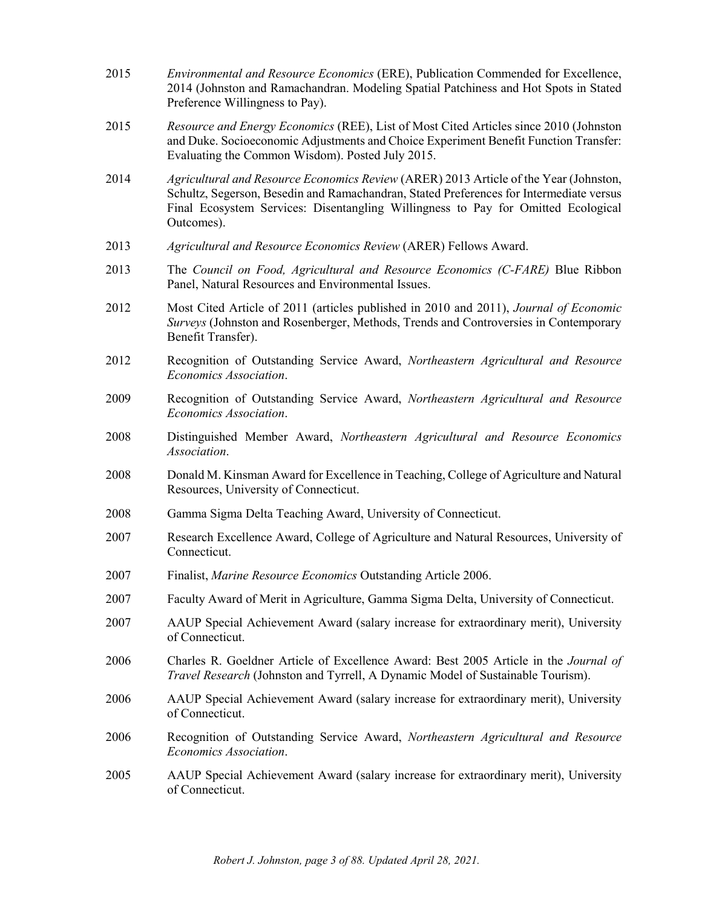2015 *Environmental and Resource Economics* (ERE), Publication Commended for Excellence, 2014 (Johnston and Ramachandran. Modeling Spatial Patchiness and Hot Spots in Stated Preference Willingness to Pay).

2015 *Resource and Energy Economics* (REE), List of Most Cited Articles since 2010 (Johnston and Duke. Socioeconomic Adjustments and Choice Experiment Benefit Function Transfer: Evaluating the Common Wisdom). Posted July 2015.

2014 *Agricultural and Resource Economics Review* (ARER) 2013 Article of the Year (Johnston, Schultz, Segerson, Besedin and Ramachandran, Stated Preferences for Intermediate versus Final Ecosystem Services: Disentangling Willingness to Pay for Omitted Ecological Outcomes).

2013 *Agricultural and Resource Economics Review* (ARER) Fellows Award.

2013 The *Council on Food, Agricultural and Resource Economics (C-FARE)* Blue Ribbon Panel, Natural Resources and Environmental Issues.

2012 Most Cited Article of 2011 (articles published in 2010 and 2011), *Journal of Economic Surveys* (Johnston and Rosenberger, Methods, Trends and Controversies in Contemporary Benefit Transfer).

2012 Recognition of Outstanding Service Award, *Northeastern Agricultural and Resource Economics Association*.

2009 Recognition of Outstanding Service Award, *Northeastern Agricultural and Resource Economics Association*.

2008 Distinguished Member Award, *Northeastern Agricultural and Resource Economics Association*.

2008 Donald M. Kinsman Award for Excellence in Teaching, College of Agriculture and Natural Resources, University of Connecticut.

2008 Gamma Sigma Delta Teaching Award, University of Connecticut.

2007 Research Excellence Award, College of Agriculture and Natural Resources, University of Connecticut.

2007 Finalist, *Marine Resource Economics* Outstanding Article 2006.

2007 Faculty Award of Merit in Agriculture, Gamma Sigma Delta, University of Connecticut.

2007 AAUP Special Achievement Award (salary increase for extraordinary merit), University of Connecticut.

2006 Charles R. Goeldner Article of Excellence Award: Best 2005 Article in the *Journal of Travel Research* (Johnston and Tyrrell, A Dynamic Model of Sustainable Tourism).

2006 AAUP Special Achievement Award (salary increase for extraordinary merit), University of Connecticut.

2006 Recognition of Outstanding Service Award, *Northeastern Agricultural and Resource Economics Association*.

2005 AAUP Special Achievement Award (salary increase for extraordinary merit), University of Connecticut.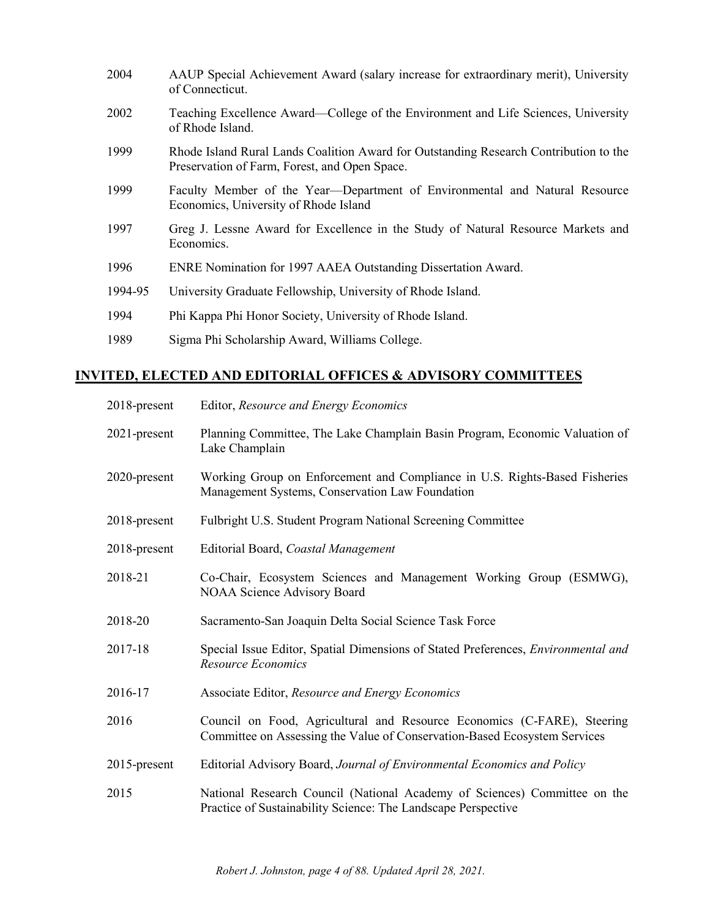2004 AAUP Special Achievement Award (salary increase for extraordinary merit), University of Connecticut.

2002 Teaching Excellence Award—College of the Environment and Life Sciences, University of Rhode Island.

1999 Rhode Island Rural Lands Coalition Award for Outstanding Research Contribution to the Preservation of Farm, Forest, and Open Space.

1999 Faculty Member of the Year—Department of Environmental and Natural Resource Economics, University of Rhode Island

1997 Greg J. Lessne Award for Excellence in the Study of Natural Resource Markets and Economics.

1996 ENRE Nomination for 1997 AAEA Outstanding Dissertation Award.

1994-95 University Graduate Fellowship, University of Rhode Island.

1994 Phi Kappa Phi Honor Society, University of Rhode Island.

1989 Sigma Phi Scholarship Award, Williams College.

## INVITED, ELECTED AND EDITORIAL OFFICES & ADVISORY COMMITTEES

2018-present Editor, *Resource and Energy Economics*

2021-present Planning Committee, The Lake Champlain Basin Program, Economic Valuation of Lake Champlain

2020-present Working Group on Enforcement and Compliance in U.S. Rights-Based Fisheries Management Systems, Conservation Law Foundation

2018-present Fulbright U.S. Student Program National Screening Committee

2018-present Editorial Board, *Coastal Management*

2018-21 Co-Chair, Ecosystem Sciences and Management Working Group (ESMWG), NOAA Science Advisory Board

2018-20 Sacramento-San Joaquin Delta Social Science Task Force

2017-18 Special Issue Editor, Spatial Dimensions of Stated Preferences, *Environmental and Resource Economics*

2016-17 Associate Editor, *Resource and Energy Economics*

2016 Council on Food, Agricultural and Resource Economics (C-FARE), Steering Committee on Assessing the Value of Conservation-Based Ecosystem Services

2015-present Editorial Advisory Board, *Journal of Environmental Economics and Policy*

2015 National Research Council (National Academy of Sciences) Committee on the Practice of Sustainability Science: The Landscape Perspective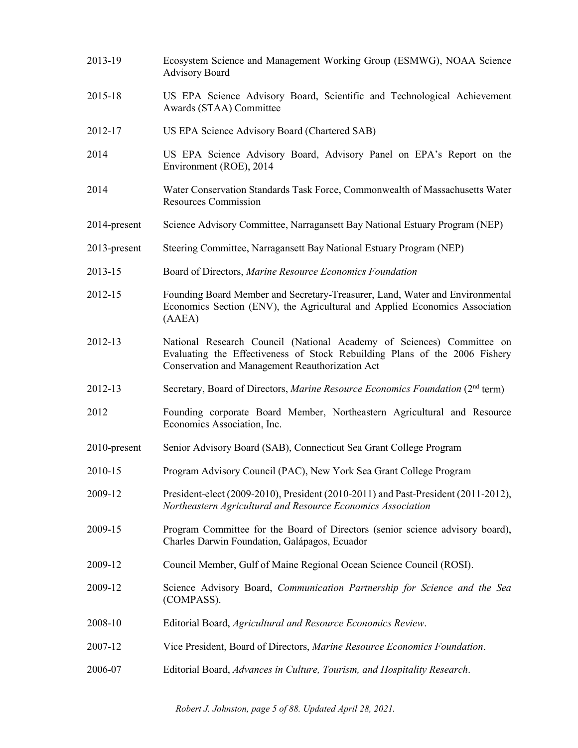| | |
|---|---|
| 2013-19 | Ecosystem Science and Management Working Group (ESMWG), NOAA Science Advisory Board |
| 2015-18 | US EPA Science Advisory Board, Scientific and Technological Achievement Awards (STAA) Committee |
| 2012-17 | US EPA Science Advisory Board (Chartered SAB) |
| 2014 | US EPA Science Advisory Board, Advisory Panel on EPA's Report on the Environment (ROE), 2014 |
| 2014 | Water Conservation Standards Task Force, Commonwealth of Massachusetts Water Resources Commission |
| 2014-present | Science Advisory Committee, Narragansett Bay National Estuary Program (NEP) |
| 2013-present | Steering Committee, Narragansett Bay National Estuary Program (NEP) |
| 2013-15 | Board of Directors, *Marine Resource Economics Foundation* |
| 2012-15 | Founding Board Member and Secretary-Treasurer, Land, Water and Environmental Economics Section (ENV), the Agricultural and Applied Economics Association (AAEA) |
| 2012-13 | National Research Council (National Academy of Sciences) Committee on Evaluating the Effectiveness of Stock Rebuilding Plans of the 2006 Fishery Conservation and Management Reauthorization Act |
| 2012-13 | Secretary, Board of Directors, *Marine Resource Economics Foundation* (2nd term) |
| 2012 | Founding corporate Board Member, Northeastern Agricultural and Resource Economics Association, Inc. |
| 2010-present | Senior Advisory Board (SAB), Connecticut Sea Grant College Program |
| 2010-15 | Program Advisory Council (PAC), New York Sea Grant College Program |
| 2009-12 | President-elect (2009-2010), President (2010-2011) and Past-President (2011-2012), *Northeastern Agricultural and Resource Economics Association* |
| 2009-15 | Program Committee for the Board of Directors (senior science advisory board), Charles Darwin Foundation, Galápagos, Ecuador |
| 2009-12 | Council Member, Gulf of Maine Regional Ocean Science Council (ROSI). |
| 2009-12 | Science Advisory Board, *Communication Partnership for Science and the Sea* (COMPASS). |
| 2008-10 | Editorial Board, *Agricultural and Resource Economics Review*. |
| 2007-12 | Vice President, Board of Directors, *Marine Resource Economics Foundation*. |
| 2006-07 | Editorial Board, *Advances in Culture, Tourism, and Hospitality Research*. |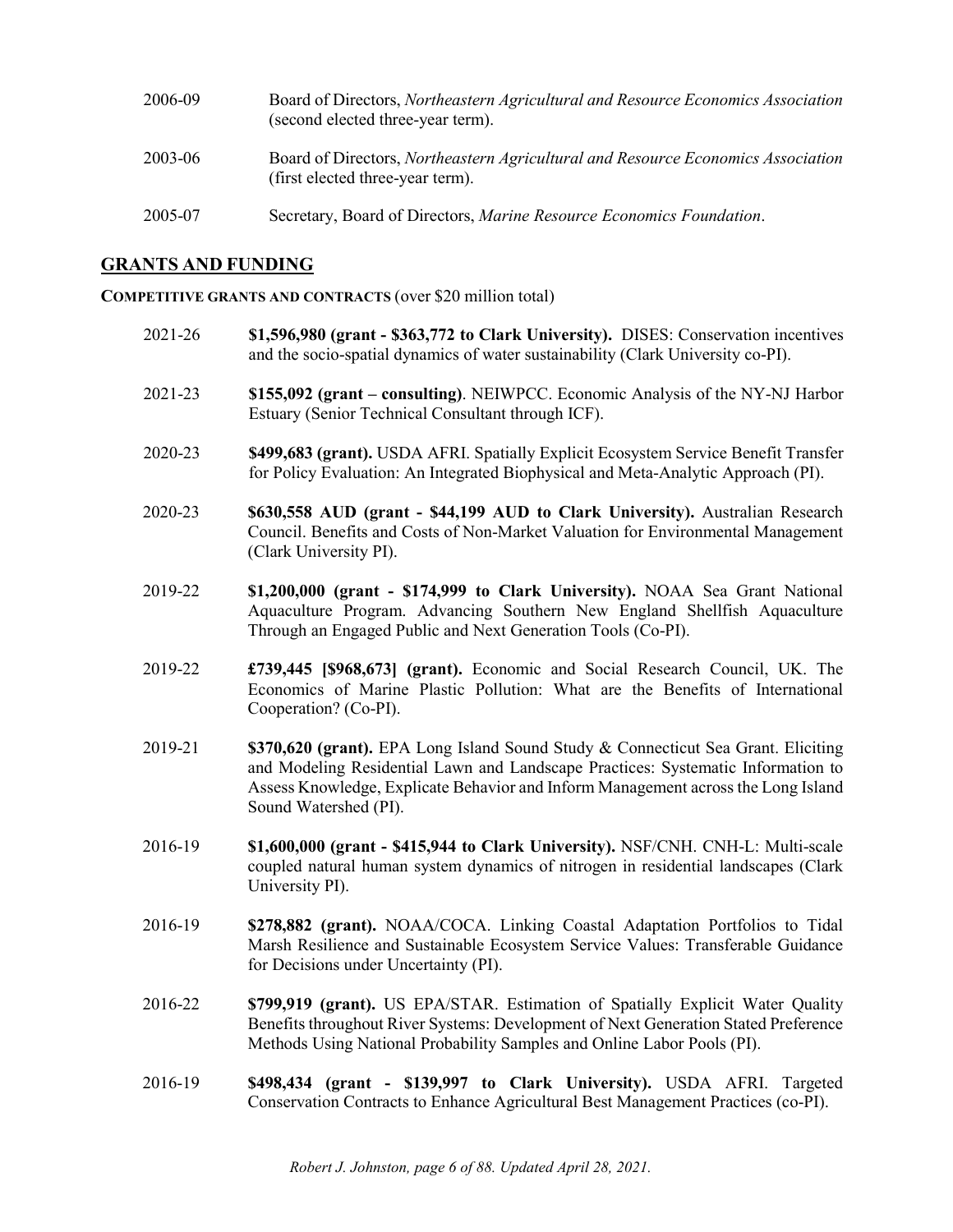2006-09 Board of Directors, *Northeastern Agricultural and Resource Economics Association* (second elected three-year term).

2003-06 Board of Directors, *Northeastern Agricultural and Resource Economics Association* (first elected three-year term).

2005-07 Secretary, Board of Directors, *Marine Resource Economics Foundation*.

## GRANTS AND FUNDING

**COMPETITIVE GRANTS AND CONTRACTS** (over $20 million total)

2021-26 **$1,596,980 (grant - $363,772 to Clark University).** DISES: Conservation incentives and the socio-spatial dynamics of water sustainability (Clark University co-PI).

2021-23 **$155,092 (grant – consulting)**. NEIWPCC. Economic Analysis of the NY-NJ Harbor Estuary (Senior Technical Consultant through ICF).

2020-23 **$499,683 (grant).** USDA AFRI. Spatially Explicit Ecosystem Service Benefit Transfer for Policy Evaluation: An Integrated Biophysical and Meta-Analytic Approach (PI).

2020-23 **$630,558 AUD (grant - $44,199 AUD to Clark University).** Australian Research Council. Benefits and Costs of Non-Market Valuation for Environmental Management (Clark University PI).

2019-22 **$1,200,000 (grant - $174,999 to Clark University).** NOAA Sea Grant National Aquaculture Program. Advancing Southern New England Shellfish Aquaculture Through an Engaged Public and Next Generation Tools (Co-PI).

2019-22 **£739,445 [$968,673] (grant).** Economic and Social Research Council, UK. The Economics of Marine Plastic Pollution: What are the Benefits of International Cooperation? (Co-PI).

2019-21 **$370,620 (grant).** EPA Long Island Sound Study & Connecticut Sea Grant. Eliciting and Modeling Residential Lawn and Landscape Practices: Systematic Information to Assess Knowledge, Explicate Behavior and Inform Management across the Long Island Sound Watershed (PI).

2016-19 **$1,600,000 (grant - $415,944 to Clark University).** NSF/CNH. CNH-L: Multi-scale coupled natural human system dynamics of nitrogen in residential landscapes (Clark University PI).

2016-19 **$278,882 (grant).** NOAA/COCA. Linking Coastal Adaptation Portfolios to Tidal Marsh Resilience and Sustainable Ecosystem Service Values: Transferable Guidance for Decisions under Uncertainty (PI).

2016-22 **$799,919 (grant).** US EPA/STAR. Estimation of Spatially Explicit Water Quality Benefits throughout River Systems: Development of Next Generation Stated Preference Methods Using National Probability Samples and Online Labor Pools (PI).

2016-19 **$498,434 (grant - $139,997 to Clark University).** USDA AFRI. Targeted Conservation Contracts to Enhance Agricultural Best Management Practices (co-PI).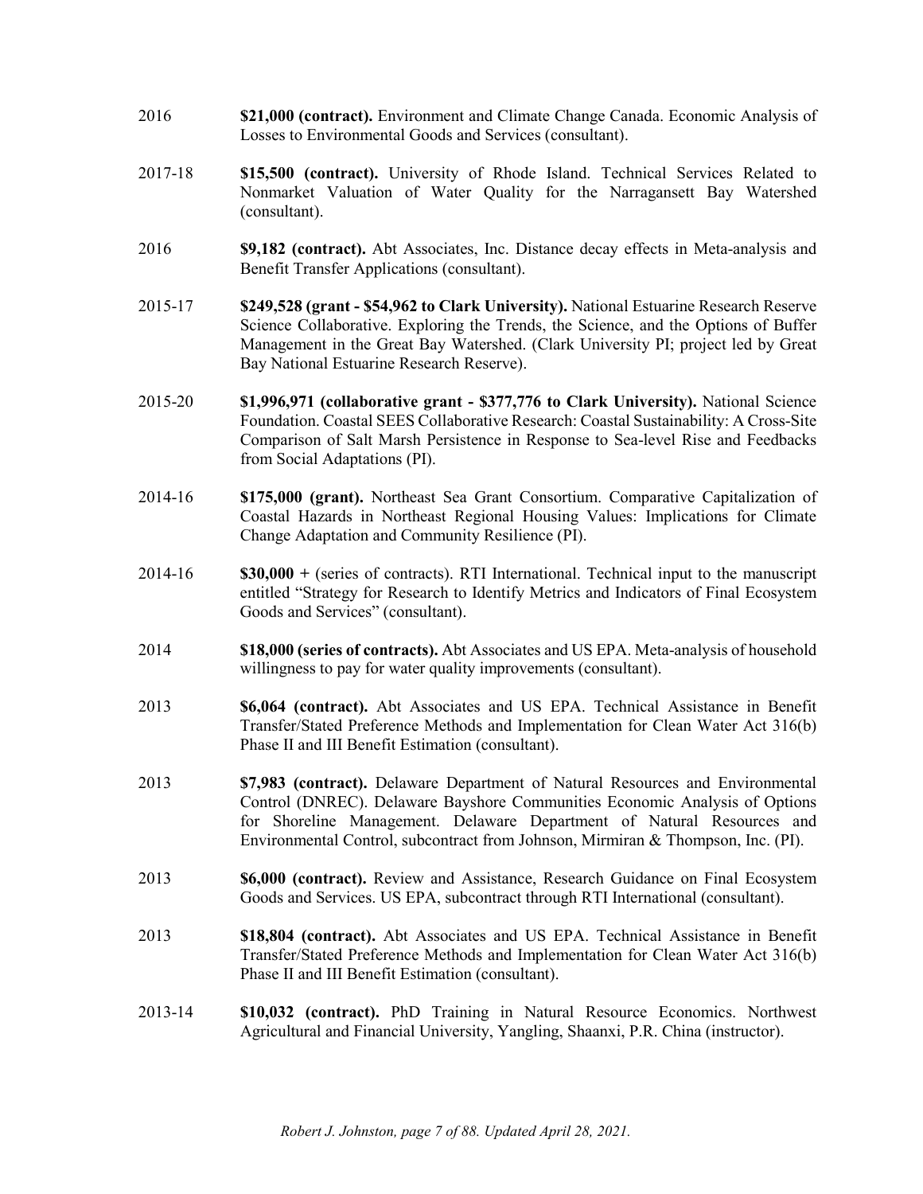2016 **$21,000 (contract).** Environment and Climate Change Canada. Economic Analysis of Losses to Environmental Goods and Services (consultant).

2017-18 **$15,500 (contract).** University of Rhode Island. Technical Services Related to Nonmarket Valuation of Water Quality for the Narragansett Bay Watershed (consultant).

2016 **$9,182 (contract).** Abt Associates, Inc. Distance decay effects in Meta-analysis and Benefit Transfer Applications (consultant).

2015-17 **$249,528 (grant - $54,962 to Clark University).** National Estuarine Research Reserve Science Collaborative. Exploring the Trends, the Science, and the Options of Buffer Management in the Great Bay Watershed. (Clark University PI; project led by Great Bay National Estuarine Research Reserve).

2015-20 **$1,996,971 (collaborative grant - $377,776 to Clark University).** National Science Foundation. Coastal SEES Collaborative Research: Coastal Sustainability: A Cross-Site Comparison of Salt Marsh Persistence in Response to Sea-level Rise and Feedbacks from Social Adaptations (PI).

2014-16 **$175,000 (grant).** Northeast Sea Grant Consortium. Comparative Capitalization of Coastal Hazards in Northeast Regional Housing Values: Implications for Climate Change Adaptation and Community Resilience (PI).

2014-16 **$30,000 +** (series of contracts). RTI International. Technical input to the manuscript entitled "Strategy for Research to Identify Metrics and Indicators of Final Ecosystem Goods and Services" (consultant).

2014 **$18,000 (series of contracts).** Abt Associates and US EPA. Meta-analysis of household willingness to pay for water quality improvements (consultant).

2013 **$6,064 (contract).** Abt Associates and US EPA. Technical Assistance in Benefit Transfer/Stated Preference Methods and Implementation for Clean Water Act 316(b) Phase II and III Benefit Estimation (consultant).

2013 **$7,983 (contract).** Delaware Department of Natural Resources and Environmental Control (DNREC). Delaware Bayshore Communities Economic Analysis of Options for Shoreline Management. Delaware Department of Natural Resources and Environmental Control, subcontract from Johnson, Mirmiran & Thompson, Inc. (PI).

2013 **$6,000 (contract).** Review and Assistance, Research Guidance on Final Ecosystem Goods and Services. US EPA, subcontract through RTI International (consultant).

2013 **$18,804 (contract).** Abt Associates and US EPA. Technical Assistance in Benefit Transfer/Stated Preference Methods and Implementation for Clean Water Act 316(b) Phase II and III Benefit Estimation (consultant).

2013-14 **$10,032 (contract).** PhD Training in Natural Resource Economics. Northwest Agricultural and Financial University, Yangling, Shaanxi, P.R. China (instructor).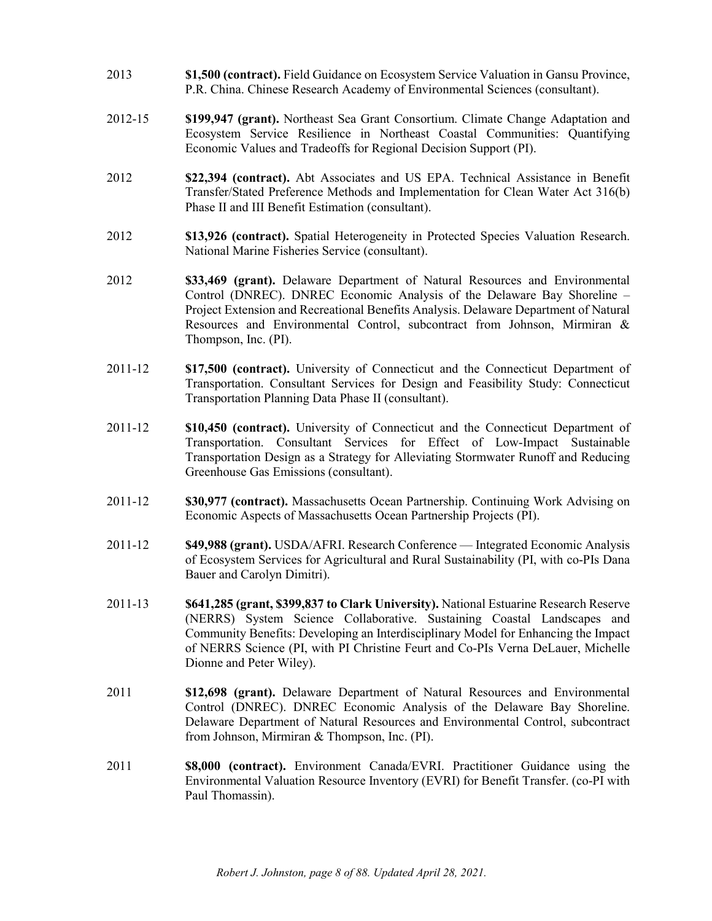2013 **$1,500 (contract).** Field Guidance on Ecosystem Service Valuation in Gansu Province, P.R. China. Chinese Research Academy of Environmental Sciences (consultant).

2012-15 **$199,947 (grant).** Northeast Sea Grant Consortium. Climate Change Adaptation and Ecosystem Service Resilience in Northeast Coastal Communities: Quantifying Economic Values and Tradeoffs for Regional Decision Support (PI).

2012 **$22,394 (contract).** Abt Associates and US EPA. Technical Assistance in Benefit Transfer/Stated Preference Methods and Implementation for Clean Water Act 316(b) Phase II and III Benefit Estimation (consultant).

2012 **$13,926 (contract).** Spatial Heterogeneity in Protected Species Valuation Research. National Marine Fisheries Service (consultant).

2012 **$33,469 (grant).** Delaware Department of Natural Resources and Environmental Control (DNREC). DNREC Economic Analysis of the Delaware Bay Shoreline – Project Extension and Recreational Benefits Analysis. Delaware Department of Natural Resources and Environmental Control, subcontract from Johnson, Mirmiran & Thompson, Inc. (PI).

2011-12 **$17,500 (contract).** University of Connecticut and the Connecticut Department of Transportation. Consultant Services for Design and Feasibility Study: Connecticut Transportation Planning Data Phase II (consultant).

2011-12 **$10,450 (contract).** University of Connecticut and the Connecticut Department of Transportation. Consultant Services for Effect of Low-Impact Sustainable Transportation Design as a Strategy for Alleviating Stormwater Runoff and Reducing Greenhouse Gas Emissions (consultant).

2011-12 **$30,977 (contract).** Massachusetts Ocean Partnership. Continuing Work Advising on Economic Aspects of Massachusetts Ocean Partnership Projects (PI).

2011-12 **$49,988 (grant).** USDA/AFRI. Research Conference — Integrated Economic Analysis of Ecosystem Services for Agricultural and Rural Sustainability (PI, with co-PIs Dana Bauer and Carolyn Dimitri).

2011-13 **$641,285 (grant, $399,837 to Clark University).** National Estuarine Research Reserve (NERRS) System Science Collaborative. Sustaining Coastal Landscapes and Community Benefits: Developing an Interdisciplinary Model for Enhancing the Impact of NERRS Science (PI, with PI Christine Feurt and Co-PIs Verna DeLauer, Michelle Dionne and Peter Wiley).

2011 **$12,698 (grant).** Delaware Department of Natural Resources and Environmental Control (DNREC). DNREC Economic Analysis of the Delaware Bay Shoreline. Delaware Department of Natural Resources and Environmental Control, subcontract from Johnson, Mirmiran & Thompson, Inc. (PI).

2011 **$8,000 (contract).** Environment Canada/EVRI. Practitioner Guidance using the Environmental Valuation Resource Inventory (EVRI) for Benefit Transfer. (co-PI with Paul Thomassin).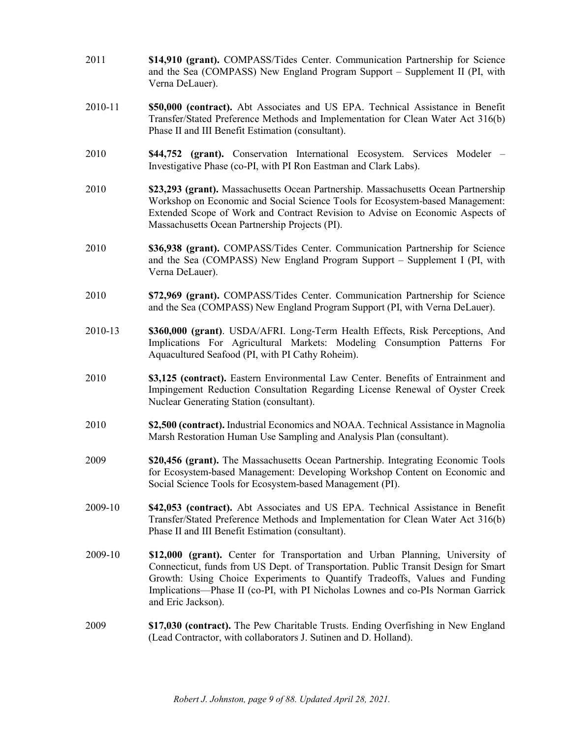2011 **$14,910 (grant).** COMPASS/Tides Center. Communication Partnership for Science and the Sea (COMPASS) New England Program Support – Supplement II (PI, with Verna DeLauer).

2010-11 **$50,000 (contract).** Abt Associates and US EPA. Technical Assistance in Benefit Transfer/Stated Preference Methods and Implementation for Clean Water Act 316(b) Phase II and III Benefit Estimation (consultant).

2010 **$44,752 (grant).** Conservation International Ecosystem. Services Modeler – Investigative Phase (co-PI, with PI Ron Eastman and Clark Labs).

2010 **$23,293 (grant).** Massachusetts Ocean Partnership. Massachusetts Ocean Partnership Workshop on Economic and Social Science Tools for Ecosystem-based Management: Extended Scope of Work and Contract Revision to Advise on Economic Aspects of Massachusetts Ocean Partnership Projects (PI).

2010 **$36,938 (grant).** COMPASS/Tides Center. Communication Partnership for Science and the Sea (COMPASS) New England Program Support – Supplement I (PI, with Verna DeLauer).

2010 **$72,969 (grant).** COMPASS/Tides Center. Communication Partnership for Science and the Sea (COMPASS) New England Program Support (PI, with Verna DeLauer).

2010-13 **$360,000 (grant)**. USDA/AFRI. Long-Term Health Effects, Risk Perceptions, And Implications For Agricultural Markets: Modeling Consumption Patterns For Aquacultured Seafood (PI, with PI Cathy Roheim).

2010 **$3,125 (contract).** Eastern Environmental Law Center. Benefits of Entrainment and Impingement Reduction Consultation Regarding License Renewal of Oyster Creek Nuclear Generating Station (consultant).

2010 **$2,500 (contract).** Industrial Economics and NOAA. Technical Assistance in Magnolia Marsh Restoration Human Use Sampling and Analysis Plan (consultant).

2009 **$20,456 (grant).** The Massachusetts Ocean Partnership. Integrating Economic Tools for Ecosystem-based Management: Developing Workshop Content on Economic and Social Science Tools for Ecosystem-based Management (PI).

2009-10 **$42,053 (contract).** Abt Associates and US EPA. Technical Assistance in Benefit Transfer/Stated Preference Methods and Implementation for Clean Water Act 316(b) Phase II and III Benefit Estimation (consultant).

2009-10 **$12,000 (grant).** Center for Transportation and Urban Planning, University of Connecticut, funds from US Dept. of Transportation. Public Transit Design for Smart Growth: Using Choice Experiments to Quantify Tradeoffs, Values and Funding Implications—Phase II (co-PI, with PI Nicholas Lownes and co-PIs Norman Garrick and Eric Jackson).

2009 **$17,030 (contract).** The Pew Charitable Trusts. Ending Overfishing in New England (Lead Contractor, with collaborators J. Sutinen and D. Holland).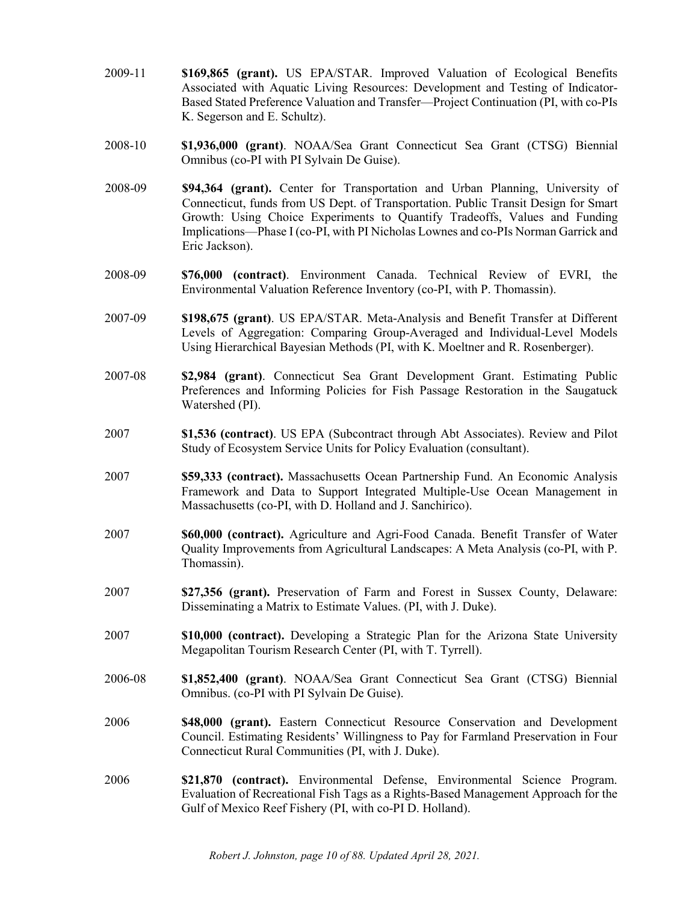2009-11 **$169,865 (grant).** US EPA/STAR. Improved Valuation of Ecological Benefits Associated with Aquatic Living Resources: Development and Testing of Indicator-Based Stated Preference Valuation and Transfer—Project Continuation (PI, with co-PIs K. Segerson and E. Schultz).

2008-10 **$1,936,000 (grant)**. NOAA/Sea Grant Connecticut Sea Grant (CTSG) Biennial Omnibus (co-PI with PI Sylvain De Guise).

2008-09 **$94,364 (grant).** Center for Transportation and Urban Planning, University of Connecticut, funds from US Dept. of Transportation. Public Transit Design for Smart Growth: Using Choice Experiments to Quantify Tradeoffs, Values and Funding Implications—Phase I (co-PI, with PI Nicholas Lownes and co-PIs Norman Garrick and Eric Jackson).

2008-09 **$76,000 (contract)**. Environment Canada. Technical Review of EVRI, the Environmental Valuation Reference Inventory (co-PI, with P. Thomassin).

2007-09 **$198,675 (grant)**. US EPA/STAR. Meta-Analysis and Benefit Transfer at Different Levels of Aggregation: Comparing Group-Averaged and Individual-Level Models Using Hierarchical Bayesian Methods (PI, with K. Moeltner and R. Rosenberger).

2007-08 **$2,984 (grant)**. Connecticut Sea Grant Development Grant. Estimating Public Preferences and Informing Policies for Fish Passage Restoration in the Saugatuck Watershed (PI).

2007 **$1,536 (contract)**. US EPA (Subcontract through Abt Associates). Review and Pilot Study of Ecosystem Service Units for Policy Evaluation (consultant).

2007 **$59,333 (contract).** Massachusetts Ocean Partnership Fund. An Economic Analysis Framework and Data to Support Integrated Multiple-Use Ocean Management in Massachusetts (co-PI, with D. Holland and J. Sanchirico).

2007 **$60,000 (contract).** Agriculture and Agri-Food Canada. Benefit Transfer of Water Quality Improvements from Agricultural Landscapes: A Meta Analysis (co-PI, with P. Thomassin).

2007 **$27,356 (grant).** Preservation of Farm and Forest in Sussex County, Delaware: Disseminating a Matrix to Estimate Values. (PI, with J. Duke).

2007 **$10,000 (contract).** Developing a Strategic Plan for the Arizona State University Megapolitan Tourism Research Center (PI, with T. Tyrrell).

2006-08 **$1,852,400 (grant)**. NOAA/Sea Grant Connecticut Sea Grant (CTSG) Biennial Omnibus. (co-PI with PI Sylvain De Guise).

2006 **$48,000 (grant).** Eastern Connecticut Resource Conservation and Development Council. Estimating Residents' Willingness to Pay for Farmland Preservation in Four Connecticut Rural Communities (PI, with J. Duke).

2006 **$21,870 (contract).** Environmental Defense, Environmental Science Program. Evaluation of Recreational Fish Tags as a Rights-Based Management Approach for the Gulf of Mexico Reef Fishery (PI, with co-PI D. Holland).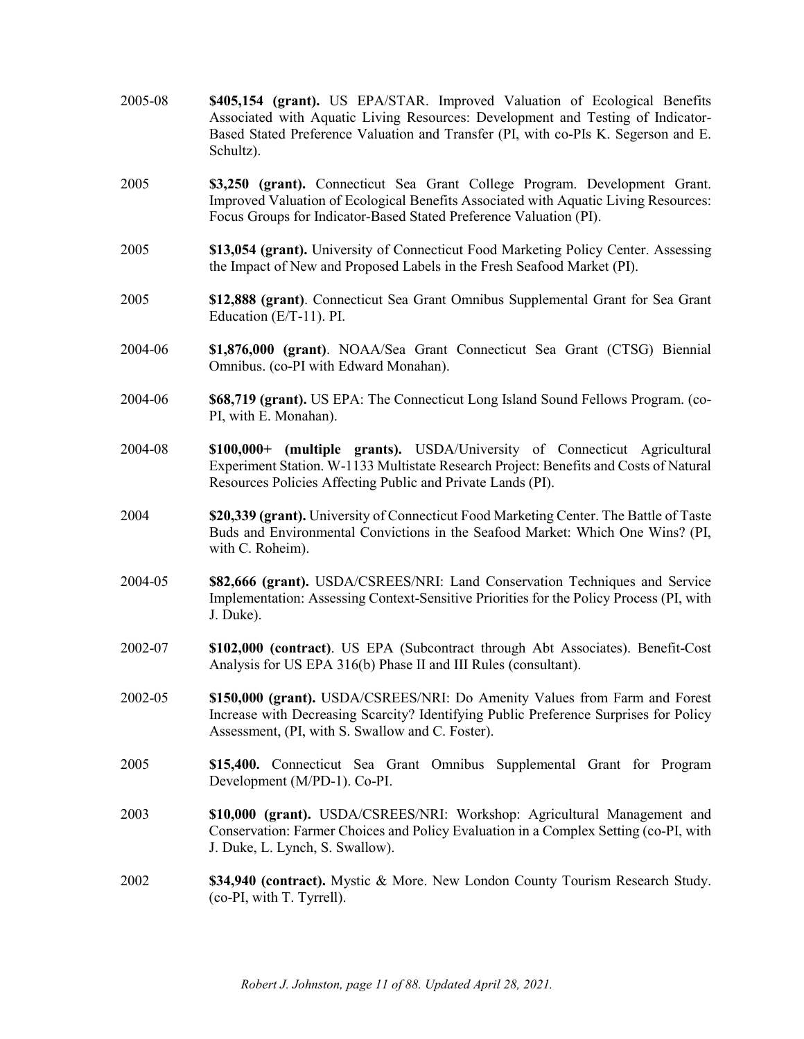2005-08 **$405,154 (grant).** US EPA/STAR. Improved Valuation of Ecological Benefits Associated with Aquatic Living Resources: Development and Testing of Indicator-Based Stated Preference Valuation and Transfer (PI, with co-PIs K. Segerson and E. Schultz).

2005 **$3,250 (grant).** Connecticut Sea Grant College Program. Development Grant. Improved Valuation of Ecological Benefits Associated with Aquatic Living Resources: Focus Groups for Indicator-Based Stated Preference Valuation (PI).

2005 **$13,054 (grant).** University of Connecticut Food Marketing Policy Center. Assessing the Impact of New and Proposed Labels in the Fresh Seafood Market (PI).

2005 **$12,888 (grant)**. Connecticut Sea Grant Omnibus Supplemental Grant for Sea Grant Education (E/T-11). PI.

2004-06 **$1,876,000 (grant)**. NOAA/Sea Grant Connecticut Sea Grant (CTSG) Biennial Omnibus. (co-PI with Edward Monahan).

2004-06 **$68,719 (grant).** US EPA: The Connecticut Long Island Sound Fellows Program. (co-PI, with E. Monahan).

2004-08 **$100,000+ (multiple grants).** USDA/University of Connecticut Agricultural Experiment Station. W-1133 Multistate Research Project: Benefits and Costs of Natural Resources Policies Affecting Public and Private Lands (PI).

2004 **$20,339 (grant).** University of Connecticut Food Marketing Center. The Battle of Taste Buds and Environmental Convictions in the Seafood Market: Which One Wins? (PI, with C. Roheim).

2004-05 **$82,666 (grant).** USDA/CSREES/NRI: Land Conservation Techniques and Service Implementation: Assessing Context-Sensitive Priorities for the Policy Process (PI, with J. Duke).

2002-07 **$102,000 (contract)**. US EPA (Subcontract through Abt Associates). Benefit-Cost Analysis for US EPA 316(b) Phase II and III Rules (consultant).

2002-05 **$150,000 (grant).** USDA/CSREES/NRI: Do Amenity Values from Farm and Forest Increase with Decreasing Scarcity? Identifying Public Preference Surprises for Policy Assessment, (PI, with S. Swallow and C. Foster).

2005 **$15,400.** Connecticut Sea Grant Omnibus Supplemental Grant for Program Development (M/PD-1). Co-PI.

2003 **$10,000 (grant).** USDA/CSREES/NRI: Workshop: Agricultural Management and Conservation: Farmer Choices and Policy Evaluation in a Complex Setting (co-PI, with J. Duke, L. Lynch, S. Swallow).

2002 **$34,940 (contract).** Mystic & More. New London County Tourism Research Study. (co-PI, with T. Tyrrell).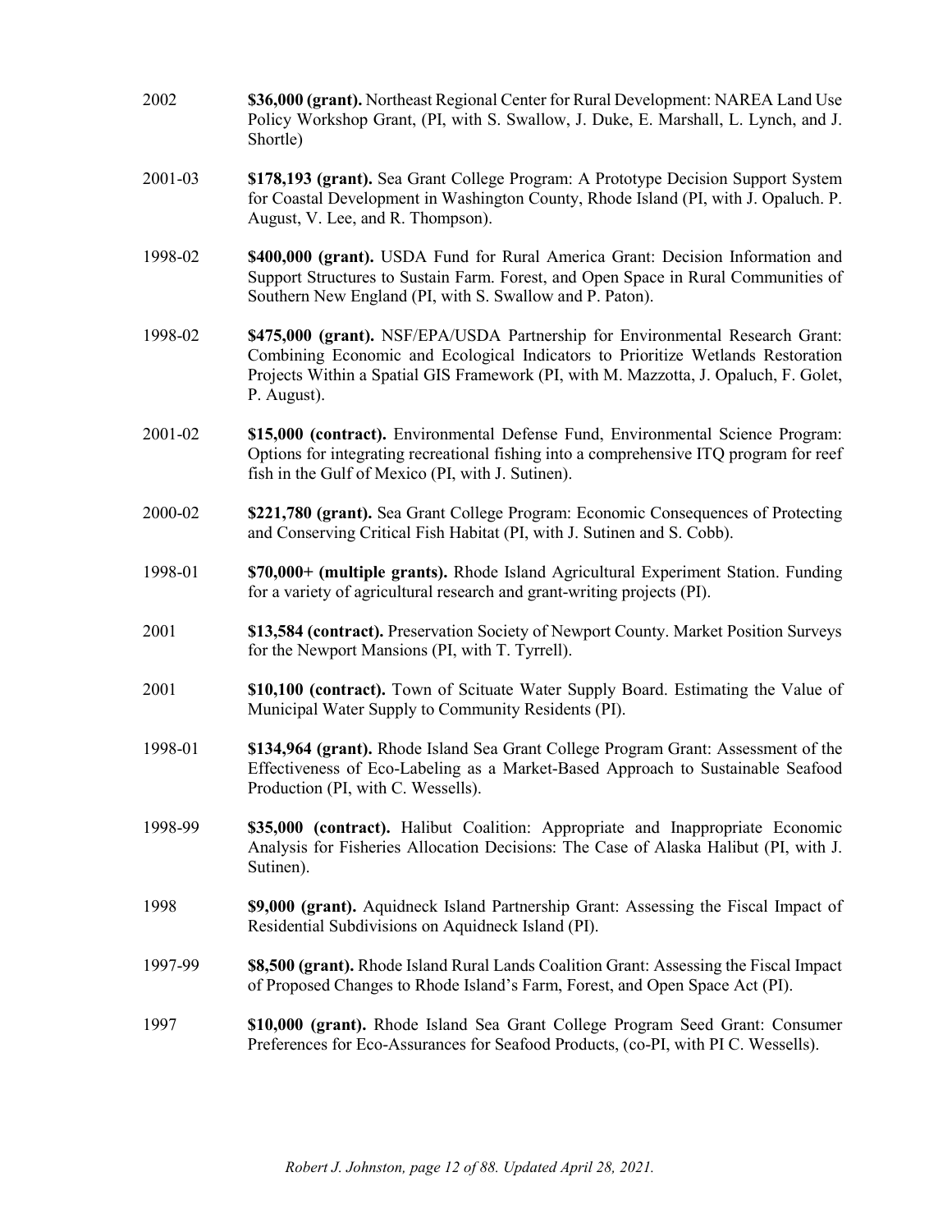2002 **$36,000 (grant).** Northeast Regional Center for Rural Development: NAREA Land Use Policy Workshop Grant, (PI, with S. Swallow, J. Duke, E. Marshall, L. Lynch, and J. Shortle)

2001-03 **$178,193 (grant).** Sea Grant College Program: A Prototype Decision Support System for Coastal Development in Washington County, Rhode Island (PI, with J. Opaluch. P. August, V. Lee, and R. Thompson).

1998-02 **$400,000 (grant).** USDA Fund for Rural America Grant: Decision Information and Support Structures to Sustain Farm. Forest, and Open Space in Rural Communities of Southern New England (PI, with S. Swallow and P. Paton).

1998-02 **$475,000 (grant).** NSF/EPA/USDA Partnership for Environmental Research Grant: Combining Economic and Ecological Indicators to Prioritize Wetlands Restoration Projects Within a Spatial GIS Framework (PI, with M. Mazzotta, J. Opaluch, F. Golet, P. August).

2001-02 **$15,000 (contract).** Environmental Defense Fund, Environmental Science Program: Options for integrating recreational fishing into a comprehensive ITQ program for reef fish in the Gulf of Mexico (PI, with J. Sutinen).

2000-02 **$221,780 (grant).** Sea Grant College Program: Economic Consequences of Protecting and Conserving Critical Fish Habitat (PI, with J. Sutinen and S. Cobb).

1998-01 **$70,000+ (multiple grants).** Rhode Island Agricultural Experiment Station. Funding for a variety of agricultural research and grant-writing projects (PI).

2001 **$13,584 (contract).** Preservation Society of Newport County. Market Position Surveys for the Newport Mansions (PI, with T. Tyrrell).

2001 **$10,100 (contract).** Town of Scituate Water Supply Board. Estimating the Value of Municipal Water Supply to Community Residents (PI).

1998-01 **$134,964 (grant).** Rhode Island Sea Grant College Program Grant: Assessment of the Effectiveness of Eco-Labeling as a Market-Based Approach to Sustainable Seafood Production (PI, with C. Wessells).

1998-99 **$35,000 (contract).** Halibut Coalition: Appropriate and Inappropriate Economic Analysis for Fisheries Allocation Decisions: The Case of Alaska Halibut (PI, with J. Sutinen).

1998 **$9,000 (grant).** Aquidneck Island Partnership Grant: Assessing the Fiscal Impact of Residential Subdivisions on Aquidneck Island (PI).

1997-99 **$8,500 (grant).** Rhode Island Rural Lands Coalition Grant: Assessing the Fiscal Impact of Proposed Changes to Rhode Island's Farm, Forest, and Open Space Act (PI).

1997 **$10,000 (grant).** Rhode Island Sea Grant College Program Seed Grant: Consumer Preferences for Eco-Assurances for Seafood Products, (co-PI, with PI C. Wessells).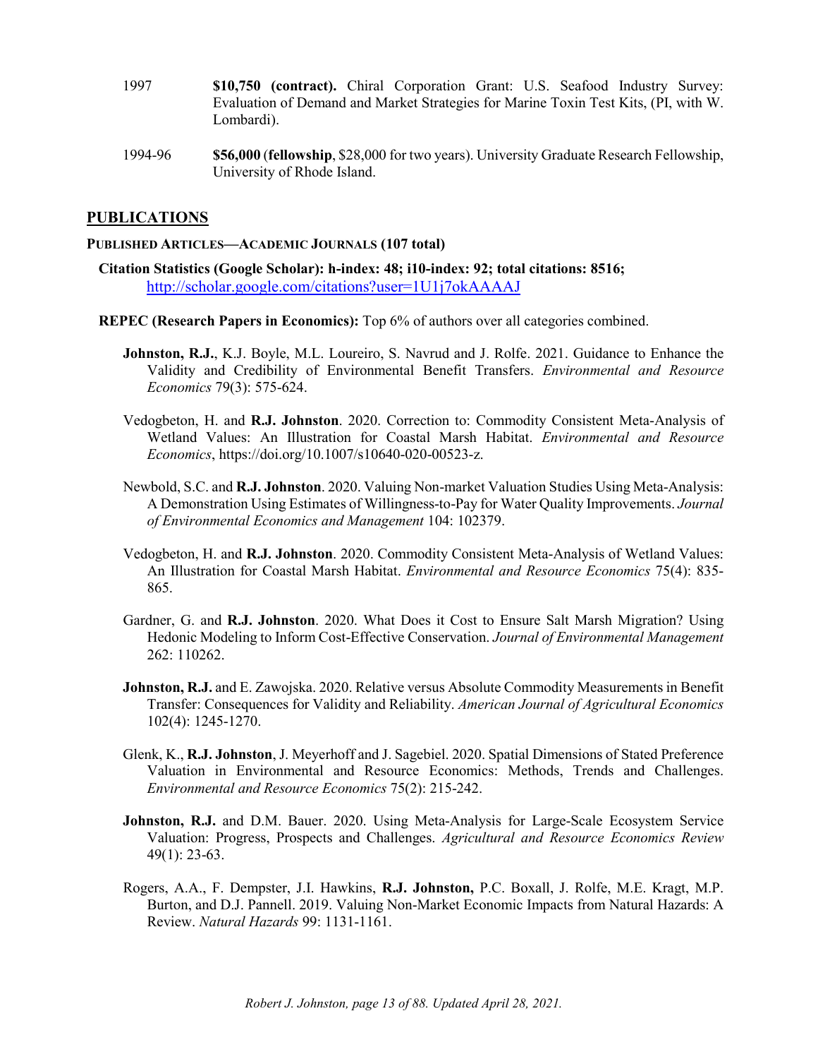1997 **$10,750 (contract).** Chiral Corporation Grant: U.S. Seafood Industry Survey: Evaluation of Demand and Market Strategies for Marine Toxin Test Kits, (PI, with W. Lombardi).

1994-96 **$56,000** (**fellowship**, $28,000 for two years). University Graduate Research Fellowship, University of Rhode Island.

## PUBLICATIONS

### PUBLISHED ARTICLES—ACADEMIC JOURNALS (107 total)

**Citation Statistics (Google Scholar): h-index: 48; i10-index: 92; total citations: 8516;** http://scholar.google.com/citations?user=1U1j7okAAAAJ

**REPEC (Research Papers in Economics):** Top 6% of authors over all categories combined.

**Johnston, R.J.**, K.J. Boyle, M.L. Loureiro, S. Navrud and J. Rolfe. 2021. Guidance to Enhance the Validity and Credibility of Environmental Benefit Transfers. *Environmental and Resource Economics* 79(3): 575-624.

Vedogbeton, H. and **R.J. Johnston**. 2020. Correction to: Commodity Consistent Meta-Analysis of Wetland Values: An Illustration for Coastal Marsh Habitat. *Environmental and Resource Economics*, https://doi.org/10.1007/s10640-020-00523-z.

Newbold, S.C. and **R.J. Johnston**. 2020. Valuing Non-market Valuation Studies Using Meta-Analysis: A Demonstration Using Estimates of Willingness-to-Pay for Water Quality Improvements. *Journal of Environmental Economics and Management* 104: 102379.

Vedogbeton, H. and **R.J. Johnston**. 2020. Commodity Consistent Meta-Analysis of Wetland Values: An Illustration for Coastal Marsh Habitat. *Environmental and Resource Economics* 75(4): 835-865.

Gardner, G. and **R.J. Johnston**. 2020. What Does it Cost to Ensure Salt Marsh Migration? Using Hedonic Modeling to Inform Cost-Effective Conservation. *Journal of Environmental Management* 262: 110262.

**Johnston, R.J.** and E. Zawojska. 2020. Relative versus Absolute Commodity Measurements in Benefit Transfer: Consequences for Validity and Reliability. *American Journal of Agricultural Economics* 102(4): 1245-1270.

Glenk, K., **R.J. Johnston**, J. Meyerhoff and J. Sagebiel. 2020. Spatial Dimensions of Stated Preference Valuation in Environmental and Resource Economics: Methods, Trends and Challenges. *Environmental and Resource Economics* 75(2): 215-242.

**Johnston, R.J.** and D.M. Bauer. 2020. Using Meta-Analysis for Large-Scale Ecosystem Service Valuation: Progress, Prospects and Challenges. *Agricultural and Resource Economics Review* 49(1): 23-63.

Rogers, A.A., F. Dempster, J.I. Hawkins, **R.J. Johnston,** P.C. Boxall, J. Rolfe, M.E. Kragt, M.P. Burton, and D.J. Pannell. 2019. Valuing Non-Market Economic Impacts from Natural Hazards: A Review. *Natural Hazards* 99: 1131-1161.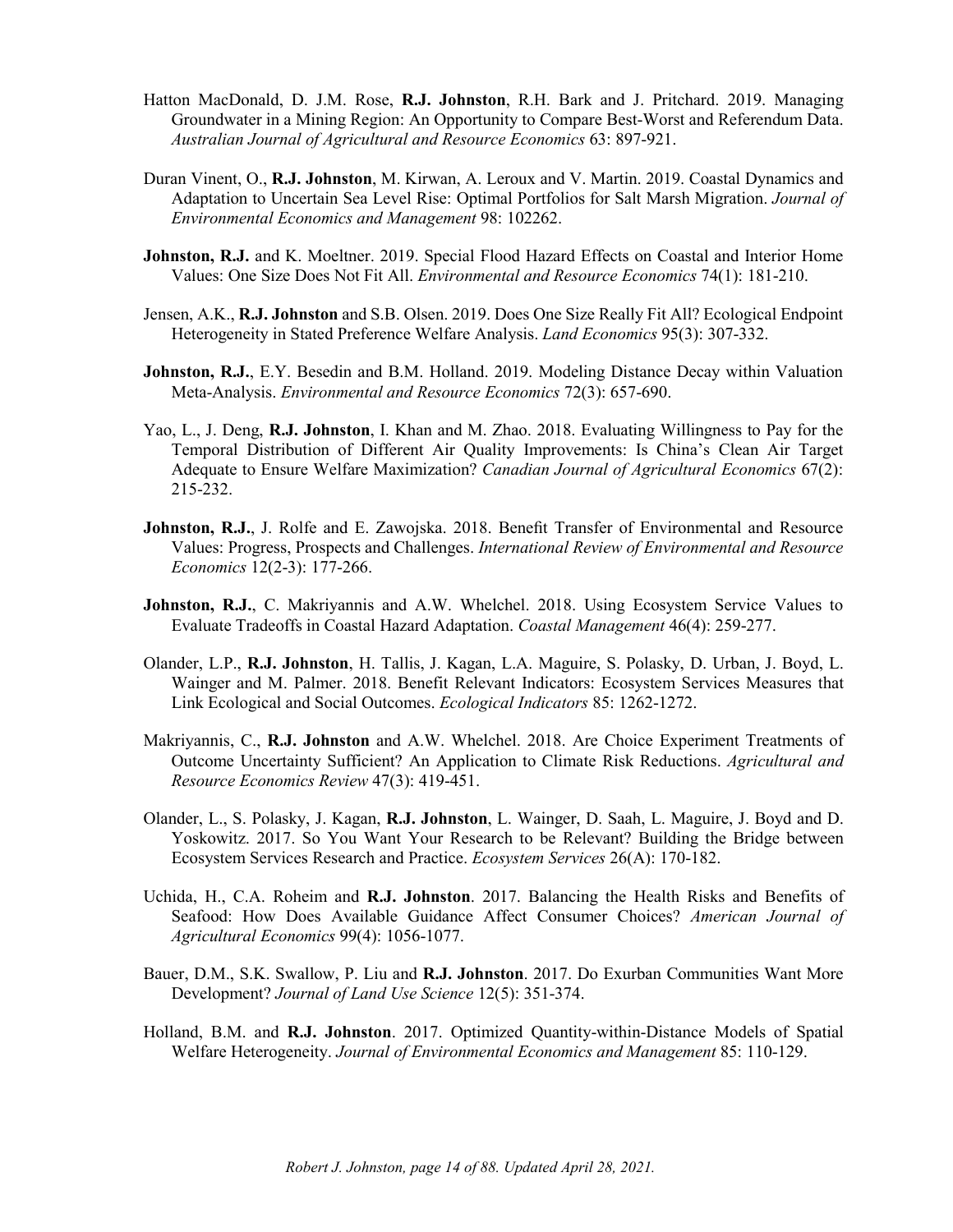Hatton MacDonald, D. J.M. Rose, **R.J. Johnston**, R.H. Bark and J. Pritchard. 2019. Managing Groundwater in a Mining Region: An Opportunity to Compare Best-Worst and Referendum Data. *Australian Journal of Agricultural and Resource Economics* 63: 897-921.

Duran Vinent, O., **R.J. Johnston**, M. Kirwan, A. Leroux and V. Martin. 2019. Coastal Dynamics and Adaptation to Uncertain Sea Level Rise: Optimal Portfolios for Salt Marsh Migration. *Journal of Environmental Economics and Management* 98: 102262.

**Johnston, R.J.** and K. Moeltner. 2019. Special Flood Hazard Effects on Coastal and Interior Home Values: One Size Does Not Fit All. *Environmental and Resource Economics* 74(1): 181-210.

Jensen, A.K., **R.J. Johnston** and S.B. Olsen. 2019. Does One Size Really Fit All? Ecological Endpoint Heterogeneity in Stated Preference Welfare Analysis. *Land Economics* 95(3): 307-332.

**Johnston, R.J.**, E.Y. Besedin and B.M. Holland. 2019. Modeling Distance Decay within Valuation Meta-Analysis. *Environmental and Resource Economics* 72(3): 657-690.

Yao, L., J. Deng, **R.J. Johnston**, I. Khan and M. Zhao. 2018. Evaluating Willingness to Pay for the Temporal Distribution of Different Air Quality Improvements: Is China's Clean Air Target Adequate to Ensure Welfare Maximization? *Canadian Journal of Agricultural Economics* 67(2): 215-232.

**Johnston, R.J.**, J. Rolfe and E. Zawojska. 2018. Benefit Transfer of Environmental and Resource Values: Progress, Prospects and Challenges. *International Review of Environmental and Resource Economics* 12(2-3): 177-266.

**Johnston, R.J.**, C. Makriyannis and A.W. Whelchel. 2018. Using Ecosystem Service Values to Evaluate Tradeoffs in Coastal Hazard Adaptation. *Coastal Management* 46(4): 259-277.

Olander, L.P., **R.J. Johnston**, H. Tallis, J. Kagan, L.A. Maguire, S. Polasky, D. Urban, J. Boyd, L. Wainger and M. Palmer. 2018. Benefit Relevant Indicators: Ecosystem Services Measures that Link Ecological and Social Outcomes. *Ecological Indicators* 85: 1262-1272.

Makriyannis, C., **R.J. Johnston** and A.W. Whelchel. 2018. Are Choice Experiment Treatments of Outcome Uncertainty Sufficient? An Application to Climate Risk Reductions. *Agricultural and Resource Economics Review* 47(3): 419-451.

Olander, L., S. Polasky, J. Kagan, **R.J. Johnston**, L. Wainger, D. Saah, L. Maguire, J. Boyd and D. Yoskowitz. 2017. So You Want Your Research to be Relevant? Building the Bridge between Ecosystem Services Research and Practice. *Ecosystem Services* 26(A): 170-182.

Uchida, H., C.A. Roheim and **R.J. Johnston**. 2017. Balancing the Health Risks and Benefits of Seafood: How Does Available Guidance Affect Consumer Choices? *American Journal of Agricultural Economics* 99(4): 1056-1077.

Bauer, D.M., S.K. Swallow, P. Liu and **R.J. Johnston**. 2017. Do Exurban Communities Want More Development? *Journal of Land Use Science* 12(5): 351-374.

Holland, B.M. and **R.J. Johnston**. 2017. Optimized Quantity-within-Distance Models of Spatial Welfare Heterogeneity. *Journal of Environmental Economics and Management* 85: 110-129.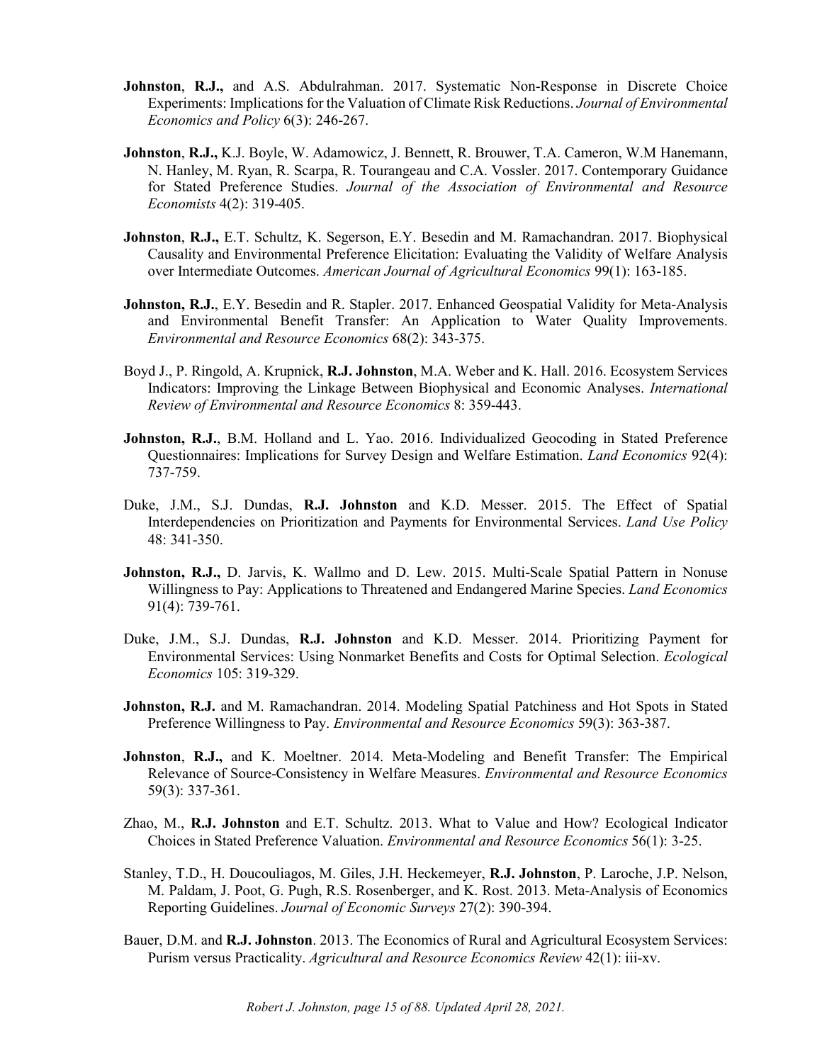**Johnston**, **R.J.,** and A.S. Abdulrahman. 2017. Systematic Non-Response in Discrete Choice Experiments: Implications for the Valuation of Climate Risk Reductions. *Journal of Environmental Economics and Policy* 6(3): 246-267.

**Johnston**, **R.J.,** K.J. Boyle, W. Adamowicz, J. Bennett, R. Brouwer, T.A. Cameron, W.M Hanemann, N. Hanley, M. Ryan, R. Scarpa, R. Tourangeau and C.A. Vossler. 2017. Contemporary Guidance for Stated Preference Studies. *Journal of the Association of Environmental and Resource Economists* 4(2): 319-405.

**Johnston**, **R.J.,** E.T. Schultz, K. Segerson, E.Y. Besedin and M. Ramachandran. 2017. Biophysical Causality and Environmental Preference Elicitation: Evaluating the Validity of Welfare Analysis over Intermediate Outcomes. *American Journal of Agricultural Economics* 99(1): 163-185.

**Johnston, R.J.**, E.Y. Besedin and R. Stapler. 2017. Enhanced Geospatial Validity for Meta-Analysis and Environmental Benefit Transfer: An Application to Water Quality Improvements. *Environmental and Resource Economics* 68(2): 343-375.

Boyd J., P. Ringold, A. Krupnick, **R.J. Johnston**, M.A. Weber and K. Hall. 2016. Ecosystem Services Indicators: Improving the Linkage Between Biophysical and Economic Analyses. *International Review of Environmental and Resource Economics* 8: 359-443.

**Johnston, R.J.**, B.M. Holland and L. Yao. 2016. Individualized Geocoding in Stated Preference Questionnaires: Implications for Survey Design and Welfare Estimation. *Land Economics* 92(4): 737-759.

Duke, J.M., S.J. Dundas, **R.J. Johnston** and K.D. Messer. 2015. The Effect of Spatial Interdependencies on Prioritization and Payments for Environmental Services. *Land Use Policy* 48: 341-350.

**Johnston, R.J.,** D. Jarvis, K. Wallmo and D. Lew. 2015. Multi-Scale Spatial Pattern in Nonuse Willingness to Pay: Applications to Threatened and Endangered Marine Species. *Land Economics* 91(4): 739-761.

Duke, J.M., S.J. Dundas, **R.J. Johnston** and K.D. Messer. 2014. Prioritizing Payment for Environmental Services: Using Nonmarket Benefits and Costs for Optimal Selection. *Ecological Economics* 105: 319-329.

**Johnston, R.J.** and M. Ramachandran. 2014. Modeling Spatial Patchiness and Hot Spots in Stated Preference Willingness to Pay. *Environmental and Resource Economics* 59(3): 363-387.

**Johnston**, **R.J.,** and K. Moeltner. 2014. Meta-Modeling and Benefit Transfer: The Empirical Relevance of Source-Consistency in Welfare Measures. *Environmental and Resource Economics* 59(3): 337-361.

Zhao, M., **R.J. Johnston** and E.T. Schultz. 2013. What to Value and How? Ecological Indicator Choices in Stated Preference Valuation. *Environmental and Resource Economics* 56(1): 3-25.

Stanley, T.D., H. Doucouliagos, M. Giles, J.H. Heckemeyer, **R.J. Johnston**, P. Laroche, J.P. Nelson, M. Paldam, J. Poot, G. Pugh, R.S. Rosenberger, and K. Rost. 2013. Meta-Analysis of Economics Reporting Guidelines. *Journal of Economic Surveys* 27(2): 390-394.

Bauer, D.M. and **R.J. Johnston**. 2013. The Economics of Rural and Agricultural Ecosystem Services: Purism versus Practicality. *Agricultural and Resource Economics Review* 42(1): iii-xv.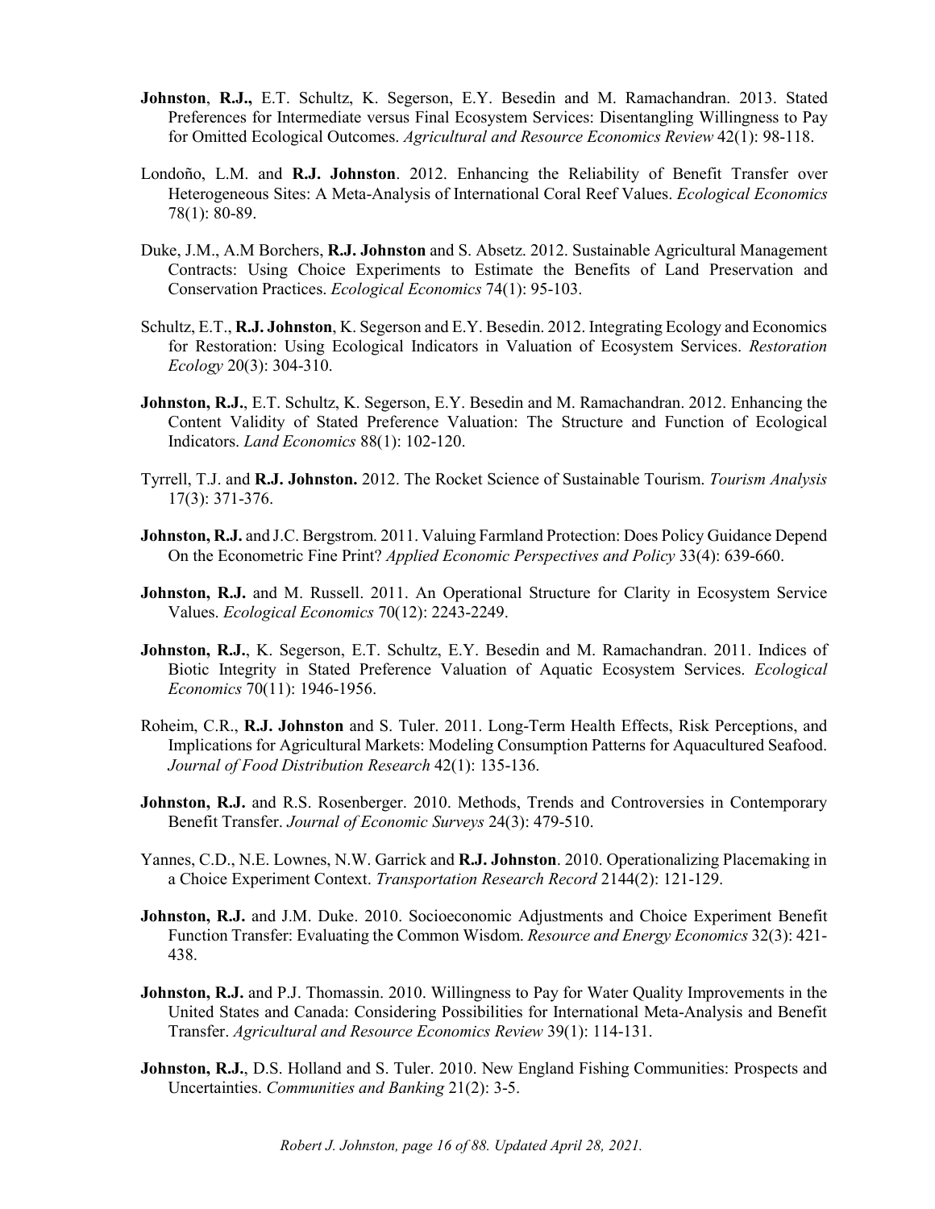**Johnston**, **R.J.,** E.T. Schultz, K. Segerson, E.Y. Besedin and M. Ramachandran. 2013. Stated Preferences for Intermediate versus Final Ecosystem Services: Disentangling Willingness to Pay for Omitted Ecological Outcomes. *Agricultural and Resource Economics Review* 42(1): 98-118.

Londoño, L.M. and **R.J. Johnston**. 2012. Enhancing the Reliability of Benefit Transfer over Heterogeneous Sites: A Meta-Analysis of International Coral Reef Values. *Ecological Economics* 78(1): 80-89.

Duke, J.M., A.M Borchers, **R.J. Johnston** and S. Absetz. 2012. Sustainable Agricultural Management Contracts: Using Choice Experiments to Estimate the Benefits of Land Preservation and Conservation Practices. *Ecological Economics* 74(1): 95-103.

Schultz, E.T., **R.J. Johnston**, K. Segerson and E.Y. Besedin. 2012. Integrating Ecology and Economics for Restoration: Using Ecological Indicators in Valuation of Ecosystem Services. *Restoration Ecology* 20(3): 304-310.

**Johnston, R.J.**, E.T. Schultz, K. Segerson, E.Y. Besedin and M. Ramachandran. 2012. Enhancing the Content Validity of Stated Preference Valuation: The Structure and Function of Ecological Indicators. *Land Economics* 88(1): 102-120.

Tyrrell, T.J. and **R.J. Johnston.** 2012. The Rocket Science of Sustainable Tourism. *Tourism Analysis* 17(3): 371-376.

**Johnston, R.J.** and J.C. Bergstrom. 2011. Valuing Farmland Protection: Does Policy Guidance Depend On the Econometric Fine Print? *Applied Economic Perspectives and Policy* 33(4): 639-660.

**Johnston, R.J.** and M. Russell. 2011. An Operational Structure for Clarity in Ecosystem Service Values. *Ecological Economics* 70(12): 2243-2249.

**Johnston, R.J.**, K. Segerson, E.T. Schultz, E.Y. Besedin and M. Ramachandran. 2011. Indices of Biotic Integrity in Stated Preference Valuation of Aquatic Ecosystem Services. *Ecological Economics* 70(11): 1946-1956.

Roheim, C.R., **R.J. Johnston** and S. Tuler. 2011. Long-Term Health Effects, Risk Perceptions, and Implications for Agricultural Markets: Modeling Consumption Patterns for Aquacultured Seafood. *Journal of Food Distribution Research* 42(1): 135-136.

**Johnston, R.J.** and R.S. Rosenberger. 2010. Methods, Trends and Controversies in Contemporary Benefit Transfer. *Journal of Economic Surveys* 24(3): 479-510.

Yannes, C.D., N.E. Lownes, N.W. Garrick and **R.J. Johnston**. 2010. Operationalizing Placemaking in a Choice Experiment Context. *Transportation Research Record* 2144(2): 121-129.

**Johnston, R.J.** and J.M. Duke. 2010. Socioeconomic Adjustments and Choice Experiment Benefit Function Transfer: Evaluating the Common Wisdom. *Resource and Energy Economics* 32(3): 421-438.

**Johnston, R.J.** and P.J. Thomassin. 2010. Willingness to Pay for Water Quality Improvements in the United States and Canada: Considering Possibilities for International Meta-Analysis and Benefit Transfer. *Agricultural and Resource Economics Review* 39(1): 114-131.

**Johnston, R.J.**, D.S. Holland and S. Tuler. 2010. New England Fishing Communities: Prospects and Uncertainties. *Communities and Banking* 21(2): 3-5.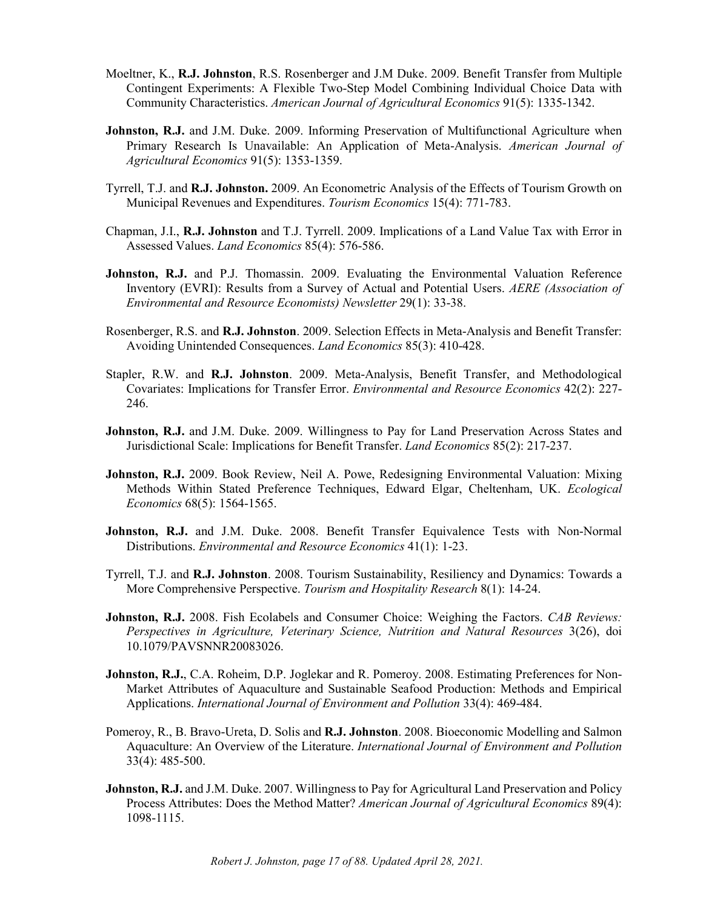Moeltner, K., **R.J. Johnston**, R.S. Rosenberger and J.M Duke. 2009. Benefit Transfer from Multiple Contingent Experiments: A Flexible Two-Step Model Combining Individual Choice Data with Community Characteristics. *American Journal of Agricultural Economics* 91(5): 1335-1342.

**Johnston, R.J.** and J.M. Duke. 2009. Informing Preservation of Multifunctional Agriculture when Primary Research Is Unavailable: An Application of Meta-Analysis. *American Journal of Agricultural Economics* 91(5): 1353-1359.

Tyrrell, T.J. and **R.J. Johnston.** 2009. An Econometric Analysis of the Effects of Tourism Growth on Municipal Revenues and Expenditures. *Tourism Economics* 15(4): 771-783.

Chapman, J.I., **R.J. Johnston** and T.J. Tyrrell. 2009. Implications of a Land Value Tax with Error in Assessed Values. *Land Economics* 85(4): 576-586.

**Johnston, R.J.** and P.J. Thomassin. 2009. Evaluating the Environmental Valuation Reference Inventory (EVRI): Results from a Survey of Actual and Potential Users. *AERE (Association of Environmental and Resource Economists) Newsletter* 29(1): 33-38.

Rosenberger, R.S. and **R.J. Johnston**. 2009. Selection Effects in Meta-Analysis and Benefit Transfer: Avoiding Unintended Consequences. *Land Economics* 85(3): 410-428.

Stapler, R.W. and **R.J. Johnston**. 2009. Meta-Analysis, Benefit Transfer, and Methodological Covariates: Implications for Transfer Error. *Environmental and Resource Economics* 42(2): 227-246.

**Johnston, R.J.** and J.M. Duke. 2009. Willingness to Pay for Land Preservation Across States and Jurisdictional Scale: Implications for Benefit Transfer. *Land Economics* 85(2): 217-237.

**Johnston, R.J.** 2009. Book Review, Neil A. Powe, Redesigning Environmental Valuation: Mixing Methods Within Stated Preference Techniques, Edward Elgar, Cheltenham, UK. *Ecological Economics* 68(5): 1564-1565.

**Johnston, R.J.** and J.M. Duke. 2008. Benefit Transfer Equivalence Tests with Non-Normal Distributions. *Environmental and Resource Economics* 41(1): 1-23.

Tyrrell, T.J. and **R.J. Johnston**. 2008. Tourism Sustainability, Resiliency and Dynamics: Towards a More Comprehensive Perspective. *Tourism and Hospitality Research* 8(1): 14-24.

**Johnston, R.J.** 2008. Fish Ecolabels and Consumer Choice: Weighing the Factors. *CAB Reviews: Perspectives in Agriculture, Veterinary Science, Nutrition and Natural Resources* 3(26), doi 10.1079/PAVSNNR20083026.

**Johnston, R.J.**, C.A. Roheim, D.P. Joglekar and R. Pomeroy. 2008. Estimating Preferences for Non-Market Attributes of Aquaculture and Sustainable Seafood Production: Methods and Empirical Applications. *International Journal of Environment and Pollution* 33(4): 469-484.

Pomeroy, R., B. Bravo-Ureta, D. Solis and **R.J. Johnston**. 2008. Bioeconomic Modelling and Salmon Aquaculture: An Overview of the Literature. *International Journal of Environment and Pollution* 33(4): 485-500.

**Johnston, R.J.** and J.M. Duke. 2007. Willingness to Pay for Agricultural Land Preservation and Policy Process Attributes: Does the Method Matter? *American Journal of Agricultural Economics* 89(4): 1098-1115.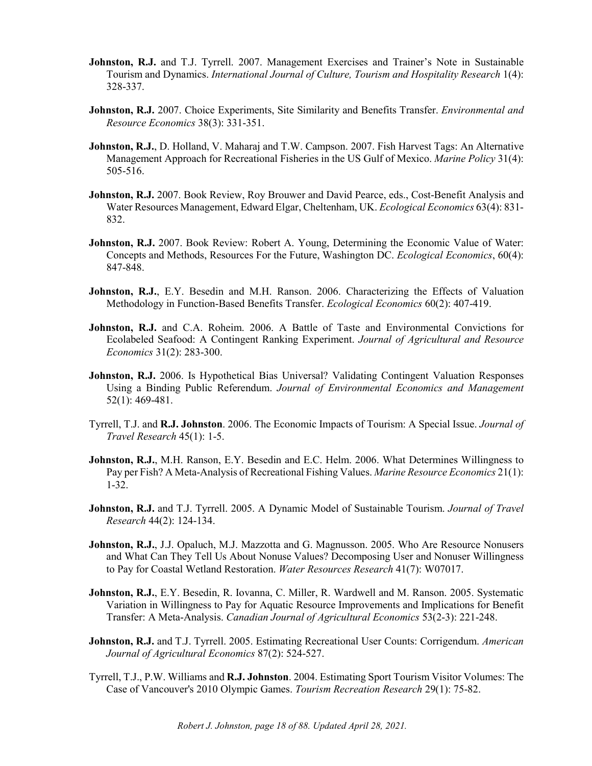**Johnston, R.J.** and T.J. Tyrrell. 2007. Management Exercises and Trainer's Note in Sustainable Tourism and Dynamics. *International Journal of Culture, Tourism and Hospitality Research* 1(4): 328-337.

**Johnston, R.J.** 2007. Choice Experiments, Site Similarity and Benefits Transfer. *Environmental and Resource Economics* 38(3): 331-351.

**Johnston, R.J.**, D. Holland, V. Maharaj and T.W. Campson. 2007. Fish Harvest Tags: An Alternative Management Approach for Recreational Fisheries in the US Gulf of Mexico. *Marine Policy* 31(4): 505-516.

**Johnston, R.J.** 2007. Book Review, Roy Brouwer and David Pearce, eds., Cost-Benefit Analysis and Water Resources Management, Edward Elgar, Cheltenham, UK. *Ecological Economics* 63(4): 831-832.

**Johnston, R.J.** 2007. Book Review: Robert A. Young, Determining the Economic Value of Water: Concepts and Methods, Resources For the Future, Washington DC. *Ecological Economics*, 60(4): 847-848.

**Johnston, R.J.**, E.Y. Besedin and M.H. Ranson. 2006. Characterizing the Effects of Valuation Methodology in Function-Based Benefits Transfer. *Ecological Economics* 60(2): 407-419.

**Johnston, R.J.** and C.A. Roheim. 2006. A Battle of Taste and Environmental Convictions for Ecolabeled Seafood: A Contingent Ranking Experiment. *Journal of Agricultural and Resource Economics* 31(2): 283-300.

**Johnston, R.J.** 2006. Is Hypothetical Bias Universal? Validating Contingent Valuation Responses Using a Binding Public Referendum. *Journal of Environmental Economics and Management* 52(1): 469-481.

Tyrrell, T.J. and **R.J. Johnston**. 2006. The Economic Impacts of Tourism: A Special Issue. *Journal of Travel Research* 45(1): 1-5.

**Johnston, R.J.**, M.H. Ranson, E.Y. Besedin and E.C. Helm. 2006. What Determines Willingness to Pay per Fish? A Meta-Analysis of Recreational Fishing Values. *Marine Resource Economics* 21(1): 1-32.

**Johnston, R.J.** and T.J. Tyrrell. 2005. A Dynamic Model of Sustainable Tourism. *Journal of Travel Research* 44(2): 124-134.

**Johnston, R.J.**, J.J. Opaluch, M.J. Mazzotta and G. Magnusson. 2005. Who Are Resource Nonusers and What Can They Tell Us About Nonuse Values? Decomposing User and Nonuser Willingness to Pay for Coastal Wetland Restoration. *Water Resources Research* 41(7): W07017.

**Johnston, R.J.**, E.Y. Besedin, R. Iovanna, C. Miller, R. Wardwell and M. Ranson. 2005. Systematic Variation in Willingness to Pay for Aquatic Resource Improvements and Implications for Benefit Transfer: A Meta-Analysis. *Canadian Journal of Agricultural Economics* 53(2-3): 221-248.

**Johnston, R.J.** and T.J. Tyrrell. 2005. Estimating Recreational User Counts: Corrigendum. *American Journal of Agricultural Economics* 87(2): 524-527.

Tyrrell, T.J., P.W. Williams and **R.J. Johnston**. 2004. Estimating Sport Tourism Visitor Volumes: The Case of Vancouver's 2010 Olympic Games. *Tourism Recreation Research* 29(1): 75-82.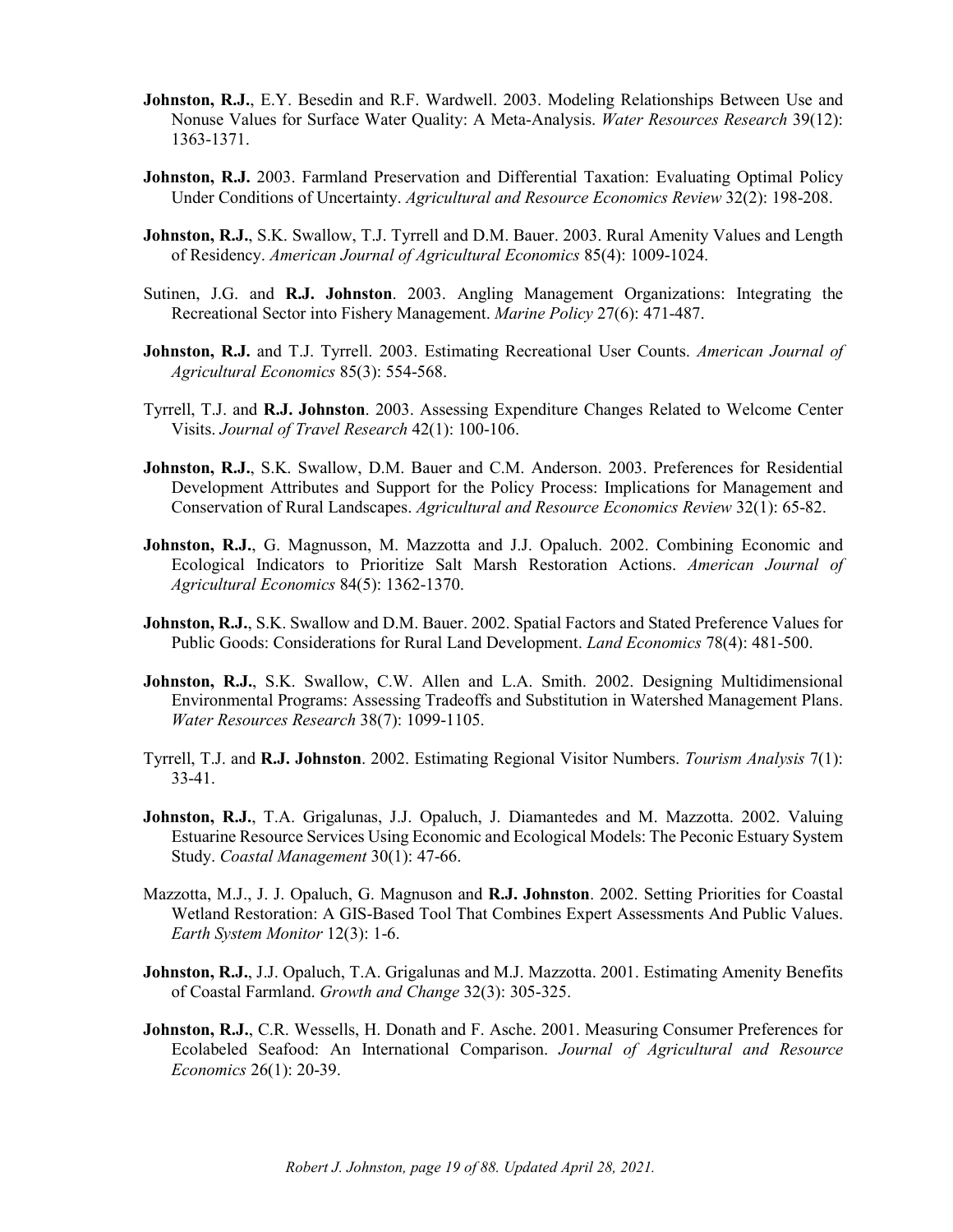**Johnston, R.J.**, E.Y. Besedin and R.F. Wardwell. 2003. Modeling Relationships Between Use and Nonuse Values for Surface Water Quality: A Meta-Analysis. *Water Resources Research* 39(12): 1363-1371.

**Johnston, R.J.** 2003. Farmland Preservation and Differential Taxation: Evaluating Optimal Policy Under Conditions of Uncertainty. *Agricultural and Resource Economics Review* 32(2): 198-208.

**Johnston, R.J.**, S.K. Swallow, T.J. Tyrrell and D.M. Bauer. 2003. Rural Amenity Values and Length of Residency. *American Journal of Agricultural Economics* 85(4): 1009-1024.

Sutinen, J.G. and **R.J. Johnston**. 2003. Angling Management Organizations: Integrating the Recreational Sector into Fishery Management. *Marine Policy* 27(6): 471-487.

**Johnston, R.J.** and T.J. Tyrrell. 2003. Estimating Recreational User Counts. *American Journal of Agricultural Economics* 85(3): 554-568.

Tyrrell, T.J. and **R.J. Johnston**. 2003. Assessing Expenditure Changes Related to Welcome Center Visits. *Journal of Travel Research* 42(1): 100-106.

**Johnston, R.J.**, S.K. Swallow, D.M. Bauer and C.M. Anderson. 2003. Preferences for Residential Development Attributes and Support for the Policy Process: Implications for Management and Conservation of Rural Landscapes. *Agricultural and Resource Economics Review* 32(1): 65-82.

**Johnston, R.J.**, G. Magnusson, M. Mazzotta and J.J. Opaluch. 2002. Combining Economic and Ecological Indicators to Prioritize Salt Marsh Restoration Actions. *American Journal of Agricultural Economics* 84(5): 1362-1370.

**Johnston, R.J.**, S.K. Swallow and D.M. Bauer. 2002. Spatial Factors and Stated Preference Values for Public Goods: Considerations for Rural Land Development. *Land Economics* 78(4): 481-500.

**Johnston, R.J.**, S.K. Swallow, C.W. Allen and L.A. Smith. 2002. Designing Multidimensional Environmental Programs: Assessing Tradeoffs and Substitution in Watershed Management Plans. *Water Resources Research* 38(7): 1099-1105.

Tyrrell, T.J. and **R.J. Johnston**. 2002. Estimating Regional Visitor Numbers. *Tourism Analysis* 7(1): 33-41.

**Johnston, R.J.**, T.A. Grigalunas, J.J. Opaluch, J. Diamantedes and M. Mazzotta. 2002. Valuing Estuarine Resource Services Using Economic and Ecological Models: The Peconic Estuary System Study. *Coastal Management* 30(1): 47-66.

Mazzotta, M.J., J. J. Opaluch, G. Magnuson and **R.J. Johnston**. 2002. Setting Priorities for Coastal Wetland Restoration: A GIS-Based Tool That Combines Expert Assessments And Public Values. *Earth System Monitor* 12(3): 1-6.

**Johnston, R.J.**, J.J. Opaluch, T.A. Grigalunas and M.J. Mazzotta. 2001. Estimating Amenity Benefits of Coastal Farmland. *Growth and Change* 32(3): 305-325.

**Johnston, R.J.**, C.R. Wessells, H. Donath and F. Asche. 2001. Measuring Consumer Preferences for Ecolabeled Seafood: An International Comparison. *Journal of Agricultural and Resource Economics* 26(1): 20-39.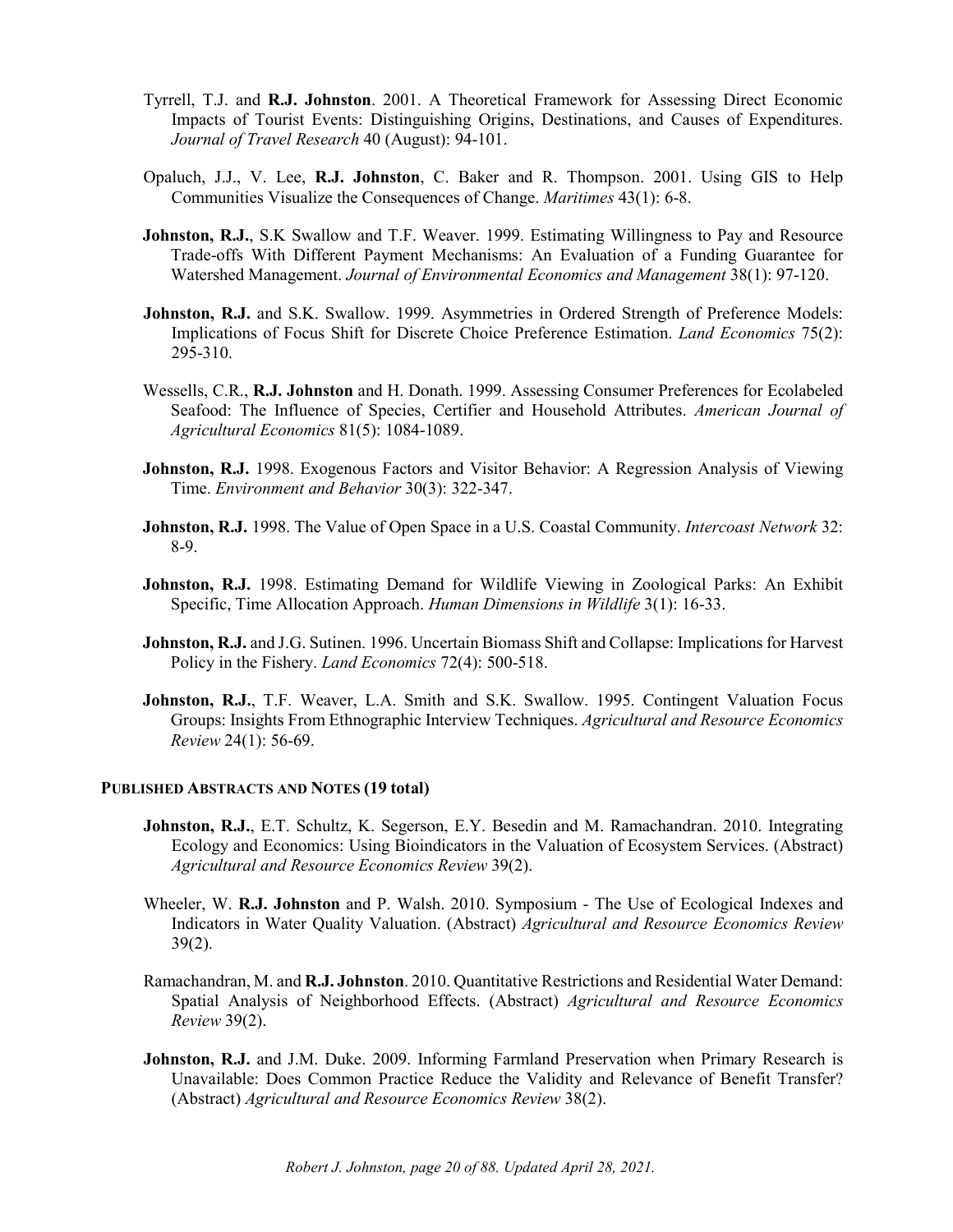Tyrrell, T.J. and **R.J. Johnston**. 2001. A Theoretical Framework for Assessing Direct Economic Impacts of Tourist Events: Distinguishing Origins, Destinations, and Causes of Expenditures. *Journal of Travel Research* 40 (August): 94-101.

Opaluch, J.J., V. Lee, **R.J. Johnston**, C. Baker and R. Thompson. 2001. Using GIS to Help Communities Visualize the Consequences of Change. *Maritimes* 43(1): 6-8.

**Johnston, R.J.**, S.K Swallow and T.F. Weaver. 1999. Estimating Willingness to Pay and Resource Trade-offs With Different Payment Mechanisms: An Evaluation of a Funding Guarantee for Watershed Management. *Journal of Environmental Economics and Management* 38(1): 97-120.

**Johnston, R.J.** and S.K. Swallow. 1999. Asymmetries in Ordered Strength of Preference Models: Implications of Focus Shift for Discrete Choice Preference Estimation. *Land Economics* 75(2): 295-310.

Wessells, C.R., **R.J. Johnston** and H. Donath. 1999. Assessing Consumer Preferences for Ecolabeled Seafood: The Influence of Species, Certifier and Household Attributes. *American Journal of Agricultural Economics* 81(5): 1084-1089.

**Johnston, R.J.** 1998. Exogenous Factors and Visitor Behavior: A Regression Analysis of Viewing Time. *Environment and Behavior* 30(3): 322-347.

**Johnston, R.J.** 1998. The Value of Open Space in a U.S. Coastal Community. *Intercoast Network* 32: 8-9.

**Johnston, R.J.** 1998. Estimating Demand for Wildlife Viewing in Zoological Parks: An Exhibit Specific, Time Allocation Approach. *Human Dimensions in Wildlife* 3(1): 16-33.

**Johnston, R.J.** and J.G. Sutinen. 1996. Uncertain Biomass Shift and Collapse: Implications for Harvest Policy in the Fishery. *Land Economics* 72(4): 500-518.

**Johnston, R.J.**, T.F. Weaver, L.A. Smith and S.K. Swallow. 1995. Contingent Valuation Focus Groups: Insights From Ethnographic Interview Techniques. *Agricultural and Resource Economics Review* 24(1): 56-69.

## PUBLISHED ABSTRACTS AND NOTES (19 total)

**Johnston, R.J.**, E.T. Schultz, K. Segerson, E.Y. Besedin and M. Ramachandran. 2010. Integrating Ecology and Economics: Using Bioindicators in the Valuation of Ecosystem Services. (Abstract) *Agricultural and Resource Economics Review* 39(2).

Wheeler, W. **R.J. Johnston** and P. Walsh. 2010. Symposium - The Use of Ecological Indexes and Indicators in Water Quality Valuation. (Abstract) *Agricultural and Resource Economics Review* 39(2).

Ramachandran, M. and **R.J. Johnston**. 2010. Quantitative Restrictions and Residential Water Demand: Spatial Analysis of Neighborhood Effects. (Abstract) *Agricultural and Resource Economics Review* 39(2).

**Johnston, R.J.** and J.M. Duke. 2009. Informing Farmland Preservation when Primary Research is Unavailable: Does Common Practice Reduce the Validity and Relevance of Benefit Transfer? (Abstract) *Agricultural and Resource Economics Review* 38(2).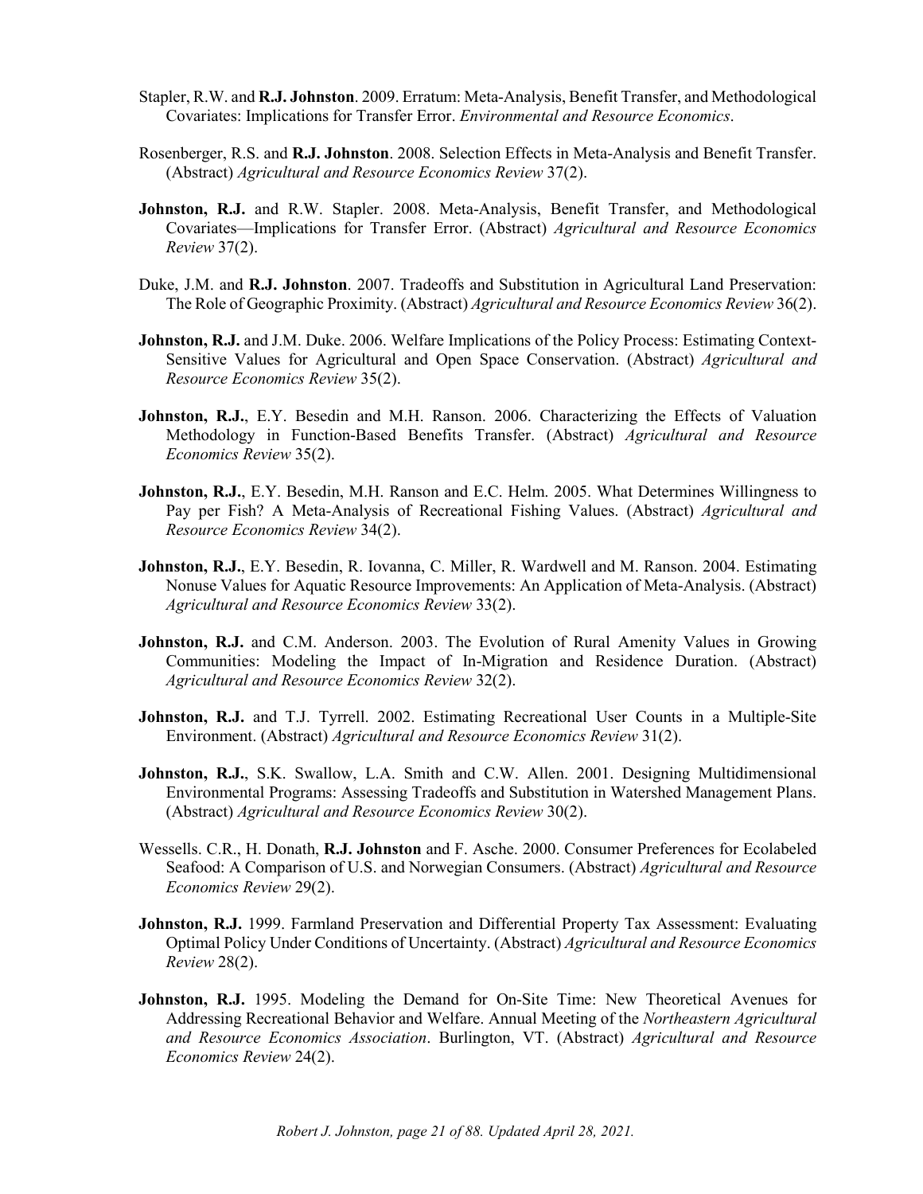Stapler, R.W. and **R.J. Johnston**. 2009. Erratum: Meta-Analysis, Benefit Transfer, and Methodological Covariates: Implications for Transfer Error. *Environmental and Resource Economics*.

Rosenberger, R.S. and **R.J. Johnston**. 2008. Selection Effects in Meta-Analysis and Benefit Transfer. (Abstract) *Agricultural and Resource Economics Review* 37(2).

**Johnston, R.J.** and R.W. Stapler. 2008. Meta-Analysis, Benefit Transfer, and Methodological Covariates—Implications for Transfer Error. (Abstract) *Agricultural and Resource Economics Review* 37(2).

Duke, J.M. and **R.J. Johnston**. 2007. Tradeoffs and Substitution in Agricultural Land Preservation: The Role of Geographic Proximity. (Abstract) *Agricultural and Resource Economics Review* 36(2).

**Johnston, R.J.** and J.M. Duke. 2006. Welfare Implications of the Policy Process: Estimating Context-Sensitive Values for Agricultural and Open Space Conservation. (Abstract) *Agricultural and Resource Economics Review* 35(2).

**Johnston, R.J.**, E.Y. Besedin and M.H. Ranson. 2006. Characterizing the Effects of Valuation Methodology in Function-Based Benefits Transfer. (Abstract) *Agricultural and Resource Economics Review* 35(2).

**Johnston, R.J.**, E.Y. Besedin, M.H. Ranson and E.C. Helm. 2005. What Determines Willingness to Pay per Fish? A Meta-Analysis of Recreational Fishing Values. (Abstract) *Agricultural and Resource Economics Review* 34(2).

**Johnston, R.J.**, E.Y. Besedin, R. Iovanna, C. Miller, R. Wardwell and M. Ranson. 2004. Estimating Nonuse Values for Aquatic Resource Improvements: An Application of Meta-Analysis. (Abstract) *Agricultural and Resource Economics Review* 33(2).

**Johnston, R.J.** and C.M. Anderson. 2003. The Evolution of Rural Amenity Values in Growing Communities: Modeling the Impact of In-Migration and Residence Duration. (Abstract) *Agricultural and Resource Economics Review* 32(2).

**Johnston, R.J.** and T.J. Tyrrell. 2002. Estimating Recreational User Counts in a Multiple-Site Environment. (Abstract) *Agricultural and Resource Economics Review* 31(2).

**Johnston, R.J.**, S.K. Swallow, L.A. Smith and C.W. Allen. 2001. Designing Multidimensional Environmental Programs: Assessing Tradeoffs and Substitution in Watershed Management Plans. (Abstract) *Agricultural and Resource Economics Review* 30(2).

Wessells. C.R., H. Donath, **R.J. Johnston** and F. Asche. 2000. Consumer Preferences for Ecolabeled Seafood: A Comparison of U.S. and Norwegian Consumers. (Abstract) *Agricultural and Resource Economics Review* 29(2).

**Johnston, R.J.** 1999. Farmland Preservation and Differential Property Tax Assessment: Evaluating Optimal Policy Under Conditions of Uncertainty. (Abstract) *Agricultural and Resource Economics Review* 28(2).

**Johnston, R.J.** 1995. Modeling the Demand for On-Site Time: New Theoretical Avenues for Addressing Recreational Behavior and Welfare. Annual Meeting of the *Northeastern Agricultural and Resource Economics Association*. Burlington, VT. (Abstract) *Agricultural and Resource Economics Review* 24(2).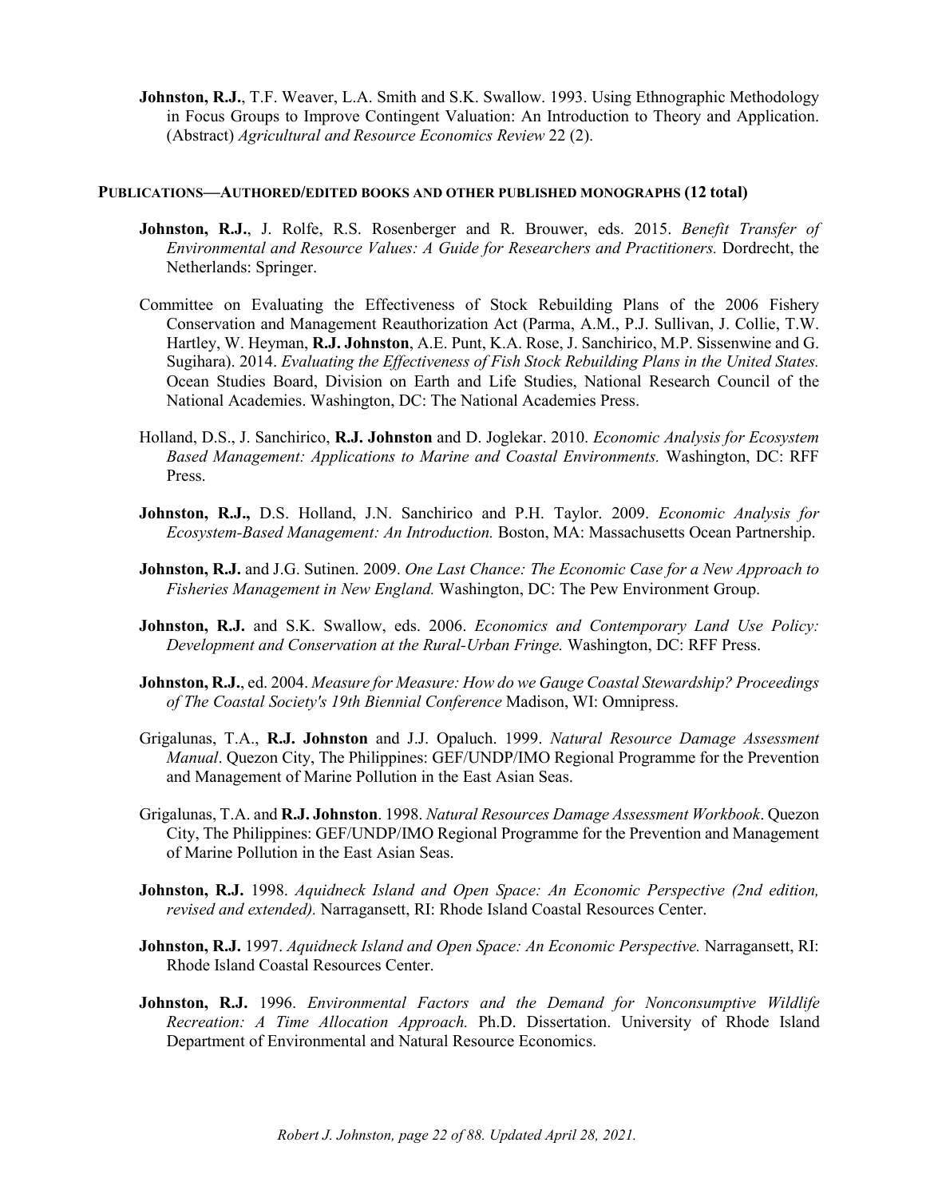**Johnston, R.J.**, T.F. Weaver, L.A. Smith and S.K. Swallow. 1993. Using Ethnographic Methodology in Focus Groups to Improve Contingent Valuation: An Introduction to Theory and Application. (Abstract) *Agricultural and Resource Economics Review* 22 (2).

## PUBLICATIONS—AUTHORED/EDITED BOOKS AND OTHER PUBLISHED MONOGRAPHS (12 total)

**Johnston, R.J.**, J. Rolfe, R.S. Rosenberger and R. Brouwer, eds. 2015. *Benefit Transfer of Environmental and Resource Values: A Guide for Researchers and Practitioners.* Dordrecht, the Netherlands: Springer.

Committee on Evaluating the Effectiveness of Stock Rebuilding Plans of the 2006 Fishery Conservation and Management Reauthorization Act (Parma, A.M., P.J. Sullivan, J. Collie, T.W. Hartley, W. Heyman, **R.J. Johnston**, A.E. Punt, K.A. Rose, J. Sanchirico, M.P. Sissenwine and G. Sugihara). 2014. *Evaluating the Effectiveness of Fish Stock Rebuilding Plans in the United States.* Ocean Studies Board, Division on Earth and Life Studies, National Research Council of the National Academies. Washington, DC: The National Academies Press.

Holland, D.S., J. Sanchirico, **R.J. Johnston** and D. Joglekar. 2010. *Economic Analysis for Ecosystem Based Management: Applications to Marine and Coastal Environments.* Washington, DC: RFF Press.

**Johnston, R.J.,** D.S. Holland, J.N. Sanchirico and P.H. Taylor. 2009. *Economic Analysis for Ecosystem-Based Management: An Introduction.* Boston, MA: Massachusetts Ocean Partnership.

**Johnston, R.J.** and J.G. Sutinen. 2009. *One Last Chance: The Economic Case for a New Approach to Fisheries Management in New England.* Washington, DC: The Pew Environment Group.

**Johnston, R.J.** and S.K. Swallow, eds. 2006. *Economics and Contemporary Land Use Policy: Development and Conservation at the Rural-Urban Fringe.* Washington, DC: RFF Press.

**Johnston, R.J.**, ed. 2004. *Measure for Measure: How do we Gauge Coastal Stewardship? Proceedings of The Coastal Society's 19th Biennial Conference* Madison, WI: Omnipress.

Grigalunas, T.A., **R.J. Johnston** and J.J. Opaluch. 1999. *Natural Resource Damage Assessment Manual*. Quezon City, The Philippines: GEF/UNDP/IMO Regional Programme for the Prevention and Management of Marine Pollution in the East Asian Seas.

Grigalunas, T.A. and **R.J. Johnston**. 1998. *Natural Resources Damage Assessment Workbook*. Quezon City, The Philippines: GEF/UNDP/IMO Regional Programme for the Prevention and Management of Marine Pollution in the East Asian Seas.

**Johnston, R.J.** 1998. *Aquidneck Island and Open Space: An Economic Perspective (2nd edition, revised and extended).* Narragansett, RI: Rhode Island Coastal Resources Center.

**Johnston, R.J.** 1997. *Aquidneck Island and Open Space: An Economic Perspective.* Narragansett, RI: Rhode Island Coastal Resources Center.

**Johnston, R.J.** 1996. *Environmental Factors and the Demand for Nonconsumptive Wildlife Recreation: A Time Allocation Approach.* Ph.D. Dissertation. University of Rhode Island Department of Environmental and Natural Resource Economics.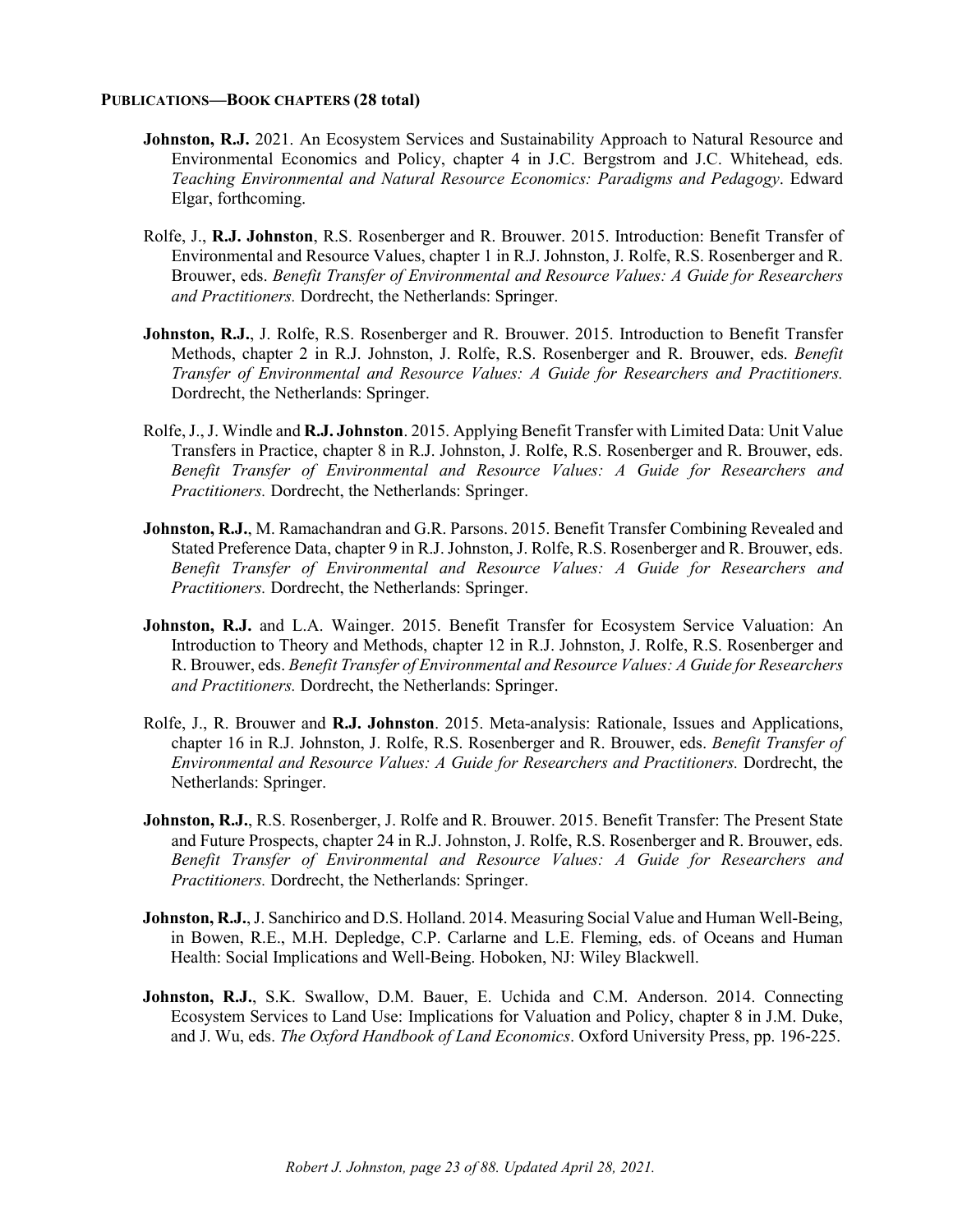**PUBLICATIONS—BOOK CHAPTERS (28 total)**

**Johnston, R.J.** 2021. An Ecosystem Services and Sustainability Approach to Natural Resource and Environmental Economics and Policy, chapter 4 in J.C. Bergstrom and J.C. Whitehead, eds. *Teaching Environmental and Natural Resource Economics: Paradigms and Pedagogy*. Edward Elgar, forthcoming.

Rolfe, J., **R.J. Johnston**, R.S. Rosenberger and R. Brouwer. 2015. Introduction: Benefit Transfer of Environmental and Resource Values, chapter 1 in R.J. Johnston, J. Rolfe, R.S. Rosenberger and R. Brouwer, eds. *Benefit Transfer of Environmental and Resource Values: A Guide for Researchers and Practitioners.* Dordrecht, the Netherlands: Springer.

**Johnston, R.J.**, J. Rolfe, R.S. Rosenberger and R. Brouwer. 2015. Introduction to Benefit Transfer Methods, chapter 2 in R.J. Johnston, J. Rolfe, R.S. Rosenberger and R. Brouwer, eds. *Benefit Transfer of Environmental and Resource Values: A Guide for Researchers and Practitioners.* Dordrecht, the Netherlands: Springer.

Rolfe, J., J. Windle and **R.J. Johnston**. 2015. Applying Benefit Transfer with Limited Data: Unit Value Transfers in Practice, chapter 8 in R.J. Johnston, J. Rolfe, R.S. Rosenberger and R. Brouwer, eds. *Benefit Transfer of Environmental and Resource Values: A Guide for Researchers and Practitioners.* Dordrecht, the Netherlands: Springer.

**Johnston, R.J.**, M. Ramachandran and G.R. Parsons. 2015. Benefit Transfer Combining Revealed and Stated Preference Data, chapter 9 in R.J. Johnston, J. Rolfe, R.S. Rosenberger and R. Brouwer, eds. *Benefit Transfer of Environmental and Resource Values: A Guide for Researchers and Practitioners.* Dordrecht, the Netherlands: Springer.

**Johnston, R.J.** and L.A. Wainger. 2015. Benefit Transfer for Ecosystem Service Valuation: An Introduction to Theory and Methods, chapter 12 in R.J. Johnston, J. Rolfe, R.S. Rosenberger and R. Brouwer, eds. *Benefit Transfer of Environmental and Resource Values: A Guide for Researchers and Practitioners.* Dordrecht, the Netherlands: Springer.

Rolfe, J., R. Brouwer and **R.J. Johnston**. 2015. Meta-analysis: Rationale, Issues and Applications, chapter 16 in R.J. Johnston, J. Rolfe, R.S. Rosenberger and R. Brouwer, eds. *Benefit Transfer of Environmental and Resource Values: A Guide for Researchers and Practitioners.* Dordrecht, the Netherlands: Springer.

**Johnston, R.J.**, R.S. Rosenberger, J. Rolfe and R. Brouwer. 2015. Benefit Transfer: The Present State and Future Prospects, chapter 24 in R.J. Johnston, J. Rolfe, R.S. Rosenberger and R. Brouwer, eds. *Benefit Transfer of Environmental and Resource Values: A Guide for Researchers and Practitioners.* Dordrecht, the Netherlands: Springer.

**Johnston, R.J.**, J. Sanchirico and D.S. Holland. 2014. Measuring Social Value and Human Well-Being, in Bowen, R.E., M.H. Depledge, C.P. Carlarne and L.E. Fleming, eds. of Oceans and Human Health: Social Implications and Well-Being. Hoboken, NJ: Wiley Blackwell.

**Johnston, R.J.**, S.K. Swallow, D.M. Bauer, E. Uchida and C.M. Anderson. 2014. Connecting Ecosystem Services to Land Use: Implications for Valuation and Policy, chapter 8 in J.M. Duke, and J. Wu, eds. *The Oxford Handbook of Land Economics*. Oxford University Press, pp. 196-225.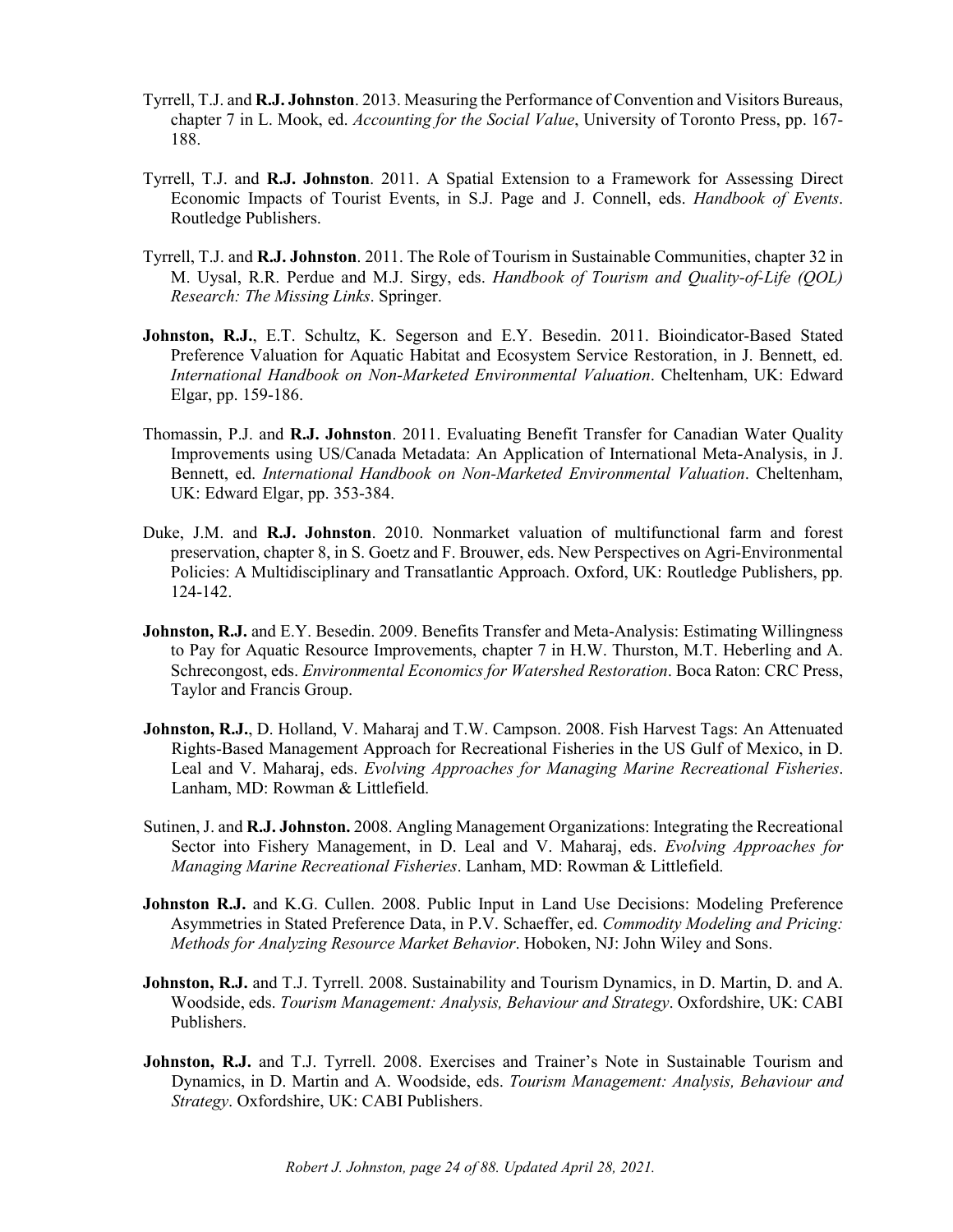Tyrrell, T.J. and **R.J. Johnston**. 2013. Measuring the Performance of Convention and Visitors Bureaus, chapter 7 in L. Mook, ed. *Accounting for the Social Value*, University of Toronto Press, pp. 167-188.

Tyrrell, T.J. and **R.J. Johnston**. 2011. A Spatial Extension to a Framework for Assessing Direct Economic Impacts of Tourist Events, in S.J. Page and J. Connell, eds. *Handbook of Events*. Routledge Publishers.

Tyrrell, T.J. and **R.J. Johnston**. 2011. The Role of Tourism in Sustainable Communities, chapter 32 in M. Uysal, R.R. Perdue and M.J. Sirgy, eds. *Handbook of Tourism and Quality-of-Life (QOL) Research: The Missing Links*. Springer.

**Johnston, R.J.**, E.T. Schultz, K. Segerson and E.Y. Besedin. 2011. Bioindicator-Based Stated Preference Valuation for Aquatic Habitat and Ecosystem Service Restoration, in J. Bennett, ed. *International Handbook on Non-Marketed Environmental Valuation*. Cheltenham, UK: Edward Elgar, pp. 159-186.

Thomassin, P.J. and **R.J. Johnston**. 2011. Evaluating Benefit Transfer for Canadian Water Quality Improvements using US/Canada Metadata: An Application of International Meta-Analysis, in J. Bennett, ed. *International Handbook on Non-Marketed Environmental Valuation*. Cheltenham, UK: Edward Elgar, pp. 353-384.

Duke, J.M. and **R.J. Johnston**. 2010. Nonmarket valuation of multifunctional farm and forest preservation, chapter 8, in S. Goetz and F. Brouwer, eds. New Perspectives on Agri-Environmental Policies: A Multidisciplinary and Transatlantic Approach. Oxford, UK: Routledge Publishers, pp. 124-142.

**Johnston, R.J.** and E.Y. Besedin. 2009. Benefits Transfer and Meta-Analysis: Estimating Willingness to Pay for Aquatic Resource Improvements, chapter 7 in H.W. Thurston, M.T. Heberling and A. Schrecongost, eds. *Environmental Economics for Watershed Restoration*. Boca Raton: CRC Press, Taylor and Francis Group.

**Johnston, R.J.**, D. Holland, V. Maharaj and T.W. Campson. 2008. Fish Harvest Tags: An Attenuated Rights-Based Management Approach for Recreational Fisheries in the US Gulf of Mexico, in D. Leal and V. Maharaj, eds. *Evolving Approaches for Managing Marine Recreational Fisheries*. Lanham, MD: Rowman & Littlefield.

Sutinen, J. and **R.J. Johnston.** 2008. Angling Management Organizations: Integrating the Recreational Sector into Fishery Management, in D. Leal and V. Maharaj, eds. *Evolving Approaches for Managing Marine Recreational Fisheries*. Lanham, MD: Rowman & Littlefield.

**Johnston R.J.** and K.G. Cullen. 2008. Public Input in Land Use Decisions: Modeling Preference Asymmetries in Stated Preference Data, in P.V. Schaeffer, ed. *Commodity Modeling and Pricing: Methods for Analyzing Resource Market Behavior*. Hoboken, NJ: John Wiley and Sons.

**Johnston, R.J.** and T.J. Tyrrell. 2008. Sustainability and Tourism Dynamics, in D. Martin, D. and A. Woodside, eds. *Tourism Management: Analysis, Behaviour and Strategy*. Oxfordshire, UK: CABI Publishers.

**Johnston, R.J.** and T.J. Tyrrell. 2008. Exercises and Trainer's Note in Sustainable Tourism and Dynamics, in D. Martin and A. Woodside, eds. *Tourism Management: Analysis, Behaviour and Strategy*. Oxfordshire, UK: CABI Publishers.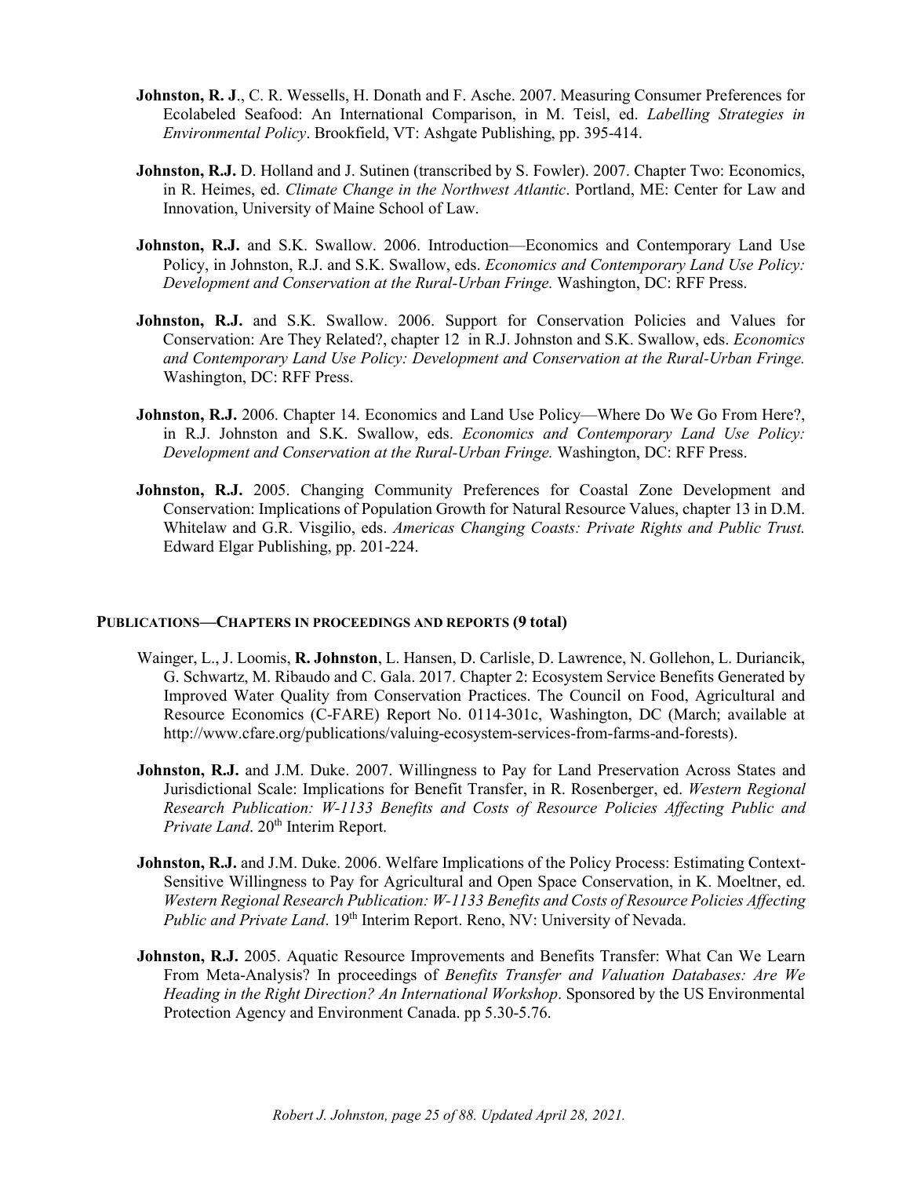**Johnston, R. J**., C. R. Wessells, H. Donath and F. Asche. 2007. Measuring Consumer Preferences for Ecolabeled Seafood: An International Comparison, in M. Teisl, ed. *Labelling Strategies in Environmental Policy*. Brookfield, VT: Ashgate Publishing, pp. 395-414.

**Johnston, R.J.** D. Holland and J. Sutinen (transcribed by S. Fowler). 2007. Chapter Two: Economics, in R. Heimes, ed. *Climate Change in the Northwest Atlantic*. Portland, ME: Center for Law and Innovation, University of Maine School of Law.

**Johnston, R.J.** and S.K. Swallow. 2006. Introduction—Economics and Contemporary Land Use Policy, in Johnston, R.J. and S.K. Swallow, eds. *Economics and Contemporary Land Use Policy: Development and Conservation at the Rural-Urban Fringe.* Washington, DC: RFF Press.

**Johnston, R.J.** and S.K. Swallow. 2006. Support for Conservation Policies and Values for Conservation: Are They Related?, chapter 12 in R.J. Johnston and S.K. Swallow, eds. *Economics and Contemporary Land Use Policy: Development and Conservation at the Rural-Urban Fringe.* Washington, DC: RFF Press.

**Johnston, R.J.** 2006. Chapter 14. Economics and Land Use Policy—Where Do We Go From Here?, in R.J. Johnston and S.K. Swallow, eds. *Economics and Contemporary Land Use Policy: Development and Conservation at the Rural-Urban Fringe.* Washington, DC: RFF Press.

**Johnston, R.J.** 2005. Changing Community Preferences for Coastal Zone Development and Conservation: Implications of Population Growth for Natural Resource Values, chapter 13 in D.M. Whitelaw and G.R. Visgilio, eds. *Americas Changing Coasts: Private Rights and Public Trust.* Edward Elgar Publishing, pp. 201-224.

## PUBLICATIONS—CHAPTERS IN PROCEEDINGS AND REPORTS (9 total)

Wainger, L., J. Loomis, **R. Johnston**, L. Hansen, D. Carlisle, D. Lawrence, N. Gollehon, L. Duriancik, G. Schwartz, M. Ribaudo and C. Gala. 2017. Chapter 2: Ecosystem Service Benefits Generated by Improved Water Quality from Conservation Practices. The Council on Food, Agricultural and Resource Economics (C-FARE) Report No. 0114-301c, Washington, DC (March; available at http://www.cfare.org/publications/valuing-ecosystem-services-from-farms-and-forests).

**Johnston, R.J.** and J.M. Duke. 2007. Willingness to Pay for Land Preservation Across States and Jurisdictional Scale: Implications for Benefit Transfer, in R. Rosenberger, ed. *Western Regional Research Publication: W-1133 Benefits and Costs of Resource Policies Affecting Public and Private Land*. 20th Interim Report.

**Johnston, R.J.** and J.M. Duke. 2006. Welfare Implications of the Policy Process: Estimating Context-Sensitive Willingness to Pay for Agricultural and Open Space Conservation, in K. Moeltner, ed. *Western Regional Research Publication: W-1133 Benefits and Costs of Resource Policies Affecting Public and Private Land*. 19th Interim Report. Reno, NV: University of Nevada.

**Johnston, R.J.** 2005. Aquatic Resource Improvements and Benefits Transfer: What Can We Learn From Meta-Analysis? In proceedings of *Benefits Transfer and Valuation Databases: Are We Heading in the Right Direction? An International Workshop*. Sponsored by the US Environmental Protection Agency and Environment Canada. pp 5.30-5.76.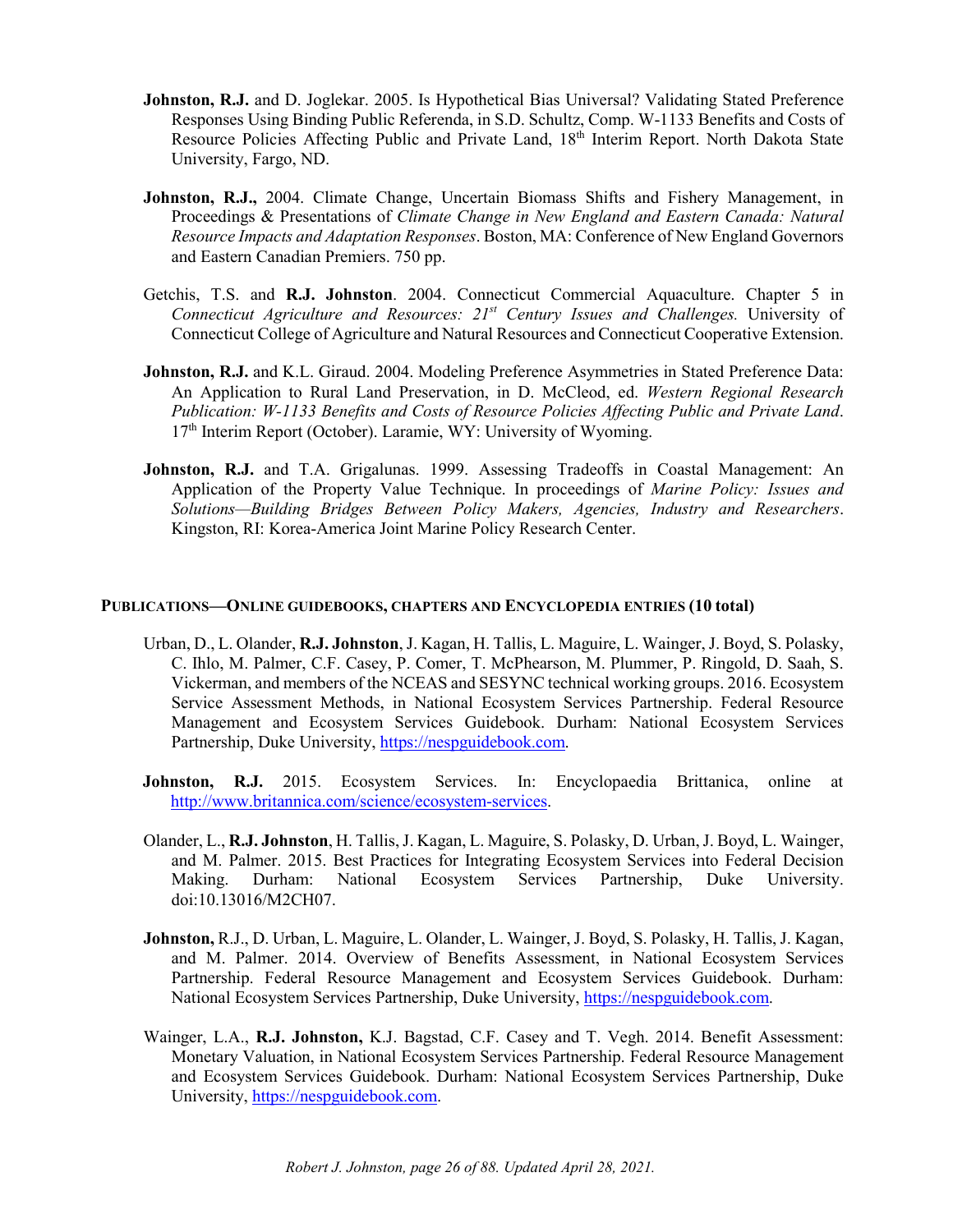**Johnston, R.J.** and D. Joglekar. 2005. Is Hypothetical Bias Universal? Validating Stated Preference Responses Using Binding Public Referenda, in S.D. Schultz, Comp. W-1133 Benefits and Costs of Resource Policies Affecting Public and Private Land, 18th Interim Report. North Dakota State University, Fargo, ND.

**Johnston, R.J.,** 2004. Climate Change, Uncertain Biomass Shifts and Fishery Management, in Proceedings & Presentations of *Climate Change in New England and Eastern Canada: Natural Resource Impacts and Adaptation Responses*. Boston, MA: Conference of New England Governors and Eastern Canadian Premiers. 750 pp.

Getchis, T.S. and **R.J. Johnston**. 2004. Connecticut Commercial Aquaculture. Chapter 5 in *Connecticut Agriculture and Resources: 21st Century Issues and Challenges.* University of Connecticut College of Agriculture and Natural Resources and Connecticut Cooperative Extension.

**Johnston, R.J.** and K.L. Giraud. 2004. Modeling Preference Asymmetries in Stated Preference Data: An Application to Rural Land Preservation, in D. McCleod, ed. *Western Regional Research Publication: W-1133 Benefits and Costs of Resource Policies Affecting Public and Private Land*. 17th Interim Report (October). Laramie, WY: University of Wyoming.

**Johnston, R.J.** and T.A. Grigalunas. 1999. Assessing Tradeoffs in Coastal Management: An Application of the Property Value Technique. In proceedings of *Marine Policy: Issues and Solutions—Building Bridges Between Policy Makers, Agencies, Industry and Researchers*. Kingston, RI: Korea-America Joint Marine Policy Research Center.

## PUBLICATIONS—ONLINE GUIDEBOOKS, CHAPTERS AND ENCYCLOPEDIA ENTRIES (10 total)

Urban, D., L. Olander, **R.J. Johnston**, J. Kagan, H. Tallis, L. Maguire, L. Wainger, J. Boyd, S. Polasky, C. Ihlo, M. Palmer, C.F. Casey, P. Comer, T. McPhearson, M. Plummer, P. Ringold, D. Saah, S. Vickerman, and members of the NCEAS and SESYNC technical working groups. 2016. Ecosystem Service Assessment Methods, in National Ecosystem Services Partnership. Federal Resource Management and Ecosystem Services Guidebook. Durham: National Ecosystem Services Partnership, Duke University, https://nespguidebook.com.

**Johnston, R.J.** 2015. Ecosystem Services. In: Encyclopaedia Brittanica, online at http://www.britannica.com/science/ecosystem-services.

Olander, L., **R.J. Johnston**, H. Tallis, J. Kagan, L. Maguire, S. Polasky, D. Urban, J. Boyd, L. Wainger, and M. Palmer. 2015. Best Practices for Integrating Ecosystem Services into Federal Decision Making. Durham: National Ecosystem Services Partnership, Duke University. doi:10.13016/M2CH07.

**Johnston,** R.J., D. Urban, L. Maguire, L. Olander, L. Wainger, J. Boyd, S. Polasky, H. Tallis, J. Kagan, and M. Palmer. 2014. Overview of Benefits Assessment, in National Ecosystem Services Partnership. Federal Resource Management and Ecosystem Services Guidebook. Durham: National Ecosystem Services Partnership, Duke University, https://nespguidebook.com.

Wainger, L.A., **R.J. Johnston,** K.J. Bagstad, C.F. Casey and T. Vegh. 2014. Benefit Assessment: Monetary Valuation, in National Ecosystem Services Partnership. Federal Resource Management and Ecosystem Services Guidebook. Durham: National Ecosystem Services Partnership, Duke University, https://nespguidebook.com.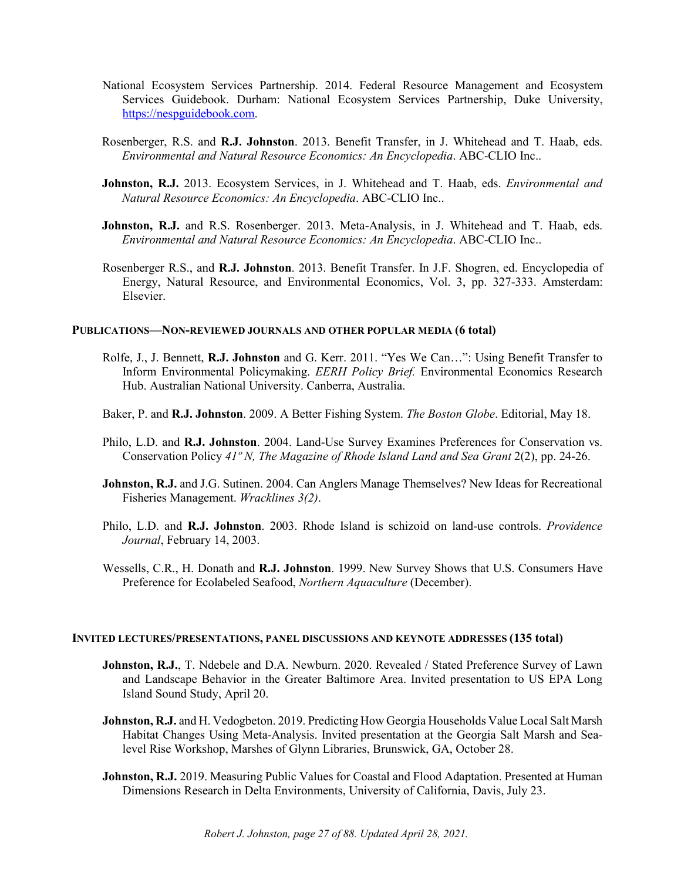National Ecosystem Services Partnership. 2014. Federal Resource Management and Ecosystem Services Guidebook. Durham: National Ecosystem Services Partnership, Duke University, [https://nespguidebook.com](https://nespguidebook.com).

Rosenberger, R.S. and **R.J. Johnston**. 2013. Benefit Transfer, in J. Whitehead and T. Haab, eds. *Environmental and Natural Resource Economics: An Encyclopedia*. ABC-CLIO Inc..

**Johnston, R.J.** 2013. Ecosystem Services, in J. Whitehead and T. Haab, eds. *Environmental and Natural Resource Economics: An Encyclopedia*. ABC-CLIO Inc..

**Johnston, R.J.** and R.S. Rosenberger. 2013. Meta-Analysis, in J. Whitehead and T. Haab, eds. *Environmental and Natural Resource Economics: An Encyclopedia*. ABC-CLIO Inc..

Rosenberger R.S., and **R.J. Johnston**. 2013. Benefit Transfer. In J.F. Shogren, ed. Encyclopedia of Energy, Natural Resource, and Environmental Economics, Vol. 3, pp. 327-333. Amsterdam: Elsevier.

## PUBLICATIONS—NON-REVIEWED JOURNALS AND OTHER POPULAR MEDIA (6 total)

Rolfe, J., J. Bennett, **R.J. Johnston** and G. Kerr. 2011. "Yes We Can…": Using Benefit Transfer to Inform Environmental Policymaking. *EERH Policy Brief.* Environmental Economics Research Hub. Australian National University. Canberra, Australia.

Baker, P. and **R.J. Johnston**. 2009. A Better Fishing System. *The Boston Globe*. Editorial, May 18.

Philo, L.D. and **R.J. Johnston**. 2004. Land-Use Survey Examines Preferences for Conservation vs. Conservation Policy *41º N, The Magazine of Rhode Island Land and Sea Grant* 2(2), pp. 24-26.

**Johnston, R.J.** and J.G. Sutinen. 2004. Can Anglers Manage Themselves? New Ideas for Recreational Fisheries Management. *Wracklines 3(2)*.

Philo, L.D. and **R.J. Johnston**. 2003. Rhode Island is schizoid on land-use controls. *Providence Journal*, February 14, 2003.

Wessells, C.R., H. Donath and **R.J. Johnston**. 1999. New Survey Shows that U.S. Consumers Have Preference for Ecolabeled Seafood, *Northern Aquaculture* (December).

## INVITED LECTURES/PRESENTATIONS, PANEL DISCUSSIONS AND KEYNOTE ADDRESSES (135 total)

**Johnston, R.J.**, T. Ndebele and D.A. Newburn. 2020. Revealed / Stated Preference Survey of Lawn and Landscape Behavior in the Greater Baltimore Area. Invited presentation to US EPA Long Island Sound Study, April 20.

**Johnston, R.J.** and H. Vedogbeton. 2019. Predicting How Georgia Households Value Local Salt Marsh Habitat Changes Using Meta-Analysis. Invited presentation at the Georgia Salt Marsh and Sea-level Rise Workshop, Marshes of Glynn Libraries, Brunswick, GA, October 28.

**Johnston, R.J.** 2019. Measuring Public Values for Coastal and Flood Adaptation. Presented at Human Dimensions Research in Delta Environments, University of California, Davis, July 23.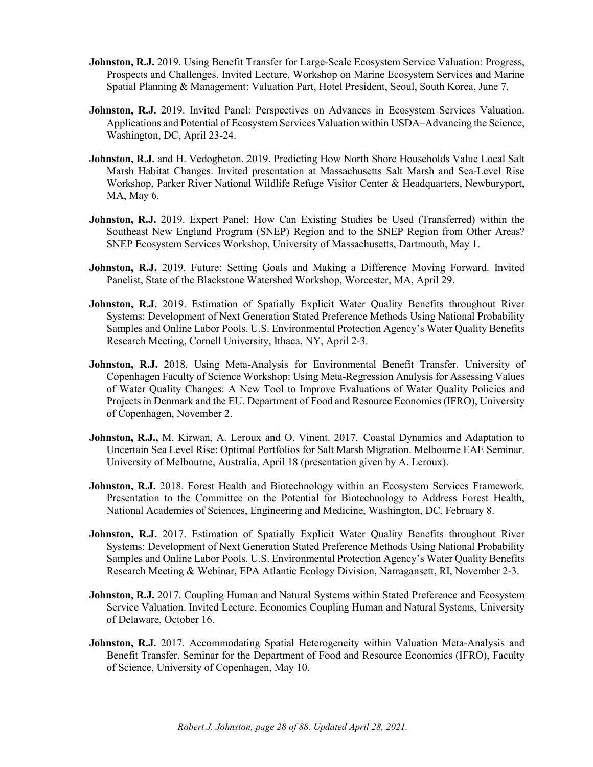**Johnston, R.J.** 2019. Using Benefit Transfer for Large-Scale Ecosystem Service Valuation: Progress, Prospects and Challenges. Invited Lecture, Workshop on Marine Ecosystem Services and Marine Spatial Planning & Management: Valuation Part, Hotel President, Seoul, South Korea, June 7.

**Johnston, R.J.** 2019. Invited Panel: Perspectives on Advances in Ecosystem Services Valuation. Applications and Potential of Ecosystem Services Valuation within USDA–Advancing the Science, Washington, DC, April 23-24.

**Johnston, R.J.** and H. Vedogbeton. 2019. Predicting How North Shore Households Value Local Salt Marsh Habitat Changes. Invited presentation at Massachusetts Salt Marsh and Sea-Level Rise Workshop, Parker River National Wildlife Refuge Visitor Center & Headquarters, Newburyport, MA, May 6.

**Johnston, R.J.** 2019. Expert Panel: How Can Existing Studies be Used (Transferred) within the Southeast New England Program (SNEP) Region and to the SNEP Region from Other Areas? SNEP Ecosystem Services Workshop, University of Massachusetts, Dartmouth, May 1.

**Johnston, R.J.** 2019. Future: Setting Goals and Making a Difference Moving Forward. Invited Panelist, State of the Blackstone Watershed Workshop, Worcester, MA, April 29.

**Johnston, R.J.** 2019. Estimation of Spatially Explicit Water Quality Benefits throughout River Systems: Development of Next Generation Stated Preference Methods Using National Probability Samples and Online Labor Pools. U.S. Environmental Protection Agency's Water Quality Benefits Research Meeting, Cornell University, Ithaca, NY, April 2-3.

**Johnston, R.J.** 2018. Using Meta-Analysis for Environmental Benefit Transfer. University of Copenhagen Faculty of Science Workshop: Using Meta-Regression Analysis for Assessing Values of Water Quality Changes: A New Tool to Improve Evaluations of Water Quality Policies and Projects in Denmark and the EU. Department of Food and Resource Economics (IFRO), University of Copenhagen, November 2.

**Johnston, R.J.,** M. Kirwan, A. Leroux and O. Vinent. 2017. Coastal Dynamics and Adaptation to Uncertain Sea Level Rise: Optimal Portfolios for Salt Marsh Migration. Melbourne EAE Seminar. University of Melbourne, Australia, April 18 (presentation given by A. Leroux).

**Johnston, R.J.** 2018. Forest Health and Biotechnology within an Ecosystem Services Framework. Presentation to the Committee on the Potential for Biotechnology to Address Forest Health, National Academies of Sciences, Engineering and Medicine, Washington, DC, February 8.

**Johnston, R.J.** 2017. Estimation of Spatially Explicit Water Quality Benefits throughout River Systems: Development of Next Generation Stated Preference Methods Using National Probability Samples and Online Labor Pools. U.S. Environmental Protection Agency's Water Quality Benefits Research Meeting & Webinar, EPA Atlantic Ecology Division, Narragansett, RI, November 2-3.

**Johnston, R.J.** 2017. Coupling Human and Natural Systems within Stated Preference and Ecosystem Service Valuation. Invited Lecture, Economics Coupling Human and Natural Systems, University of Delaware, October 16.

**Johnston, R.J.** 2017. Accommodating Spatial Heterogeneity within Valuation Meta-Analysis and Benefit Transfer. Seminar for the Department of Food and Resource Economics (IFRO), Faculty of Science, University of Copenhagen, May 10.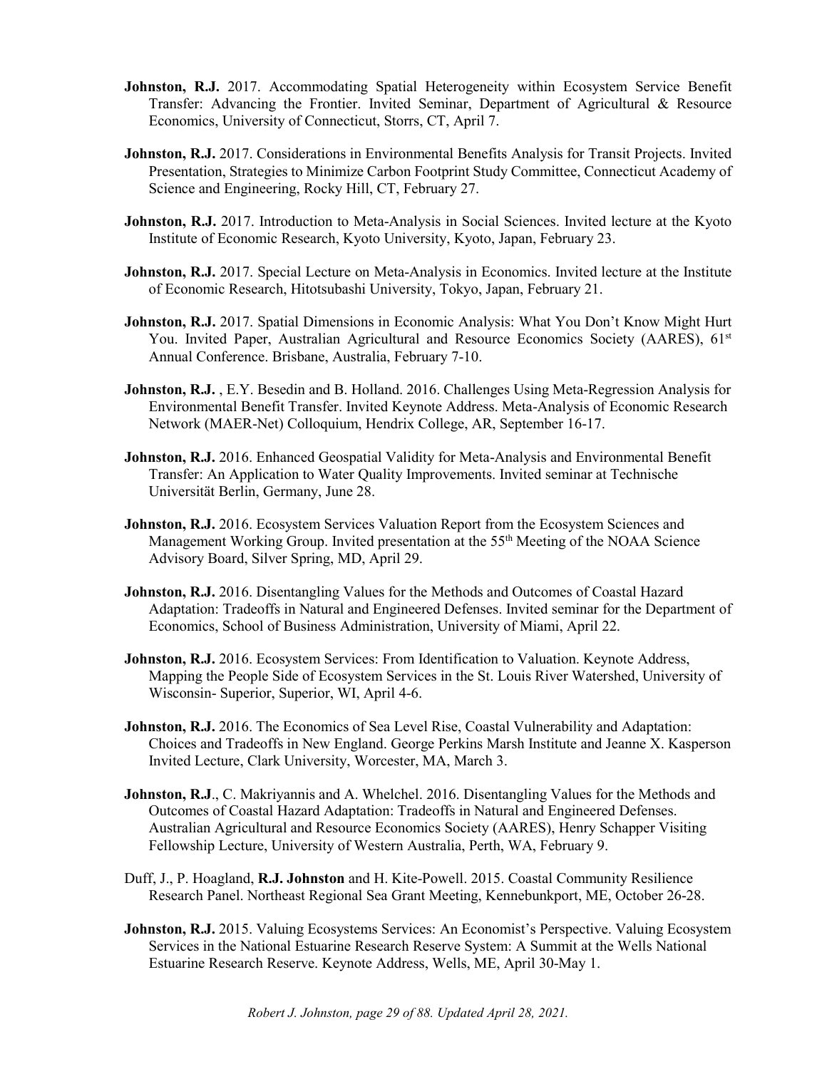**Johnston, R.J.** 2017. Accommodating Spatial Heterogeneity within Ecosystem Service Benefit Transfer: Advancing the Frontier. Invited Seminar, Department of Agricultural & Resource Economics, University of Connecticut, Storrs, CT, April 7.

**Johnston, R.J.** 2017. Considerations in Environmental Benefits Analysis for Transit Projects. Invited Presentation, Strategies to Minimize Carbon Footprint Study Committee, Connecticut Academy of Science and Engineering, Rocky Hill, CT, February 27.

**Johnston, R.J.** 2017. Introduction to Meta-Analysis in Social Sciences. Invited lecture at the Kyoto Institute of Economic Research, Kyoto University, Kyoto, Japan, February 23.

**Johnston, R.J.** 2017. Special Lecture on Meta-Analysis in Economics. Invited lecture at the Institute of Economic Research, Hitotsubashi University, Tokyo, Japan, February 21.

**Johnston, R.J.** 2017. Spatial Dimensions in Economic Analysis: What You Don't Know Might Hurt You. Invited Paper, Australian Agricultural and Resource Economics Society (AARES), 61st Annual Conference. Brisbane, Australia, February 7-10.

**Johnston, R.J.** , E.Y. Besedin and B. Holland. 2016. Challenges Using Meta-Regression Analysis for Environmental Benefit Transfer. Invited Keynote Address. Meta-Analysis of Economic Research Network (MAER-Net) Colloquium, Hendrix College, AR, September 16-17.

**Johnston, R.J.** 2016. Enhanced Geospatial Validity for Meta-Analysis and Environmental Benefit Transfer: An Application to Water Quality Improvements. Invited seminar at Technische Universität Berlin, Germany, June 28.

**Johnston, R.J.** 2016. Ecosystem Services Valuation Report from the Ecosystem Sciences and Management Working Group. Invited presentation at the 55th Meeting of the NOAA Science Advisory Board, Silver Spring, MD, April 29.

**Johnston, R.J.** 2016. Disentangling Values for the Methods and Outcomes of Coastal Hazard Adaptation: Tradeoffs in Natural and Engineered Defenses. Invited seminar for the Department of Economics, School of Business Administration, University of Miami, April 22.

**Johnston, R.J.** 2016. Ecosystem Services: From Identification to Valuation. Keynote Address, Mapping the People Side of Ecosystem Services in the St. Louis River Watershed, University of Wisconsin- Superior, Superior, WI, April 4-6.

**Johnston, R.J.** 2016. The Economics of Sea Level Rise, Coastal Vulnerability and Adaptation: Choices and Tradeoffs in New England. George Perkins Marsh Institute and Jeanne X. Kasperson Invited Lecture, Clark University, Worcester, MA, March 3.

**Johnston, R.J**., C. Makriyannis and A. Whelchel. 2016. Disentangling Values for the Methods and Outcomes of Coastal Hazard Adaptation: Tradeoffs in Natural and Engineered Defenses. Australian Agricultural and Resource Economics Society (AARES), Henry Schapper Visiting Fellowship Lecture, University of Western Australia, Perth, WA, February 9.

Duff, J., P. Hoagland, **R.J. Johnston** and H. Kite-Powell. 2015. Coastal Community Resilience Research Panel. Northeast Regional Sea Grant Meeting, Kennebunkport, ME, October 26-28.

**Johnston, R.J.** 2015. Valuing Ecosystems Services: An Economist's Perspective. Valuing Ecosystem Services in the National Estuarine Research Reserve System: A Summit at the Wells National Estuarine Research Reserve. Keynote Address, Wells, ME, April 30-May 1.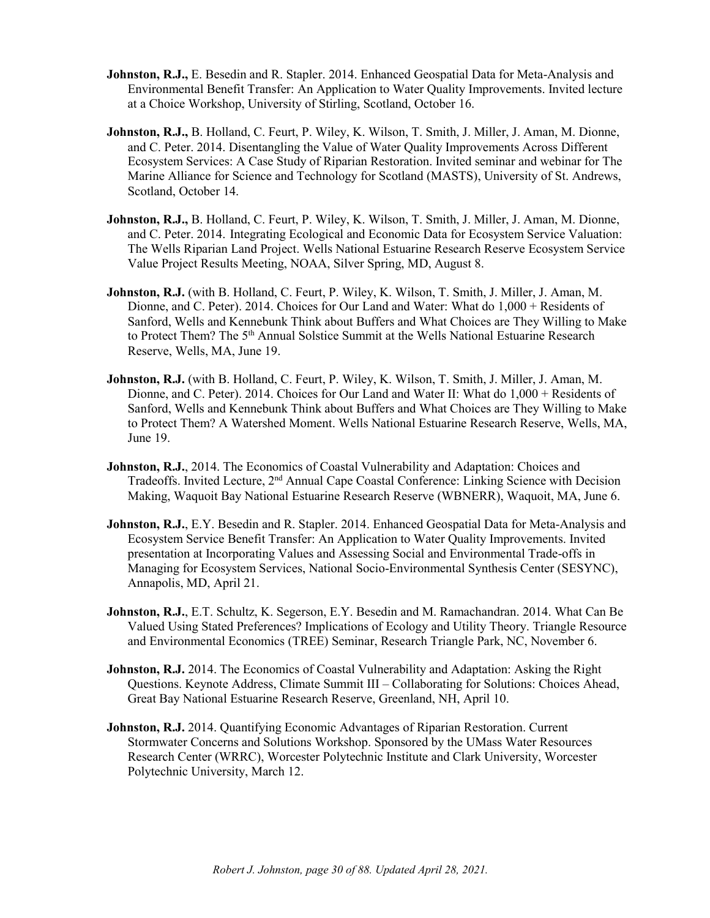**Johnston, R.J.,** E. Besedin and R. Stapler. 2014. Enhanced Geospatial Data for Meta-Analysis and Environmental Benefit Transfer: An Application to Water Quality Improvements. Invited lecture at a Choice Workshop, University of Stirling, Scotland, October 16.

**Johnston, R.J.,** B. Holland, C. Feurt, P. Wiley, K. Wilson, T. Smith, J. Miller, J. Aman, M. Dionne, and C. Peter. 2014. Disentangling the Value of Water Quality Improvements Across Different Ecosystem Services: A Case Study of Riparian Restoration. Invited seminar and webinar for The Marine Alliance for Science and Technology for Scotland (MASTS), University of St. Andrews, Scotland, October 14.

**Johnston, R.J.,** B. Holland, C. Feurt, P. Wiley, K. Wilson, T. Smith, J. Miller, J. Aman, M. Dionne, and C. Peter. 2014. Integrating Ecological and Economic Data for Ecosystem Service Valuation: The Wells Riparian Land Project. Wells National Estuarine Research Reserve Ecosystem Service Value Project Results Meeting, NOAA, Silver Spring, MD, August 8.

**Johnston, R.J.** (with B. Holland, C. Feurt, P. Wiley, K. Wilson, T. Smith, J. Miller, J. Aman, M. Dionne, and C. Peter). 2014. Choices for Our Land and Water: What do 1,000 + Residents of Sanford, Wells and Kennebunk Think about Buffers and What Choices are They Willing to Make to Protect Them? The 5th Annual Solstice Summit at the Wells National Estuarine Research Reserve, Wells, MA, June 19.

**Johnston, R.J.** (with B. Holland, C. Feurt, P. Wiley, K. Wilson, T. Smith, J. Miller, J. Aman, M. Dionne, and C. Peter). 2014. Choices for Our Land and Water II: What do 1,000 + Residents of Sanford, Wells and Kennebunk Think about Buffers and What Choices are They Willing to Make to Protect Them? A Watershed Moment. Wells National Estuarine Research Reserve, Wells, MA, June 19.

**Johnston, R.J.**, 2014. The Economics of Coastal Vulnerability and Adaptation: Choices and Tradeoffs. Invited Lecture, 2nd Annual Cape Coastal Conference: Linking Science with Decision Making, Waquoit Bay National Estuarine Research Reserve (WBNERR), Waquoit, MA, June 6.

**Johnston, R.J.**, E.Y. Besedin and R. Stapler. 2014. Enhanced Geospatial Data for Meta-Analysis and Ecosystem Service Benefit Transfer: An Application to Water Quality Improvements. Invited presentation at Incorporating Values and Assessing Social and Environmental Trade-offs in Managing for Ecosystem Services, National Socio-Environmental Synthesis Center (SESYNC), Annapolis, MD, April 21.

**Johnston, R.J.**, E.T. Schultz, K. Segerson, E.Y. Besedin and M. Ramachandran. 2014. What Can Be Valued Using Stated Preferences? Implications of Ecology and Utility Theory. Triangle Resource and Environmental Economics (TREE) Seminar, Research Triangle Park, NC, November 6.

**Johnston, R.J.** 2014. The Economics of Coastal Vulnerability and Adaptation: Asking the Right Questions. Keynote Address, Climate Summit III – Collaborating for Solutions: Choices Ahead, Great Bay National Estuarine Research Reserve, Greenland, NH, April 10.

**Johnston, R.J.** 2014. Quantifying Economic Advantages of Riparian Restoration. Current Stormwater Concerns and Solutions Workshop. Sponsored by the UMass Water Resources Research Center (WRRC), Worcester Polytechnic Institute and Clark University, Worcester Polytechnic University, March 12.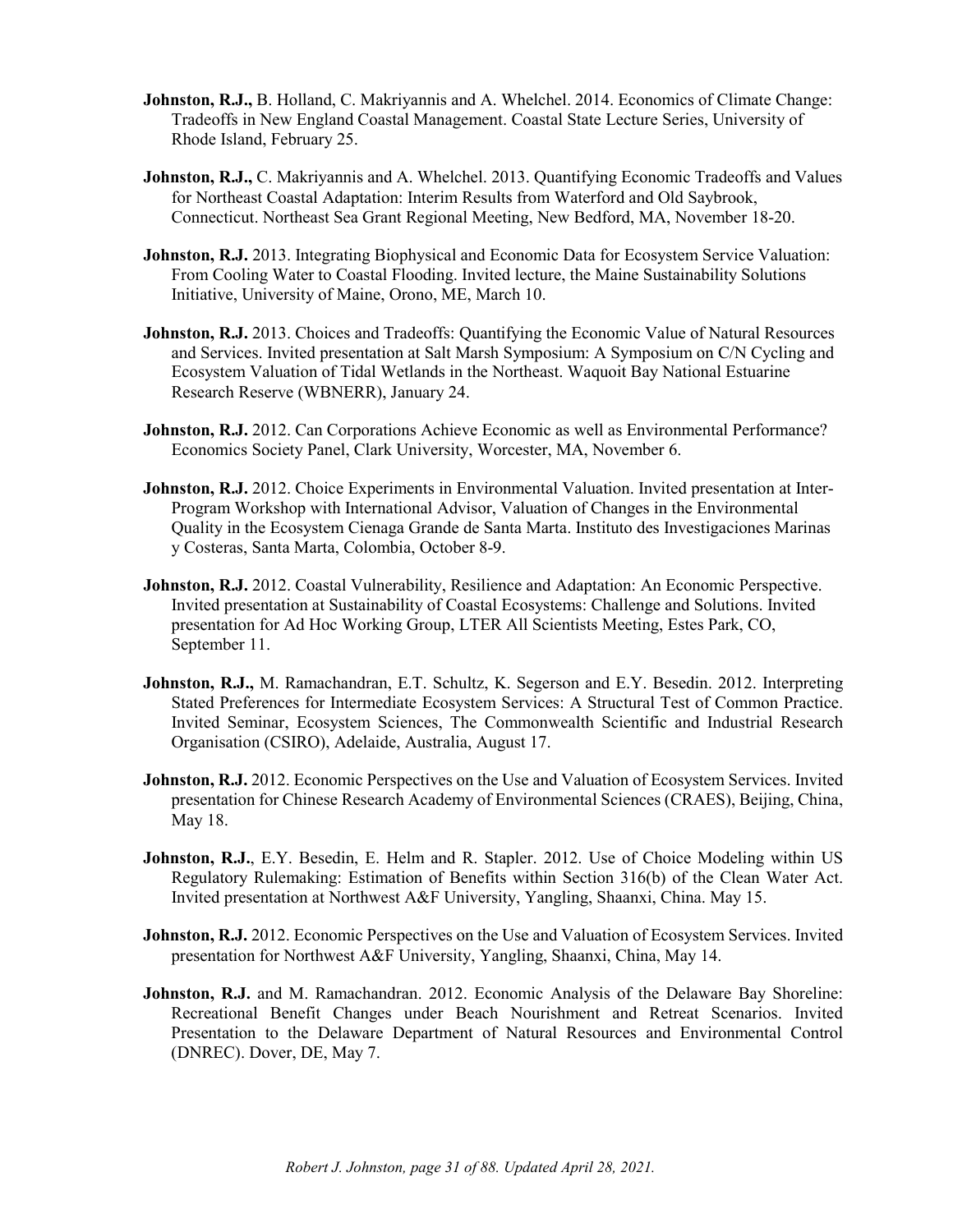**Johnston, R.J.,** B. Holland, C. Makriyannis and A. Whelchel. 2014. Economics of Climate Change: Tradeoffs in New England Coastal Management. Coastal State Lecture Series, University of Rhode Island, February 25.

**Johnston, R.J.,** C. Makriyannis and A. Whelchel. 2013. Quantifying Economic Tradeoffs and Values for Northeast Coastal Adaptation: Interim Results from Waterford and Old Saybrook, Connecticut. Northeast Sea Grant Regional Meeting, New Bedford, MA, November 18-20.

**Johnston, R.J.** 2013. Integrating Biophysical and Economic Data for Ecosystem Service Valuation: From Cooling Water to Coastal Flooding. Invited lecture, the Maine Sustainability Solutions Initiative, University of Maine, Orono, ME, March 10.

**Johnston, R.J.** 2013. Choices and Tradeoffs: Quantifying the Economic Value of Natural Resources and Services. Invited presentation at Salt Marsh Symposium: A Symposium on C/N Cycling and Ecosystem Valuation of Tidal Wetlands in the Northeast. Waquoit Bay National Estuarine Research Reserve (WBNERR), January 24.

**Johnston, R.J.** 2012. Can Corporations Achieve Economic as well as Environmental Performance? Economics Society Panel, Clark University, Worcester, MA, November 6.

**Johnston, R.J.** 2012. Choice Experiments in Environmental Valuation. Invited presentation at Inter-Program Workshop with International Advisor, Valuation of Changes in the Environmental Quality in the Ecosystem Cienaga Grande de Santa Marta. Instituto des Investigaciones Marinas y Costeras, Santa Marta, Colombia, October 8-9.

**Johnston, R.J.** 2012. Coastal Vulnerability, Resilience and Adaptation: An Economic Perspective. Invited presentation at Sustainability of Coastal Ecosystems: Challenge and Solutions. Invited presentation for Ad Hoc Working Group, LTER All Scientists Meeting, Estes Park, CO, September 11.

**Johnston, R.J.,** M. Ramachandran, E.T. Schultz, K. Segerson and E.Y. Besedin. 2012. Interpreting Stated Preferences for Intermediate Ecosystem Services: A Structural Test of Common Practice. Invited Seminar, Ecosystem Sciences, The Commonwealth Scientific and Industrial Research Organisation (CSIRO), Adelaide, Australia, August 17.

**Johnston, R.J.** 2012. Economic Perspectives on the Use and Valuation of Ecosystem Services. Invited presentation for Chinese Research Academy of Environmental Sciences (CRAES), Beijing, China, May 18.

**Johnston, R.J.**, E.Y. Besedin, E. Helm and R. Stapler. 2012. Use of Choice Modeling within US Regulatory Rulemaking: Estimation of Benefits within Section 316(b) of the Clean Water Act. Invited presentation at Northwest A&F University, Yangling, Shaanxi, China. May 15.

**Johnston, R.J.** 2012. Economic Perspectives on the Use and Valuation of Ecosystem Services. Invited presentation for Northwest A&F University, Yangling, Shaanxi, China, May 14.

**Johnston, R.J.** and M. Ramachandran. 2012. Economic Analysis of the Delaware Bay Shoreline: Recreational Benefit Changes under Beach Nourishment and Retreat Scenarios. Invited Presentation to the Delaware Department of Natural Resources and Environmental Control (DNREC). Dover, DE, May 7.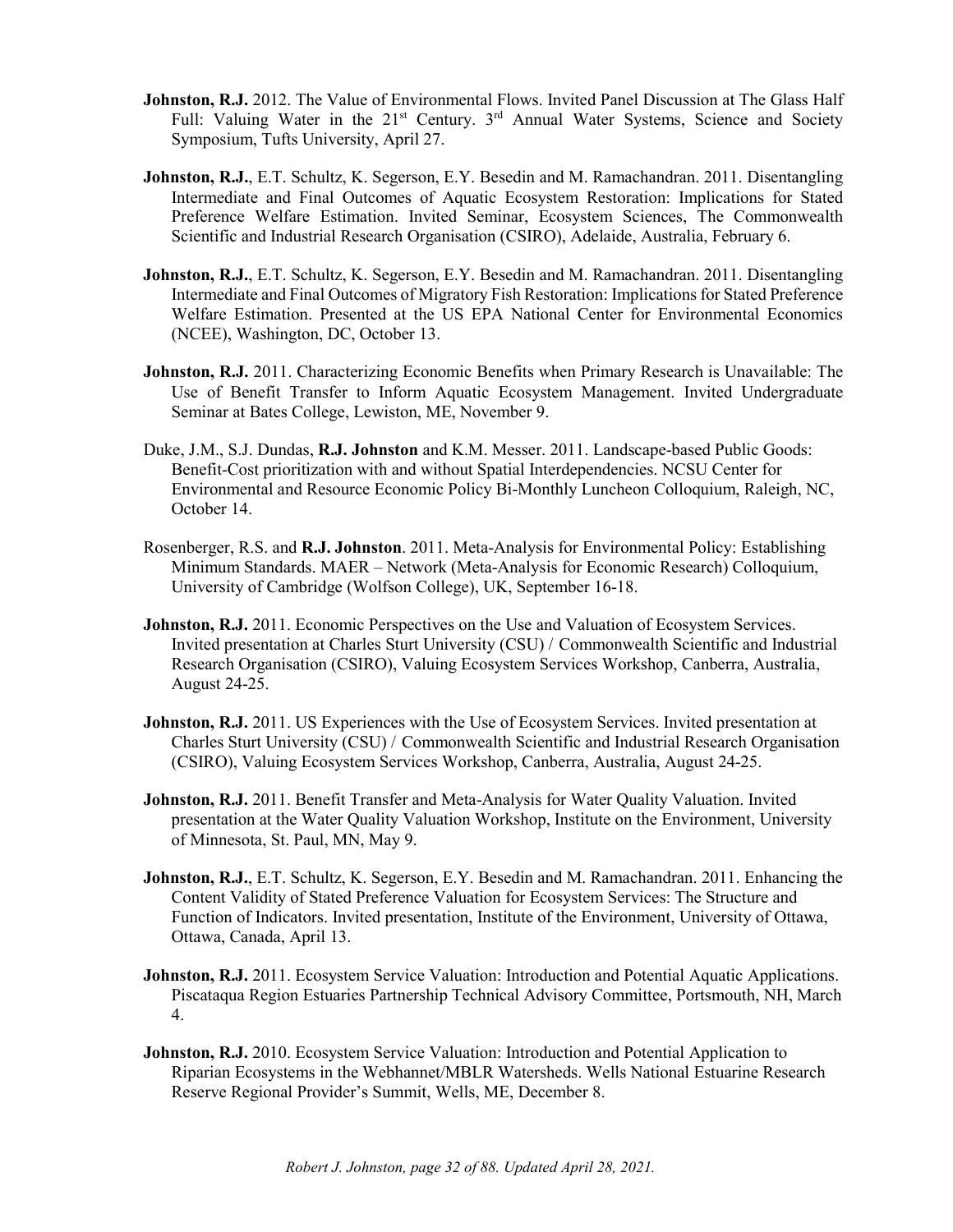**Johnston, R.J.** 2012. The Value of Environmental Flows. Invited Panel Discussion at The Glass Half Full: Valuing Water in the 21st Century. 3rd Annual Water Systems, Science and Society Symposium, Tufts University, April 27.

**Johnston, R.J.**, E.T. Schultz, K. Segerson, E.Y. Besedin and M. Ramachandran. 2011. Disentangling Intermediate and Final Outcomes of Aquatic Ecosystem Restoration: Implications for Stated Preference Welfare Estimation. Invited Seminar, Ecosystem Sciences, The Commonwealth Scientific and Industrial Research Organisation (CSIRO), Adelaide, Australia, February 6.

**Johnston, R.J.**, E.T. Schultz, K. Segerson, E.Y. Besedin and M. Ramachandran. 2011. Disentangling Intermediate and Final Outcomes of Migratory Fish Restoration: Implications for Stated Preference Welfare Estimation. Presented at the US EPA National Center for Environmental Economics (NCEE), Washington, DC, October 13.

**Johnston, R.J.** 2011. Characterizing Economic Benefits when Primary Research is Unavailable: The Use of Benefit Transfer to Inform Aquatic Ecosystem Management. Invited Undergraduate Seminar at Bates College, Lewiston, ME, November 9.

Duke, J.M., S.J. Dundas, **R.J. Johnston** and K.M. Messer. 2011. Landscape-based Public Goods: Benefit-Cost prioritization with and without Spatial Interdependencies. NCSU Center for Environmental and Resource Economic Policy Bi-Monthly Luncheon Colloquium, Raleigh, NC, October 14.

Rosenberger, R.S. and **R.J. Johnston**. 2011. Meta-Analysis for Environmental Policy: Establishing Minimum Standards. MAER – Network (Meta-Analysis for Economic Research) Colloquium, University of Cambridge (Wolfson College), UK, September 16-18.

**Johnston, R.J.** 2011. Economic Perspectives on the Use and Valuation of Ecosystem Services. Invited presentation at Charles Sturt University (CSU) / Commonwealth Scientific and Industrial Research Organisation (CSIRO), Valuing Ecosystem Services Workshop, Canberra, Australia, August 24-25.

**Johnston, R.J.** 2011. US Experiences with the Use of Ecosystem Services. Invited presentation at Charles Sturt University (CSU) / Commonwealth Scientific and Industrial Research Organisation (CSIRO), Valuing Ecosystem Services Workshop, Canberra, Australia, August 24-25.

**Johnston, R.J.** 2011. Benefit Transfer and Meta-Analysis for Water Quality Valuation. Invited presentation at the Water Quality Valuation Workshop, Institute on the Environment, University of Minnesota, St. Paul, MN, May 9.

**Johnston, R.J.**, E.T. Schultz, K. Segerson, E.Y. Besedin and M. Ramachandran. 2011. Enhancing the Content Validity of Stated Preference Valuation for Ecosystem Services: The Structure and Function of Indicators. Invited presentation, Institute of the Environment, University of Ottawa, Ottawa, Canada, April 13.

**Johnston, R.J.** 2011. Ecosystem Service Valuation: Introduction and Potential Aquatic Applications. Piscataqua Region Estuaries Partnership Technical Advisory Committee, Portsmouth, NH, March 4.

**Johnston, R.J.** 2010. Ecosystem Service Valuation: Introduction and Potential Application to Riparian Ecosystems in the Webhannet/MBLR Watersheds. Wells National Estuarine Research Reserve Regional Provider's Summit, Wells, ME, December 8.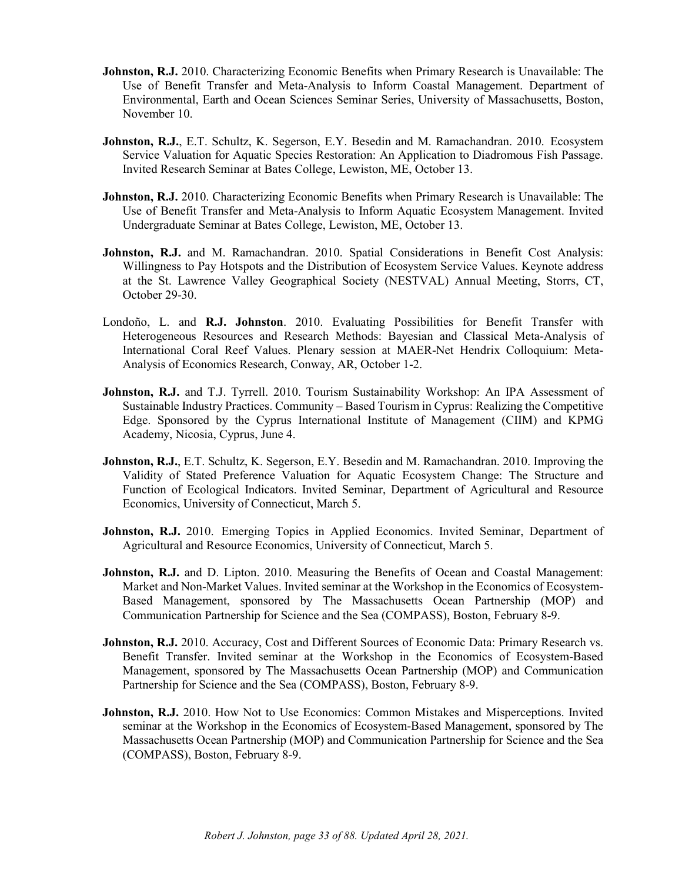**Johnston, R.J.** 2010. Characterizing Economic Benefits when Primary Research is Unavailable: The Use of Benefit Transfer and Meta-Analysis to Inform Coastal Management. Department of Environmental, Earth and Ocean Sciences Seminar Series, University of Massachusetts, Boston, November 10.

**Johnston, R.J.**, E.T. Schultz, K. Segerson, E.Y. Besedin and M. Ramachandran. 2010. Ecosystem Service Valuation for Aquatic Species Restoration: An Application to Diadromous Fish Passage. Invited Research Seminar at Bates College, Lewiston, ME, October 13.

**Johnston, R.J.** 2010. Characterizing Economic Benefits when Primary Research is Unavailable: The Use of Benefit Transfer and Meta-Analysis to Inform Aquatic Ecosystem Management. Invited Undergraduate Seminar at Bates College, Lewiston, ME, October 13.

**Johnston, R.J.** and M. Ramachandran. 2010. Spatial Considerations in Benefit Cost Analysis: Willingness to Pay Hotspots and the Distribution of Ecosystem Service Values. Keynote address at the St. Lawrence Valley Geographical Society (NESTVAL) Annual Meeting, Storrs, CT, October 29-30.

Londoño, L. and **R.J. Johnston**. 2010. Evaluating Possibilities for Benefit Transfer with Heterogeneous Resources and Research Methods: Bayesian and Classical Meta-Analysis of International Coral Reef Values. Plenary session at MAER-Net Hendrix Colloquium: Meta-Analysis of Economics Research, Conway, AR, October 1-2.

**Johnston, R.J.** and T.J. Tyrrell. 2010. Tourism Sustainability Workshop: An IPA Assessment of Sustainable Industry Practices. Community – Based Tourism in Cyprus: Realizing the Competitive Edge. Sponsored by the Cyprus International Institute of Management (CIIM) and KPMG Academy, Nicosia, Cyprus, June 4.

**Johnston, R.J.**, E.T. Schultz, K. Segerson, E.Y. Besedin and M. Ramachandran. 2010. Improving the Validity of Stated Preference Valuation for Aquatic Ecosystem Change: The Structure and Function of Ecological Indicators. Invited Seminar, Department of Agricultural and Resource Economics, University of Connecticut, March 5.

**Johnston, R.J.** 2010. Emerging Topics in Applied Economics. Invited Seminar, Department of Agricultural and Resource Economics, University of Connecticut, March 5.

**Johnston, R.J.** and D. Lipton. 2010. Measuring the Benefits of Ocean and Coastal Management: Market and Non-Market Values. Invited seminar at the Workshop in the Economics of Ecosystem-Based Management, sponsored by The Massachusetts Ocean Partnership (MOP) and Communication Partnership for Science and the Sea (COMPASS), Boston, February 8-9.

**Johnston, R.J.** 2010. Accuracy, Cost and Different Sources of Economic Data: Primary Research vs. Benefit Transfer. Invited seminar at the Workshop in the Economics of Ecosystem-Based Management, sponsored by The Massachusetts Ocean Partnership (MOP) and Communication Partnership for Science and the Sea (COMPASS), Boston, February 8-9.

**Johnston, R.J.** 2010. How Not to Use Economics: Common Mistakes and Misperceptions. Invited seminar at the Workshop in the Economics of Ecosystem-Based Management, sponsored by The Massachusetts Ocean Partnership (MOP) and Communication Partnership for Science and the Sea (COMPASS), Boston, February 8-9.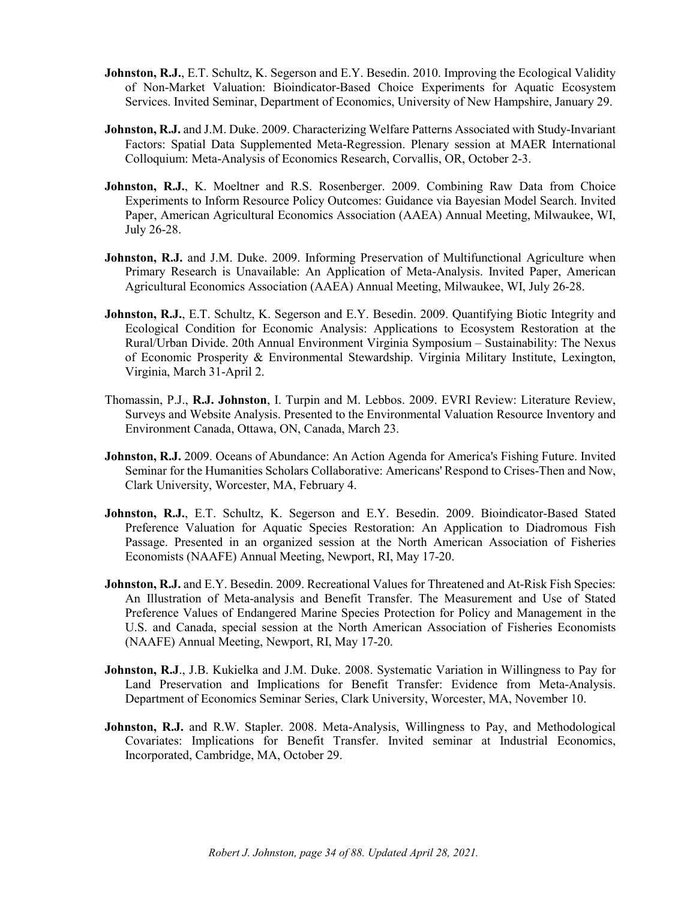**Johnston, R.J.**, E.T. Schultz, K. Segerson and E.Y. Besedin. 2010. Improving the Ecological Validity of Non-Market Valuation: Bioindicator-Based Choice Experiments for Aquatic Ecosystem Services. Invited Seminar, Department of Economics, University of New Hampshire, January 29.

**Johnston, R.J.** and J.M. Duke. 2009. Characterizing Welfare Patterns Associated with Study-Invariant Factors: Spatial Data Supplemented Meta-Regression. Plenary session at MAER International Colloquium: Meta-Analysis of Economics Research, Corvallis, OR, October 2-3.

**Johnston, R.J.**, K. Moeltner and R.S. Rosenberger. 2009. Combining Raw Data from Choice Experiments to Inform Resource Policy Outcomes: Guidance via Bayesian Model Search. Invited Paper, American Agricultural Economics Association (AAEA) Annual Meeting, Milwaukee, WI, July 26-28.

**Johnston, R.J.** and J.M. Duke. 2009. Informing Preservation of Multifunctional Agriculture when Primary Research is Unavailable: An Application of Meta-Analysis. Invited Paper, American Agricultural Economics Association (AAEA) Annual Meeting, Milwaukee, WI, July 26-28.

**Johnston, R.J.**, E.T. Schultz, K. Segerson and E.Y. Besedin. 2009. Quantifying Biotic Integrity and Ecological Condition for Economic Analysis: Applications to Ecosystem Restoration at the Rural/Urban Divide. 20th Annual Environment Virginia Symposium – Sustainability: The Nexus of Economic Prosperity & Environmental Stewardship. Virginia Military Institute, Lexington, Virginia, March 31-April 2.

Thomassin, P.J., **R.J. Johnston**, I. Turpin and M. Lebbos. 2009. EVRI Review: Literature Review, Surveys and Website Analysis. Presented to the Environmental Valuation Resource Inventory and Environment Canada, Ottawa, ON, Canada, March 23.

**Johnston, R.J.** 2009. Oceans of Abundance: An Action Agenda for America's Fishing Future. Invited Seminar for the Humanities Scholars Collaborative: Americans' Respond to Crises-Then and Now, Clark University, Worcester, MA, February 4.

**Johnston, R.J.**, E.T. Schultz, K. Segerson and E.Y. Besedin. 2009. Bioindicator-Based Stated Preference Valuation for Aquatic Species Restoration: An Application to Diadromous Fish Passage. Presented in an organized session at the North American Association of Fisheries Economists (NAAFE) Annual Meeting, Newport, RI, May 17-20.

**Johnston, R.J.** and E.Y. Besedin. 2009. Recreational Values for Threatened and At-Risk Fish Species: An Illustration of Meta-analysis and Benefit Transfer. The Measurement and Use of Stated Preference Values of Endangered Marine Species Protection for Policy and Management in the U.S. and Canada, special session at the North American Association of Fisheries Economists (NAAFE) Annual Meeting, Newport, RI, May 17-20.

**Johnston, R.J**., J.B. Kukielka and J.M. Duke. 2008. Systematic Variation in Willingness to Pay for Land Preservation and Implications for Benefit Transfer: Evidence from Meta-Analysis. Department of Economics Seminar Series, Clark University, Worcester, MA, November 10.

**Johnston, R.J.** and R.W. Stapler. 2008. Meta-Analysis, Willingness to Pay, and Methodological Covariates: Implications for Benefit Transfer. Invited seminar at Industrial Economics, Incorporated, Cambridge, MA, October 29.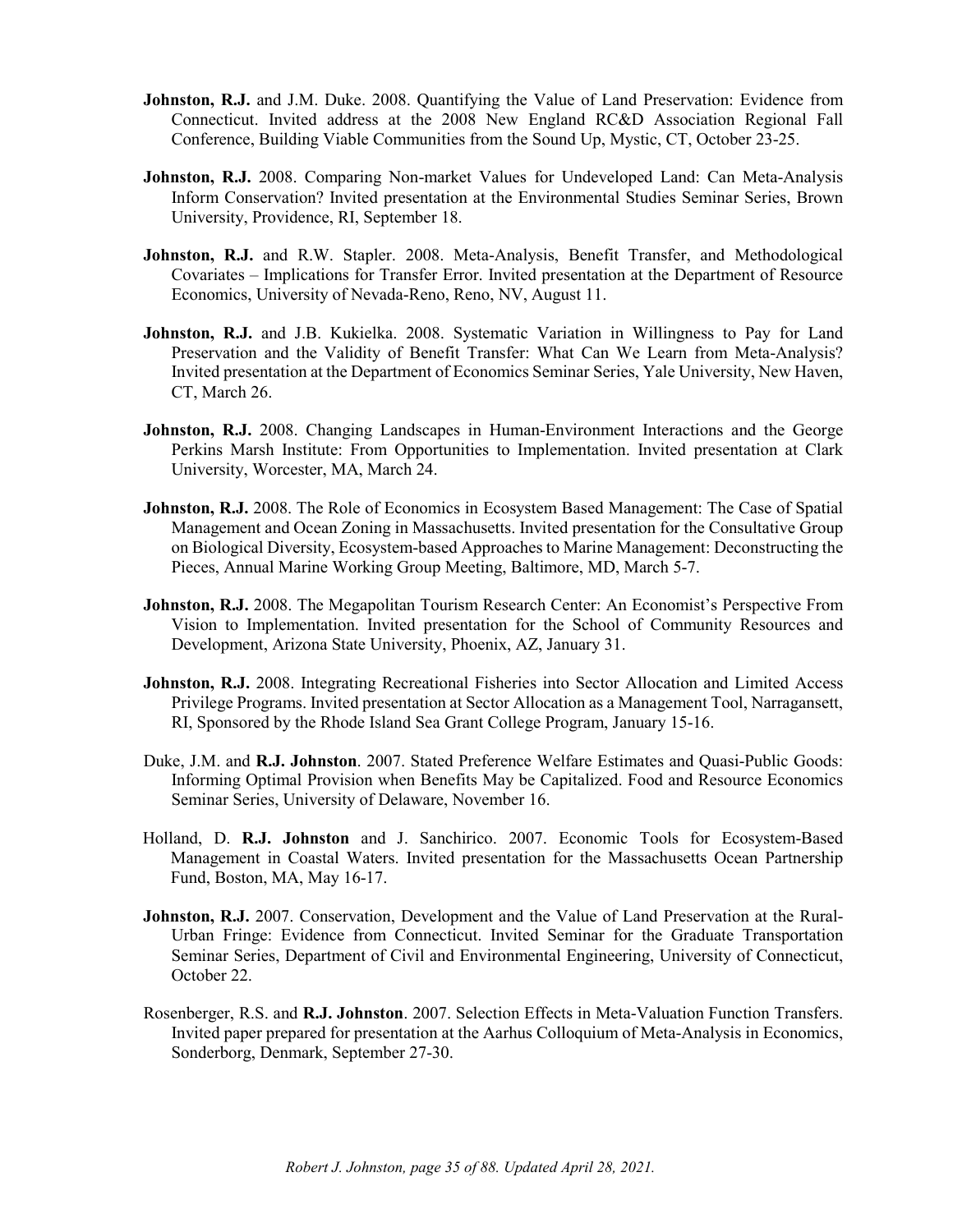**Johnston, R.J.** and J.M. Duke. 2008. Quantifying the Value of Land Preservation: Evidence from Connecticut. Invited address at the 2008 New England RC&D Association Regional Fall Conference, Building Viable Communities from the Sound Up, Mystic, CT, October 23-25.

**Johnston, R.J.** 2008. Comparing Non-market Values for Undeveloped Land: Can Meta-Analysis Inform Conservation? Invited presentation at the Environmental Studies Seminar Series, Brown University, Providence, RI, September 18.

**Johnston, R.J.** and R.W. Stapler. 2008. Meta-Analysis, Benefit Transfer, and Methodological Covariates – Implications for Transfer Error. Invited presentation at the Department of Resource Economics, University of Nevada-Reno, Reno, NV, August 11.

**Johnston, R.J.** and J.B. Kukielka. 2008. Systematic Variation in Willingness to Pay for Land Preservation and the Validity of Benefit Transfer: What Can We Learn from Meta-Analysis? Invited presentation at the Department of Economics Seminar Series, Yale University, New Haven, CT, March 26.

**Johnston, R.J.** 2008. Changing Landscapes in Human-Environment Interactions and the George Perkins Marsh Institute: From Opportunities to Implementation. Invited presentation at Clark University, Worcester, MA, March 24.

**Johnston, R.J.** 2008. The Role of Economics in Ecosystem Based Management: The Case of Spatial Management and Ocean Zoning in Massachusetts. Invited presentation for the Consultative Group on Biological Diversity, Ecosystem-based Approaches to Marine Management: Deconstructing the Pieces, Annual Marine Working Group Meeting, Baltimore, MD, March 5-7.

**Johnston, R.J.** 2008. The Megapolitan Tourism Research Center: An Economist's Perspective From Vision to Implementation. Invited presentation for the School of Community Resources and Development, Arizona State University, Phoenix, AZ, January 31.

**Johnston, R.J.** 2008. Integrating Recreational Fisheries into Sector Allocation and Limited Access Privilege Programs. Invited presentation at Sector Allocation as a Management Tool, Narragansett, RI, Sponsored by the Rhode Island Sea Grant College Program, January 15-16.

Duke, J.M. and **R.J. Johnston**. 2007. Stated Preference Welfare Estimates and Quasi-Public Goods: Informing Optimal Provision when Benefits May be Capitalized. Food and Resource Economics Seminar Series, University of Delaware, November 16.

Holland, D. **R.J. Johnston** and J. Sanchirico. 2007. Economic Tools for Ecosystem-Based Management in Coastal Waters. Invited presentation for the Massachusetts Ocean Partnership Fund, Boston, MA, May 16-17.

**Johnston, R.J.** 2007. Conservation, Development and the Value of Land Preservation at the Rural-Urban Fringe: Evidence from Connecticut. Invited Seminar for the Graduate Transportation Seminar Series, Department of Civil and Environmental Engineering, University of Connecticut, October 22.

Rosenberger, R.S. and **R.J. Johnston**. 2007. Selection Effects in Meta-Valuation Function Transfers. Invited paper prepared for presentation at the Aarhus Colloquium of Meta-Analysis in Economics, Sonderborg, Denmark, September 27-30.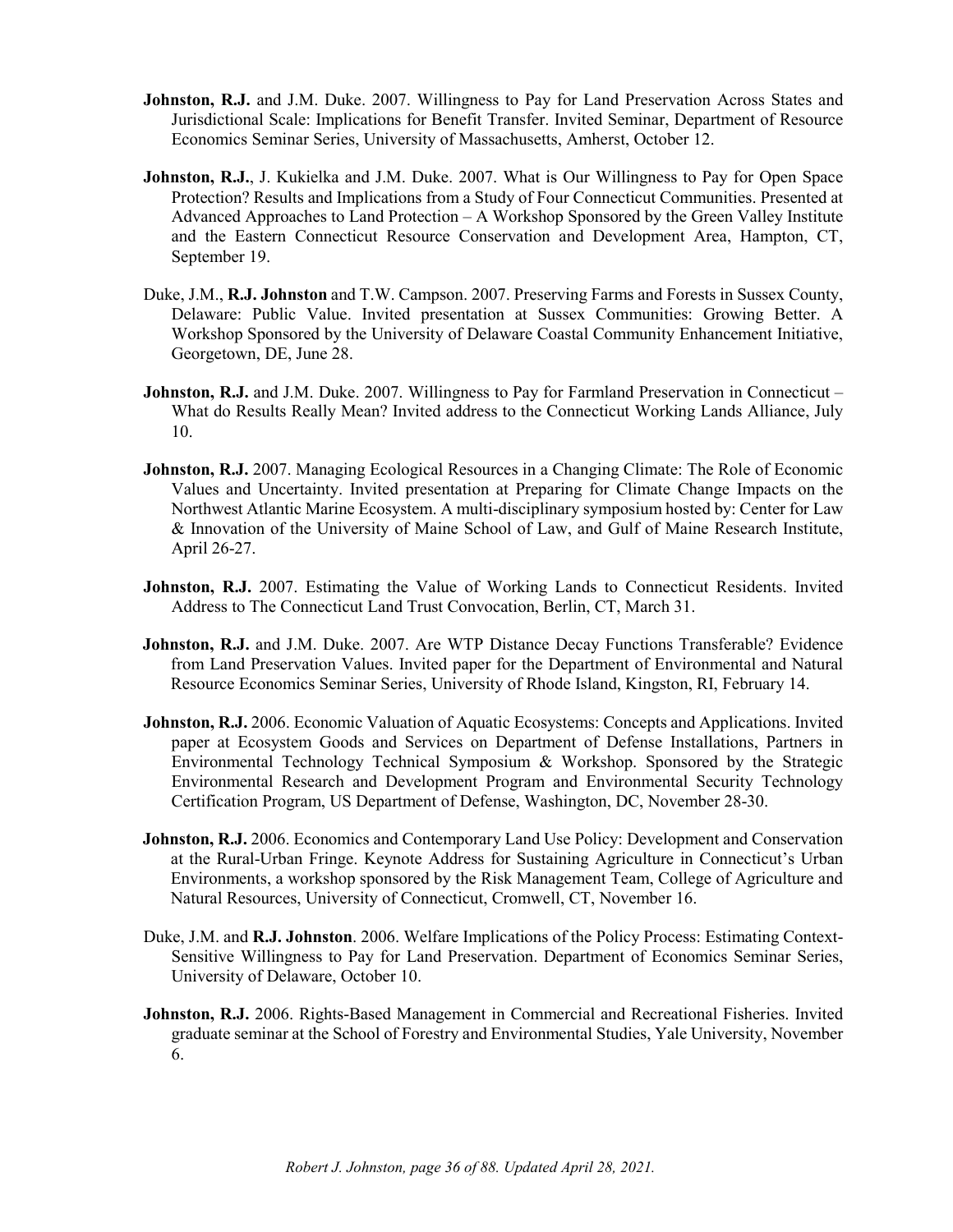**Johnston, R.J.** and J.M. Duke. 2007. Willingness to Pay for Land Preservation Across States and Jurisdictional Scale: Implications for Benefit Transfer. Invited Seminar, Department of Resource Economics Seminar Series, University of Massachusetts, Amherst, October 12.

**Johnston, R.J.**, J. Kukielka and J.M. Duke. 2007. What is Our Willingness to Pay for Open Space Protection? Results and Implications from a Study of Four Connecticut Communities. Presented at Advanced Approaches to Land Protection – A Workshop Sponsored by the Green Valley Institute and the Eastern Connecticut Resource Conservation and Development Area, Hampton, CT, September 19.

Duke, J.M., **R.J. Johnston** and T.W. Campson. 2007. Preserving Farms and Forests in Sussex County, Delaware: Public Value. Invited presentation at Sussex Communities: Growing Better. A Workshop Sponsored by the University of Delaware Coastal Community Enhancement Initiative, Georgetown, DE, June 28.

**Johnston, R.J.** and J.M. Duke. 2007. Willingness to Pay for Farmland Preservation in Connecticut – What do Results Really Mean? Invited address to the Connecticut Working Lands Alliance, July 10.

**Johnston, R.J.** 2007. Managing Ecological Resources in a Changing Climate: The Role of Economic Values and Uncertainty. Invited presentation at Preparing for Climate Change Impacts on the Northwest Atlantic Marine Ecosystem. A multi-disciplinary symposium hosted by: Center for Law & Innovation of the University of Maine School of Law, and Gulf of Maine Research Institute, April 26-27.

**Johnston, R.J.** 2007. Estimating the Value of Working Lands to Connecticut Residents. Invited Address to The Connecticut Land Trust Convocation, Berlin, CT, March 31.

**Johnston, R.J.** and J.M. Duke. 2007. Are WTP Distance Decay Functions Transferable? Evidence from Land Preservation Values. Invited paper for the Department of Environmental and Natural Resource Economics Seminar Series, University of Rhode Island, Kingston, RI, February 14.

**Johnston, R.J.** 2006. Economic Valuation of Aquatic Ecosystems: Concepts and Applications. Invited paper at Ecosystem Goods and Services on Department of Defense Installations, Partners in Environmental Technology Technical Symposium & Workshop. Sponsored by the Strategic Environmental Research and Development Program and Environmental Security Technology Certification Program, US Department of Defense, Washington, DC, November 28-30.

**Johnston, R.J.** 2006. Economics and Contemporary Land Use Policy: Development and Conservation at the Rural-Urban Fringe. Keynote Address for Sustaining Agriculture in Connecticut's Urban Environments, a workshop sponsored by the Risk Management Team, College of Agriculture and Natural Resources, University of Connecticut, Cromwell, CT, November 16.

Duke, J.M. and **R.J. Johnston**. 2006. Welfare Implications of the Policy Process: Estimating Context-Sensitive Willingness to Pay for Land Preservation. Department of Economics Seminar Series, University of Delaware, October 10.

**Johnston, R.J.** 2006. Rights-Based Management in Commercial and Recreational Fisheries. Invited graduate seminar at the School of Forestry and Environmental Studies, Yale University, November 6.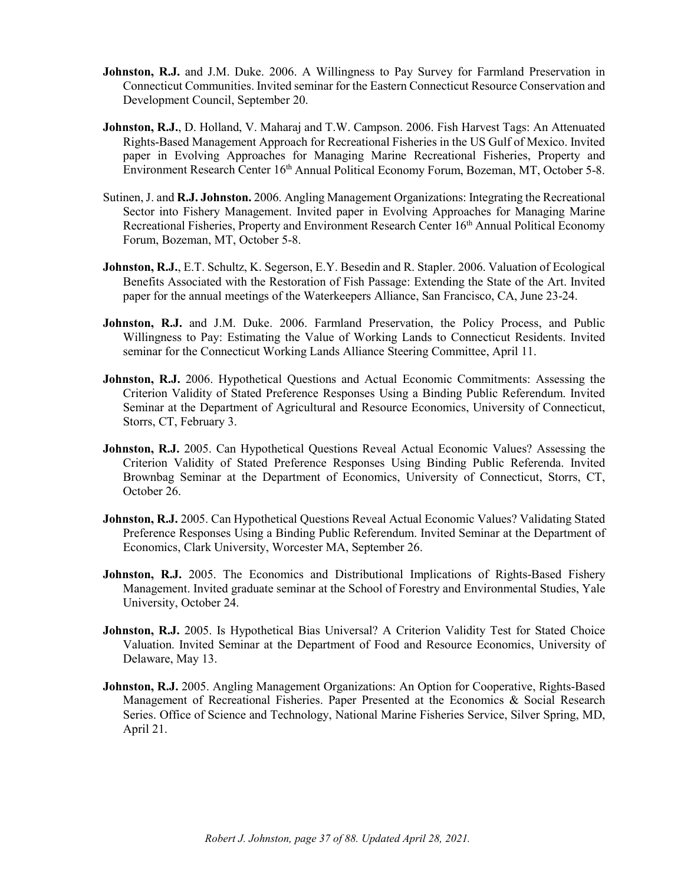**Johnston, R.J.** and J.M. Duke. 2006. A Willingness to Pay Survey for Farmland Preservation in Connecticut Communities. Invited seminar for the Eastern Connecticut Resource Conservation and Development Council, September 20.

**Johnston, R.J.**, D. Holland, V. Maharaj and T.W. Campson. 2006. Fish Harvest Tags: An Attenuated Rights-Based Management Approach for Recreational Fisheries in the US Gulf of Mexico. Invited paper in Evolving Approaches for Managing Marine Recreational Fisheries, Property and Environment Research Center 16th Annual Political Economy Forum, Bozeman, MT, October 5-8.

Sutinen, J. and **R.J. Johnston.** 2006. Angling Management Organizations: Integrating the Recreational Sector into Fishery Management. Invited paper in Evolving Approaches for Managing Marine Recreational Fisheries, Property and Environment Research Center 16th Annual Political Economy Forum, Bozeman, MT, October 5-8.

**Johnston, R.J.**, E.T. Schultz, K. Segerson, E.Y. Besedin and R. Stapler. 2006. Valuation of Ecological Benefits Associated with the Restoration of Fish Passage: Extending the State of the Art. Invited paper for the annual meetings of the Waterkeepers Alliance, San Francisco, CA, June 23-24.

**Johnston, R.J.** and J.M. Duke. 2006. Farmland Preservation, the Policy Process, and Public Willingness to Pay: Estimating the Value of Working Lands to Connecticut Residents. Invited seminar for the Connecticut Working Lands Alliance Steering Committee, April 11.

**Johnston, R.J.** 2006. Hypothetical Questions and Actual Economic Commitments: Assessing the Criterion Validity of Stated Preference Responses Using a Binding Public Referendum. Invited Seminar at the Department of Agricultural and Resource Economics, University of Connecticut, Storrs, CT, February 3.

**Johnston, R.J.** 2005. Can Hypothetical Questions Reveal Actual Economic Values? Assessing the Criterion Validity of Stated Preference Responses Using Binding Public Referenda. Invited Brownbag Seminar at the Department of Economics, University of Connecticut, Storrs, CT, October 26.

**Johnston, R.J.** 2005. Can Hypothetical Questions Reveal Actual Economic Values? Validating Stated Preference Responses Using a Binding Public Referendum. Invited Seminar at the Department of Economics, Clark University, Worcester MA, September 26.

**Johnston, R.J.** 2005. The Economics and Distributional Implications of Rights-Based Fishery Management. Invited graduate seminar at the School of Forestry and Environmental Studies, Yale University, October 24.

**Johnston, R.J.** 2005. Is Hypothetical Bias Universal? A Criterion Validity Test for Stated Choice Valuation. Invited Seminar at the Department of Food and Resource Economics, University of Delaware, May 13.

**Johnston, R.J.** 2005. Angling Management Organizations: An Option for Cooperative, Rights-Based Management of Recreational Fisheries. Paper Presented at the Economics & Social Research Series. Office of Science and Technology, National Marine Fisheries Service, Silver Spring, MD, April 21.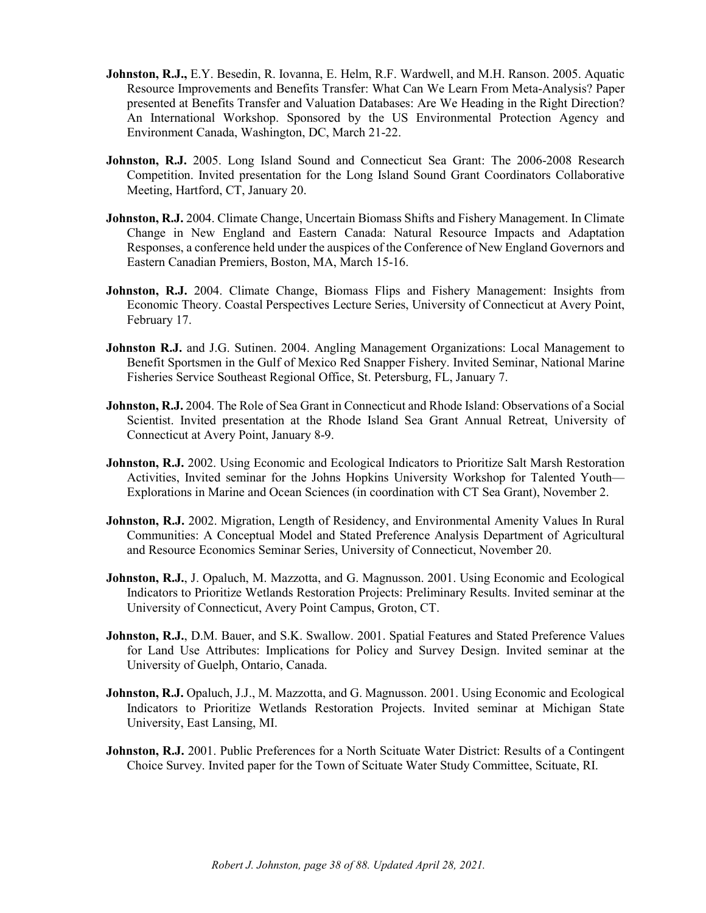**Johnston, R.J.,** E.Y. Besedin, R. Iovanna, E. Helm, R.F. Wardwell, and M.H. Ranson. 2005. Aquatic Resource Improvements and Benefits Transfer: What Can We Learn From Meta-Analysis? Paper presented at Benefits Transfer and Valuation Databases: Are We Heading in the Right Direction? An International Workshop. Sponsored by the US Environmental Protection Agency and Environment Canada, Washington, DC, March 21-22.

**Johnston, R.J.** 2005. Long Island Sound and Connecticut Sea Grant: The 2006-2008 Research Competition. Invited presentation for the Long Island Sound Grant Coordinators Collaborative Meeting, Hartford, CT, January 20.

**Johnston, R.J.** 2004. Climate Change, Uncertain Biomass Shifts and Fishery Management. In Climate Change in New England and Eastern Canada: Natural Resource Impacts and Adaptation Responses, a conference held under the auspices of the Conference of New England Governors and Eastern Canadian Premiers, Boston, MA, March 15-16.

**Johnston, R.J.** 2004. Climate Change, Biomass Flips and Fishery Management: Insights from Economic Theory. Coastal Perspectives Lecture Series, University of Connecticut at Avery Point, February 17.

**Johnston R.J.** and J.G. Sutinen. 2004. Angling Management Organizations: Local Management to Benefit Sportsmen in the Gulf of Mexico Red Snapper Fishery. Invited Seminar, National Marine Fisheries Service Southeast Regional Office, St. Petersburg, FL, January 7.

**Johnston, R.J.** 2004. The Role of Sea Grant in Connecticut and Rhode Island: Observations of a Social Scientist. Invited presentation at the Rhode Island Sea Grant Annual Retreat, University of Connecticut at Avery Point, January 8-9.

**Johnston, R.J.** 2002. Using Economic and Ecological Indicators to Prioritize Salt Marsh Restoration Activities, Invited seminar for the Johns Hopkins University Workshop for Talented Youth—Explorations in Marine and Ocean Sciences (in coordination with CT Sea Grant), November 2.

**Johnston, R.J.** 2002. Migration, Length of Residency, and Environmental Amenity Values In Rural Communities: A Conceptual Model and Stated Preference Analysis Department of Agricultural and Resource Economics Seminar Series, University of Connecticut, November 20.

**Johnston, R.J.**, J. Opaluch, M. Mazzotta, and G. Magnusson. 2001. Using Economic and Ecological Indicators to Prioritize Wetlands Restoration Projects: Preliminary Results. Invited seminar at the University of Connecticut, Avery Point Campus, Groton, CT.

**Johnston, R.J.**, D.M. Bauer, and S.K. Swallow. 2001. Spatial Features and Stated Preference Values for Land Use Attributes: Implications for Policy and Survey Design. Invited seminar at the University of Guelph, Ontario, Canada.

**Johnston, R.J.** Opaluch, J.J., M. Mazzotta, and G. Magnusson. 2001. Using Economic and Ecological Indicators to Prioritize Wetlands Restoration Projects. Invited seminar at Michigan State University, East Lansing, MI.

**Johnston, R.J.** 2001. Public Preferences for a North Scituate Water District: Results of a Contingent Choice Survey. Invited paper for the Town of Scituate Water Study Committee, Scituate, RI.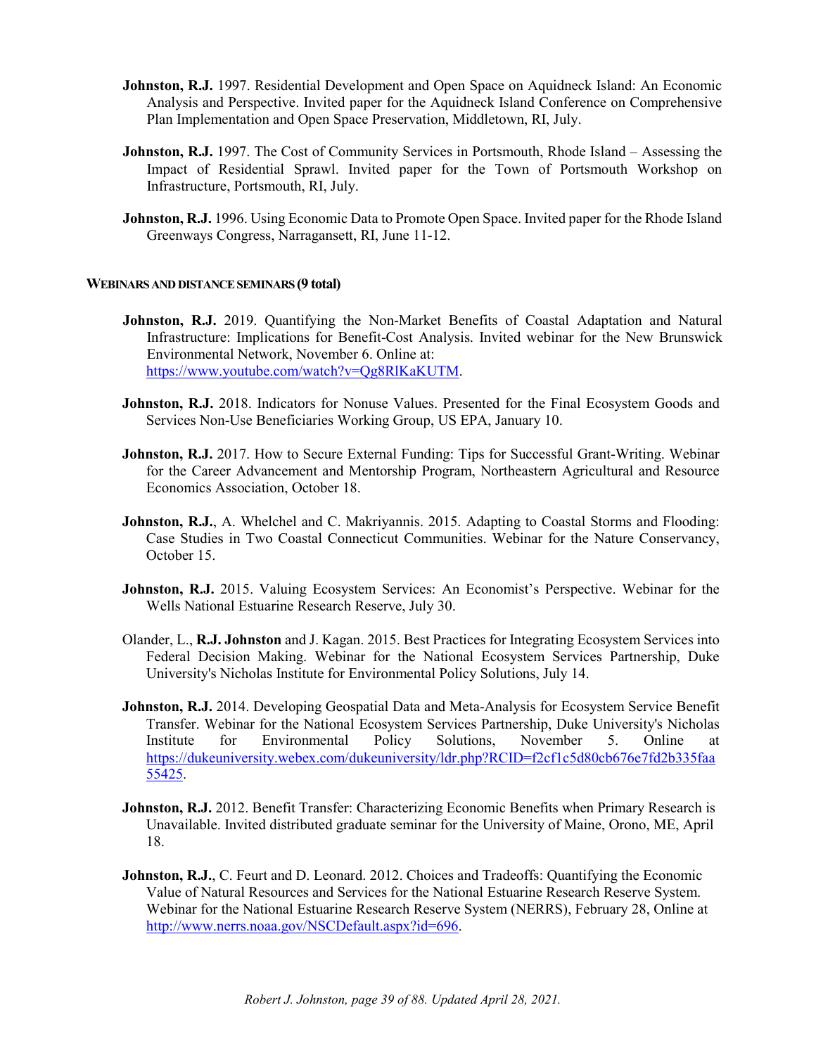**Johnston, R.J.** 1997. Residential Development and Open Space on Aquidneck Island: An Economic Analysis and Perspective. Invited paper for the Aquidneck Island Conference on Comprehensive Plan Implementation and Open Space Preservation, Middletown, RI, July.

**Johnston, R.J.** 1997. The Cost of Community Services in Portsmouth, Rhode Island – Assessing the Impact of Residential Sprawl. Invited paper for the Town of Portsmouth Workshop on Infrastructure, Portsmouth, RI, July.

**Johnston, R.J.** 1996. Using Economic Data to Promote Open Space. Invited paper for the Rhode Island Greenways Congress, Narragansett, RI, June 11-12.

### WEBINARS AND DISTANCE SEMINARS (9 total)

**Johnston, R.J.** 2019. Quantifying the Non-Market Benefits of Coastal Adaptation and Natural Infrastructure: Implications for Benefit-Cost Analysis. Invited webinar for the New Brunswick Environmental Network, November 6. Online at: https://www.youtube.com/watch?v=Qg8RlKaKUTM.

**Johnston, R.J.** 2018. Indicators for Nonuse Values. Presented for the Final Ecosystem Goods and Services Non-Use Beneficiaries Working Group, US EPA, January 10.

**Johnston, R.J.** 2017. How to Secure External Funding: Tips for Successful Grant-Writing. Webinar for the Career Advancement and Mentorship Program, Northeastern Agricultural and Resource Economics Association, October 18.

**Johnston, R.J.**, A. Whelchel and C. Makriyannis. 2015. Adapting to Coastal Storms and Flooding: Case Studies in Two Coastal Connecticut Communities. Webinar for the Nature Conservancy, October 15.

**Johnston, R.J.** 2015. Valuing Ecosystem Services: An Economist's Perspective. Webinar for the Wells National Estuarine Research Reserve, July 30.

Olander, L., **R.J. Johnston** and J. Kagan. 2015. Best Practices for Integrating Ecosystem Services into Federal Decision Making. Webinar for the National Ecosystem Services Partnership, Duke University's Nicholas Institute for Environmental Policy Solutions, July 14.

**Johnston, R.J.** 2014. Developing Geospatial Data and Meta-Analysis for Ecosystem Service Benefit Transfer. Webinar for the National Ecosystem Services Partnership, Duke University's Nicholas Institute for Environmental Policy Solutions, November 5. Online at https://dukeuniversity.webex.com/dukeuniversity/ldr.php?RCID=f2cf1c5d80cb676e7fd2b335faa55425.

**Johnston, R.J.** 2012. Benefit Transfer: Characterizing Economic Benefits when Primary Research is Unavailable. Invited distributed graduate seminar for the University of Maine, Orono, ME, April 18.

**Johnston, R.J.**, C. Feurt and D. Leonard. 2012. Choices and Tradeoffs: Quantifying the Economic Value of Natural Resources and Services for the National Estuarine Research Reserve System. Webinar for the National Estuarine Research Reserve System (NERRS), February 28, Online at http://www.nerrs.noaa.gov/NSCDefault.aspx?id=696.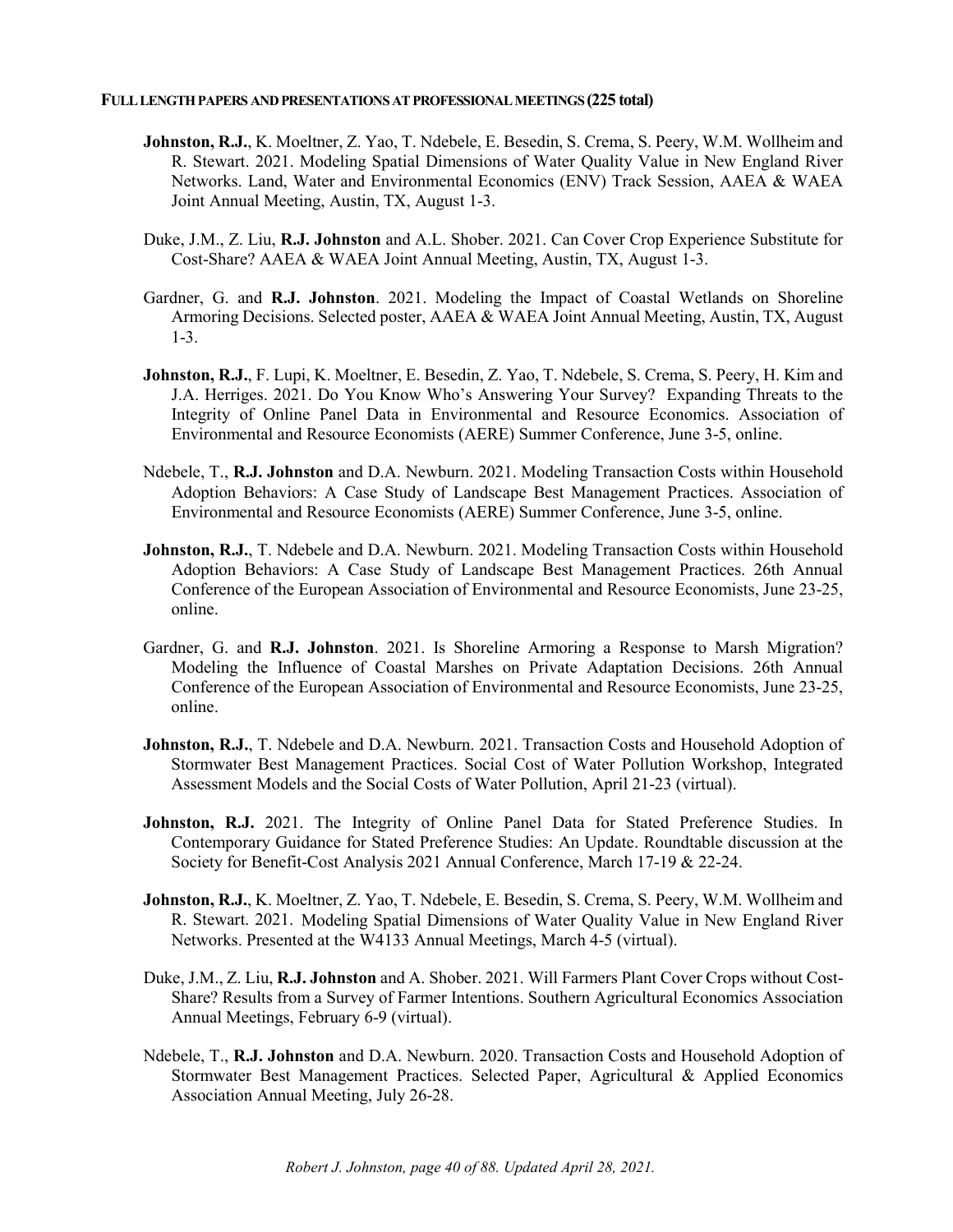**FULL LENGTH PAPERS AND PRESENTATIONS AT PROFESSIONAL MEETINGS (225 total)**

**Johnston, R.J.**, K. Moeltner, Z. Yao, T. Ndebele, E. Besedin, S. Crema, S. Peery, W.M. Wollheim and R. Stewart. 2021. Modeling Spatial Dimensions of Water Quality Value in New England River Networks. Land, Water and Environmental Economics (ENV) Track Session, AAEA & WAEA Joint Annual Meeting, Austin, TX, August 1-3.

Duke, J.M., Z. Liu, **R.J. Johnston** and A.L. Shober. 2021. Can Cover Crop Experience Substitute for Cost-Share? AAEA & WAEA Joint Annual Meeting, Austin, TX, August 1-3.

Gardner, G. and **R.J. Johnston**. 2021. Modeling the Impact of Coastal Wetlands on Shoreline Armoring Decisions. Selected poster, AAEA & WAEA Joint Annual Meeting, Austin, TX, August 1-3.

**Johnston, R.J.**, F. Lupi, K. Moeltner, E. Besedin, Z. Yao, T. Ndebele, S. Crema, S. Peery, H. Kim and J.A. Herriges. 2021. Do You Know Who's Answering Your Survey? Expanding Threats to the Integrity of Online Panel Data in Environmental and Resource Economics. Association of Environmental and Resource Economists (AERE) Summer Conference, June 3-5, online.

Ndebele, T., **R.J. Johnston** and D.A. Newburn. 2021. Modeling Transaction Costs within Household Adoption Behaviors: A Case Study of Landscape Best Management Practices. Association of Environmental and Resource Economists (AERE) Summer Conference, June 3-5, online.

**Johnston, R.J.**, T. Ndebele and D.A. Newburn. 2021. Modeling Transaction Costs within Household Adoption Behaviors: A Case Study of Landscape Best Management Practices. 26th Annual Conference of the European Association of Environmental and Resource Economists, June 23-25, online.

Gardner, G. and **R.J. Johnston**. 2021. Is Shoreline Armoring a Response to Marsh Migration? Modeling the Influence of Coastal Marshes on Private Adaptation Decisions. 26th Annual Conference of the European Association of Environmental and Resource Economists, June 23-25, online.

**Johnston, R.J.**, T. Ndebele and D.A. Newburn. 2021. Transaction Costs and Household Adoption of Stormwater Best Management Practices. Social Cost of Water Pollution Workshop, Integrated Assessment Models and the Social Costs of Water Pollution, April 21-23 (virtual).

**Johnston, R.J.** 2021. The Integrity of Online Panel Data for Stated Preference Studies. In Contemporary Guidance for Stated Preference Studies: An Update. Roundtable discussion at the Society for Benefit-Cost Analysis 2021 Annual Conference, March 17-19 & 22-24.

**Johnston, R.J.**, K. Moeltner, Z. Yao, T. Ndebele, E. Besedin, S. Crema, S. Peery, W.M. Wollheim and R. Stewart. 2021. Modeling Spatial Dimensions of Water Quality Value in New England River Networks. Presented at the W4133 Annual Meetings, March 4-5 (virtual).

Duke, J.M., Z. Liu, **R.J. Johnston** and A. Shober. 2021. Will Farmers Plant Cover Crops without Cost-Share? Results from a Survey of Farmer Intentions. Southern Agricultural Economics Association Annual Meetings, February 6-9 (virtual).

Ndebele, T., **R.J. Johnston** and D.A. Newburn. 2020. Transaction Costs and Household Adoption of Stormwater Best Management Practices. Selected Paper, Agricultural & Applied Economics Association Annual Meeting, July 26-28.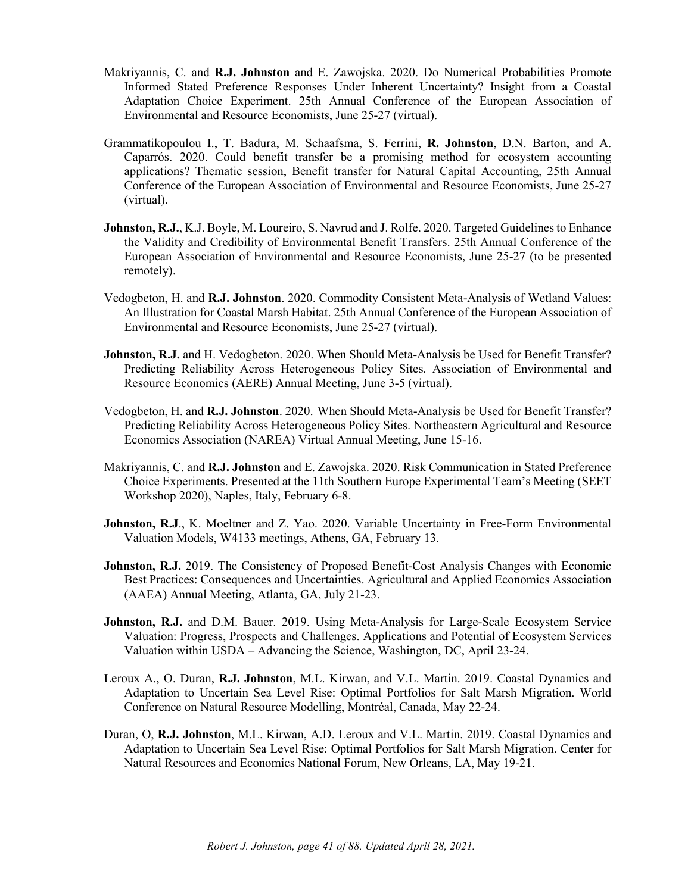Makriyannis, C. and **R.J. Johnston** and E. Zawojska. 2020. Do Numerical Probabilities Promote Informed Stated Preference Responses Under Inherent Uncertainty? Insight from a Coastal Adaptation Choice Experiment. 25th Annual Conference of the European Association of Environmental and Resource Economists, June 25-27 (virtual).

Grammatikopoulou I., T. Badura, M. Schaafsma, S. Ferrini, **R. Johnston**, D.N. Barton, and A. Caparrós. 2020. Could benefit transfer be a promising method for ecosystem accounting applications? Thematic session, Benefit transfer for Natural Capital Accounting, 25th Annual Conference of the European Association of Environmental and Resource Economists, June 25-27 (virtual).

**Johnston, R.J.**, K.J. Boyle, M. Loureiro, S. Navrud and J. Rolfe. 2020. Targeted Guidelines to Enhance the Validity and Credibility of Environmental Benefit Transfers. 25th Annual Conference of the European Association of Environmental and Resource Economists, June 25-27 (to be presented remotely).

Vedogbeton, H. and **R.J. Johnston**. 2020. Commodity Consistent Meta-Analysis of Wetland Values: An Illustration for Coastal Marsh Habitat. 25th Annual Conference of the European Association of Environmental and Resource Economists, June 25-27 (virtual).

**Johnston, R.J.** and H. Vedogbeton. 2020. When Should Meta-Analysis be Used for Benefit Transfer? Predicting Reliability Across Heterogeneous Policy Sites. Association of Environmental and Resource Economics (AERE) Annual Meeting, June 3-5 (virtual).

Vedogbeton, H. and **R.J. Johnston**. 2020. When Should Meta-Analysis be Used for Benefit Transfer? Predicting Reliability Across Heterogeneous Policy Sites. Northeastern Agricultural and Resource Economics Association (NAREA) Virtual Annual Meeting, June 15-16.

Makriyannis, C. and **R.J. Johnston** and E. Zawojska. 2020. Risk Communication in Stated Preference Choice Experiments. Presented at the 11th Southern Europe Experimental Team's Meeting (SEET Workshop 2020), Naples, Italy, February 6-8.

**Johnston, R.J**., K. Moeltner and Z. Yao. 2020. Variable Uncertainty in Free-Form Environmental Valuation Models, W4133 meetings, Athens, GA, February 13.

**Johnston, R.J.** 2019. The Consistency of Proposed Benefit-Cost Analysis Changes with Economic Best Practices: Consequences and Uncertainties. Agricultural and Applied Economics Association (AAEA) Annual Meeting, Atlanta, GA, July 21-23.

**Johnston, R.J.** and D.M. Bauer. 2019. Using Meta-Analysis for Large-Scale Ecosystem Service Valuation: Progress, Prospects and Challenges. Applications and Potential of Ecosystem Services Valuation within USDA – Advancing the Science, Washington, DC, April 23-24.

Leroux A., O. Duran, **R.J. Johnston**, M.L. Kirwan, and V.L. Martin. 2019. Coastal Dynamics and Adaptation to Uncertain Sea Level Rise: Optimal Portfolios for Salt Marsh Migration. World Conference on Natural Resource Modelling, Montréal, Canada, May 22-24.

Duran, O, **R.J. Johnston**, M.L. Kirwan, A.D. Leroux and V.L. Martin. 2019. Coastal Dynamics and Adaptation to Uncertain Sea Level Rise: Optimal Portfolios for Salt Marsh Migration. Center for Natural Resources and Economics National Forum, New Orleans, LA, May 19-21.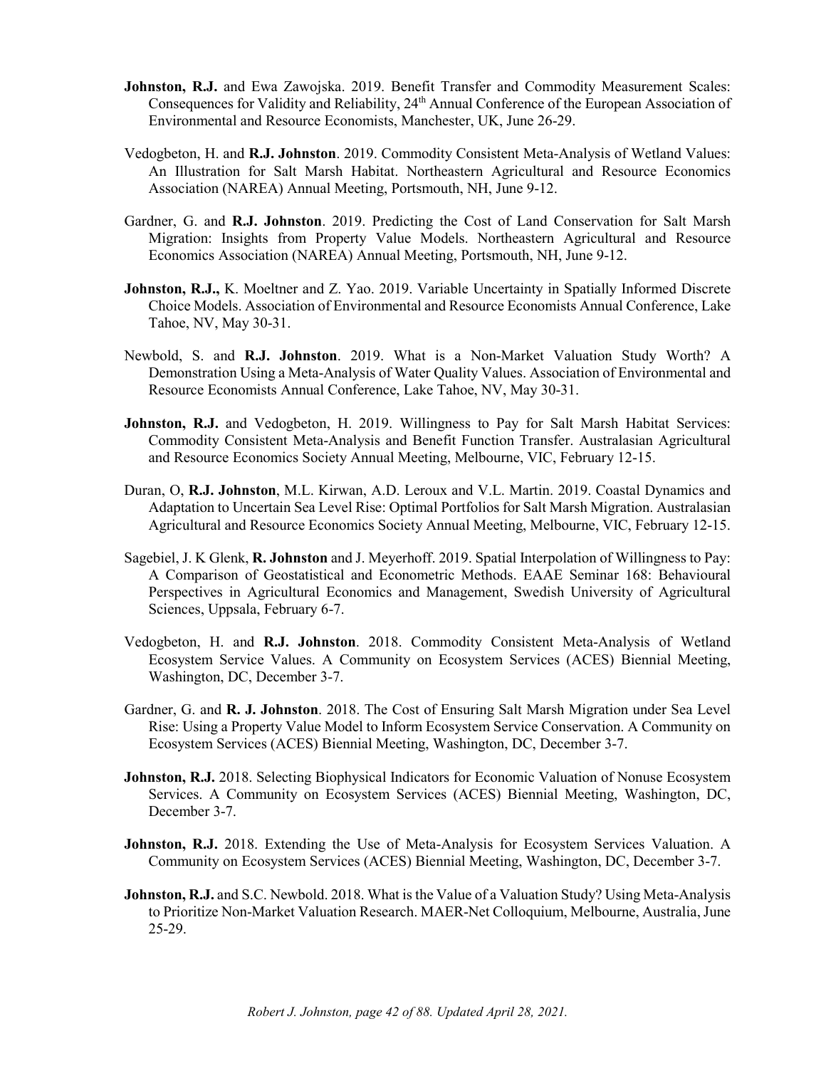**Johnston, R.J.** and Ewa Zawojska. 2019. Benefit Transfer and Commodity Measurement Scales: Consequences for Validity and Reliability, 24th Annual Conference of the European Association of Environmental and Resource Economists, Manchester, UK, June 26-29.

Vedogbeton, H. and **R.J. Johnston**. 2019. Commodity Consistent Meta-Analysis of Wetland Values: An Illustration for Salt Marsh Habitat. Northeastern Agricultural and Resource Economics Association (NAREA) Annual Meeting, Portsmouth, NH, June 9-12.

Gardner, G. and **R.J. Johnston**. 2019. Predicting the Cost of Land Conservation for Salt Marsh Migration: Insights from Property Value Models. Northeastern Agricultural and Resource Economics Association (NAREA) Annual Meeting, Portsmouth, NH, June 9-12.

**Johnston, R.J.,** K. Moeltner and Z. Yao. 2019. Variable Uncertainty in Spatially Informed Discrete Choice Models. Association of Environmental and Resource Economists Annual Conference, Lake Tahoe, NV, May 30-31.

Newbold, S. and **R.J. Johnston**. 2019. What is a Non-Market Valuation Study Worth? A Demonstration Using a Meta-Analysis of Water Quality Values. Association of Environmental and Resource Economists Annual Conference, Lake Tahoe, NV, May 30-31.

**Johnston, R.J.** and Vedogbeton, H. 2019. Willingness to Pay for Salt Marsh Habitat Services: Commodity Consistent Meta-Analysis and Benefit Function Transfer. Australasian Agricultural and Resource Economics Society Annual Meeting, Melbourne, VIC, February 12-15.

Duran, O, **R.J. Johnston**, M.L. Kirwan, A.D. Leroux and V.L. Martin. 2019. Coastal Dynamics and Adaptation to Uncertain Sea Level Rise: Optimal Portfolios for Salt Marsh Migration. Australasian Agricultural and Resource Economics Society Annual Meeting, Melbourne, VIC, February 12-15.

Sagebiel, J. K Glenk, **R. Johnston** and J. Meyerhoff. 2019. Spatial Interpolation of Willingness to Pay: A Comparison of Geostatistical and Econometric Methods. EAAE Seminar 168: Behavioural Perspectives in Agricultural Economics and Management, Swedish University of Agricultural Sciences, Uppsala, February 6-7.

Vedogbeton, H. and **R.J. Johnston**. 2018. Commodity Consistent Meta-Analysis of Wetland Ecosystem Service Values. A Community on Ecosystem Services (ACES) Biennial Meeting, Washington, DC, December 3-7.

Gardner, G. and **R. J. Johnston**. 2018. The Cost of Ensuring Salt Marsh Migration under Sea Level Rise: Using a Property Value Model to Inform Ecosystem Service Conservation. A Community on Ecosystem Services (ACES) Biennial Meeting, Washington, DC, December 3-7.

**Johnston, R.J.** 2018. Selecting Biophysical Indicators for Economic Valuation of Nonuse Ecosystem Services. A Community on Ecosystem Services (ACES) Biennial Meeting, Washington, DC, December 3-7.

**Johnston, R.J.** 2018. Extending the Use of Meta-Analysis for Ecosystem Services Valuation. A Community on Ecosystem Services (ACES) Biennial Meeting, Washington, DC, December 3-7.

**Johnston, R.J.** and S.C. Newbold. 2018. What is the Value of a Valuation Study? Using Meta-Analysis to Prioritize Non-Market Valuation Research. MAER-Net Colloquium, Melbourne, Australia, June 25-29.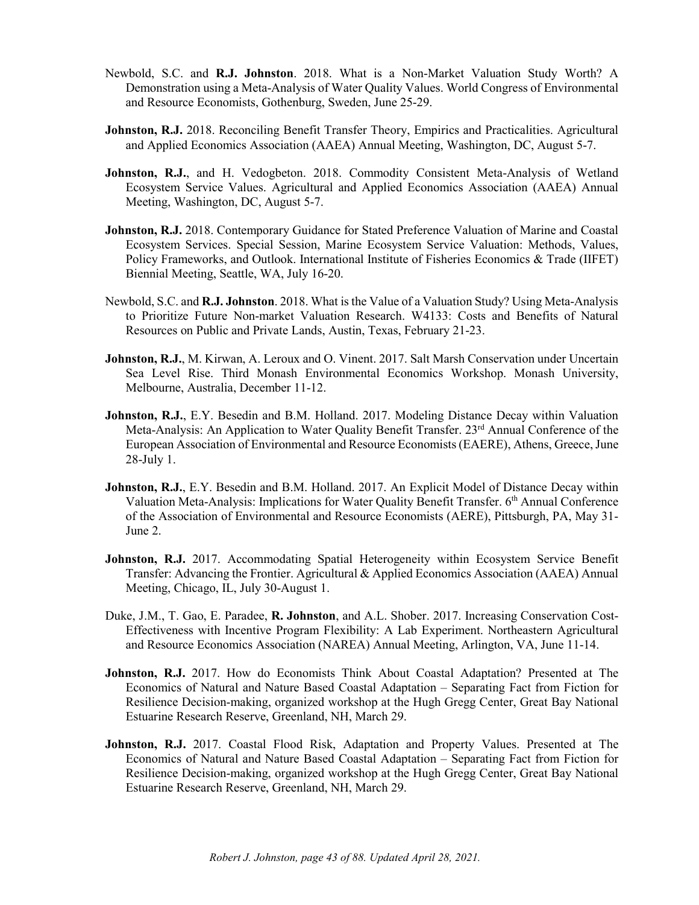Newbold, S.C. and **R.J. Johnston**. 2018. What is a Non-Market Valuation Study Worth? A Demonstration using a Meta-Analysis of Water Quality Values. World Congress of Environmental and Resource Economists, Gothenburg, Sweden, June 25-29.

**Johnston, R.J.** 2018. Reconciling Benefit Transfer Theory, Empirics and Practicalities. Agricultural and Applied Economics Association (AAEA) Annual Meeting, Washington, DC, August 5-7.

**Johnston, R.J.**, and H. Vedogbeton. 2018. Commodity Consistent Meta-Analysis of Wetland Ecosystem Service Values. Agricultural and Applied Economics Association (AAEA) Annual Meeting, Washington, DC, August 5-7.

**Johnston, R.J.** 2018. Contemporary Guidance for Stated Preference Valuation of Marine and Coastal Ecosystem Services. Special Session, Marine Ecosystem Service Valuation: Methods, Values, Policy Frameworks, and Outlook. International Institute of Fisheries Economics & Trade (IIFET) Biennial Meeting, Seattle, WA, July 16-20.

Newbold, S.C. and **R.J. Johnston**. 2018. What is the Value of a Valuation Study? Using Meta-Analysis to Prioritize Future Non-market Valuation Research. W4133: Costs and Benefits of Natural Resources on Public and Private Lands, Austin, Texas, February 21-23.

**Johnston, R.J.**, M. Kirwan, A. Leroux and O. Vinent. 2017. Salt Marsh Conservation under Uncertain Sea Level Rise. Third Monash Environmental Economics Workshop. Monash University, Melbourne, Australia, December 11-12.

**Johnston, R.J.**, E.Y. Besedin and B.M. Holland. 2017. Modeling Distance Decay within Valuation Meta-Analysis: An Application to Water Quality Benefit Transfer. 23rd Annual Conference of the European Association of Environmental and Resource Economists (EAERE), Athens, Greece, June 28-July 1.

**Johnston, R.J.**, E.Y. Besedin and B.M. Holland. 2017. An Explicit Model of Distance Decay within Valuation Meta-Analysis: Implications for Water Quality Benefit Transfer. 6th Annual Conference of the Association of Environmental and Resource Economists (AERE), Pittsburgh, PA, May 31-June 2.

**Johnston, R.J.** 2017. Accommodating Spatial Heterogeneity within Ecosystem Service Benefit Transfer: Advancing the Frontier. Agricultural & Applied Economics Association (AAEA) Annual Meeting, Chicago, IL, July 30-August 1.

Duke, J.M., T. Gao, E. Paradee, **R. Johnston**, and A.L. Shober. 2017. Increasing Conservation Cost-Effectiveness with Incentive Program Flexibility: A Lab Experiment. Northeastern Agricultural and Resource Economics Association (NAREA) Annual Meeting, Arlington, VA, June 11-14.

**Johnston, R.J.** 2017. How do Economists Think About Coastal Adaptation? Presented at The Economics of Natural and Nature Based Coastal Adaptation – Separating Fact from Fiction for Resilience Decision-making, organized workshop at the Hugh Gregg Center, Great Bay National Estuarine Research Reserve, Greenland, NH, March 29.

**Johnston, R.J.** 2017. Coastal Flood Risk, Adaptation and Property Values. Presented at The Economics of Natural and Nature Based Coastal Adaptation – Separating Fact from Fiction for Resilience Decision-making, organized workshop at the Hugh Gregg Center, Great Bay National Estuarine Research Reserve, Greenland, NH, March 29.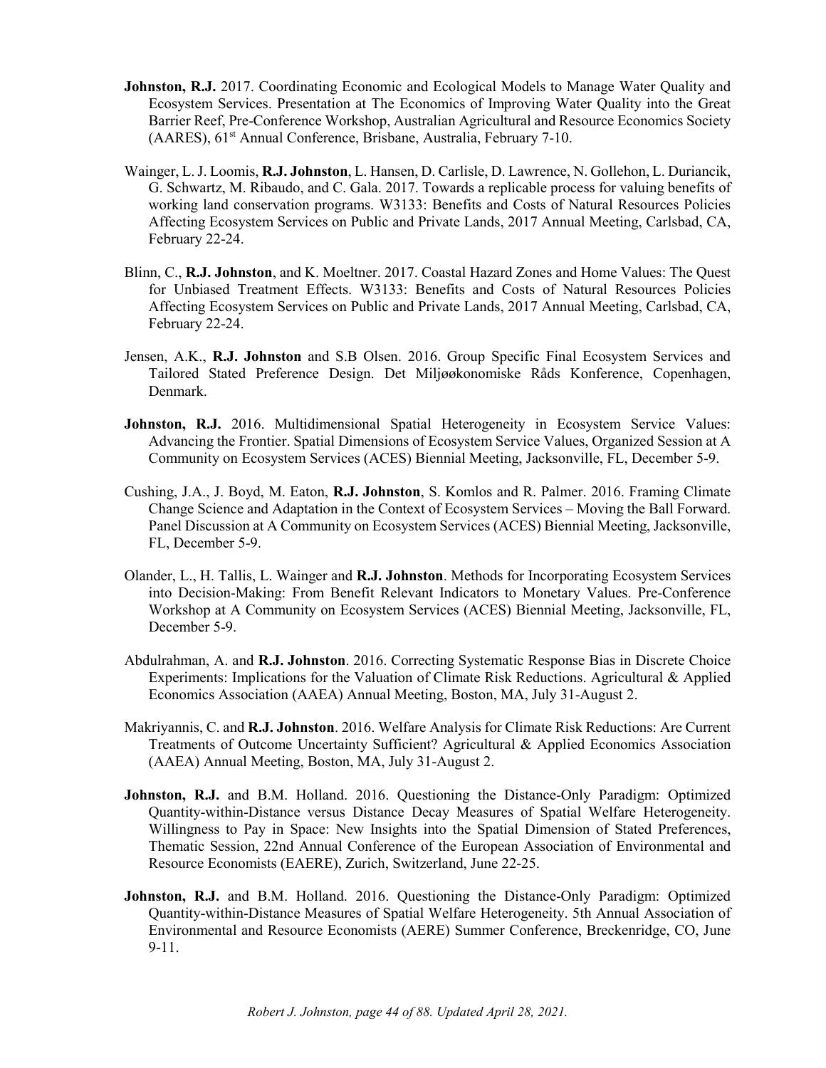**Johnston, R.J.** 2017. Coordinating Economic and Ecological Models to Manage Water Quality and Ecosystem Services. Presentation at The Economics of Improving Water Quality into the Great Barrier Reef, Pre-Conference Workshop, Australian Agricultural and Resource Economics Society (AARES), 61st Annual Conference, Brisbane, Australia, February 7-10.

Wainger, L. J. Loomis, **R.J. Johnston**, L. Hansen, D. Carlisle, D. Lawrence, N. Gollehon, L. Duriancik, G. Schwartz, M. Ribaudo, and C. Gala. 2017. Towards a replicable process for valuing benefits of working land conservation programs. W3133: Benefits and Costs of Natural Resources Policies Affecting Ecosystem Services on Public and Private Lands, 2017 Annual Meeting, Carlsbad, CA, February 22-24.

Blinn, C., **R.J. Johnston**, and K. Moeltner. 2017. Coastal Hazard Zones and Home Values: The Quest for Unbiased Treatment Effects. W3133: Benefits and Costs of Natural Resources Policies Affecting Ecosystem Services on Public and Private Lands, 2017 Annual Meeting, Carlsbad, CA, February 22-24.

Jensen, A.K., **R.J. Johnston** and S.B Olsen. 2016. Group Specific Final Ecosystem Services and Tailored Stated Preference Design. Det Miljøøkonomiske Råds Konference, Copenhagen, Denmark.

**Johnston, R.J.** 2016. Multidimensional Spatial Heterogeneity in Ecosystem Service Values: Advancing the Frontier. Spatial Dimensions of Ecosystem Service Values, Organized Session at A Community on Ecosystem Services (ACES) Biennial Meeting, Jacksonville, FL, December 5-9.

Cushing, J.A., J. Boyd, M. Eaton, **R.J. Johnston**, S. Komlos and R. Palmer. 2016. Framing Climate Change Science and Adaptation in the Context of Ecosystem Services – Moving the Ball Forward. Panel Discussion at A Community on Ecosystem Services (ACES) Biennial Meeting, Jacksonville, FL, December 5-9.

Olander, L., H. Tallis, L. Wainger and **R.J. Johnston**. Methods for Incorporating Ecosystem Services into Decision-Making: From Benefit Relevant Indicators to Monetary Values. Pre-Conference Workshop at A Community on Ecosystem Services (ACES) Biennial Meeting, Jacksonville, FL, December 5-9.

Abdulrahman, A. and **R.J. Johnston**. 2016. Correcting Systematic Response Bias in Discrete Choice Experiments: Implications for the Valuation of Climate Risk Reductions. Agricultural & Applied Economics Association (AAEA) Annual Meeting, Boston, MA, July 31-August 2.

Makriyannis, C. and **R.J. Johnston**. 2016. Welfare Analysis for Climate Risk Reductions: Are Current Treatments of Outcome Uncertainty Sufficient? Agricultural & Applied Economics Association (AAEA) Annual Meeting, Boston, MA, July 31-August 2.

**Johnston, R.J.** and B.M. Holland. 2016. Questioning the Distance-Only Paradigm: Optimized Quantity-within-Distance versus Distance Decay Measures of Spatial Welfare Heterogeneity. Willingness to Pay in Space: New Insights into the Spatial Dimension of Stated Preferences, Thematic Session, 22nd Annual Conference of the European Association of Environmental and Resource Economists (EAERE), Zurich, Switzerland, June 22-25.

**Johnston, R.J.** and B.M. Holland. 2016. Questioning the Distance-Only Paradigm: Optimized Quantity-within-Distance Measures of Spatial Welfare Heterogeneity. 5th Annual Association of Environmental and Resource Economists (AERE) Summer Conference, Breckenridge, CO, June 9-11.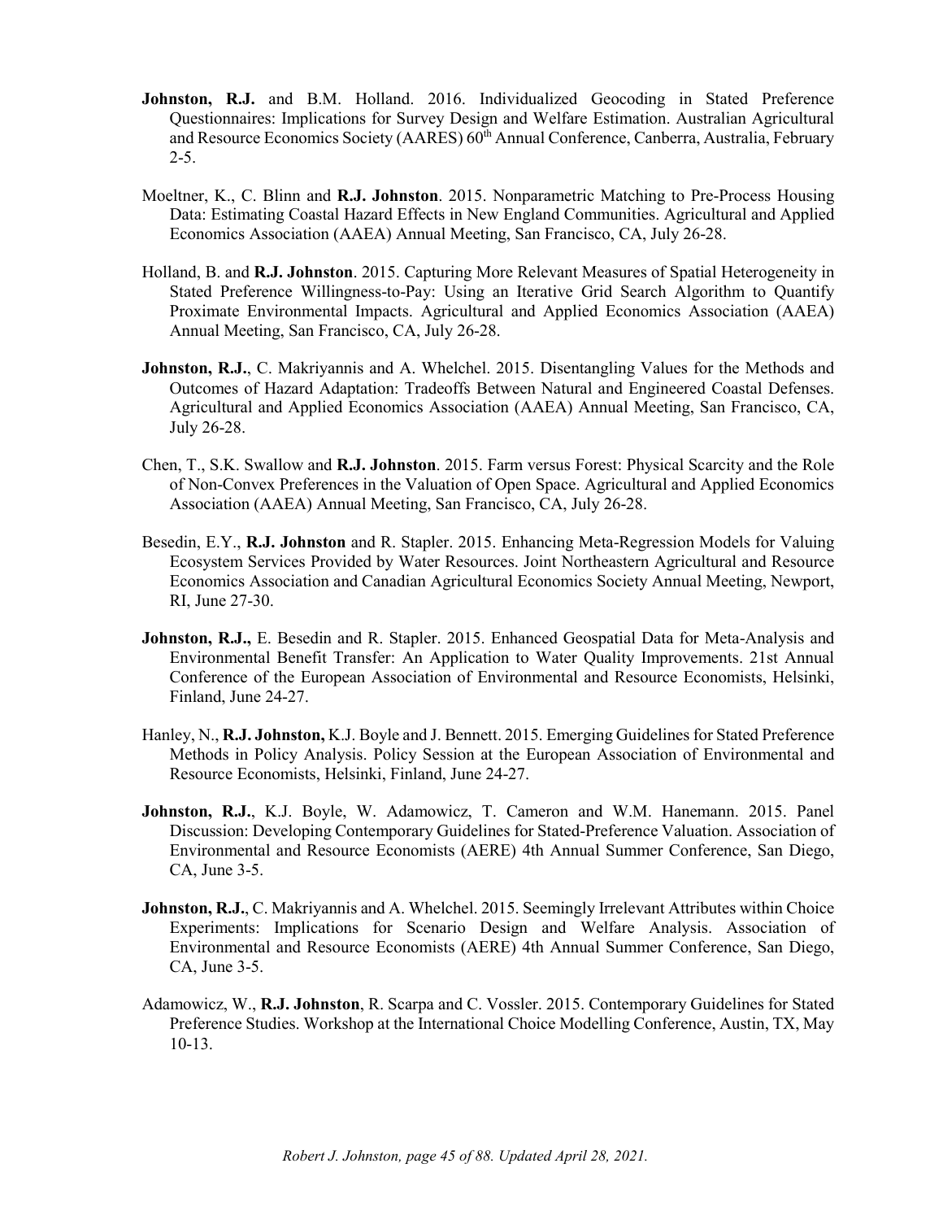**Johnston, R.J.** and B.M. Holland. 2016. Individualized Geocoding in Stated Preference Questionnaires: Implications for Survey Design and Welfare Estimation. Australian Agricultural and Resource Economics Society (AARES) 60th Annual Conference, Canberra, Australia, February 2-5.

Moeltner, K., C. Blinn and **R.J. Johnston**. 2015. Nonparametric Matching to Pre-Process Housing Data: Estimating Coastal Hazard Effects in New England Communities. Agricultural and Applied Economics Association (AAEA) Annual Meeting, San Francisco, CA, July 26-28.

Holland, B. and **R.J. Johnston**. 2015. Capturing More Relevant Measures of Spatial Heterogeneity in Stated Preference Willingness-to-Pay: Using an Iterative Grid Search Algorithm to Quantify Proximate Environmental Impacts. Agricultural and Applied Economics Association (AAEA) Annual Meeting, San Francisco, CA, July 26-28.

**Johnston, R.J.**, C. Makriyannis and A. Whelchel. 2015. Disentangling Values for the Methods and Outcomes of Hazard Adaptation: Tradeoffs Between Natural and Engineered Coastal Defenses. Agricultural and Applied Economics Association (AAEA) Annual Meeting, San Francisco, CA, July 26-28.

Chen, T., S.K. Swallow and **R.J. Johnston**. 2015. Farm versus Forest: Physical Scarcity and the Role of Non-Convex Preferences in the Valuation of Open Space. Agricultural and Applied Economics Association (AAEA) Annual Meeting, San Francisco, CA, July 26-28.

Besedin, E.Y., **R.J. Johnston** and R. Stapler. 2015. Enhancing Meta-Regression Models for Valuing Ecosystem Services Provided by Water Resources. Joint Northeastern Agricultural and Resource Economics Association and Canadian Agricultural Economics Society Annual Meeting, Newport, RI, June 27-30.

**Johnston, R.J.,** E. Besedin and R. Stapler. 2015. Enhanced Geospatial Data for Meta-Analysis and Environmental Benefit Transfer: An Application to Water Quality Improvements. 21st Annual Conference of the European Association of Environmental and Resource Economists, Helsinki, Finland, June 24-27.

Hanley, N., **R.J. Johnston,** K.J. Boyle and J. Bennett. 2015. Emerging Guidelines for Stated Preference Methods in Policy Analysis. Policy Session at the European Association of Environmental and Resource Economists, Helsinki, Finland, June 24-27.

**Johnston, R.J.**, K.J. Boyle, W. Adamowicz, T. Cameron and W.M. Hanemann. 2015. Panel Discussion: Developing Contemporary Guidelines for Stated-Preference Valuation. Association of Environmental and Resource Economists (AERE) 4th Annual Summer Conference, San Diego, CA, June 3-5.

**Johnston, R.J.**, C. Makriyannis and A. Whelchel. 2015. Seemingly Irrelevant Attributes within Choice Experiments: Implications for Scenario Design and Welfare Analysis. Association of Environmental and Resource Economists (AERE) 4th Annual Summer Conference, San Diego, CA, June 3-5.

Adamowicz, W., **R.J. Johnston**, R. Scarpa and C. Vossler. 2015. Contemporary Guidelines for Stated Preference Studies. Workshop at the International Choice Modelling Conference, Austin, TX, May 10-13.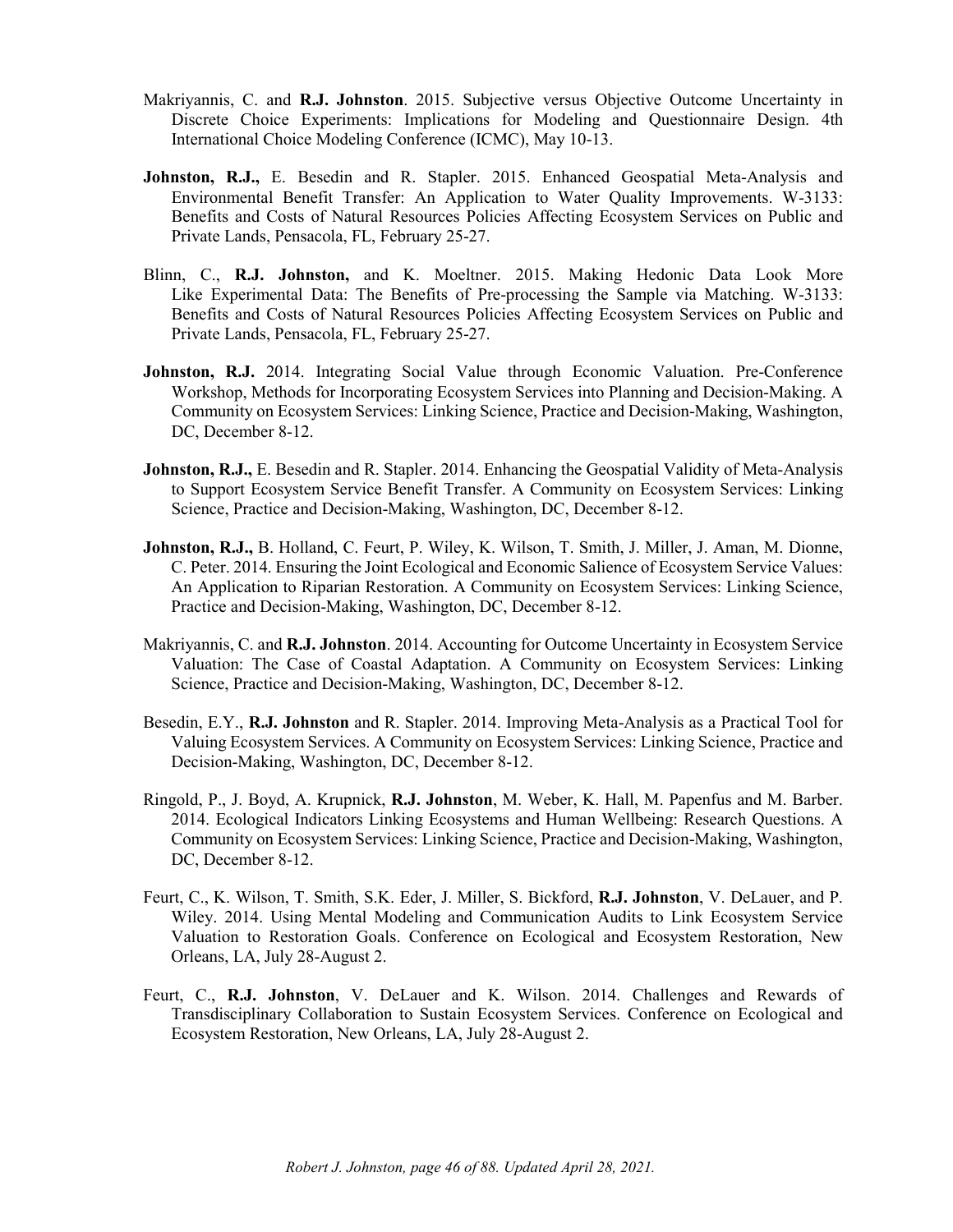Makriyannis, C. and **R.J. Johnston**. 2015. Subjective versus Objective Outcome Uncertainty in Discrete Choice Experiments: Implications for Modeling and Questionnaire Design. 4th International Choice Modeling Conference (ICMC), May 10-13.

**Johnston, R.J.,** E. Besedin and R. Stapler. 2015. Enhanced Geospatial Meta-Analysis and Environmental Benefit Transfer: An Application to Water Quality Improvements. W-3133: Benefits and Costs of Natural Resources Policies Affecting Ecosystem Services on Public and Private Lands, Pensacola, FL, February 25-27.

Blinn, C., **R.J. Johnston,** and K. Moeltner. 2015. Making Hedonic Data Look More Like Experimental Data: The Benefits of Pre-processing the Sample via Matching. W-3133: Benefits and Costs of Natural Resources Policies Affecting Ecosystem Services on Public and Private Lands, Pensacola, FL, February 25-27.

**Johnston, R.J.** 2014. Integrating Social Value through Economic Valuation. Pre-Conference Workshop, Methods for Incorporating Ecosystem Services into Planning and Decision-Making. A Community on Ecosystem Services: Linking Science, Practice and Decision-Making, Washington, DC, December 8-12.

**Johnston, R.J.,** E. Besedin and R. Stapler. 2014. Enhancing the Geospatial Validity of Meta-Analysis to Support Ecosystem Service Benefit Transfer. A Community on Ecosystem Services: Linking Science, Practice and Decision-Making, Washington, DC, December 8-12.

**Johnston, R.J.,** B. Holland, C. Feurt, P. Wiley, K. Wilson, T. Smith, J. Miller, J. Aman, M. Dionne, C. Peter. 2014. Ensuring the Joint Ecological and Economic Salience of Ecosystem Service Values: An Application to Riparian Restoration. A Community on Ecosystem Services: Linking Science, Practice and Decision-Making, Washington, DC, December 8-12.

Makriyannis, C. and **R.J. Johnston**. 2014. Accounting for Outcome Uncertainty in Ecosystem Service Valuation: The Case of Coastal Adaptation. A Community on Ecosystem Services: Linking Science, Practice and Decision-Making, Washington, DC, December 8-12.

Besedin, E.Y., **R.J. Johnston** and R. Stapler. 2014. Improving Meta-Analysis as a Practical Tool for Valuing Ecosystem Services. A Community on Ecosystem Services: Linking Science, Practice and Decision-Making, Washington, DC, December 8-12.

Ringold, P., J. Boyd, A. Krupnick, **R.J. Johnston**, M. Weber, K. Hall, M. Papenfus and M. Barber. 2014. Ecological Indicators Linking Ecosystems and Human Wellbeing: Research Questions. A Community on Ecosystem Services: Linking Science, Practice and Decision-Making, Washington, DC, December 8-12.

Feurt, C., K. Wilson, T. Smith, S.K. Eder, J. Miller, S. Bickford, **R.J. Johnston**, V. DeLauer, and P. Wiley. 2014. Using Mental Modeling and Communication Audits to Link Ecosystem Service Valuation to Restoration Goals. Conference on Ecological and Ecosystem Restoration, New Orleans, LA, July 28-August 2.

Feurt, C., **R.J. Johnston**, V. DeLauer and K. Wilson. 2014. Challenges and Rewards of Transdisciplinary Collaboration to Sustain Ecosystem Services. Conference on Ecological and Ecosystem Restoration, New Orleans, LA, July 28-August 2.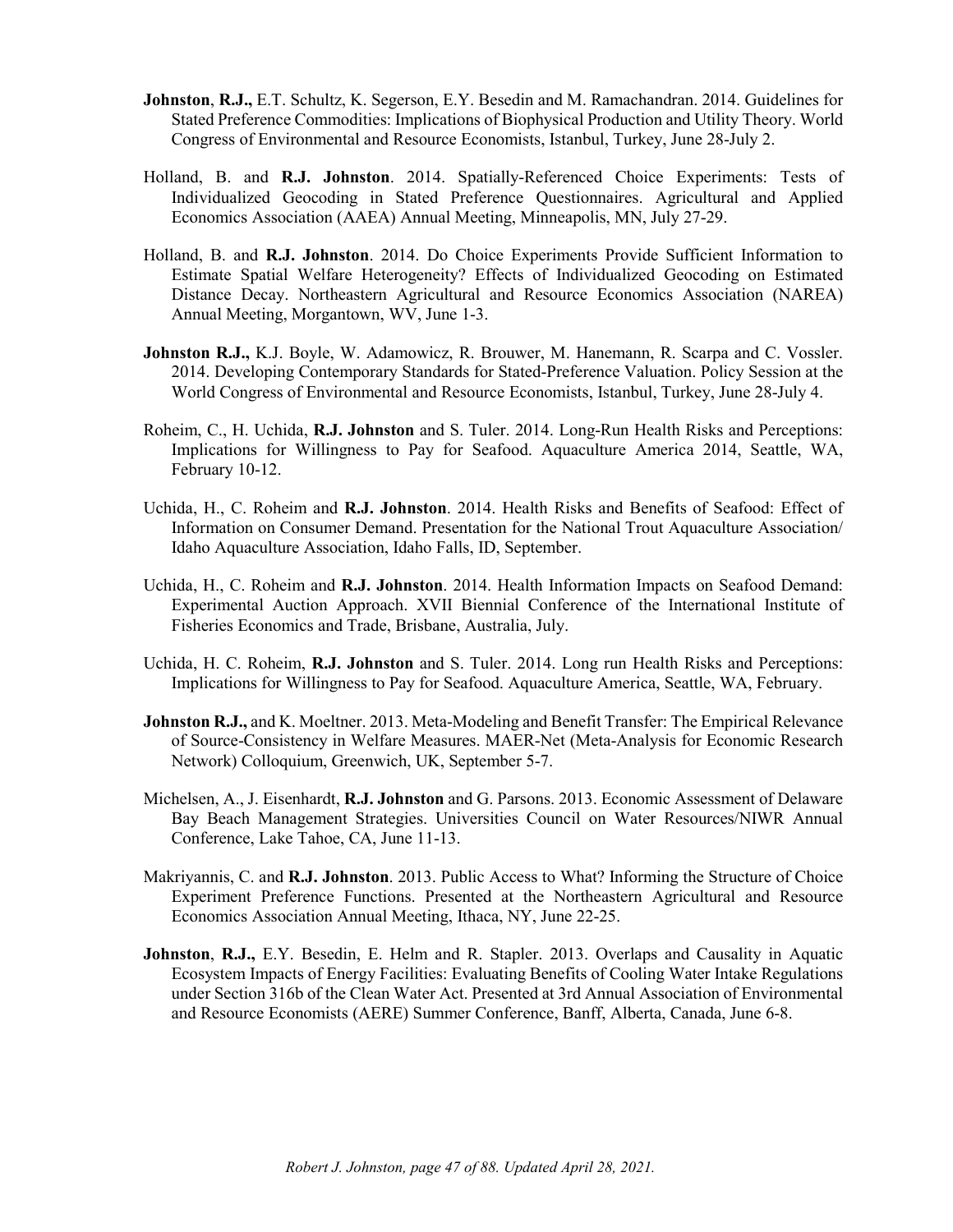**Johnston**, **R.J.,** E.T. Schultz, K. Segerson, E.Y. Besedin and M. Ramachandran. 2014. Guidelines for Stated Preference Commodities: Implications of Biophysical Production and Utility Theory. World Congress of Environmental and Resource Economists, Istanbul, Turkey, June 28-July 2.

Holland, B. and **R.J. Johnston**. 2014. Spatially-Referenced Choice Experiments: Tests of Individualized Geocoding in Stated Preference Questionnaires. Agricultural and Applied Economics Association (AAEA) Annual Meeting, Minneapolis, MN, July 27-29.

Holland, B. and **R.J. Johnston**. 2014. Do Choice Experiments Provide Sufficient Information to Estimate Spatial Welfare Heterogeneity? Effects of Individualized Geocoding on Estimated Distance Decay. Northeastern Agricultural and Resource Economics Association (NAREA) Annual Meeting, Morgantown, WV, June 1-3.

**Johnston R.J.,** K.J. Boyle, W. Adamowicz, R. Brouwer, M. Hanemann, R. Scarpa and C. Vossler. 2014. Developing Contemporary Standards for Stated-Preference Valuation. Policy Session at the World Congress of Environmental and Resource Economists, Istanbul, Turkey, June 28-July 4.

Roheim, C., H. Uchida, **R.J. Johnston** and S. Tuler. 2014. Long-Run Health Risks and Perceptions: Implications for Willingness to Pay for Seafood. Aquaculture America 2014, Seattle, WA, February 10-12.

Uchida, H., C. Roheim and **R.J. Johnston**. 2014. Health Risks and Benefits of Seafood: Effect of Information on Consumer Demand. Presentation for the National Trout Aquaculture Association/ Idaho Aquaculture Association, Idaho Falls, ID, September.

Uchida, H., C. Roheim and **R.J. Johnston**. 2014. Health Information Impacts on Seafood Demand: Experimental Auction Approach. XVII Biennial Conference of the International Institute of Fisheries Economics and Trade, Brisbane, Australia, July.

Uchida, H. C. Roheim, **R.J. Johnston** and S. Tuler. 2014. Long run Health Risks and Perceptions: Implications for Willingness to Pay for Seafood. Aquaculture America, Seattle, WA, February.

**Johnston R.J.,** and K. Moeltner. 2013. Meta-Modeling and Benefit Transfer: The Empirical Relevance of Source-Consistency in Welfare Measures. MAER-Net (Meta-Analysis for Economic Research Network) Colloquium, Greenwich, UK, September 5-7.

Michelsen, A., J. Eisenhardt, **R.J. Johnston** and G. Parsons. 2013. Economic Assessment of Delaware Bay Beach Management Strategies. Universities Council on Water Resources/NIWR Annual Conference, Lake Tahoe, CA, June 11-13.

Makriyannis, C. and **R.J. Johnston**. 2013. Public Access to What? Informing the Structure of Choice Experiment Preference Functions. Presented at the Northeastern Agricultural and Resource Economics Association Annual Meeting, Ithaca, NY, June 22-25.

**Johnston**, **R.J.,** E.Y. Besedin, E. Helm and R. Stapler. 2013. Overlaps and Causality in Aquatic Ecosystem Impacts of Energy Facilities: Evaluating Benefits of Cooling Water Intake Regulations under Section 316b of the Clean Water Act. Presented at 3rd Annual Association of Environmental and Resource Economists (AERE) Summer Conference, Banff, Alberta, Canada, June 6-8.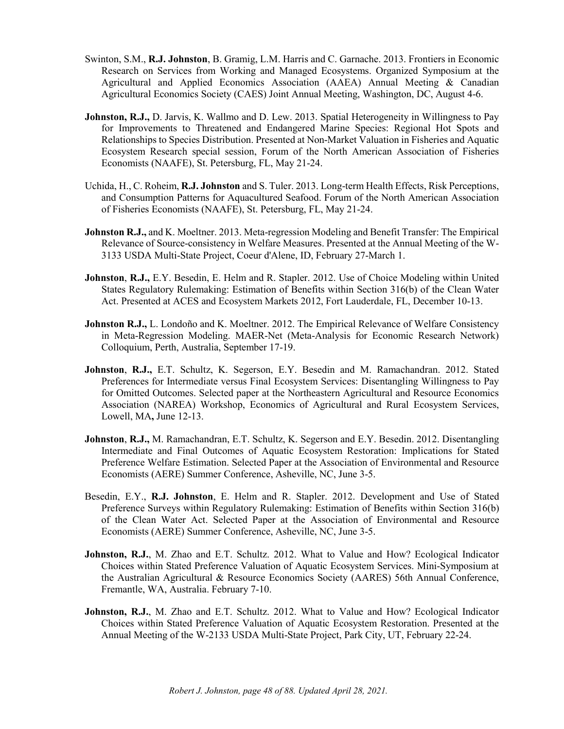Swinton, S.M., **R.J. Johnston**, B. Gramig, L.M. Harris and C. Garnache. 2013. Frontiers in Economic Research on Services from Working and Managed Ecosystems. Organized Symposium at the Agricultural and Applied Economics Association (AAEA) Annual Meeting & Canadian Agricultural Economics Society (CAES) Joint Annual Meeting, Washington, DC, August 4-6.

**Johnston, R.J.,** D. Jarvis, K. Wallmo and D. Lew. 2013. Spatial Heterogeneity in Willingness to Pay for Improvements to Threatened and Endangered Marine Species: Regional Hot Spots and Relationships to Species Distribution. Presented at Non-Market Valuation in Fisheries and Aquatic Ecosystem Research special session, Forum of the North American Association of Fisheries Economists (NAAFE), St. Petersburg, FL, May 21-24.

Uchida, H., C. Roheim, **R.J. Johnston** and S. Tuler. 2013. Long-term Health Effects, Risk Perceptions, and Consumption Patterns for Aquacultured Seafood. Forum of the North American Association of Fisheries Economists (NAAFE), St. Petersburg, FL, May 21-24.

**Johnston R.J.,** and K. Moeltner. 2013. Meta-regression Modeling and Benefit Transfer: The Empirical Relevance of Source-consistency in Welfare Measures. Presented at the Annual Meeting of the W-3133 USDA Multi-State Project, Coeur d'Alene, ID, February 27-March 1.

**Johnston**, **R.J.,** E.Y. Besedin, E. Helm and R. Stapler. 2012. Use of Choice Modeling within United States Regulatory Rulemaking: Estimation of Benefits within Section 316(b) of the Clean Water Act. Presented at ACES and Ecosystem Markets 2012, Fort Lauderdale, FL, December 10-13.

**Johnston R.J.,** L. Londoño and K. Moeltner. 2012. The Empirical Relevance of Welfare Consistency in Meta-Regression Modeling. MAER-Net (Meta-Analysis for Economic Research Network) Colloquium, Perth, Australia, September 17-19.

**Johnston**, **R.J.,** E.T. Schultz, K. Segerson, E.Y. Besedin and M. Ramachandran. 2012. Stated Preferences for Intermediate versus Final Ecosystem Services: Disentangling Willingness to Pay for Omitted Outcomes. Selected paper at the Northeastern Agricultural and Resource Economics Association (NAREA) Workshop, Economics of Agricultural and Rural Ecosystem Services, Lowell, MA**,** June 12-13.

**Johnston**, **R.J.,** M. Ramachandran, E.T. Schultz, K. Segerson and E.Y. Besedin. 2012. Disentangling Intermediate and Final Outcomes of Aquatic Ecosystem Restoration: Implications for Stated Preference Welfare Estimation. Selected Paper at the Association of Environmental and Resource Economists (AERE) Summer Conference, Asheville, NC, June 3-5.

Besedin, E.Y., **R.J. Johnston**, E. Helm and R. Stapler. 2012. Development and Use of Stated Preference Surveys within Regulatory Rulemaking: Estimation of Benefits within Section 316(b) of the Clean Water Act. Selected Paper at the Association of Environmental and Resource Economists (AERE) Summer Conference, Asheville, NC, June 3-5.

**Johnston, R.J.**, M. Zhao and E.T. Schultz. 2012. What to Value and How? Ecological Indicator Choices within Stated Preference Valuation of Aquatic Ecosystem Services. Mini-Symposium at the Australian Agricultural & Resource Economics Society (AARES) 56th Annual Conference, Fremantle, WA, Australia. February 7-10.

**Johnston, R.J.**, M. Zhao and E.T. Schultz. 2012. What to Value and How? Ecological Indicator Choices within Stated Preference Valuation of Aquatic Ecosystem Restoration. Presented at the Annual Meeting of the W-2133 USDA Multi-State Project, Park City, UT, February 22-24.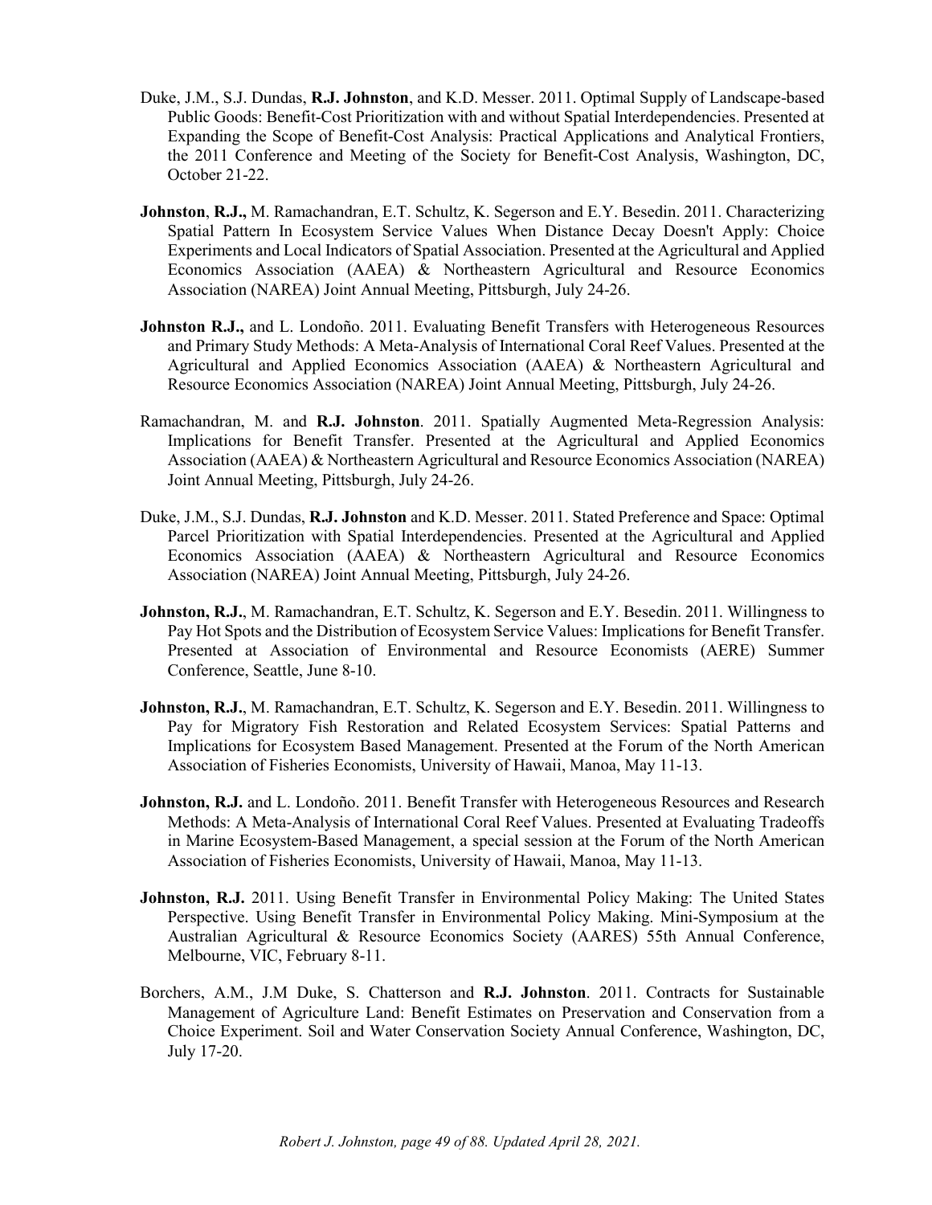Duke, J.M., S.J. Dundas, **R.J. Johnston**, and K.D. Messer. 2011. Optimal Supply of Landscape-based Public Goods: Benefit-Cost Prioritization with and without Spatial Interdependencies. Presented at Expanding the Scope of Benefit-Cost Analysis: Practical Applications and Analytical Frontiers, the 2011 Conference and Meeting of the Society for Benefit-Cost Analysis, Washington, DC, October 21-22.

**Johnston**, **R.J.,** M. Ramachandran, E.T. Schultz, K. Segerson and E.Y. Besedin. 2011. Characterizing Spatial Pattern In Ecosystem Service Values When Distance Decay Doesn't Apply: Choice Experiments and Local Indicators of Spatial Association. Presented at the Agricultural and Applied Economics Association (AAEA) & Northeastern Agricultural and Resource Economics Association (NAREA) Joint Annual Meeting, Pittsburgh, July 24-26.

**Johnston R.J.,** and L. Londoño. 2011. Evaluating Benefit Transfers with Heterogeneous Resources and Primary Study Methods: A Meta-Analysis of International Coral Reef Values. Presented at the Agricultural and Applied Economics Association (AAEA) & Northeastern Agricultural and Resource Economics Association (NAREA) Joint Annual Meeting, Pittsburgh, July 24-26.

Ramachandran, M. and **R.J. Johnston**. 2011. Spatially Augmented Meta-Regression Analysis: Implications for Benefit Transfer. Presented at the Agricultural and Applied Economics Association (AAEA) & Northeastern Agricultural and Resource Economics Association (NAREA) Joint Annual Meeting, Pittsburgh, July 24-26.

Duke, J.M., S.J. Dundas, **R.J. Johnston** and K.D. Messer. 2011. Stated Preference and Space: Optimal Parcel Prioritization with Spatial Interdependencies. Presented at the Agricultural and Applied Economics Association (AAEA) & Northeastern Agricultural and Resource Economics Association (NAREA) Joint Annual Meeting, Pittsburgh, July 24-26.

**Johnston, R.J.**, M. Ramachandran, E.T. Schultz, K. Segerson and E.Y. Besedin. 2011. Willingness to Pay Hot Spots and the Distribution of Ecosystem Service Values: Implications for Benefit Transfer. Presented at Association of Environmental and Resource Economists (AERE) Summer Conference, Seattle, June 8-10.

**Johnston, R.J.**, M. Ramachandran, E.T. Schultz, K. Segerson and E.Y. Besedin. 2011. Willingness to Pay for Migratory Fish Restoration and Related Ecosystem Services: Spatial Patterns and Implications for Ecosystem Based Management. Presented at the Forum of the North American Association of Fisheries Economists, University of Hawaii, Manoa, May 11-13.

**Johnston, R.J.** and L. Londoño. 2011. Benefit Transfer with Heterogeneous Resources and Research Methods: A Meta-Analysis of International Coral Reef Values. Presented at Evaluating Tradeoffs in Marine Ecosystem-Based Management, a special session at the Forum of the North American Association of Fisheries Economists, University of Hawaii, Manoa, May 11-13.

**Johnston, R.J.** 2011. Using Benefit Transfer in Environmental Policy Making: The United States Perspective. Using Benefit Transfer in Environmental Policy Making. Mini-Symposium at the Australian Agricultural & Resource Economics Society (AARES) 55th Annual Conference, Melbourne, VIC, February 8-11.

Borchers, A.M., J.M Duke, S. Chatterson and **R.J. Johnston**. 2011. Contracts for Sustainable Management of Agriculture Land: Benefit Estimates on Preservation and Conservation from a Choice Experiment. Soil and Water Conservation Society Annual Conference, Washington, DC, July 17-20.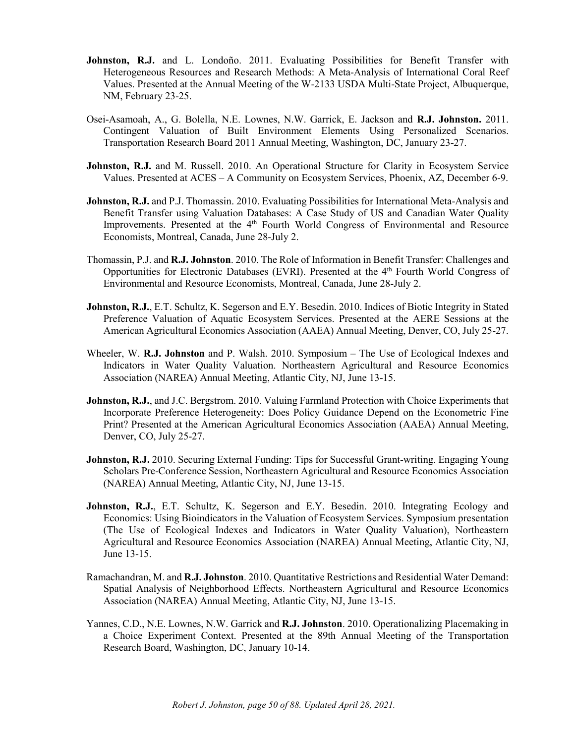**Johnston, R.J.** and L. Londoño. 2011. Evaluating Possibilities for Benefit Transfer with Heterogeneous Resources and Research Methods: A Meta-Analysis of International Coral Reef Values. Presented at the Annual Meeting of the W-2133 USDA Multi-State Project, Albuquerque, NM, February 23-25.

Osei-Asamoah, A., G. Bolella, N.E. Lownes, N.W. Garrick, E. Jackson and **R.J. Johnston.** 2011. Contingent Valuation of Built Environment Elements Using Personalized Scenarios. Transportation Research Board 2011 Annual Meeting, Washington, DC, January 23-27.

**Johnston, R.J.** and M. Russell. 2010. An Operational Structure for Clarity in Ecosystem Service Values. Presented at ACES – A Community on Ecosystem Services, Phoenix, AZ, December 6-9.

**Johnston, R.J.** and P.J. Thomassin. 2010. Evaluating Possibilities for International Meta-Analysis and Benefit Transfer using Valuation Databases: A Case Study of US and Canadian Water Quality Improvements. Presented at the 4th Fourth World Congress of Environmental and Resource Economists, Montreal, Canada, June 28-July 2.

Thomassin, P.J. and **R.J. Johnston**. 2010. The Role of Information in Benefit Transfer: Challenges and Opportunities for Electronic Databases (EVRI). Presented at the 4th Fourth World Congress of Environmental and Resource Economists, Montreal, Canada, June 28-July 2.

**Johnston, R.J.**, E.T. Schultz, K. Segerson and E.Y. Besedin. 2010. Indices of Biotic Integrity in Stated Preference Valuation of Aquatic Ecosystem Services. Presented at the AERE Sessions at the American Agricultural Economics Association (AAEA) Annual Meeting, Denver, CO, July 25-27.

Wheeler, W. **R.J. Johnston** and P. Walsh. 2010. Symposium – The Use of Ecological Indexes and Indicators in Water Quality Valuation. Northeastern Agricultural and Resource Economics Association (NAREA) Annual Meeting, Atlantic City, NJ, June 13-15.

**Johnston, R.J.**, and J.C. Bergstrom. 2010. Valuing Farmland Protection with Choice Experiments that Incorporate Preference Heterogeneity: Does Policy Guidance Depend on the Econometric Fine Print? Presented at the American Agricultural Economics Association (AAEA) Annual Meeting, Denver, CO, July 25-27.

**Johnston, R.J.** 2010. Securing External Funding: Tips for Successful Grant-writing. Engaging Young Scholars Pre-Conference Session, Northeastern Agricultural and Resource Economics Association (NAREA) Annual Meeting, Atlantic City, NJ, June 13-15.

**Johnston, R.J.**, E.T. Schultz, K. Segerson and E.Y. Besedin. 2010. Integrating Ecology and Economics: Using Bioindicators in the Valuation of Ecosystem Services. Symposium presentation (The Use of Ecological Indexes and Indicators in Water Quality Valuation), Northeastern Agricultural and Resource Economics Association (NAREA) Annual Meeting, Atlantic City, NJ, June 13-15.

Ramachandran, M. and **R.J. Johnston**. 2010. Quantitative Restrictions and Residential Water Demand: Spatial Analysis of Neighborhood Effects. Northeastern Agricultural and Resource Economics Association (NAREA) Annual Meeting, Atlantic City, NJ, June 13-15.

Yannes, C.D., N.E. Lownes, N.W. Garrick and **R.J. Johnston**. 2010. Operationalizing Placemaking in a Choice Experiment Context. Presented at the 89th Annual Meeting of the Transportation Research Board, Washington, DC, January 10-14.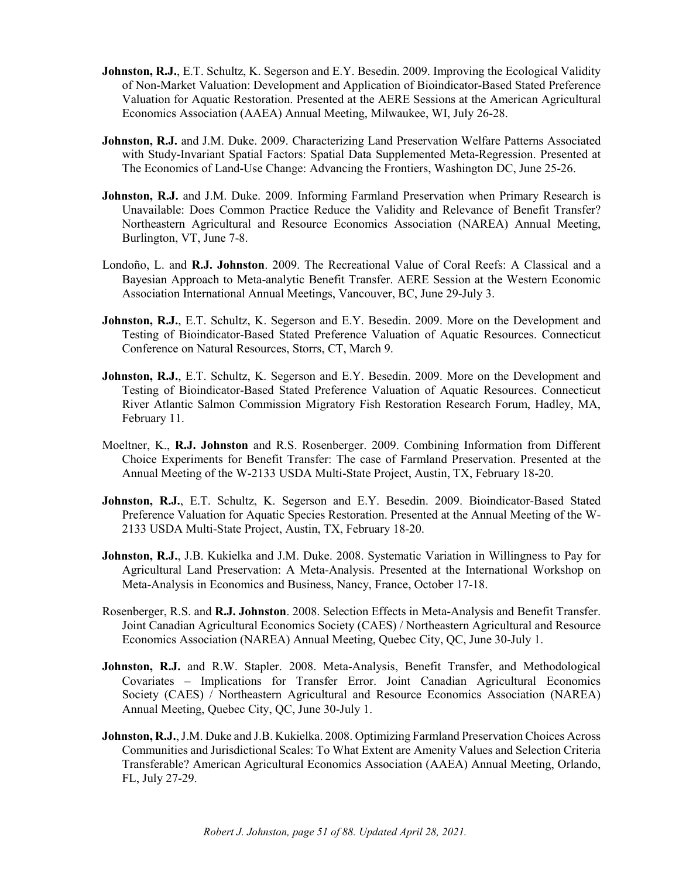**Johnston, R.J.**, E.T. Schultz, K. Segerson and E.Y. Besedin. 2009. Improving the Ecological Validity of Non-Market Valuation: Development and Application of Bioindicator-Based Stated Preference Valuation for Aquatic Restoration. Presented at the AERE Sessions at the American Agricultural Economics Association (AAEA) Annual Meeting, Milwaukee, WI, July 26-28.

**Johnston, R.J.** and J.M. Duke. 2009. Characterizing Land Preservation Welfare Patterns Associated with Study-Invariant Spatial Factors: Spatial Data Supplemented Meta-Regression. Presented at The Economics of Land-Use Change: Advancing the Frontiers, Washington DC, June 25-26.

**Johnston, R.J.** and J.M. Duke. 2009. Informing Farmland Preservation when Primary Research is Unavailable: Does Common Practice Reduce the Validity and Relevance of Benefit Transfer? Northeastern Agricultural and Resource Economics Association (NAREA) Annual Meeting, Burlington, VT, June 7-8.

Londoño, L. and **R.J. Johnston**. 2009. The Recreational Value of Coral Reefs: A Classical and a Bayesian Approach to Meta-analytic Benefit Transfer. AERE Session at the Western Economic Association International Annual Meetings, Vancouver, BC, June 29-July 3.

**Johnston, R.J.**, E.T. Schultz, K. Segerson and E.Y. Besedin. 2009. More on the Development and Testing of Bioindicator-Based Stated Preference Valuation of Aquatic Resources. Connecticut Conference on Natural Resources, Storrs, CT, March 9.

**Johnston, R.J.**, E.T. Schultz, K. Segerson and E.Y. Besedin. 2009. More on the Development and Testing of Bioindicator-Based Stated Preference Valuation of Aquatic Resources. Connecticut River Atlantic Salmon Commission Migratory Fish Restoration Research Forum, Hadley, MA, February 11.

Moeltner, K., **R.J. Johnston** and R.S. Rosenberger. 2009. Combining Information from Different Choice Experiments for Benefit Transfer: The case of Farmland Preservation. Presented at the Annual Meeting of the W-2133 USDA Multi-State Project, Austin, TX, February 18-20.

**Johnston, R.J.**, E.T. Schultz, K. Segerson and E.Y. Besedin. 2009. Bioindicator-Based Stated Preference Valuation for Aquatic Species Restoration. Presented at the Annual Meeting of the W-2133 USDA Multi-State Project, Austin, TX, February 18-20.

**Johnston, R.J.**, J.B. Kukielka and J.M. Duke. 2008. Systematic Variation in Willingness to Pay for Agricultural Land Preservation: A Meta-Analysis. Presented at the International Workshop on Meta-Analysis in Economics and Business, Nancy, France, October 17-18.

Rosenberger, R.S. and **R.J. Johnston**. 2008. Selection Effects in Meta-Analysis and Benefit Transfer. Joint Canadian Agricultural Economics Society (CAES) / Northeastern Agricultural and Resource Economics Association (NAREA) Annual Meeting, Quebec City, QC, June 30-July 1.

**Johnston, R.J.** and R.W. Stapler. 2008. Meta-Analysis, Benefit Transfer, and Methodological Covariates – Implications for Transfer Error. Joint Canadian Agricultural Economics Society (CAES) / Northeastern Agricultural and Resource Economics Association (NAREA) Annual Meeting, Quebec City, QC, June 30-July 1.

**Johnston, R.J.**, J.M. Duke and J.B. Kukielka. 2008. Optimizing Farmland Preservation Choices Across Communities and Jurisdictional Scales: To What Extent are Amenity Values and Selection Criteria Transferable? American Agricultural Economics Association (AAEA) Annual Meeting, Orlando, FL, July 27-29.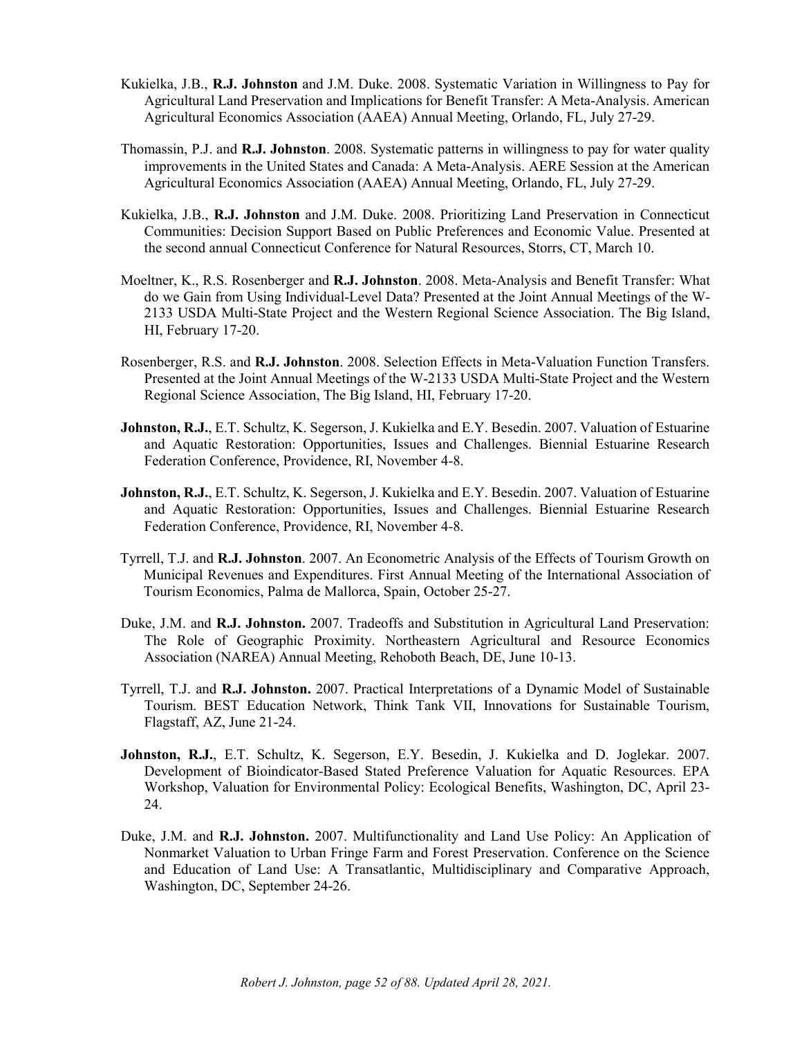Kukielka, J.B., **R.J. Johnston** and J.M. Duke. 2008. Systematic Variation in Willingness to Pay for Agricultural Land Preservation and Implications for Benefit Transfer: A Meta-Analysis. American Agricultural Economics Association (AAEA) Annual Meeting, Orlando, FL, July 27-29.

Thomassin, P.J. and **R.J. Johnston**. 2008. Systematic patterns in willingness to pay for water quality improvements in the United States and Canada: A Meta-Analysis. AERE Session at the American Agricultural Economics Association (AAEA) Annual Meeting, Orlando, FL, July 27-29.

Kukielka, J.B., **R.J. Johnston** and J.M. Duke. 2008. Prioritizing Land Preservation in Connecticut Communities: Decision Support Based on Public Preferences and Economic Value. Presented at the second annual Connecticut Conference for Natural Resources, Storrs, CT, March 10.

Moeltner, K., R.S. Rosenberger and **R.J. Johnston**. 2008. Meta-Analysis and Benefit Transfer: What do we Gain from Using Individual-Level Data? Presented at the Joint Annual Meetings of the W-2133 USDA Multi-State Project and the Western Regional Science Association. The Big Island, HI, February 17-20.

Rosenberger, R.S. and **R.J. Johnston**. 2008. Selection Effects in Meta-Valuation Function Transfers. Presented at the Joint Annual Meetings of the W-2133 USDA Multi-State Project and the Western Regional Science Association, The Big Island, HI, February 17-20.

**Johnston, R.J.**, E.T. Schultz, K. Segerson, J. Kukielka and E.Y. Besedin. 2007. Valuation of Estuarine and Aquatic Restoration: Opportunities, Issues and Challenges. Biennial Estuarine Research Federation Conference, Providence, RI, November 4-8.

**Johnston, R.J.**, E.T. Schultz, K. Segerson, J. Kukielka and E.Y. Besedin. 2007. Valuation of Estuarine and Aquatic Restoration: Opportunities, Issues and Challenges. Biennial Estuarine Research Federation Conference, Providence, RI, November 4-8.

Tyrrell, T.J. and **R.J. Johnston**. 2007. An Econometric Analysis of the Effects of Tourism Growth on Municipal Revenues and Expenditures. First Annual Meeting of the International Association of Tourism Economics, Palma de Mallorca, Spain, October 25-27.

Duke, J.M. and **R.J. Johnston.** 2007. Tradeoffs and Substitution in Agricultural Land Preservation: The Role of Geographic Proximity. Northeastern Agricultural and Resource Economics Association (NAREA) Annual Meeting, Rehoboth Beach, DE, June 10-13.

Tyrrell, T.J. and **R.J. Johnston.** 2007. Practical Interpretations of a Dynamic Model of Sustainable Tourism. BEST Education Network, Think Tank VII, Innovations for Sustainable Tourism, Flagstaff, AZ, June 21-24.

**Johnston, R.J.**, E.T. Schultz, K. Segerson, E.Y. Besedin, J. Kukielka and D. Joglekar. 2007. Development of Bioindicator-Based Stated Preference Valuation for Aquatic Resources. EPA Workshop, Valuation for Environmental Policy: Ecological Benefits, Washington, DC, April 23-24.

Duke, J.M. and **R.J. Johnston.** 2007. Multifunctionality and Land Use Policy: An Application of Nonmarket Valuation to Urban Fringe Farm and Forest Preservation. Conference on the Science and Education of Land Use: A Transatlantic, Multidisciplinary and Comparative Approach, Washington, DC, September 24-26.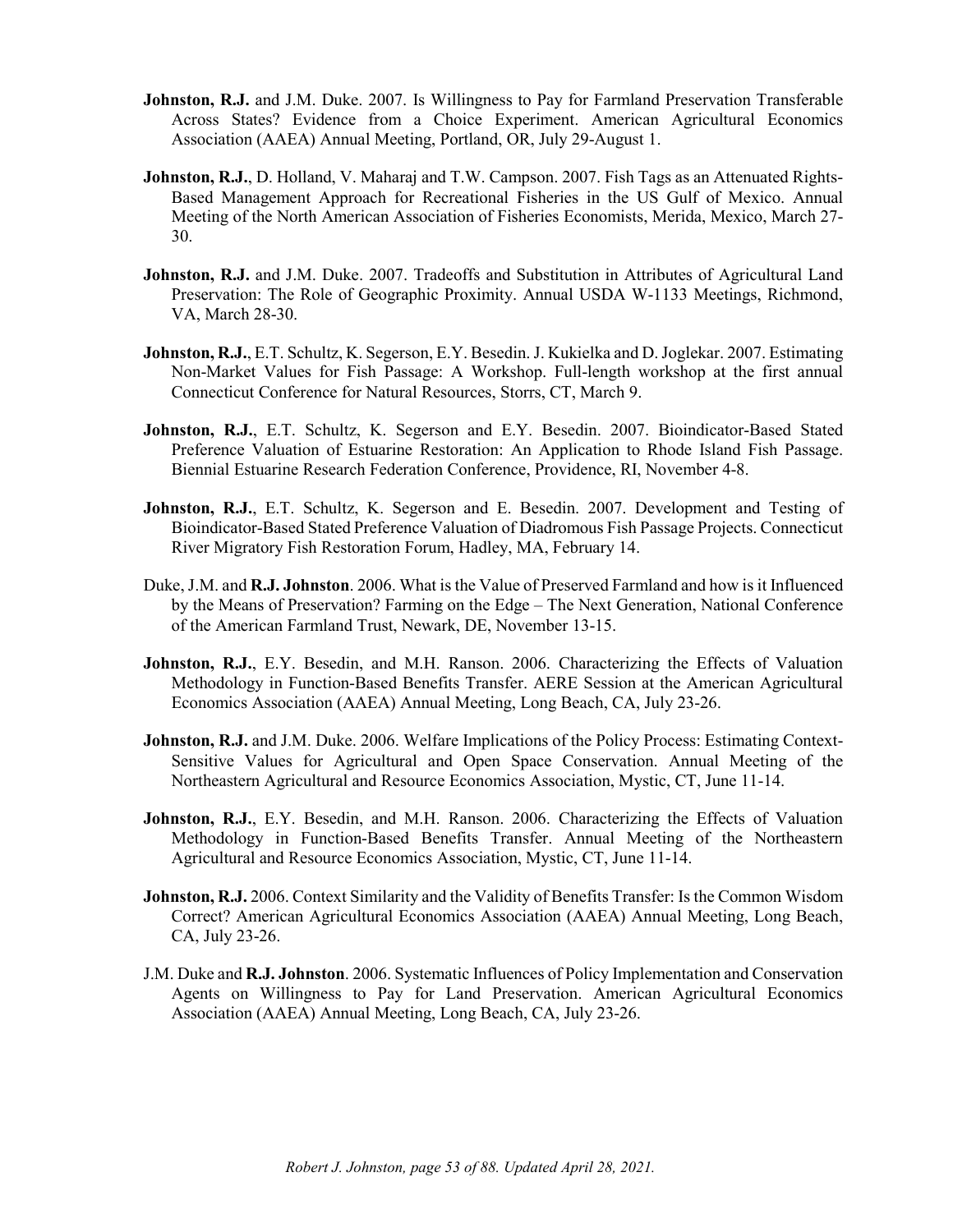**Johnston, R.J.** and J.M. Duke. 2007. Is Willingness to Pay for Farmland Preservation Transferable Across States? Evidence from a Choice Experiment. American Agricultural Economics Association (AAEA) Annual Meeting, Portland, OR, July 29-August 1.

**Johnston, R.J.**, D. Holland, V. Maharaj and T.W. Campson. 2007. Fish Tags as an Attenuated Rights-Based Management Approach for Recreational Fisheries in the US Gulf of Mexico. Annual Meeting of the North American Association of Fisheries Economists, Merida, Mexico, March 27-30.

**Johnston, R.J.** and J.M. Duke. 2007. Tradeoffs and Substitution in Attributes of Agricultural Land Preservation: The Role of Geographic Proximity. Annual USDA W-1133 Meetings, Richmond, VA, March 28-30.

**Johnston, R.J.**, E.T. Schultz, K. Segerson, E.Y. Besedin. J. Kukielka and D. Joglekar. 2007. Estimating Non-Market Values for Fish Passage: A Workshop. Full-length workshop at the first annual Connecticut Conference for Natural Resources, Storrs, CT, March 9.

**Johnston, R.J.**, E.T. Schultz, K. Segerson and E.Y. Besedin. 2007. Bioindicator-Based Stated Preference Valuation of Estuarine Restoration: An Application to Rhode Island Fish Passage. Biennial Estuarine Research Federation Conference, Providence, RI, November 4-8.

**Johnston, R.J.**, E.T. Schultz, K. Segerson and E. Besedin. 2007. Development and Testing of Bioindicator-Based Stated Preference Valuation of Diadromous Fish Passage Projects. Connecticut River Migratory Fish Restoration Forum, Hadley, MA, February 14.

Duke, J.M. and **R.J. Johnston**. 2006. What is the Value of Preserved Farmland and how is it Influenced by the Means of Preservation? Farming on the Edge – The Next Generation, National Conference of the American Farmland Trust, Newark, DE, November 13-15.

**Johnston, R.J.**, E.Y. Besedin, and M.H. Ranson. 2006. Characterizing the Effects of Valuation Methodology in Function-Based Benefits Transfer. AERE Session at the American Agricultural Economics Association (AAEA) Annual Meeting, Long Beach, CA, July 23-26.

**Johnston, R.J.** and J.M. Duke. 2006. Welfare Implications of the Policy Process: Estimating Context-Sensitive Values for Agricultural and Open Space Conservation. Annual Meeting of the Northeastern Agricultural and Resource Economics Association, Mystic, CT, June 11-14.

**Johnston, R.J.**, E.Y. Besedin, and M.H. Ranson. 2006. Characterizing the Effects of Valuation Methodology in Function-Based Benefits Transfer. Annual Meeting of the Northeastern Agricultural and Resource Economics Association, Mystic, CT, June 11-14.

**Johnston, R.J.** 2006. Context Similarity and the Validity of Benefits Transfer: Is the Common Wisdom Correct? American Agricultural Economics Association (AAEA) Annual Meeting, Long Beach, CA, July 23-26.

J.M. Duke and **R.J. Johnston**. 2006. Systematic Influences of Policy Implementation and Conservation Agents on Willingness to Pay for Land Preservation. American Agricultural Economics Association (AAEA) Annual Meeting, Long Beach, CA, July 23-26.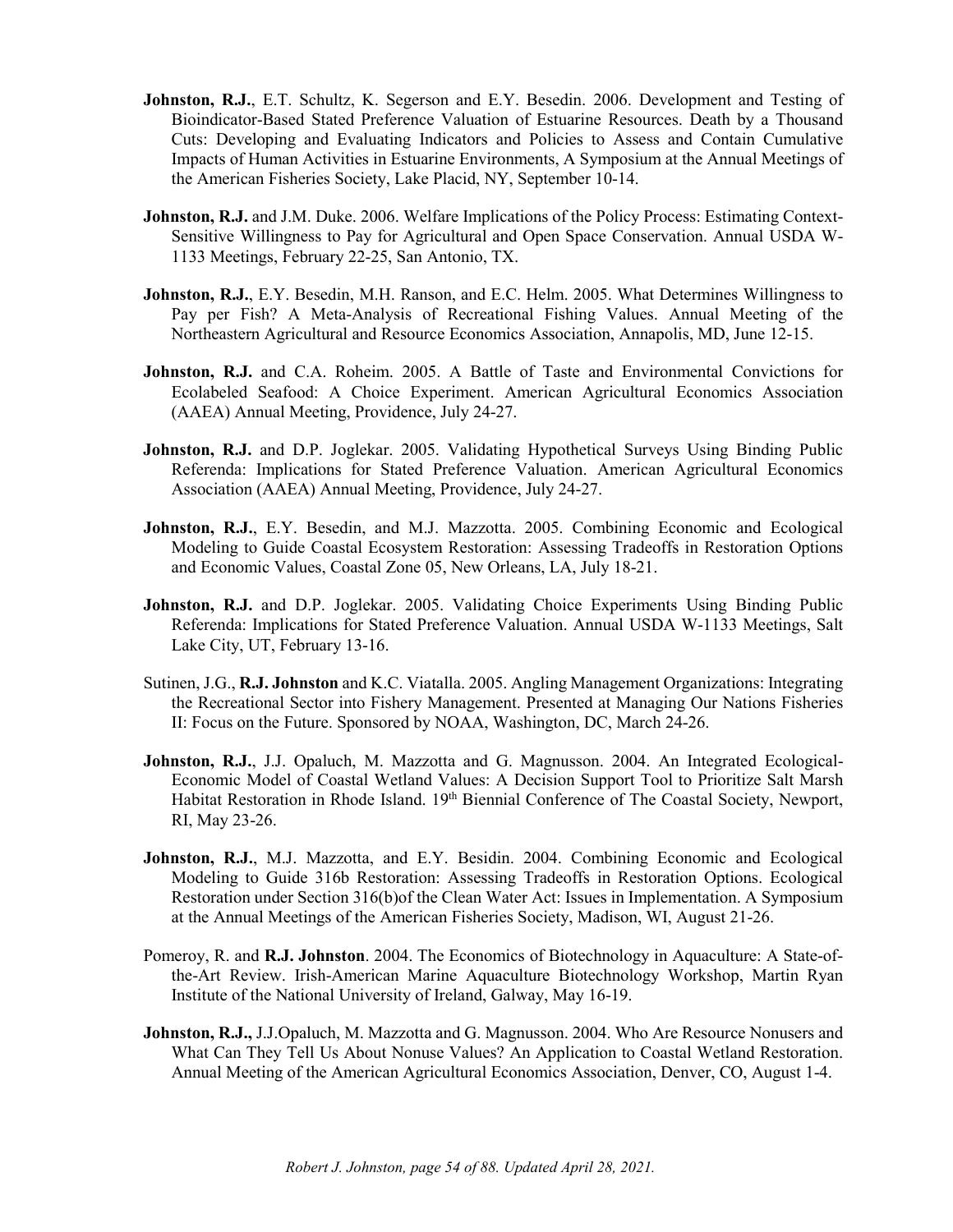**Johnston, R.J.**, E.T. Schultz, K. Segerson and E.Y. Besedin. 2006. Development and Testing of Bioindicator-Based Stated Preference Valuation of Estuarine Resources. Death by a Thousand Cuts: Developing and Evaluating Indicators and Policies to Assess and Contain Cumulative Impacts of Human Activities in Estuarine Environments, A Symposium at the Annual Meetings of the American Fisheries Society, Lake Placid, NY, September 10-14.

**Johnston, R.J.** and J.M. Duke. 2006. Welfare Implications of the Policy Process: Estimating Context-Sensitive Willingness to Pay for Agricultural and Open Space Conservation. Annual USDA W-1133 Meetings, February 22-25, San Antonio, TX.

**Johnston, R.J.**, E.Y. Besedin, M.H. Ranson, and E.C. Helm. 2005. What Determines Willingness to Pay per Fish? A Meta-Analysis of Recreational Fishing Values. Annual Meeting of the Northeastern Agricultural and Resource Economics Association, Annapolis, MD, June 12-15.

**Johnston, R.J.** and C.A. Roheim. 2005. A Battle of Taste and Environmental Convictions for Ecolabeled Seafood: A Choice Experiment. American Agricultural Economics Association (AAEA) Annual Meeting, Providence, July 24-27.

**Johnston, R.J.** and D.P. Joglekar. 2005. Validating Hypothetical Surveys Using Binding Public Referenda: Implications for Stated Preference Valuation. American Agricultural Economics Association (AAEA) Annual Meeting, Providence, July 24-27.

**Johnston, R.J.**, E.Y. Besedin, and M.J. Mazzotta. 2005. Combining Economic and Ecological Modeling to Guide Coastal Ecosystem Restoration: Assessing Tradeoffs in Restoration Options and Economic Values, Coastal Zone 05, New Orleans, LA, July 18-21.

**Johnston, R.J.** and D.P. Joglekar. 2005. Validating Choice Experiments Using Binding Public Referenda: Implications for Stated Preference Valuation. Annual USDA W-1133 Meetings, Salt Lake City, UT, February 13-16.

Sutinen, J.G., **R.J. Johnston** and K.C. Viatalla. 2005. Angling Management Organizations: Integrating the Recreational Sector into Fishery Management. Presented at Managing Our Nations Fisheries II: Focus on the Future. Sponsored by NOAA, Washington, DC, March 24-26.

**Johnston, R.J.**, J.J. Opaluch, M. Mazzotta and G. Magnusson. 2004. An Integrated Ecological-Economic Model of Coastal Wetland Values: A Decision Support Tool to Prioritize Salt Marsh Habitat Restoration in Rhode Island. 19th Biennial Conference of The Coastal Society, Newport, RI, May 23-26.

**Johnston, R.J.**, M.J. Mazzotta, and E.Y. Besidin. 2004. Combining Economic and Ecological Modeling to Guide 316b Restoration: Assessing Tradeoffs in Restoration Options. Ecological Restoration under Section 316(b)of the Clean Water Act: Issues in Implementation. A Symposium at the Annual Meetings of the American Fisheries Society, Madison, WI, August 21-26.

Pomeroy, R. and **R.J. Johnston**. 2004. The Economics of Biotechnology in Aquaculture: A State-of-the-Art Review. Irish-American Marine Aquaculture Biotechnology Workshop, Martin Ryan Institute of the National University of Ireland, Galway, May 16-19.

**Johnston, R.J.,** J.J.Opaluch, M. Mazzotta and G. Magnusson. 2004. Who Are Resource Nonusers and What Can They Tell Us About Nonuse Values? An Application to Coastal Wetland Restoration. Annual Meeting of the American Agricultural Economics Association, Denver, CO, August 1-4.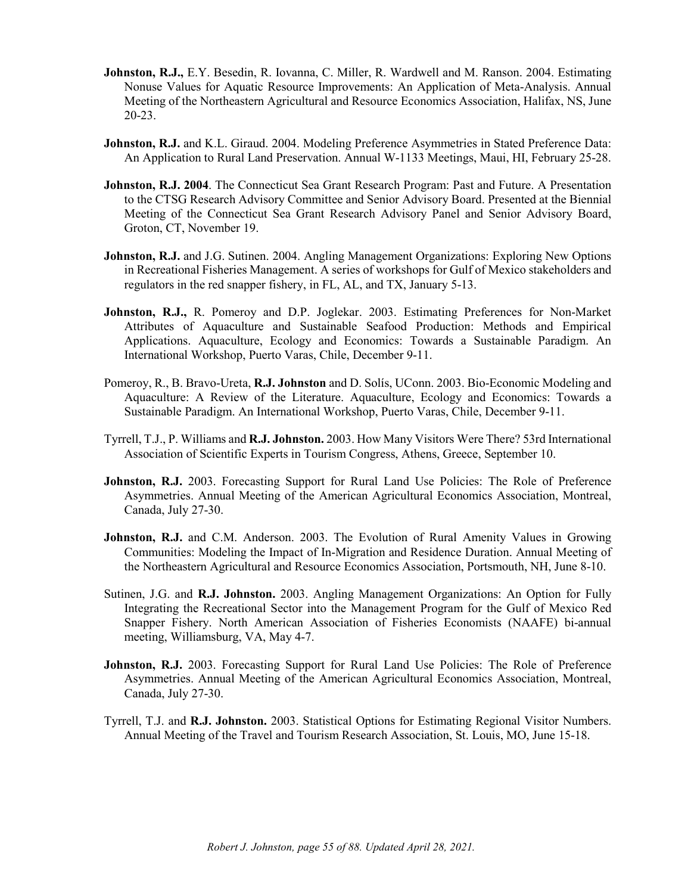**Johnston, R.J.,** E.Y. Besedin, R. Iovanna, C. Miller, R. Wardwell and M. Ranson. 2004. Estimating Nonuse Values for Aquatic Resource Improvements: An Application of Meta-Analysis. Annual Meeting of the Northeastern Agricultural and Resource Economics Association, Halifax, NS, June 20-23.

**Johnston, R.J.** and K.L. Giraud. 2004. Modeling Preference Asymmetries in Stated Preference Data: An Application to Rural Land Preservation. Annual W-1133 Meetings, Maui, HI, February 25-28.

**Johnston, R.J. 2004**. The Connecticut Sea Grant Research Program: Past and Future. A Presentation to the CTSG Research Advisory Committee and Senior Advisory Board. Presented at the Biennial Meeting of the Connecticut Sea Grant Research Advisory Panel and Senior Advisory Board, Groton, CT, November 19.

**Johnston, R.J.** and J.G. Sutinen. 2004. Angling Management Organizations: Exploring New Options in Recreational Fisheries Management. A series of workshops for Gulf of Mexico stakeholders and regulators in the red snapper fishery, in FL, AL, and TX, January 5-13.

**Johnston, R.J.,** R. Pomeroy and D.P. Joglekar. 2003. Estimating Preferences for Non-Market Attributes of Aquaculture and Sustainable Seafood Production: Methods and Empirical Applications. Aquaculture, Ecology and Economics: Towards a Sustainable Paradigm. An International Workshop, Puerto Varas, Chile, December 9-11.

Pomeroy, R., B. Bravo-Ureta, **R.J. Johnston** and D. Solís, UConn. 2003. Bio-Economic Modeling and Aquaculture: A Review of the Literature. Aquaculture, Ecology and Economics: Towards a Sustainable Paradigm. An International Workshop, Puerto Varas, Chile, December 9-11.

Tyrrell, T.J., P. Williams and **R.J. Johnston.** 2003. How Many Visitors Were There? 53rd International Association of Scientific Experts in Tourism Congress, Athens, Greece, September 10.

**Johnston, R.J.** 2003. Forecasting Support for Rural Land Use Policies: The Role of Preference Asymmetries. Annual Meeting of the American Agricultural Economics Association, Montreal, Canada, July 27-30.

**Johnston, R.J.** and C.M. Anderson. 2003. The Evolution of Rural Amenity Values in Growing Communities: Modeling the Impact of In-Migration and Residence Duration. Annual Meeting of the Northeastern Agricultural and Resource Economics Association, Portsmouth, NH, June 8-10.

Sutinen, J.G. and **R.J. Johnston.** 2003. Angling Management Organizations: An Option for Fully Integrating the Recreational Sector into the Management Program for the Gulf of Mexico Red Snapper Fishery. North American Association of Fisheries Economists (NAAFE) bi-annual meeting, Williamsburg, VA, May 4-7.

**Johnston, R.J.** 2003. Forecasting Support for Rural Land Use Policies: The Role of Preference Asymmetries. Annual Meeting of the American Agricultural Economics Association, Montreal, Canada, July 27-30.

Tyrrell, T.J. and **R.J. Johnston.** 2003. Statistical Options for Estimating Regional Visitor Numbers. Annual Meeting of the Travel and Tourism Research Association, St. Louis, MO, June 15-18.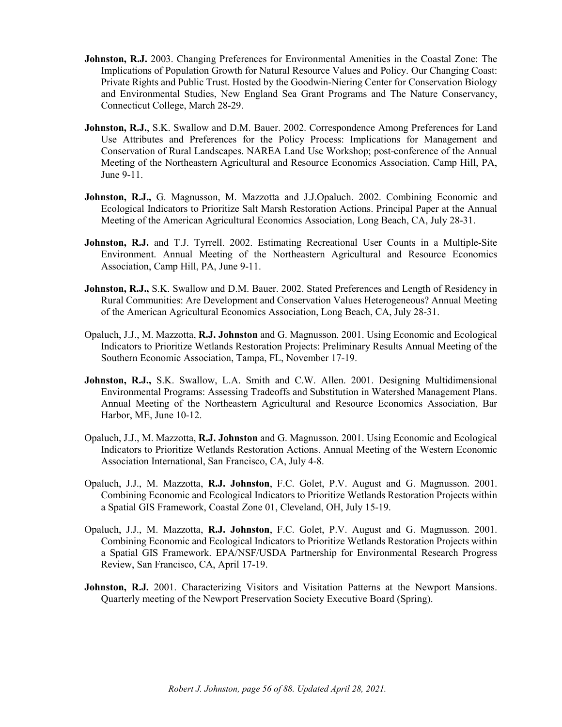**Johnston, R.J.** 2003. Changing Preferences for Environmental Amenities in the Coastal Zone: The Implications of Population Growth for Natural Resource Values and Policy. Our Changing Coast: Private Rights and Public Trust. Hosted by the Goodwin-Niering Center for Conservation Biology and Environmental Studies, New England Sea Grant Programs and The Nature Conservancy, Connecticut College, March 28-29.

**Johnston, R.J.**, S.K. Swallow and D.M. Bauer. 2002. Correspondence Among Preferences for Land Use Attributes and Preferences for the Policy Process: Implications for Management and Conservation of Rural Landscapes. NAREA Land Use Workshop; post-conference of the Annual Meeting of the Northeastern Agricultural and Resource Economics Association, Camp Hill, PA, June 9-11.

**Johnston, R.J.,** G. Magnusson, M. Mazzotta and J.J.Opaluch. 2002. Combining Economic and Ecological Indicators to Prioritize Salt Marsh Restoration Actions. Principal Paper at the Annual Meeting of the American Agricultural Economics Association, Long Beach, CA, July 28-31.

**Johnston, R.J.** and T.J. Tyrrell. 2002. Estimating Recreational User Counts in a Multiple-Site Environment. Annual Meeting of the Northeastern Agricultural and Resource Economics Association, Camp Hill, PA, June 9-11.

**Johnston, R.J.,** S.K. Swallow and D.M. Bauer. 2002. Stated Preferences and Length of Residency in Rural Communities: Are Development and Conservation Values Heterogeneous? Annual Meeting of the American Agricultural Economics Association, Long Beach, CA, July 28-31.

Opaluch, J.J., M. Mazzotta, **R.J. Johnston** and G. Magnusson. 2001. Using Economic and Ecological Indicators to Prioritize Wetlands Restoration Projects: Preliminary Results Annual Meeting of the Southern Economic Association, Tampa, FL, November 17-19.

**Johnston, R.J.,** S.K. Swallow, L.A. Smith and C.W. Allen. 2001. Designing Multidimensional Environmental Programs: Assessing Tradeoffs and Substitution in Watershed Management Plans. Annual Meeting of the Northeastern Agricultural and Resource Economics Association, Bar Harbor, ME, June 10-12.

Opaluch, J.J., M. Mazzotta, **R.J. Johnston** and G. Magnusson. 2001. Using Economic and Ecological Indicators to Prioritize Wetlands Restoration Actions. Annual Meeting of the Western Economic Association International, San Francisco, CA, July 4-8.

Opaluch, J.J., M. Mazzotta, **R.J. Johnston**, F.C. Golet, P.V. August and G. Magnusson. 2001. Combining Economic and Ecological Indicators to Prioritize Wetlands Restoration Projects within a Spatial GIS Framework, Coastal Zone 01, Cleveland, OH, July 15-19.

Opaluch, J.J., M. Mazzotta, **R.J. Johnston**, F.C. Golet, P.V. August and G. Magnusson. 2001. Combining Economic and Ecological Indicators to Prioritize Wetlands Restoration Projects within a Spatial GIS Framework. EPA/NSF/USDA Partnership for Environmental Research Progress Review, San Francisco, CA, April 17-19.

**Johnston, R.J.** 2001. Characterizing Visitors and Visitation Patterns at the Newport Mansions. Quarterly meeting of the Newport Preservation Society Executive Board (Spring).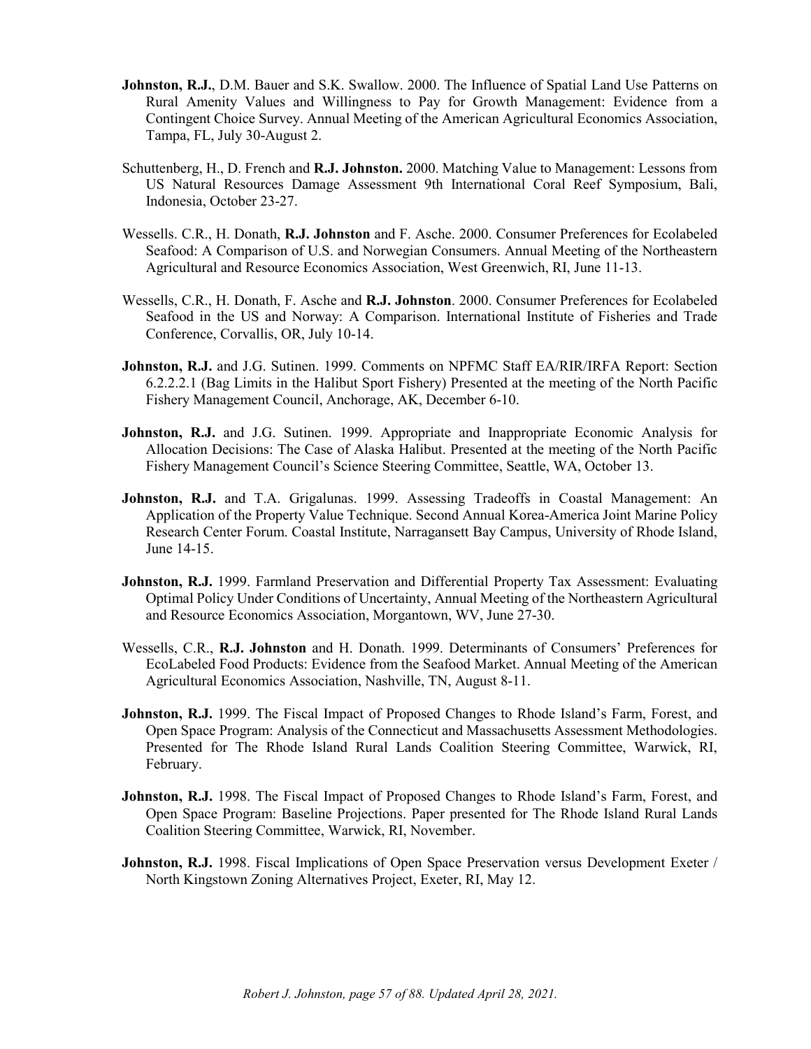**Johnston, R.J.**, D.M. Bauer and S.K. Swallow. 2000. The Influence of Spatial Land Use Patterns on Rural Amenity Values and Willingness to Pay for Growth Management: Evidence from a Contingent Choice Survey. Annual Meeting of the American Agricultural Economics Association, Tampa, FL, July 30-August 2.

Schuttenberg, H., D. French and **R.J. Johnston.** 2000. Matching Value to Management: Lessons from US Natural Resources Damage Assessment 9th International Coral Reef Symposium, Bali, Indonesia, October 23-27.

Wessells. C.R., H. Donath, **R.J. Johnston** and F. Asche. 2000. Consumer Preferences for Ecolabeled Seafood: A Comparison of U.S. and Norwegian Consumers. Annual Meeting of the Northeastern Agricultural and Resource Economics Association, West Greenwich, RI, June 11-13.

Wessells, C.R., H. Donath, F. Asche and **R.J. Johnston**. 2000. Consumer Preferences for Ecolabeled Seafood in the US and Norway: A Comparison. International Institute of Fisheries and Trade Conference, Corvallis, OR, July 10-14.

**Johnston, R.J.** and J.G. Sutinen. 1999. Comments on NPFMC Staff EA/RIR/IRFA Report: Section 6.2.2.2.1 (Bag Limits in the Halibut Sport Fishery) Presented at the meeting of the North Pacific Fishery Management Council, Anchorage, AK, December 6-10.

**Johnston, R.J.** and J.G. Sutinen. 1999. Appropriate and Inappropriate Economic Analysis for Allocation Decisions: The Case of Alaska Halibut. Presented at the meeting of the North Pacific Fishery Management Council's Science Steering Committee, Seattle, WA, October 13.

**Johnston, R.J.** and T.A. Grigalunas. 1999. Assessing Tradeoffs in Coastal Management: An Application of the Property Value Technique. Second Annual Korea-America Joint Marine Policy Research Center Forum. Coastal Institute, Narragansett Bay Campus, University of Rhode Island, June 14-15.

**Johnston, R.J.** 1999. Farmland Preservation and Differential Property Tax Assessment: Evaluating Optimal Policy Under Conditions of Uncertainty, Annual Meeting of the Northeastern Agricultural and Resource Economics Association, Morgantown, WV, June 27-30.

Wessells, C.R., **R.J. Johnston** and H. Donath. 1999. Determinants of Consumers' Preferences for EcoLabeled Food Products: Evidence from the Seafood Market. Annual Meeting of the American Agricultural Economics Association, Nashville, TN, August 8-11.

**Johnston, R.J.** 1999. The Fiscal Impact of Proposed Changes to Rhode Island's Farm, Forest, and Open Space Program: Analysis of the Connecticut and Massachusetts Assessment Methodologies. Presented for The Rhode Island Rural Lands Coalition Steering Committee, Warwick, RI, February.

**Johnston, R.J.** 1998. The Fiscal Impact of Proposed Changes to Rhode Island's Farm, Forest, and Open Space Program: Baseline Projections. Paper presented for The Rhode Island Rural Lands Coalition Steering Committee, Warwick, RI, November.

**Johnston, R.J.** 1998. Fiscal Implications of Open Space Preservation versus Development Exeter / North Kingstown Zoning Alternatives Project, Exeter, RI, May 12.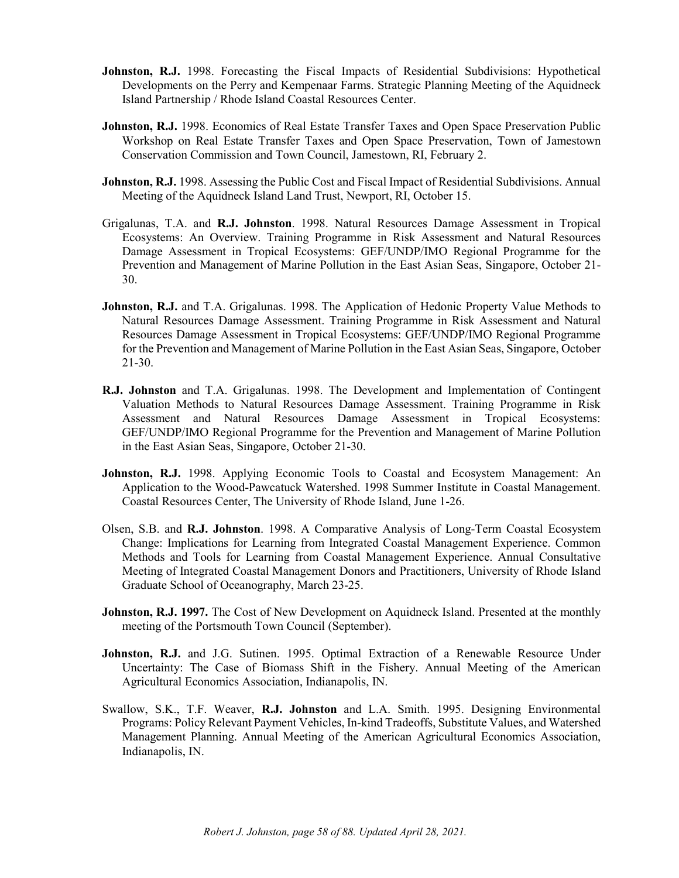**Johnston, R.J.** 1998. Forecasting the Fiscal Impacts of Residential Subdivisions: Hypothetical Developments on the Perry and Kempenaar Farms. Strategic Planning Meeting of the Aquidneck Island Partnership / Rhode Island Coastal Resources Center.

**Johnston, R.J.** 1998. Economics of Real Estate Transfer Taxes and Open Space Preservation Public Workshop on Real Estate Transfer Taxes and Open Space Preservation, Town of Jamestown Conservation Commission and Town Council, Jamestown, RI, February 2.

**Johnston, R.J.** 1998. Assessing the Public Cost and Fiscal Impact of Residential Subdivisions. Annual Meeting of the Aquidneck Island Land Trust, Newport, RI, October 15.

Grigalunas, T.A. and **R.J. Johnston**. 1998. Natural Resources Damage Assessment in Tropical Ecosystems: An Overview. Training Programme in Risk Assessment and Natural Resources Damage Assessment in Tropical Ecosystems: GEF/UNDP/IMO Regional Programme for the Prevention and Management of Marine Pollution in the East Asian Seas, Singapore, October 21-30.

**Johnston, R.J.** and T.A. Grigalunas. 1998. The Application of Hedonic Property Value Methods to Natural Resources Damage Assessment. Training Programme in Risk Assessment and Natural Resources Damage Assessment in Tropical Ecosystems: GEF/UNDP/IMO Regional Programme for the Prevention and Management of Marine Pollution in the East Asian Seas, Singapore, October 21-30.

**R.J. Johnston** and T.A. Grigalunas. 1998. The Development and Implementation of Contingent Valuation Methods to Natural Resources Damage Assessment. Training Programme in Risk Assessment and Natural Resources Damage Assessment in Tropical Ecosystems: GEF/UNDP/IMO Regional Programme for the Prevention and Management of Marine Pollution in the East Asian Seas, Singapore, October 21-30.

**Johnston, R.J.** 1998. Applying Economic Tools to Coastal and Ecosystem Management: An Application to the Wood-Pawcatuck Watershed. 1998 Summer Institute in Coastal Management. Coastal Resources Center, The University of Rhode Island, June 1-26.

Olsen, S.B. and **R.J. Johnston**. 1998. A Comparative Analysis of Long-Term Coastal Ecosystem Change: Implications for Learning from Integrated Coastal Management Experience. Common Methods and Tools for Learning from Coastal Management Experience. Annual Consultative Meeting of Integrated Coastal Management Donors and Practitioners, University of Rhode Island Graduate School of Oceanography, March 23-25.

**Johnston, R.J. 1997.** The Cost of New Development on Aquidneck Island. Presented at the monthly meeting of the Portsmouth Town Council (September).

**Johnston, R.J.** and J.G. Sutinen. 1995. Optimal Extraction of a Renewable Resource Under Uncertainty: The Case of Biomass Shift in the Fishery. Annual Meeting of the American Agricultural Economics Association, Indianapolis, IN.

Swallow, S.K., T.F. Weaver, **R.J. Johnston** and L.A. Smith. 1995. Designing Environmental Programs: Policy Relevant Payment Vehicles, In-kind Tradeoffs, Substitute Values, and Watershed Management Planning. Annual Meeting of the American Agricultural Economics Association, Indianapolis, IN.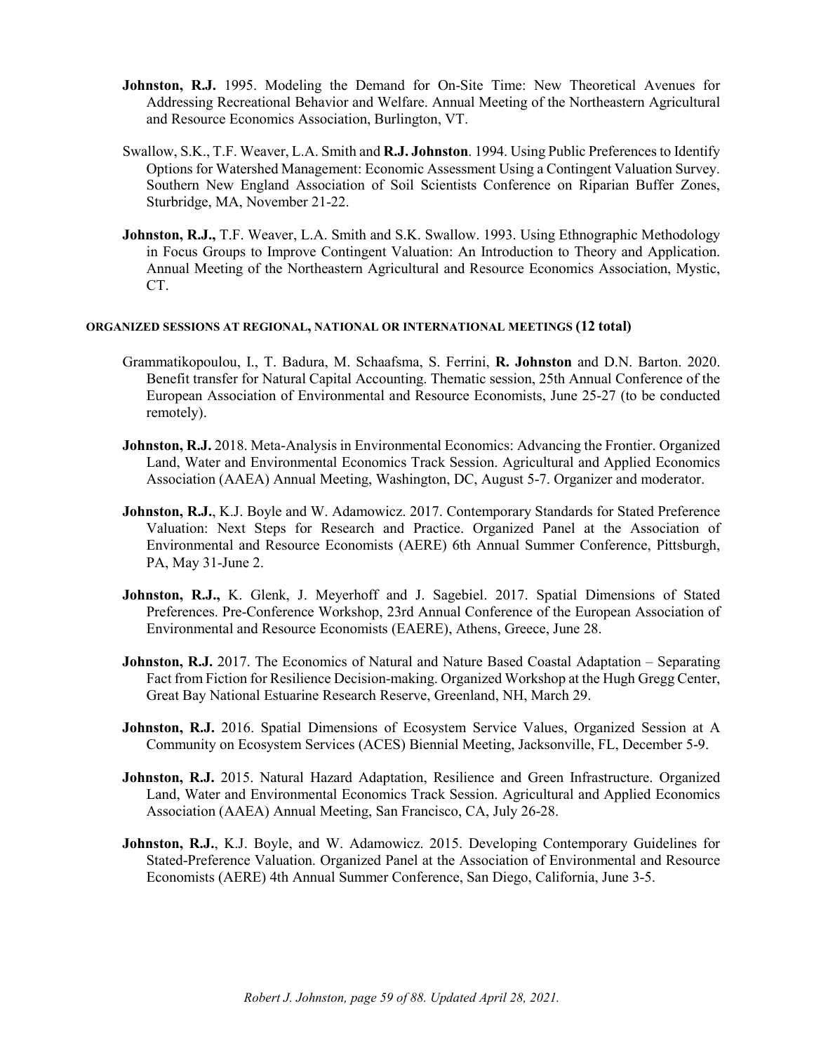**Johnston, R.J.** 1995. Modeling the Demand for On-Site Time: New Theoretical Avenues for Addressing Recreational Behavior and Welfare. Annual Meeting of the Northeastern Agricultural and Resource Economics Association, Burlington, VT.

Swallow, S.K., T.F. Weaver, L.A. Smith and **R.J. Johnston**. 1994. Using Public Preferences to Identify Options for Watershed Management: Economic Assessment Using a Contingent Valuation Survey. Southern New England Association of Soil Scientists Conference on Riparian Buffer Zones, Sturbridge, MA, November 21-22.

**Johnston, R.J.,** T.F. Weaver, L.A. Smith and S.K. Swallow. 1993. Using Ethnographic Methodology in Focus Groups to Improve Contingent Valuation: An Introduction to Theory and Application. Annual Meeting of the Northeastern Agricultural and Resource Economics Association, Mystic, CT.

#### ORGANIZED SESSIONS AT REGIONAL, NATIONAL OR INTERNATIONAL MEETINGS (12 total)

Grammatikopoulou, I., T. Badura, M. Schaafsma, S. Ferrini, **R. Johnston** and D.N. Barton. 2020. Benefit transfer for Natural Capital Accounting. Thematic session, 25th Annual Conference of the European Association of Environmental and Resource Economists, June 25-27 (to be conducted remotely).

**Johnston, R.J.** 2018. Meta-Analysis in Environmental Economics: Advancing the Frontier. Organized Land, Water and Environmental Economics Track Session. Agricultural and Applied Economics Association (AAEA) Annual Meeting, Washington, DC, August 5-7. Organizer and moderator.

**Johnston, R.J.**, K.J. Boyle and W. Adamowicz. 2017. Contemporary Standards for Stated Preference Valuation: Next Steps for Research and Practice. Organized Panel at the Association of Environmental and Resource Economists (AERE) 6th Annual Summer Conference, Pittsburgh, PA, May 31-June 2.

**Johnston, R.J.,** K. Glenk, J. Meyerhoff and J. Sagebiel. 2017. Spatial Dimensions of Stated Preferences. Pre-Conference Workshop, 23rd Annual Conference of the European Association of Environmental and Resource Economists (EAERE), Athens, Greece, June 28.

**Johnston, R.J.** 2017. The Economics of Natural and Nature Based Coastal Adaptation – Separating Fact from Fiction for Resilience Decision-making. Organized Workshop at the Hugh Gregg Center, Great Bay National Estuarine Research Reserve, Greenland, NH, March 29.

**Johnston, R.J.** 2016. Spatial Dimensions of Ecosystem Service Values, Organized Session at A Community on Ecosystem Services (ACES) Biennial Meeting, Jacksonville, FL, December 5-9.

**Johnston, R.J.** 2015. Natural Hazard Adaptation, Resilience and Green Infrastructure. Organized Land, Water and Environmental Economics Track Session. Agricultural and Applied Economics Association (AAEA) Annual Meeting, San Francisco, CA, July 26-28.

**Johnston, R.J.**, K.J. Boyle, and W. Adamowicz. 2015. Developing Contemporary Guidelines for Stated-Preference Valuation. Organized Panel at the Association of Environmental and Resource Economists (AERE) 4th Annual Summer Conference, San Diego, California, June 3-5.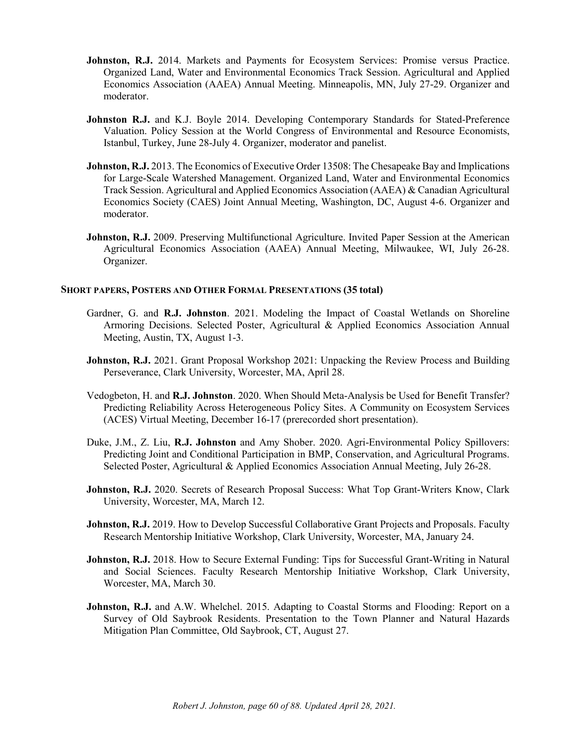**Johnston, R.J.** 2014. Markets and Payments for Ecosystem Services: Promise versus Practice. Organized Land, Water and Environmental Economics Track Session. Agricultural and Applied Economics Association (AAEA) Annual Meeting. Minneapolis, MN, July 27-29. Organizer and moderator.

**Johnston R.J.** and K.J. Boyle 2014. Developing Contemporary Standards for Stated-Preference Valuation. Policy Session at the World Congress of Environmental and Resource Economists, Istanbul, Turkey, June 28-July 4. Organizer, moderator and panelist.

**Johnston, R.J.** 2013. The Economics of Executive Order 13508: The Chesapeake Bay and Implications for Large-Scale Watershed Management. Organized Land, Water and Environmental Economics Track Session. Agricultural and Applied Economics Association (AAEA) & Canadian Agricultural Economics Society (CAES) Joint Annual Meeting, Washington, DC, August 4-6. Organizer and moderator.

**Johnston, R.J.** 2009. Preserving Multifunctional Agriculture. Invited Paper Session at the American Agricultural Economics Association (AAEA) Annual Meeting, Milwaukee, WI, July 26-28. Organizer.

### SHORT PAPERS, POSTERS AND OTHER FORMAL PRESENTATIONS (35 total)

Gardner, G. and **R.J. Johnston**. 2021. Modeling the Impact of Coastal Wetlands on Shoreline Armoring Decisions. Selected Poster, Agricultural & Applied Economics Association Annual Meeting, Austin, TX, August 1-3.

**Johnston, R.J.** 2021. Grant Proposal Workshop 2021: Unpacking the Review Process and Building Perseverance, Clark University, Worcester, MA, April 28.

Vedogbeton, H. and **R.J. Johnston**. 2020. When Should Meta-Analysis be Used for Benefit Transfer? Predicting Reliability Across Heterogeneous Policy Sites. A Community on Ecosystem Services (ACES) Virtual Meeting, December 16-17 (prerecorded short presentation).

Duke, J.M., Z. Liu, **R.J. Johnston** and Amy Shober. 2020. Agri-Environmental Policy Spillovers: Predicting Joint and Conditional Participation in BMP, Conservation, and Agricultural Programs. Selected Poster, Agricultural & Applied Economics Association Annual Meeting, July 26-28.

**Johnston, R.J.** 2020. Secrets of Research Proposal Success: What Top Grant-Writers Know, Clark University, Worcester, MA, March 12.

**Johnston, R.J.** 2019. How to Develop Successful Collaborative Grant Projects and Proposals. Faculty Research Mentorship Initiative Workshop, Clark University, Worcester, MA, January 24.

**Johnston, R.J.** 2018. How to Secure External Funding: Tips for Successful Grant-Writing in Natural and Social Sciences. Faculty Research Mentorship Initiative Workshop, Clark University, Worcester, MA, March 30.

**Johnston, R.J.** and A.W. Whelchel. 2015. Adapting to Coastal Storms and Flooding: Report on a Survey of Old Saybrook Residents. Presentation to the Town Planner and Natural Hazards Mitigation Plan Committee, Old Saybrook, CT, August 27.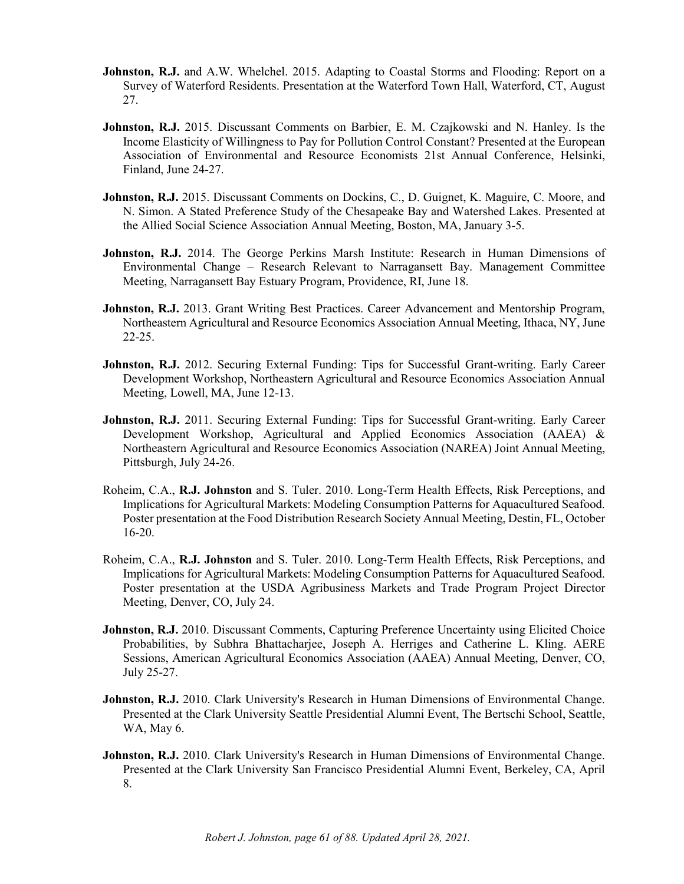**Johnston, R.J.** and A.W. Whelchel. 2015. Adapting to Coastal Storms and Flooding: Report on a Survey of Waterford Residents. Presentation at the Waterford Town Hall, Waterford, CT, August 27.

**Johnston, R.J.** 2015. Discussant Comments on Barbier, E. M. Czajkowski and N. Hanley. Is the Income Elasticity of Willingness to Pay for Pollution Control Constant? Presented at the European Association of Environmental and Resource Economists 21st Annual Conference, Helsinki, Finland, June 24-27.

**Johnston, R.J.** 2015. Discussant Comments on Dockins, C., D. Guignet, K. Maguire, C. Moore, and N. Simon. A Stated Preference Study of the Chesapeake Bay and Watershed Lakes. Presented at the Allied Social Science Association Annual Meeting, Boston, MA, January 3-5.

**Johnston, R.J.** 2014. The George Perkins Marsh Institute: Research in Human Dimensions of Environmental Change – Research Relevant to Narragansett Bay. Management Committee Meeting, Narragansett Bay Estuary Program, Providence, RI, June 18.

**Johnston, R.J.** 2013. Grant Writing Best Practices. Career Advancement and Mentorship Program, Northeastern Agricultural and Resource Economics Association Annual Meeting, Ithaca, NY, June 22-25.

**Johnston, R.J.** 2012. Securing External Funding: Tips for Successful Grant-writing. Early Career Development Workshop, Northeastern Agricultural and Resource Economics Association Annual Meeting, Lowell, MA, June 12-13.

**Johnston, R.J.** 2011. Securing External Funding: Tips for Successful Grant-writing. Early Career Development Workshop, Agricultural and Applied Economics Association (AAEA) & Northeastern Agricultural and Resource Economics Association (NAREA) Joint Annual Meeting, Pittsburgh, July 24-26.

Roheim, C.A., **R.J. Johnston** and S. Tuler. 2010. Long-Term Health Effects, Risk Perceptions, and Implications for Agricultural Markets: Modeling Consumption Patterns for Aquacultured Seafood. Poster presentation at the Food Distribution Research Society Annual Meeting, Destin, FL, October 16-20.

Roheim, C.A., **R.J. Johnston** and S. Tuler. 2010. Long-Term Health Effects, Risk Perceptions, and Implications for Agricultural Markets: Modeling Consumption Patterns for Aquacultured Seafood. Poster presentation at the USDA Agribusiness Markets and Trade Program Project Director Meeting, Denver, CO, July 24.

**Johnston, R.J.** 2010. Discussant Comments, Capturing Preference Uncertainty using Elicited Choice Probabilities, by Subhra Bhattacharjee, Joseph A. Herriges and Catherine L. Kling. AERE Sessions, American Agricultural Economics Association (AAEA) Annual Meeting, Denver, CO, July 25-27.

**Johnston, R.J.** 2010. Clark University's Research in Human Dimensions of Environmental Change. Presented at the Clark University Seattle Presidential Alumni Event, The Bertschi School, Seattle, WA, May 6.

**Johnston, R.J.** 2010. Clark University's Research in Human Dimensions of Environmental Change. Presented at the Clark University San Francisco Presidential Alumni Event, Berkeley, CA, April 8.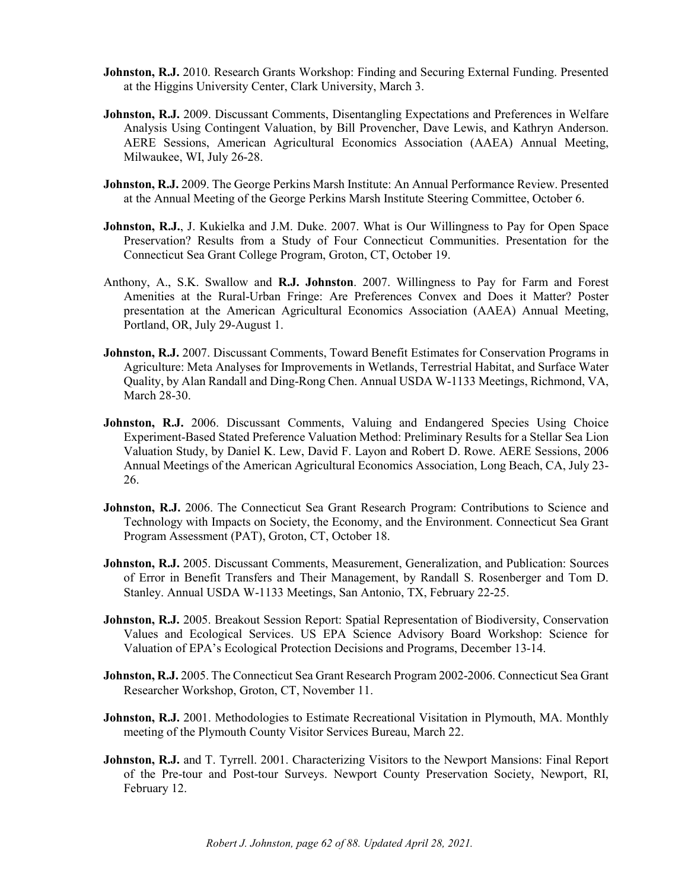**Johnston, R.J.** 2010. Research Grants Workshop: Finding and Securing External Funding. Presented at the Higgins University Center, Clark University, March 3.

**Johnston, R.J.** 2009. Discussant Comments, Disentangling Expectations and Preferences in Welfare Analysis Using Contingent Valuation, by Bill Provencher, Dave Lewis, and Kathryn Anderson. AERE Sessions, American Agricultural Economics Association (AAEA) Annual Meeting, Milwaukee, WI, July 26-28.

**Johnston, R.J.** 2009. The George Perkins Marsh Institute: An Annual Performance Review. Presented at the Annual Meeting of the George Perkins Marsh Institute Steering Committee, October 6.

**Johnston, R.J.**, J. Kukielka and J.M. Duke. 2007. What is Our Willingness to Pay for Open Space Preservation? Results from a Study of Four Connecticut Communities. Presentation for the Connecticut Sea Grant College Program, Groton, CT, October 19.

Anthony, A., S.K. Swallow and **R.J. Johnston**. 2007. Willingness to Pay for Farm and Forest Amenities at the Rural-Urban Fringe: Are Preferences Convex and Does it Matter? Poster presentation at the American Agricultural Economics Association (AAEA) Annual Meeting, Portland, OR, July 29-August 1.

**Johnston, R.J.** 2007. Discussant Comments, Toward Benefit Estimates for Conservation Programs in Agriculture: Meta Analyses for Improvements in Wetlands, Terrestrial Habitat, and Surface Water Quality, by Alan Randall and Ding-Rong Chen. Annual USDA W-1133 Meetings, Richmond, VA, March 28-30.

**Johnston, R.J.** 2006. Discussant Comments, Valuing and Endangered Species Using Choice Experiment-Based Stated Preference Valuation Method: Preliminary Results for a Stellar Sea Lion Valuation Study, by Daniel K. Lew, David F. Layon and Robert D. Rowe. AERE Sessions, 2006 Annual Meetings of the American Agricultural Economics Association, Long Beach, CA, July 23-26.

**Johnston, R.J.** 2006. The Connecticut Sea Grant Research Program: Contributions to Science and Technology with Impacts on Society, the Economy, and the Environment. Connecticut Sea Grant Program Assessment (PAT), Groton, CT, October 18.

**Johnston, R.J.** 2005. Discussant Comments, Measurement, Generalization, and Publication: Sources of Error in Benefit Transfers and Their Management, by Randall S. Rosenberger and Tom D. Stanley. Annual USDA W-1133 Meetings, San Antonio, TX, February 22-25.

**Johnston, R.J.** 2005. Breakout Session Report: Spatial Representation of Biodiversity, Conservation Values and Ecological Services. US EPA Science Advisory Board Workshop: Science for Valuation of EPA's Ecological Protection Decisions and Programs, December 13-14.

**Johnston, R.J.** 2005. The Connecticut Sea Grant Research Program 2002-2006. Connecticut Sea Grant Researcher Workshop, Groton, CT, November 11.

**Johnston, R.J.** 2001. Methodologies to Estimate Recreational Visitation in Plymouth, MA. Monthly meeting of the Plymouth County Visitor Services Bureau, March 22.

**Johnston, R.J.** and T. Tyrrell. 2001. Characterizing Visitors to the Newport Mansions: Final Report of the Pre-tour and Post-tour Surveys. Newport County Preservation Society, Newport, RI, February 12.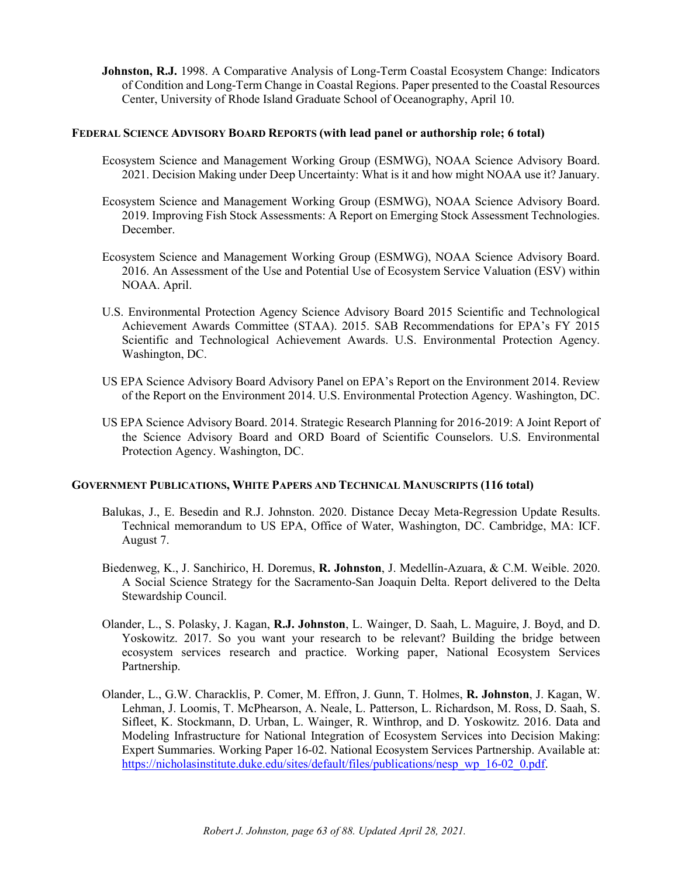**Johnston, R.J.** 1998. A Comparative Analysis of Long-Term Coastal Ecosystem Change: Indicators of Condition and Long-Term Change in Coastal Regions. Paper presented to the Coastal Resources Center, University of Rhode Island Graduate School of Oceanography, April 10.

### FEDERAL SCIENCE ADVISORY BOARD REPORTS (with lead panel or authorship role; 6 total)

Ecosystem Science and Management Working Group (ESMWG), NOAA Science Advisory Board. 2021. Decision Making under Deep Uncertainty: What is it and how might NOAA use it? January.

Ecosystem Science and Management Working Group (ESMWG), NOAA Science Advisory Board. 2019. Improving Fish Stock Assessments: A Report on Emerging Stock Assessment Technologies. December.

Ecosystem Science and Management Working Group (ESMWG), NOAA Science Advisory Board. 2016. An Assessment of the Use and Potential Use of Ecosystem Service Valuation (ESV) within NOAA. April.

U.S. Environmental Protection Agency Science Advisory Board 2015 Scientific and Technological Achievement Awards Committee (STAA). 2015. SAB Recommendations for EPA's FY 2015 Scientific and Technological Achievement Awards. U.S. Environmental Protection Agency. Washington, DC.

US EPA Science Advisory Board Advisory Panel on EPA's Report on the Environment 2014. Review of the Report on the Environment 2014. U.S. Environmental Protection Agency. Washington, DC.

US EPA Science Advisory Board. 2014. Strategic Research Planning for 2016-2019: A Joint Report of the Science Advisory Board and ORD Board of Scientific Counselors. U.S. Environmental Protection Agency. Washington, DC.

### GOVERNMENT PUBLICATIONS, WHITE PAPERS AND TECHNICAL MANUSCRIPTS (116 total)

Balukas, J., E. Besedin and R.J. Johnston. 2020. Distance Decay Meta-Regression Update Results. Technical memorandum to US EPA, Office of Water, Washington, DC. Cambridge, MA: ICF. August 7.

Biedenweg, K., J. Sanchirico, H. Doremus, **R. Johnston**, J. Medellín-Azuara, & C.M. Weible. 2020. A Social Science Strategy for the Sacramento-San Joaquin Delta. Report delivered to the Delta Stewardship Council.

Olander, L., S. Polasky, J. Kagan, **R.J. Johnston**, L. Wainger, D. Saah, L. Maguire, J. Boyd, and D. Yoskowitz. 2017. So you want your research to be relevant? Building the bridge between ecosystem services research and practice. Working paper, National Ecosystem Services Partnership.

Olander, L., G.W. Characklis, P. Comer, M. Effron, J. Gunn, T. Holmes, **R. Johnston**, J. Kagan, W. Lehman, J. Loomis, T. McPhearson, A. Neale, L. Patterson, L. Richardson, M. Ross, D. Saah, S. Sifleet, K. Stockmann, D. Urban, L. Wainger, R. Winthrop, and D. Yoskowitz. 2016. Data and Modeling Infrastructure for National Integration of Ecosystem Services into Decision Making: Expert Summaries. Working Paper 16-02. National Ecosystem Services Partnership. Available at: https://nicholasinstitute.duke.edu/sites/default/files/publications/nesp_wp_16-02_0.pdf.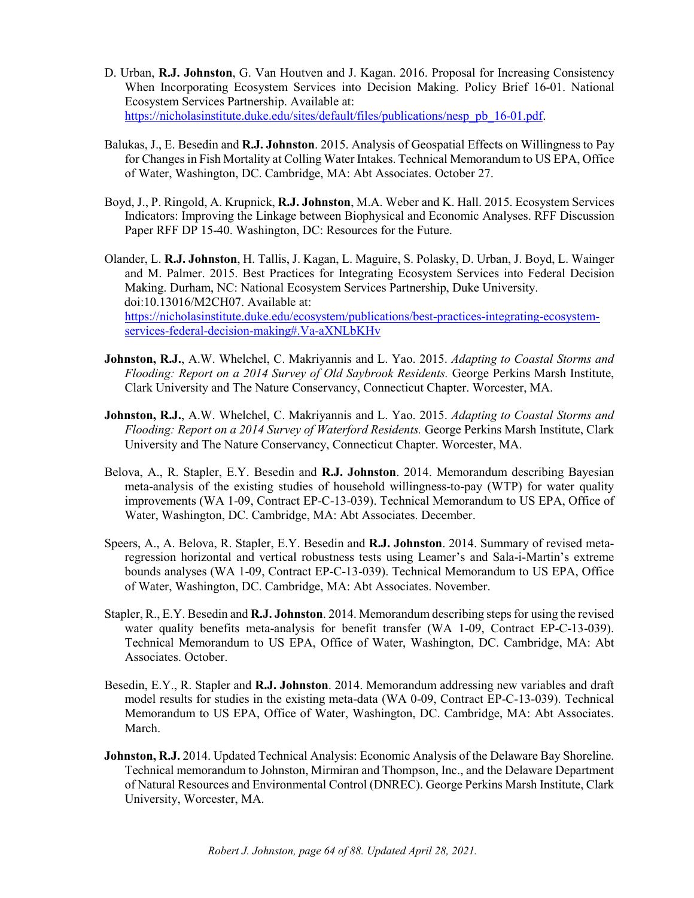D. Urban, **R.J. Johnston**, G. Van Houtven and J. Kagan. 2016. Proposal for Increasing Consistency When Incorporating Ecosystem Services into Decision Making. Policy Brief 16-01. National Ecosystem Services Partnership. Available at: https://nicholasinstitute.duke.edu/sites/default/files/publications/nesp_pb_16-01.pdf.

Balukas, J., E. Besedin and **R.J. Johnston**. 2015. Analysis of Geospatial Effects on Willingness to Pay for Changes in Fish Mortality at Colling Water Intakes. Technical Memorandum to US EPA, Office of Water, Washington, DC. Cambridge, MA: Abt Associates. October 27.

Boyd, J., P. Ringold, A. Krupnick, **R.J. Johnston**, M.A. Weber and K. Hall. 2015. Ecosystem Services Indicators: Improving the Linkage between Biophysical and Economic Analyses. RFF Discussion Paper RFF DP 15-40. Washington, DC: Resources for the Future.

Olander, L. **R.J. Johnston**, H. Tallis, J. Kagan, L. Maguire, S. Polasky, D. Urban, J. Boyd, L. Wainger and M. Palmer. 2015. Best Practices for Integrating Ecosystem Services into Federal Decision Making. Durham, NC: National Ecosystem Services Partnership, Duke University. doi:10.13016/M2CH07. Available at: https://nicholasinstitute.duke.edu/ecosystem/publications/best-practices-integrating-ecosystem-services-federal-decision-making#.Va-aXNLbKHv

**Johnston, R.J.**, A.W. Whelchel, C. Makriyannis and L. Yao. 2015. *Adapting to Coastal Storms and Flooding: Report on a 2014 Survey of Old Saybrook Residents.* George Perkins Marsh Institute, Clark University and The Nature Conservancy, Connecticut Chapter. Worcester, MA.

**Johnston, R.J.**, A.W. Whelchel, C. Makriyannis and L. Yao. 2015. *Adapting to Coastal Storms and Flooding: Report on a 2014 Survey of Waterford Residents.* George Perkins Marsh Institute, Clark University and The Nature Conservancy, Connecticut Chapter. Worcester, MA.

Belova, A., R. Stapler, E.Y. Besedin and **R.J. Johnston**. 2014. Memorandum describing Bayesian meta-analysis of the existing studies of household willingness-to-pay (WTP) for water quality improvements (WA 1-09, Contract EP-C-13-039). Technical Memorandum to US EPA, Office of Water, Washington, DC. Cambridge, MA: Abt Associates. December.

Speers, A., A. Belova, R. Stapler, E.Y. Besedin and **R.J. Johnston**. 2014. Summary of revised meta-regression horizontal and vertical robustness tests using Leamer's and Sala-i-Martin's extreme bounds analyses (WA 1-09, Contract EP-C-13-039). Technical Memorandum to US EPA, Office of Water, Washington, DC. Cambridge, MA: Abt Associates. November.

Stapler, R., E.Y. Besedin and **R.J. Johnston**. 2014. Memorandum describing steps for using the revised water quality benefits meta-analysis for benefit transfer (WA 1-09, Contract EP-C-13-039). Technical Memorandum to US EPA, Office of Water, Washington, DC. Cambridge, MA: Abt Associates. October.

Besedin, E.Y., R. Stapler and **R.J. Johnston**. 2014. Memorandum addressing new variables and draft model results for studies in the existing meta-data (WA 0-09, Contract EP-C-13-039). Technical Memorandum to US EPA, Office of Water, Washington, DC. Cambridge, MA: Abt Associates. March.

**Johnston, R.J.** 2014. Updated Technical Analysis: Economic Analysis of the Delaware Bay Shoreline. Technical memorandum to Johnston, Mirmiran and Thompson, Inc., and the Delaware Department of Natural Resources and Environmental Control (DNREC). George Perkins Marsh Institute, Clark University, Worcester, MA.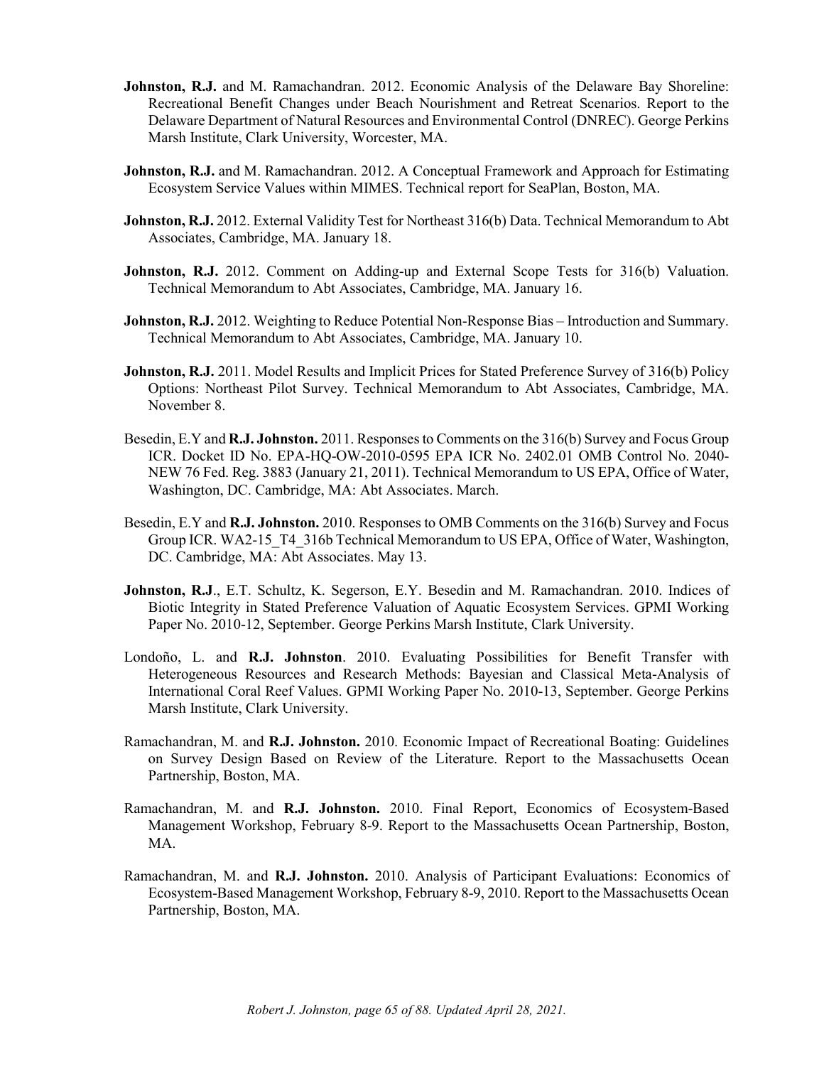**Johnston, R.J.** and M. Ramachandran. 2012. Economic Analysis of the Delaware Bay Shoreline: Recreational Benefit Changes under Beach Nourishment and Retreat Scenarios. Report to the Delaware Department of Natural Resources and Environmental Control (DNREC). George Perkins Marsh Institute, Clark University, Worcester, MA.

**Johnston, R.J.** and M. Ramachandran. 2012. A Conceptual Framework and Approach for Estimating Ecosystem Service Values within MIMES. Technical report for SeaPlan, Boston, MA.

**Johnston, R.J.** 2012. External Validity Test for Northeast 316(b) Data. Technical Memorandum to Abt Associates, Cambridge, MA. January 18.

**Johnston, R.J.** 2012. Comment on Adding-up and External Scope Tests for 316(b) Valuation. Technical Memorandum to Abt Associates, Cambridge, MA. January 16.

**Johnston, R.J.** 2012. Weighting to Reduce Potential Non-Response Bias – Introduction and Summary. Technical Memorandum to Abt Associates, Cambridge, MA. January 10.

**Johnston, R.J.** 2011. Model Results and Implicit Prices for Stated Preference Survey of 316(b) Policy Options: Northeast Pilot Survey. Technical Memorandum to Abt Associates, Cambridge, MA. November 8.

Besedin, E.Y and **R.J. Johnston.** 2011. Responses to Comments on the 316(b) Survey and Focus Group ICR. Docket ID No. EPA-HQ-OW-2010-0595 EPA ICR No. 2402.01 OMB Control No. 2040-NEW 76 Fed. Reg. 3883 (January 21, 2011). Technical Memorandum to US EPA, Office of Water, Washington, DC. Cambridge, MA: Abt Associates. March.

Besedin, E.Y and **R.J. Johnston.** 2010. Responses to OMB Comments on the 316(b) Survey and Focus Group ICR. WA2-15_T4_316b Technical Memorandum to US EPA, Office of Water, Washington, DC. Cambridge, MA: Abt Associates. May 13.

**Johnston, R.J**., E.T. Schultz, K. Segerson, E.Y. Besedin and M. Ramachandran. 2010. Indices of Biotic Integrity in Stated Preference Valuation of Aquatic Ecosystem Services. GPMI Working Paper No. 2010-12, September. George Perkins Marsh Institute, Clark University.

Londoño, L. and **R.J. Johnston**. 2010. Evaluating Possibilities for Benefit Transfer with Heterogeneous Resources and Research Methods: Bayesian and Classical Meta-Analysis of International Coral Reef Values. GPMI Working Paper No. 2010-13, September. George Perkins Marsh Institute, Clark University.

Ramachandran, M. and **R.J. Johnston.** 2010. Economic Impact of Recreational Boating: Guidelines on Survey Design Based on Review of the Literature. Report to the Massachusetts Ocean Partnership, Boston, MA.

Ramachandran, M. and **R.J. Johnston.** 2010. Final Report, Economics of Ecosystem-Based Management Workshop, February 8-9. Report to the Massachusetts Ocean Partnership, Boston, MA.

Ramachandran, M. and **R.J. Johnston.** 2010. Analysis of Participant Evaluations: Economics of Ecosystem-Based Management Workshop, February 8-9, 2010. Report to the Massachusetts Ocean Partnership, Boston, MA.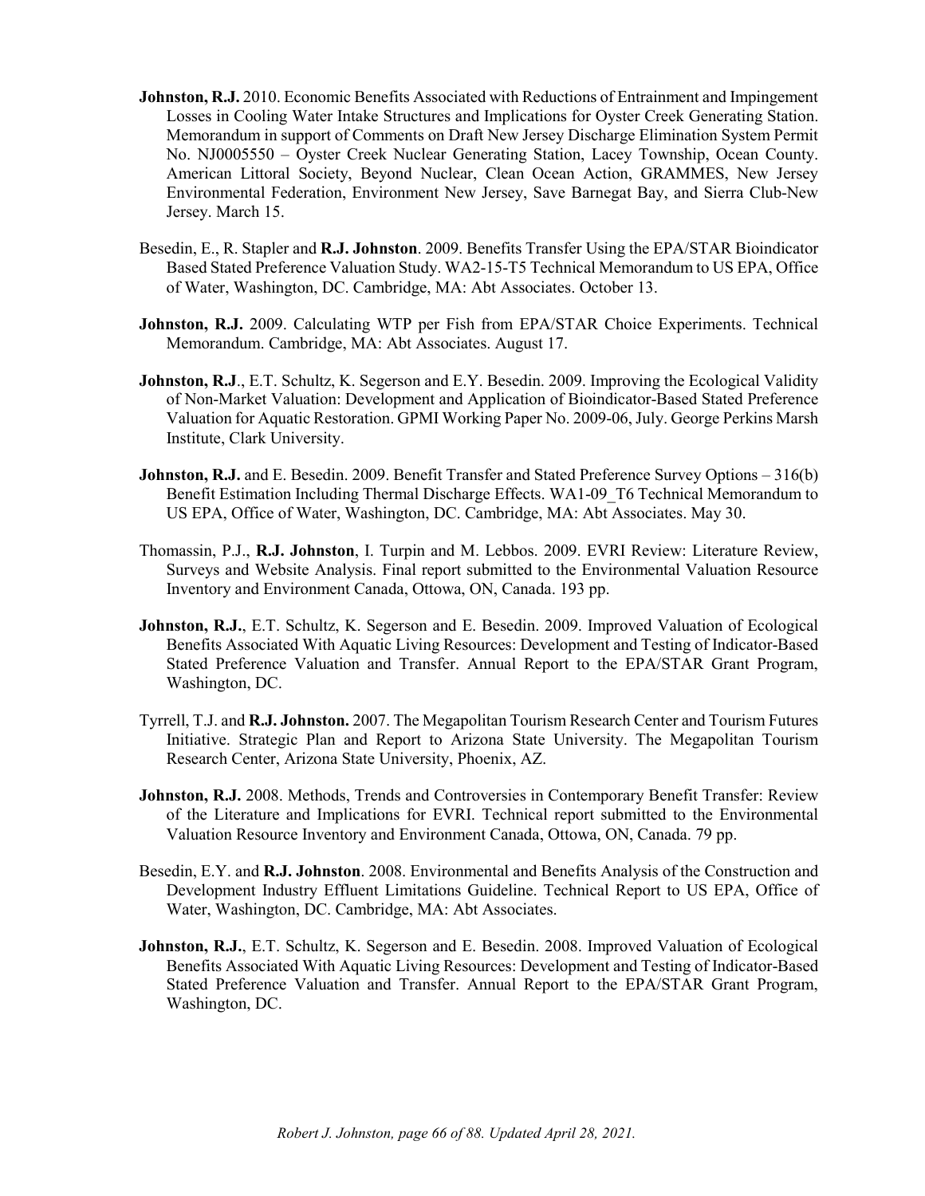**Johnston, R.J.** 2010. Economic Benefits Associated with Reductions of Entrainment and Impingement Losses in Cooling Water Intake Structures and Implications for Oyster Creek Generating Station. Memorandum in support of Comments on Draft New Jersey Discharge Elimination System Permit No. NJ0005550 – Oyster Creek Nuclear Generating Station, Lacey Township, Ocean County. American Littoral Society, Beyond Nuclear, Clean Ocean Action, GRAMMES, New Jersey Environmental Federation, Environment New Jersey, Save Barnegat Bay, and Sierra Club-New Jersey. March 15.

Besedin, E., R. Stapler and **R.J. Johnston**. 2009. Benefits Transfer Using the EPA/STAR Bioindicator Based Stated Preference Valuation Study. WA2-15-T5 Technical Memorandum to US EPA, Office of Water, Washington, DC. Cambridge, MA: Abt Associates. October 13.

**Johnston, R.J.** 2009. Calculating WTP per Fish from EPA/STAR Choice Experiments. Technical Memorandum. Cambridge, MA: Abt Associates. August 17.

**Johnston, R.J**., E.T. Schultz, K. Segerson and E.Y. Besedin. 2009. Improving the Ecological Validity of Non-Market Valuation: Development and Application of Bioindicator-Based Stated Preference Valuation for Aquatic Restoration. GPMI Working Paper No. 2009-06, July. George Perkins Marsh Institute, Clark University.

**Johnston, R.J.** and E. Besedin. 2009. Benefit Transfer and Stated Preference Survey Options – 316(b) Benefit Estimation Including Thermal Discharge Effects. WA1-09_T6 Technical Memorandum to US EPA, Office of Water, Washington, DC. Cambridge, MA: Abt Associates. May 30.

Thomassin, P.J., **R.J. Johnston**, I. Turpin and M. Lebbos. 2009. EVRI Review: Literature Review, Surveys and Website Analysis. Final report submitted to the Environmental Valuation Resource Inventory and Environment Canada, Ottowa, ON, Canada. 193 pp.

**Johnston, R.J.**, E.T. Schultz, K. Segerson and E. Besedin. 2009. Improved Valuation of Ecological Benefits Associated With Aquatic Living Resources: Development and Testing of Indicator-Based Stated Preference Valuation and Transfer. Annual Report to the EPA/STAR Grant Program, Washington, DC.

Tyrrell, T.J. and **R.J. Johnston.** 2007. The Megapolitan Tourism Research Center and Tourism Futures Initiative. Strategic Plan and Report to Arizona State University. The Megapolitan Tourism Research Center, Arizona State University, Phoenix, AZ.

**Johnston, R.J.** 2008. Methods, Trends and Controversies in Contemporary Benefit Transfer: Review of the Literature and Implications for EVRI. Technical report submitted to the Environmental Valuation Resource Inventory and Environment Canada, Ottowa, ON, Canada. 79 pp.

Besedin, E.Y. and **R.J. Johnston**. 2008. Environmental and Benefits Analysis of the Construction and Development Industry Effluent Limitations Guideline. Technical Report to US EPA, Office of Water, Washington, DC. Cambridge, MA: Abt Associates.

**Johnston, R.J.**, E.T. Schultz, K. Segerson and E. Besedin. 2008. Improved Valuation of Ecological Benefits Associated With Aquatic Living Resources: Development and Testing of Indicator-Based Stated Preference Valuation and Transfer. Annual Report to the EPA/STAR Grant Program, Washington, DC.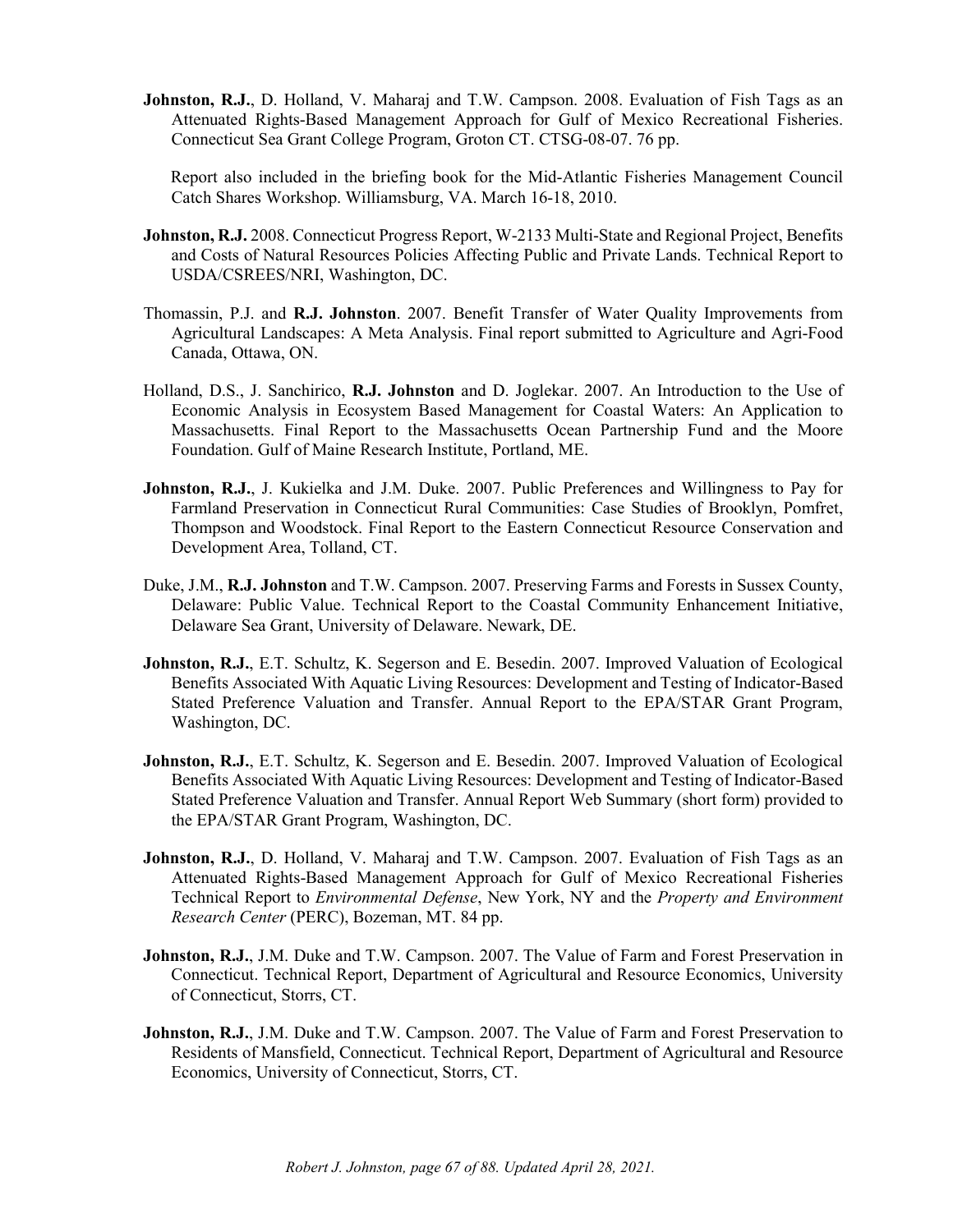**Johnston, R.J.**, D. Holland, V. Maharaj and T.W. Campson. 2008. Evaluation of Fish Tags as an Attenuated Rights-Based Management Approach for Gulf of Mexico Recreational Fisheries. Connecticut Sea Grant College Program, Groton CT. CTSG-08-07. 76 pp.

Report also included in the briefing book for the Mid-Atlantic Fisheries Management Council Catch Shares Workshop. Williamsburg, VA. March 16-18, 2010.

**Johnston, R.J.** 2008. Connecticut Progress Report, W-2133 Multi-State and Regional Project, Benefits and Costs of Natural Resources Policies Affecting Public and Private Lands. Technical Report to USDA/CSREES/NRI, Washington, DC.

Thomassin, P.J. and **R.J. Johnston**. 2007. Benefit Transfer of Water Quality Improvements from Agricultural Landscapes: A Meta Analysis. Final report submitted to Agriculture and Agri-Food Canada, Ottawa, ON.

Holland, D.S., J. Sanchirico, **R.J. Johnston** and D. Joglekar. 2007. An Introduction to the Use of Economic Analysis in Ecosystem Based Management for Coastal Waters: An Application to Massachusetts. Final Report to the Massachusetts Ocean Partnership Fund and the Moore Foundation. Gulf of Maine Research Institute, Portland, ME.

**Johnston, R.J.**, J. Kukielka and J.M. Duke. 2007. Public Preferences and Willingness to Pay for Farmland Preservation in Connecticut Rural Communities: Case Studies of Brooklyn, Pomfret, Thompson and Woodstock. Final Report to the Eastern Connecticut Resource Conservation and Development Area, Tolland, CT.

Duke, J.M., **R.J. Johnston** and T.W. Campson. 2007. Preserving Farms and Forests in Sussex County, Delaware: Public Value. Technical Report to the Coastal Community Enhancement Initiative, Delaware Sea Grant, University of Delaware. Newark, DE.

**Johnston, R.J.**, E.T. Schultz, K. Segerson and E. Besedin. 2007. Improved Valuation of Ecological Benefits Associated With Aquatic Living Resources: Development and Testing of Indicator-Based Stated Preference Valuation and Transfer. Annual Report to the EPA/STAR Grant Program, Washington, DC.

**Johnston, R.J.**, E.T. Schultz, K. Segerson and E. Besedin. 2007. Improved Valuation of Ecological Benefits Associated With Aquatic Living Resources: Development and Testing of Indicator-Based Stated Preference Valuation and Transfer. Annual Report Web Summary (short form) provided to the EPA/STAR Grant Program, Washington, DC.

**Johnston, R.J.**, D. Holland, V. Maharaj and T.W. Campson. 2007. Evaluation of Fish Tags as an Attenuated Rights-Based Management Approach for Gulf of Mexico Recreational Fisheries Technical Report to *Environmental Defense*, New York, NY and the *Property and Environment Research Center* (PERC), Bozeman, MT. 84 pp.

**Johnston, R.J.**, J.M. Duke and T.W. Campson. 2007. The Value of Farm and Forest Preservation in Connecticut. Technical Report, Department of Agricultural and Resource Economics, University of Connecticut, Storrs, CT.

**Johnston, R.J.**, J.M. Duke and T.W. Campson. 2007. The Value of Farm and Forest Preservation to Residents of Mansfield, Connecticut. Technical Report, Department of Agricultural and Resource Economics, University of Connecticut, Storrs, CT.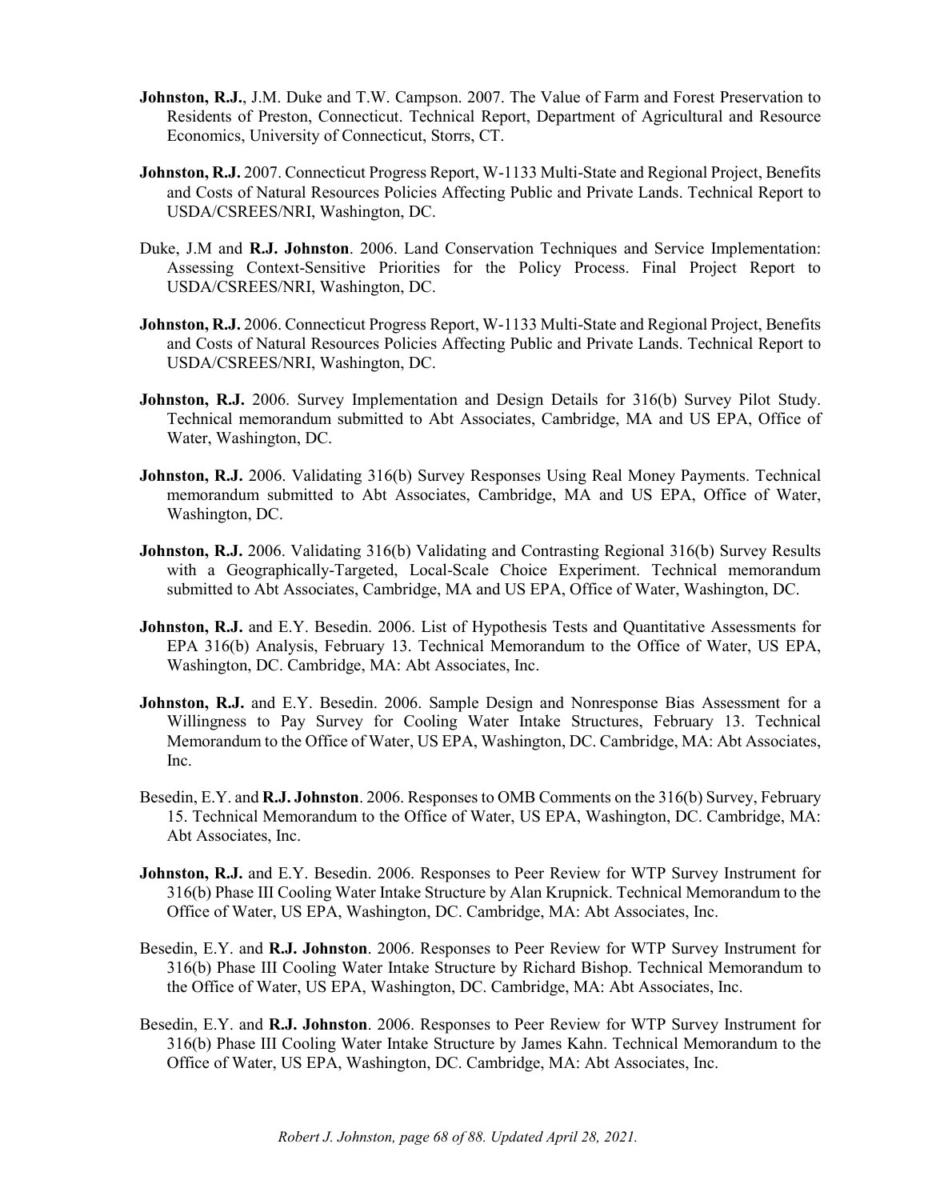**Johnston, R.J.**, J.M. Duke and T.W. Campson. 2007. The Value of Farm and Forest Preservation to Residents of Preston, Connecticut. Technical Report, Department of Agricultural and Resource Economics, University of Connecticut, Storrs, CT.

**Johnston, R.J.** 2007. Connecticut Progress Report, W-1133 Multi-State and Regional Project, Benefits and Costs of Natural Resources Policies Affecting Public and Private Lands. Technical Report to USDA/CSREES/NRI, Washington, DC.

Duke, J.M and **R.J. Johnston**. 2006. Land Conservation Techniques and Service Implementation: Assessing Context-Sensitive Priorities for the Policy Process. Final Project Report to USDA/CSREES/NRI, Washington, DC.

**Johnston, R.J.** 2006. Connecticut Progress Report, W-1133 Multi-State and Regional Project, Benefits and Costs of Natural Resources Policies Affecting Public and Private Lands. Technical Report to USDA/CSREES/NRI, Washington, DC.

**Johnston, R.J.** 2006. Survey Implementation and Design Details for 316(b) Survey Pilot Study. Technical memorandum submitted to Abt Associates, Cambridge, MA and US EPA, Office of Water, Washington, DC.

**Johnston, R.J.** 2006. Validating 316(b) Survey Responses Using Real Money Payments. Technical memorandum submitted to Abt Associates, Cambridge, MA and US EPA, Office of Water, Washington, DC.

**Johnston, R.J.** 2006. Validating 316(b) Validating and Contrasting Regional 316(b) Survey Results with a Geographically-Targeted, Local-Scale Choice Experiment. Technical memorandum submitted to Abt Associates, Cambridge, MA and US EPA, Office of Water, Washington, DC.

**Johnston, R.J.** and E.Y. Besedin. 2006. List of Hypothesis Tests and Quantitative Assessments for EPA 316(b) Analysis, February 13. Technical Memorandum to the Office of Water, US EPA, Washington, DC. Cambridge, MA: Abt Associates, Inc.

**Johnston, R.J.** and E.Y. Besedin. 2006. Sample Design and Nonresponse Bias Assessment for a Willingness to Pay Survey for Cooling Water Intake Structures, February 13. Technical Memorandum to the Office of Water, US EPA, Washington, DC. Cambridge, MA: Abt Associates, Inc.

Besedin, E.Y. and **R.J. Johnston**. 2006. Responses to OMB Comments on the 316(b) Survey, February 15. Technical Memorandum to the Office of Water, US EPA, Washington, DC. Cambridge, MA: Abt Associates, Inc.

**Johnston, R.J.** and E.Y. Besedin. 2006. Responses to Peer Review for WTP Survey Instrument for 316(b) Phase III Cooling Water Intake Structure by Alan Krupnick. Technical Memorandum to the Office of Water, US EPA, Washington, DC. Cambridge, MA: Abt Associates, Inc.

Besedin, E.Y. and **R.J. Johnston**. 2006. Responses to Peer Review for WTP Survey Instrument for 316(b) Phase III Cooling Water Intake Structure by Richard Bishop. Technical Memorandum to the Office of Water, US EPA, Washington, DC. Cambridge, MA: Abt Associates, Inc.

Besedin, E.Y. and **R.J. Johnston**. 2006. Responses to Peer Review for WTP Survey Instrument for 316(b) Phase III Cooling Water Intake Structure by James Kahn. Technical Memorandum to the Office of Water, US EPA, Washington, DC. Cambridge, MA: Abt Associates, Inc.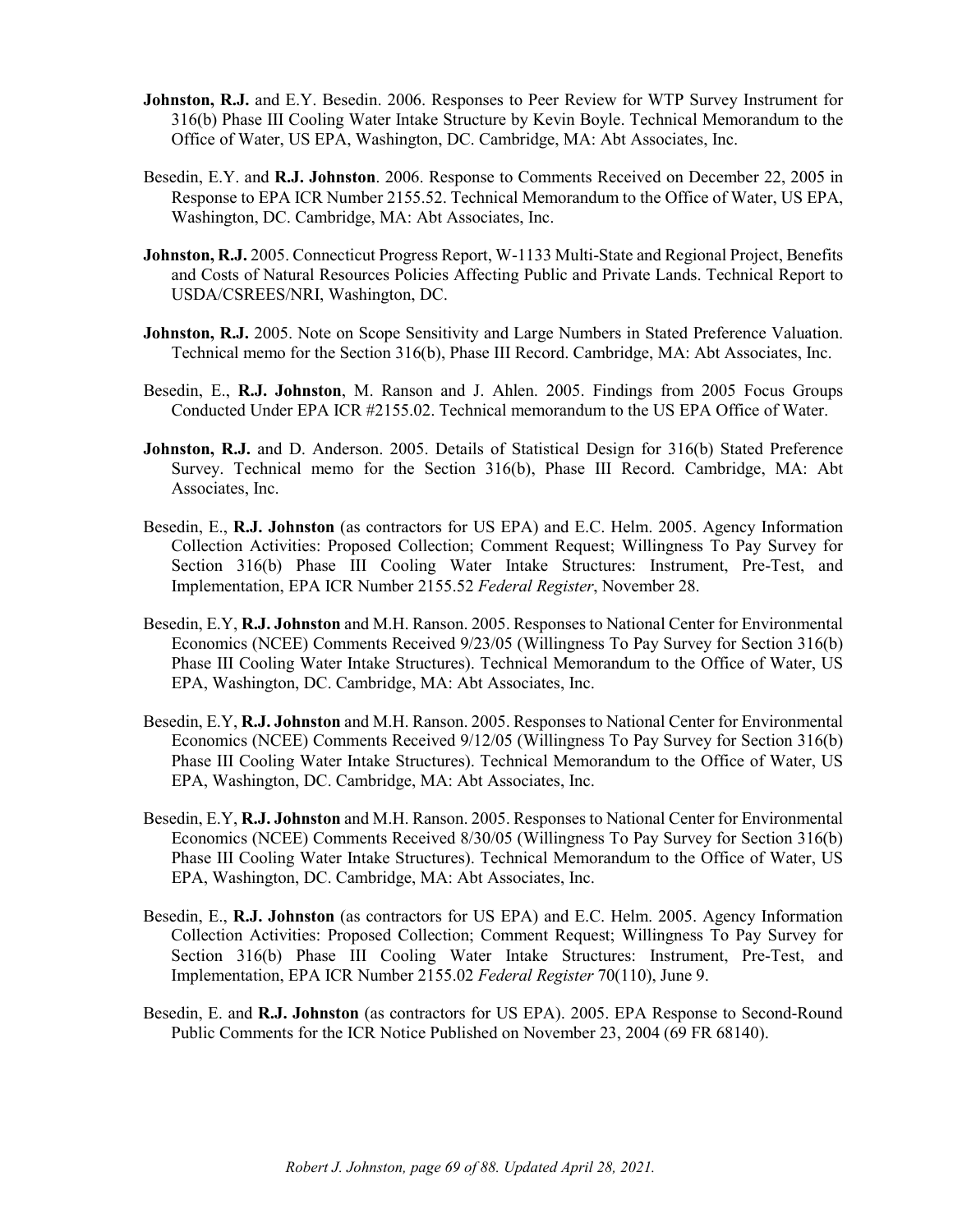**Johnston, R.J.** and E.Y. Besedin. 2006. Responses to Peer Review for WTP Survey Instrument for 316(b) Phase III Cooling Water Intake Structure by Kevin Boyle. Technical Memorandum to the Office of Water, US EPA, Washington, DC. Cambridge, MA: Abt Associates, Inc.

Besedin, E.Y. and **R.J. Johnston**. 2006. Response to Comments Received on December 22, 2005 in Response to EPA ICR Number 2155.52. Technical Memorandum to the Office of Water, US EPA, Washington, DC. Cambridge, MA: Abt Associates, Inc.

**Johnston, R.J.** 2005. Connecticut Progress Report, W-1133 Multi-State and Regional Project, Benefits and Costs of Natural Resources Policies Affecting Public and Private Lands. Technical Report to USDA/CSREES/NRI, Washington, DC.

**Johnston, R.J.** 2005. Note on Scope Sensitivity and Large Numbers in Stated Preference Valuation. Technical memo for the Section 316(b), Phase III Record. Cambridge, MA: Abt Associates, Inc.

Besedin, E., **R.J. Johnston**, M. Ranson and J. Ahlen. 2005. Findings from 2005 Focus Groups Conducted Under EPA ICR #2155.02. Technical memorandum to the US EPA Office of Water.

**Johnston, R.J.** and D. Anderson. 2005. Details of Statistical Design for 316(b) Stated Preference Survey. Technical memo for the Section 316(b), Phase III Record. Cambridge, MA: Abt Associates, Inc.

Besedin, E., **R.J. Johnston** (as contractors for US EPA) and E.C. Helm. 2005. Agency Information Collection Activities: Proposed Collection; Comment Request; Willingness To Pay Survey for Section 316(b) Phase III Cooling Water Intake Structures: Instrument, Pre-Test, and Implementation, EPA ICR Number 2155.52 *Federal Register*, November 28.

Besedin, E.Y, **R.J. Johnston** and M.H. Ranson. 2005. Responses to National Center for Environmental Economics (NCEE) Comments Received 9/23/05 (Willingness To Pay Survey for Section 316(b) Phase III Cooling Water Intake Structures). Technical Memorandum to the Office of Water, US EPA, Washington, DC. Cambridge, MA: Abt Associates, Inc.

Besedin, E.Y, **R.J. Johnston** and M.H. Ranson. 2005. Responses to National Center for Environmental Economics (NCEE) Comments Received 9/12/05 (Willingness To Pay Survey for Section 316(b) Phase III Cooling Water Intake Structures). Technical Memorandum to the Office of Water, US EPA, Washington, DC. Cambridge, MA: Abt Associates, Inc.

Besedin, E.Y, **R.J. Johnston** and M.H. Ranson. 2005. Responses to National Center for Environmental Economics (NCEE) Comments Received 8/30/05 (Willingness To Pay Survey for Section 316(b) Phase III Cooling Water Intake Structures). Technical Memorandum to the Office of Water, US EPA, Washington, DC. Cambridge, MA: Abt Associates, Inc.

Besedin, E., **R.J. Johnston** (as contractors for US EPA) and E.C. Helm. 2005. Agency Information Collection Activities: Proposed Collection; Comment Request; Willingness To Pay Survey for Section 316(b) Phase III Cooling Water Intake Structures: Instrument, Pre-Test, and Implementation, EPA ICR Number 2155.02 *Federal Register* 70(110), June 9.

Besedin, E. and **R.J. Johnston** (as contractors for US EPA). 2005. EPA Response to Second-Round Public Comments for the ICR Notice Published on November 23, 2004 (69 FR 68140).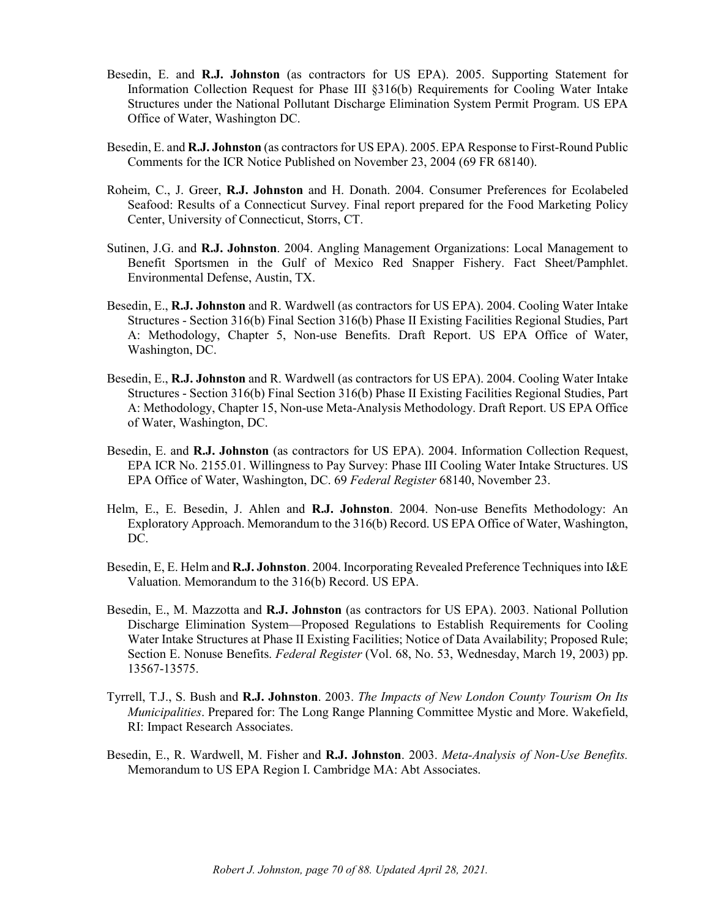Besedin, E. and **R.J. Johnston** (as contractors for US EPA). 2005. Supporting Statement for Information Collection Request for Phase III §316(b) Requirements for Cooling Water Intake Structures under the National Pollutant Discharge Elimination System Permit Program. US EPA Office of Water, Washington DC.

Besedin, E. and **R.J. Johnston** (as contractors for US EPA). 2005. EPA Response to First-Round Public Comments for the ICR Notice Published on November 23, 2004 (69 FR 68140).

Roheim, C., J. Greer, **R.J. Johnston** and H. Donath. 2004. Consumer Preferences for Ecolabeled Seafood: Results of a Connecticut Survey. Final report prepared for the Food Marketing Policy Center, University of Connecticut, Storrs, CT.

Sutinen, J.G. and **R.J. Johnston**. 2004. Angling Management Organizations: Local Management to Benefit Sportsmen in the Gulf of Mexico Red Snapper Fishery. Fact Sheet/Pamphlet. Environmental Defense, Austin, TX.

Besedin, E., **R.J. Johnston** and R. Wardwell (as contractors for US EPA). 2004. Cooling Water Intake Structures - Section 316(b) Final Section 316(b) Phase II Existing Facilities Regional Studies, Part A: Methodology, Chapter 5, Non-use Benefits. Draft Report. US EPA Office of Water, Washington, DC.

Besedin, E., **R.J. Johnston** and R. Wardwell (as contractors for US EPA). 2004. Cooling Water Intake Structures - Section 316(b) Final Section 316(b) Phase II Existing Facilities Regional Studies, Part A: Methodology, Chapter 15, Non-use Meta-Analysis Methodology. Draft Report. US EPA Office of Water, Washington, DC.

Besedin, E. and **R.J. Johnston** (as contractors for US EPA). 2004. Information Collection Request, EPA ICR No. 2155.01. Willingness to Pay Survey: Phase III Cooling Water Intake Structures. US EPA Office of Water, Washington, DC. 69 *Federal Register* 68140, November 23.

Helm, E., E. Besedin, J. Ahlen and **R.J. Johnston**. 2004. Non-use Benefits Methodology: An Exploratory Approach. Memorandum to the 316(b) Record. US EPA Office of Water, Washington, DC.

Besedin, E, E. Helm and **R.J. Johnston**. 2004. Incorporating Revealed Preference Techniques into I&E Valuation. Memorandum to the 316(b) Record. US EPA.

Besedin, E., M. Mazzotta and **R.J. Johnston** (as contractors for US EPA). 2003. National Pollution Discharge Elimination System—Proposed Regulations to Establish Requirements for Cooling Water Intake Structures at Phase II Existing Facilities; Notice of Data Availability; Proposed Rule; Section E. Nonuse Benefits. *Federal Register* (Vol. 68, No. 53, Wednesday, March 19, 2003) pp. 13567-13575.

Tyrrell, T.J., S. Bush and **R.J. Johnston**. 2003. *The Impacts of New London County Tourism On Its Municipalities*. Prepared for: The Long Range Planning Committee Mystic and More. Wakefield, RI: Impact Research Associates.

Besedin, E., R. Wardwell, M. Fisher and **R.J. Johnston**. 2003. *Meta-Analysis of Non-Use Benefits.* Memorandum to US EPA Region I. Cambridge MA: Abt Associates.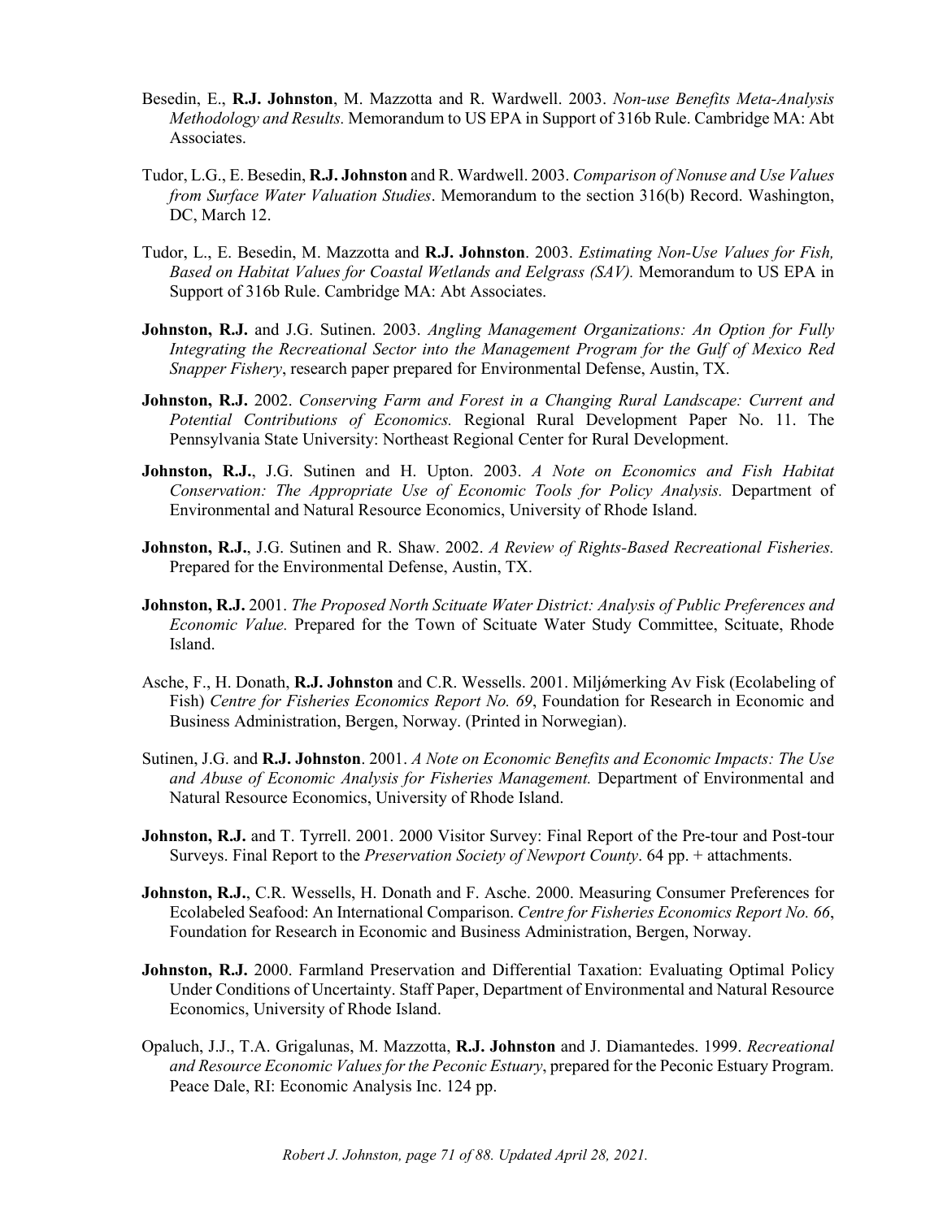Besedin, E., **R.J. Johnston**, M. Mazzotta and R. Wardwell. 2003. *Non-use Benefits Meta-Analysis Methodology and Results.* Memorandum to US EPA in Support of 316b Rule. Cambridge MA: Abt Associates.

Tudor, L.G., E. Besedin, **R.J. Johnston** and R. Wardwell. 2003. *Comparison of Nonuse and Use Values from Surface Water Valuation Studies*. Memorandum to the section 316(b) Record. Washington, DC, March 12.

Tudor, L., E. Besedin, M. Mazzotta and **R.J. Johnston**. 2003. *Estimating Non-Use Values for Fish, Based on Habitat Values for Coastal Wetlands and Eelgrass (SAV).* Memorandum to US EPA in Support of 316b Rule. Cambridge MA: Abt Associates.

**Johnston, R.J.** and J.G. Sutinen. 2003. *Angling Management Organizations: An Option for Fully Integrating the Recreational Sector into the Management Program for the Gulf of Mexico Red Snapper Fishery*, research paper prepared for Environmental Defense, Austin, TX.

**Johnston, R.J.** 2002. *Conserving Farm and Forest in a Changing Rural Landscape: Current and Potential Contributions of Economics.* Regional Rural Development Paper No. 11. The Pennsylvania State University: Northeast Regional Center for Rural Development.

**Johnston, R.J.**, J.G. Sutinen and H. Upton. 2003. *A Note on Economics and Fish Habitat Conservation: The Appropriate Use of Economic Tools for Policy Analysis.* Department of Environmental and Natural Resource Economics, University of Rhode Island.

**Johnston, R.J.**, J.G. Sutinen and R. Shaw. 2002. *A Review of Rights-Based Recreational Fisheries.* Prepared for the Environmental Defense, Austin, TX.

**Johnston, R.J.** 2001. *The Proposed North Scituate Water District: Analysis of Public Preferences and Economic Value.* Prepared for the Town of Scituate Water Study Committee, Scituate, Rhode Island.

Asche, F., H. Donath, **R.J. Johnston** and C.R. Wessells. 2001. Miljǿmerking Av Fisk (Ecolabeling of Fish) *Centre for Fisheries Economics Report No. 69*, Foundation for Research in Economic and Business Administration, Bergen, Norway. (Printed in Norwegian).

Sutinen, J.G. and **R.J. Johnston**. 2001. *A Note on Economic Benefits and Economic Impacts: The Use and Abuse of Economic Analysis for Fisheries Management.* Department of Environmental and Natural Resource Economics, University of Rhode Island.

**Johnston, R.J.** and T. Tyrrell. 2001. 2000 Visitor Survey: Final Report of the Pre-tour and Post-tour Surveys. Final Report to the *Preservation Society of Newport County*. 64 pp. + attachments.

**Johnston, R.J.**, C.R. Wessells, H. Donath and F. Asche. 2000. Measuring Consumer Preferences for Ecolabeled Seafood: An International Comparison. *Centre for Fisheries Economics Report No. 66*, Foundation for Research in Economic and Business Administration, Bergen, Norway.

**Johnston, R.J.** 2000. Farmland Preservation and Differential Taxation: Evaluating Optimal Policy Under Conditions of Uncertainty. Staff Paper, Department of Environmental and Natural Resource Economics, University of Rhode Island.

Opaluch, J.J., T.A. Grigalunas, M. Mazzotta, **R.J. Johnston** and J. Diamantedes. 1999. *Recreational and Resource Economic Values for the Peconic Estuary*, prepared for the Peconic Estuary Program. Peace Dale, RI: Economic Analysis Inc. 124 pp.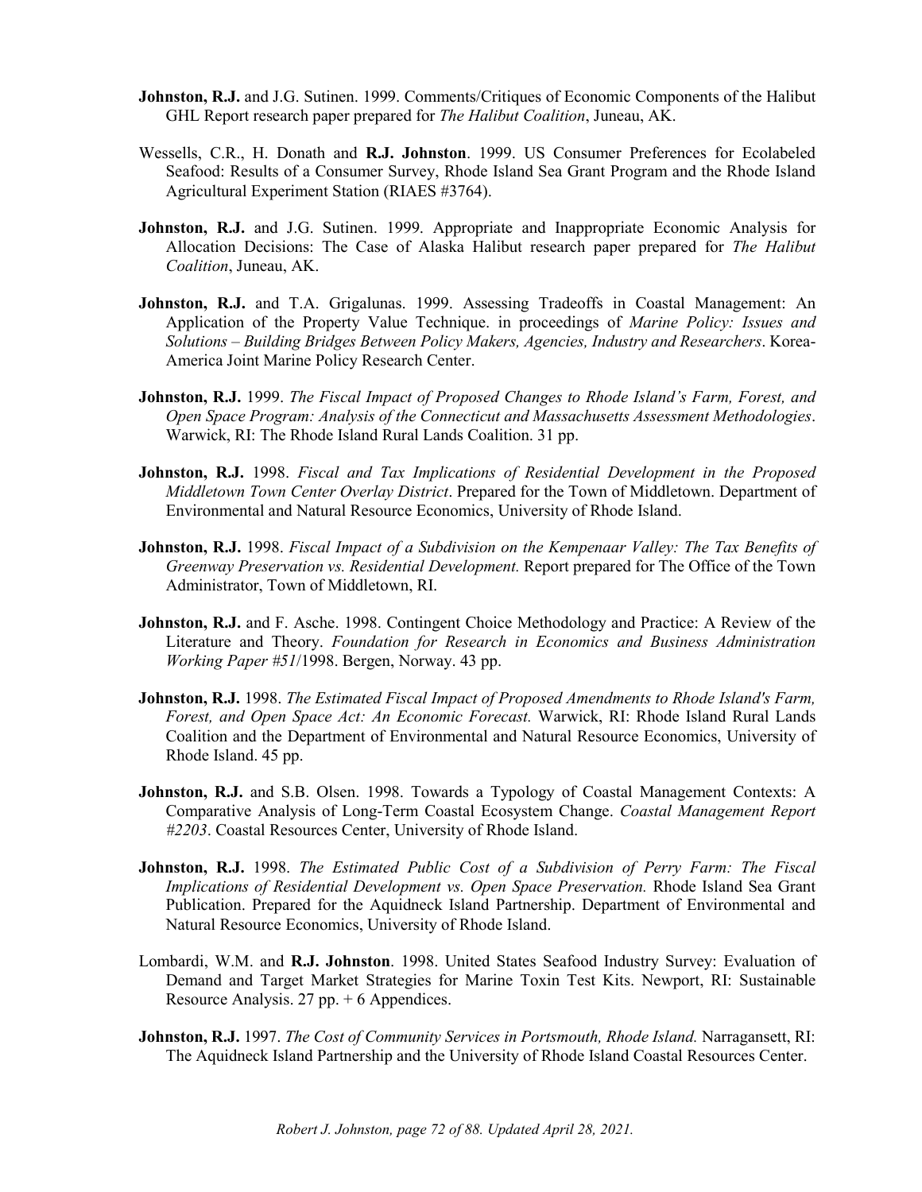**Johnston, R.J.** and J.G. Sutinen. 1999. Comments/Critiques of Economic Components of the Halibut GHL Report research paper prepared for *The Halibut Coalition*, Juneau, AK.

Wessells, C.R., H. Donath and **R.J. Johnston**. 1999. US Consumer Preferences for Ecolabeled Seafood: Results of a Consumer Survey, Rhode Island Sea Grant Program and the Rhode Island Agricultural Experiment Station (RIAES #3764).

**Johnston, R.J.** and J.G. Sutinen. 1999. Appropriate and Inappropriate Economic Analysis for Allocation Decisions: The Case of Alaska Halibut research paper prepared for *The Halibut Coalition*, Juneau, AK.

**Johnston, R.J.** and T.A. Grigalunas. 1999. Assessing Tradeoffs in Coastal Management: An Application of the Property Value Technique. in proceedings of *Marine Policy: Issues and Solutions – Building Bridges Between Policy Makers, Agencies, Industry and Researchers*. Korea-America Joint Marine Policy Research Center.

**Johnston, R.J.** 1999. *The Fiscal Impact of Proposed Changes to Rhode Island's Farm, Forest, and Open Space Program: Analysis of the Connecticut and Massachusetts Assessment Methodologies*. Warwick, RI: The Rhode Island Rural Lands Coalition. 31 pp.

**Johnston, R.J.** 1998. *Fiscal and Tax Implications of Residential Development in the Proposed Middletown Town Center Overlay District*. Prepared for the Town of Middletown. Department of Environmental and Natural Resource Economics, University of Rhode Island.

**Johnston, R.J.** 1998. *Fiscal Impact of a Subdivision on the Kempenaar Valley: The Tax Benefits of Greenway Preservation vs. Residential Development.* Report prepared for The Office of the Town Administrator, Town of Middletown, RI.

**Johnston, R.J.** and F. Asche. 1998. Contingent Choice Methodology and Practice: A Review of the Literature and Theory. *Foundation for Research in Economics and Business Administration Working Paper #51*/1998. Bergen, Norway. 43 pp.

**Johnston, R.J.** 1998. *The Estimated Fiscal Impact of Proposed Amendments to Rhode Island's Farm, Forest, and Open Space Act: An Economic Forecast.* Warwick, RI: Rhode Island Rural Lands Coalition and the Department of Environmental and Natural Resource Economics, University of Rhode Island. 45 pp.

**Johnston, R.J.** and S.B. Olsen. 1998. Towards a Typology of Coastal Management Contexts: A Comparative Analysis of Long-Term Coastal Ecosystem Change. *Coastal Management Report #2203*. Coastal Resources Center, University of Rhode Island.

**Johnston, R.J.** 1998. *The Estimated Public Cost of a Subdivision of Perry Farm: The Fiscal Implications of Residential Development vs. Open Space Preservation.* Rhode Island Sea Grant Publication. Prepared for the Aquidneck Island Partnership. Department of Environmental and Natural Resource Economics, University of Rhode Island.

Lombardi, W.M. and **R.J. Johnston**. 1998. United States Seafood Industry Survey: Evaluation of Demand and Target Market Strategies for Marine Toxin Test Kits. Newport, RI: Sustainable Resource Analysis. 27 pp. + 6 Appendices.

**Johnston, R.J.** 1997. *The Cost of Community Services in Portsmouth, Rhode Island.* Narragansett, RI: The Aquidneck Island Partnership and the University of Rhode Island Coastal Resources Center.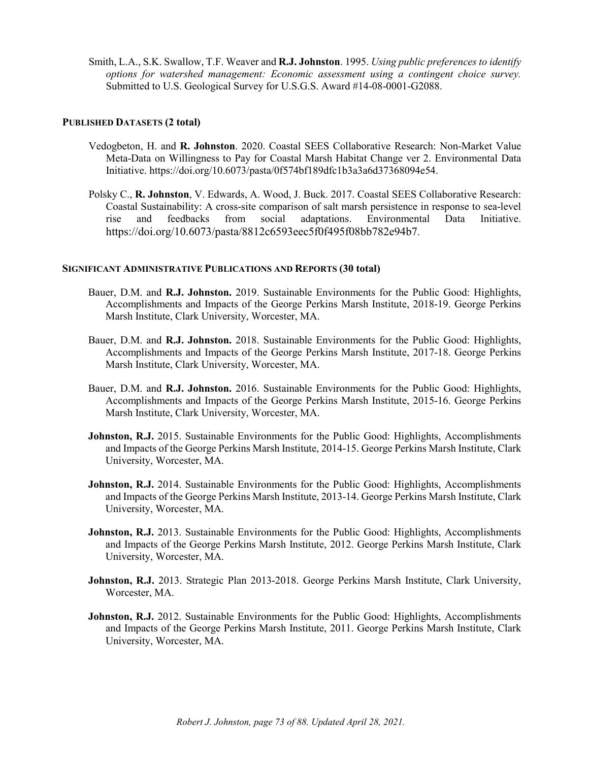Smith, L.A., S.K. Swallow, T.F. Weaver and **R.J. Johnston**. 1995. *Using public preferences to identify options for watershed management: Economic assessment using a contingent choice survey.* Submitted to U.S. Geological Survey for U.S.G.S. Award #14-08-0001-G2088.

### PUBLISHED DATASETS (2 total)

Vedogbeton, H. and **R. Johnston**. 2020. Coastal SEES Collaborative Research: Non-Market Value Meta-Data on Willingness to Pay for Coastal Marsh Habitat Change ver 2. Environmental Data Initiative. https://doi.org/10.6073/pasta/0f574bf189dfc1b3a3a6d37368094e54.

Polsky C., **R. Johnston**, V. Edwards, A. Wood, J. Buck. 2017. Coastal SEES Collaborative Research: Coastal Sustainability: A cross-site comparison of salt marsh persistence in response to sea-level rise and feedbacks from social adaptations. Environmental Data Initiative. https://doi.org/10.6073/pasta/8812c6593eec5f0f495f08bb782e94b7.

### SIGNIFICANT ADMINISTRATIVE PUBLICATIONS AND REPORTS (30 total)

Bauer, D.M. and **R.J. Johnston.** 2019. Sustainable Environments for the Public Good: Highlights, Accomplishments and Impacts of the George Perkins Marsh Institute, 2018-19. George Perkins Marsh Institute, Clark University, Worcester, MA.

Bauer, D.M. and **R.J. Johnston.** 2018. Sustainable Environments for the Public Good: Highlights, Accomplishments and Impacts of the George Perkins Marsh Institute, 2017-18. George Perkins Marsh Institute, Clark University, Worcester, MA.

Bauer, D.M. and **R.J. Johnston.** 2016. Sustainable Environments for the Public Good: Highlights, Accomplishments and Impacts of the George Perkins Marsh Institute, 2015-16. George Perkins Marsh Institute, Clark University, Worcester, MA.

**Johnston, R.J.** 2015. Sustainable Environments for the Public Good: Highlights, Accomplishments and Impacts of the George Perkins Marsh Institute, 2014-15. George Perkins Marsh Institute, Clark University, Worcester, MA.

**Johnston, R.J.** 2014. Sustainable Environments for the Public Good: Highlights, Accomplishments and Impacts of the George Perkins Marsh Institute, 2013-14. George Perkins Marsh Institute, Clark University, Worcester, MA.

**Johnston, R.J.** 2013. Sustainable Environments for the Public Good: Highlights, Accomplishments and Impacts of the George Perkins Marsh Institute, 2012. George Perkins Marsh Institute, Clark University, Worcester, MA.

**Johnston, R.J.** 2013. Strategic Plan 2013-2018. George Perkins Marsh Institute, Clark University, Worcester, MA.

**Johnston, R.J.** 2012. Sustainable Environments for the Public Good: Highlights, Accomplishments and Impacts of the George Perkins Marsh Institute, 2011. George Perkins Marsh Institute, Clark University, Worcester, MA.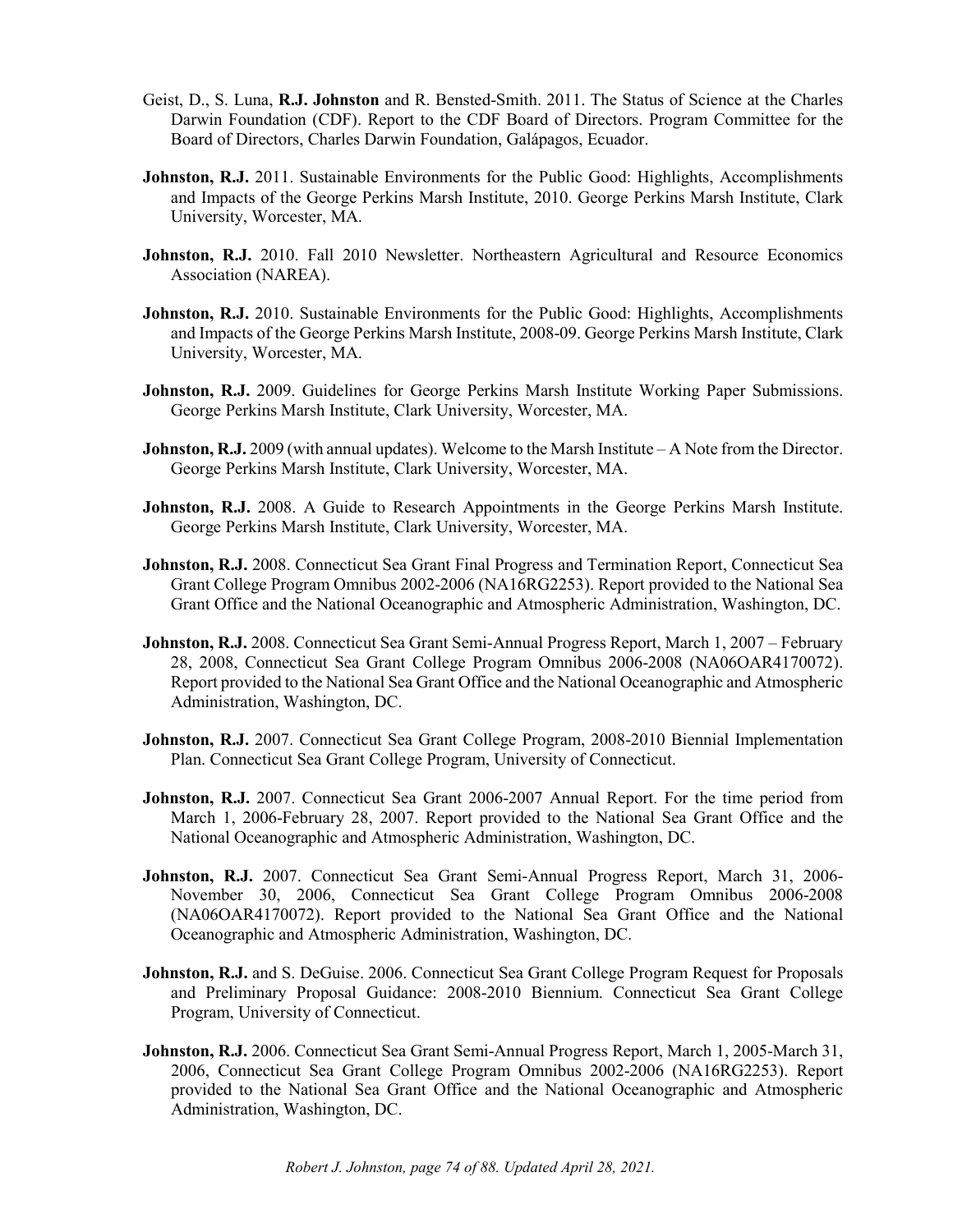Geist, D., S. Luna, **R.J. Johnston** and R. Bensted-Smith. 2011. The Status of Science at the Charles Darwin Foundation (CDF). Report to the CDF Board of Directors. Program Committee for the Board of Directors, Charles Darwin Foundation, Galápagos, Ecuador.

**Johnston, R.J.** 2011. Sustainable Environments for the Public Good: Highlights, Accomplishments and Impacts of the George Perkins Marsh Institute, 2010. George Perkins Marsh Institute, Clark University, Worcester, MA.

**Johnston, R.J.** 2010. Fall 2010 Newsletter. Northeastern Agricultural and Resource Economics Association (NAREA).

**Johnston, R.J.** 2010. Sustainable Environments for the Public Good: Highlights, Accomplishments and Impacts of the George Perkins Marsh Institute, 2008-09. George Perkins Marsh Institute, Clark University, Worcester, MA.

**Johnston, R.J.** 2009. Guidelines for George Perkins Marsh Institute Working Paper Submissions. George Perkins Marsh Institute, Clark University, Worcester, MA.

**Johnston, R.J.** 2009 (with annual updates). Welcome to the Marsh Institute – A Note from the Director. George Perkins Marsh Institute, Clark University, Worcester, MA.

**Johnston, R.J.** 2008. A Guide to Research Appointments in the George Perkins Marsh Institute. George Perkins Marsh Institute, Clark University, Worcester, MA.

**Johnston, R.J.** 2008. Connecticut Sea Grant Final Progress and Termination Report, Connecticut Sea Grant College Program Omnibus 2002-2006 (NA16RG2253). Report provided to the National Sea Grant Office and the National Oceanographic and Atmospheric Administration, Washington, DC.

**Johnston, R.J.** 2008. Connecticut Sea Grant Semi-Annual Progress Report, March 1, 2007 – February 28, 2008, Connecticut Sea Grant College Program Omnibus 2006-2008 (NA06OAR4170072). Report provided to the National Sea Grant Office and the National Oceanographic and Atmospheric Administration, Washington, DC.

**Johnston, R.J.** 2007. Connecticut Sea Grant College Program, 2008-2010 Biennial Implementation Plan. Connecticut Sea Grant College Program, University of Connecticut.

**Johnston, R.J.** 2007. Connecticut Sea Grant 2006-2007 Annual Report. For the time period from March 1, 2006-February 28, 2007. Report provided to the National Sea Grant Office and the National Oceanographic and Atmospheric Administration, Washington, DC.

**Johnston, R.J.** 2007. Connecticut Sea Grant Semi-Annual Progress Report, March 31, 2006-November 30, 2006, Connecticut Sea Grant College Program Omnibus 2006-2008 (NA06OAR4170072). Report provided to the National Sea Grant Office and the National Oceanographic and Atmospheric Administration, Washington, DC.

**Johnston, R.J.** and S. DeGuise. 2006. Connecticut Sea Grant College Program Request for Proposals and Preliminary Proposal Guidance: 2008-2010 Biennium. Connecticut Sea Grant College Program, University of Connecticut.

**Johnston, R.J.** 2006. Connecticut Sea Grant Semi-Annual Progress Report, March 1, 2005-March 31, 2006, Connecticut Sea Grant College Program Omnibus 2002-2006 (NA16RG2253). Report provided to the National Sea Grant Office and the National Oceanographic and Atmospheric Administration, Washington, DC.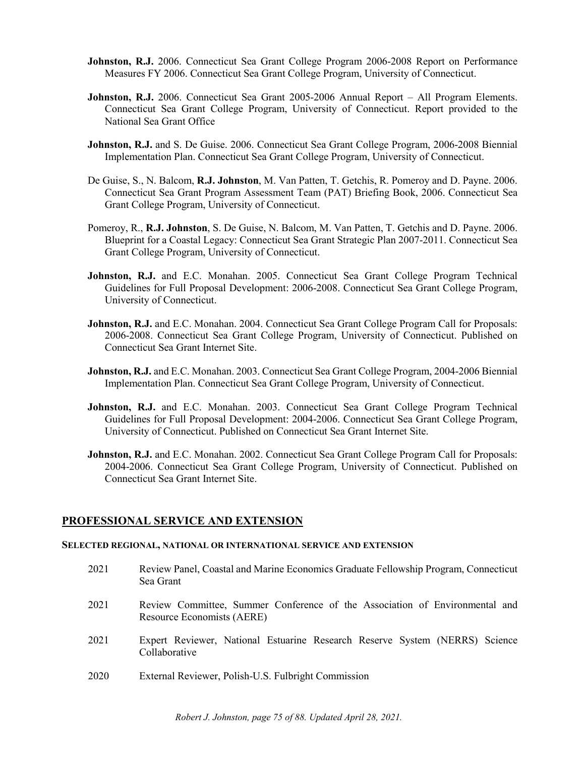**Johnston, R.J.** 2006. Connecticut Sea Grant College Program 2006-2008 Report on Performance Measures FY 2006. Connecticut Sea Grant College Program, University of Connecticut.

**Johnston, R.J.** 2006. Connecticut Sea Grant 2005-2006 Annual Report – All Program Elements. Connecticut Sea Grant College Program, University of Connecticut. Report provided to the National Sea Grant Office

**Johnston, R.J.** and S. De Guise. 2006. Connecticut Sea Grant College Program, 2006-2008 Biennial Implementation Plan. Connecticut Sea Grant College Program, University of Connecticut.

De Guise, S., N. Balcom, **R.J. Johnston**, M. Van Patten, T. Getchis, R. Pomeroy and D. Payne. 2006. Connecticut Sea Grant Program Assessment Team (PAT) Briefing Book, 2006. Connecticut Sea Grant College Program, University of Connecticut.

Pomeroy, R., **R.J. Johnston**, S. De Guise, N. Balcom, M. Van Patten, T. Getchis and D. Payne. 2006. Blueprint for a Coastal Legacy: Connecticut Sea Grant Strategic Plan 2007-2011. Connecticut Sea Grant College Program, University of Connecticut.

**Johnston, R.J.** and E.C. Monahan. 2005. Connecticut Sea Grant College Program Technical Guidelines for Full Proposal Development: 2006-2008. Connecticut Sea Grant College Program, University of Connecticut.

**Johnston, R.J.** and E.C. Monahan. 2004. Connecticut Sea Grant College Program Call for Proposals: 2006-2008. Connecticut Sea Grant College Program, University of Connecticut. Published on Connecticut Sea Grant Internet Site.

**Johnston, R.J.** and E.C. Monahan. 2003. Connecticut Sea Grant College Program, 2004-2006 Biennial Implementation Plan. Connecticut Sea Grant College Program, University of Connecticut.

**Johnston, R.J.** and E.C. Monahan. 2003. Connecticut Sea Grant College Program Technical Guidelines for Full Proposal Development: 2004-2006. Connecticut Sea Grant College Program, University of Connecticut. Published on Connecticut Sea Grant Internet Site.

**Johnston, R.J.** and E.C. Monahan. 2002. Connecticut Sea Grant College Program Call for Proposals: 2004-2006. Connecticut Sea Grant College Program, University of Connecticut. Published on Connecticut Sea Grant Internet Site.

## PROFESSIONAL SERVICE AND EXTENSION

### SELECTED REGIONAL, NATIONAL OR INTERNATIONAL SERVICE AND EXTENSION

2021 Review Panel, Coastal and Marine Economics Graduate Fellowship Program, Connecticut Sea Grant

2021 Review Committee, Summer Conference of the Association of Environmental and Resource Economists (AERE)

2021 Expert Reviewer, National Estuarine Research Reserve System (NERRS) Science Collaborative

2020 External Reviewer, Polish-U.S. Fulbright Commission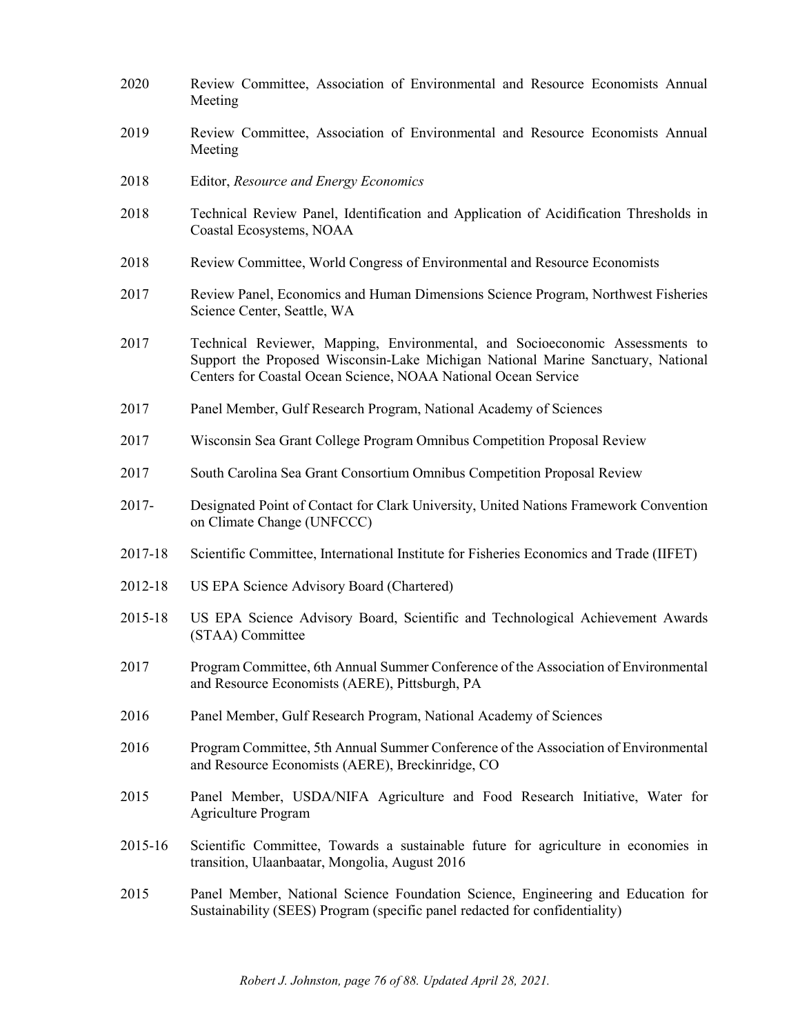2020 Review Committee, Association of Environmental and Resource Economists Annual Meeting

2019 Review Committee, Association of Environmental and Resource Economists Annual Meeting

2018 Editor, *Resource and Energy Economics*

2018 Technical Review Panel, Identification and Application of Acidification Thresholds in Coastal Ecosystems, NOAA

2018 Review Committee, World Congress of Environmental and Resource Economists

2017 Review Panel, Economics and Human Dimensions Science Program, Northwest Fisheries Science Center, Seattle, WA

2017 Technical Reviewer, Mapping, Environmental, and Socioeconomic Assessments to Support the Proposed Wisconsin-Lake Michigan National Marine Sanctuary, National Centers for Coastal Ocean Science, NOAA National Ocean Service

2017 Panel Member, Gulf Research Program, National Academy of Sciences

2017 Wisconsin Sea Grant College Program Omnibus Competition Proposal Review

2017 South Carolina Sea Grant Consortium Omnibus Competition Proposal Review

2017- Designated Point of Contact for Clark University, United Nations Framework Convention on Climate Change (UNFCCC)

2017-18 Scientific Committee, International Institute for Fisheries Economics and Trade (IIFET)

2012-18 US EPA Science Advisory Board (Chartered)

2015-18 US EPA Science Advisory Board, Scientific and Technological Achievement Awards (STAA) Committee

2017 Program Committee, 6th Annual Summer Conference of the Association of Environmental and Resource Economists (AERE), Pittsburgh, PA

2016 Panel Member, Gulf Research Program, National Academy of Sciences

2016 Program Committee, 5th Annual Summer Conference of the Association of Environmental and Resource Economists (AERE), Breckinridge, CO

2015 Panel Member, USDA/NIFA Agriculture and Food Research Initiative, Water for Agriculture Program

2015-16 Scientific Committee, Towards a sustainable future for agriculture in economies in transition, Ulaanbaatar, Mongolia, August 2016

2015 Panel Member, National Science Foundation Science, Engineering and Education for Sustainability (SEES) Program (specific panel redacted for confidentiality)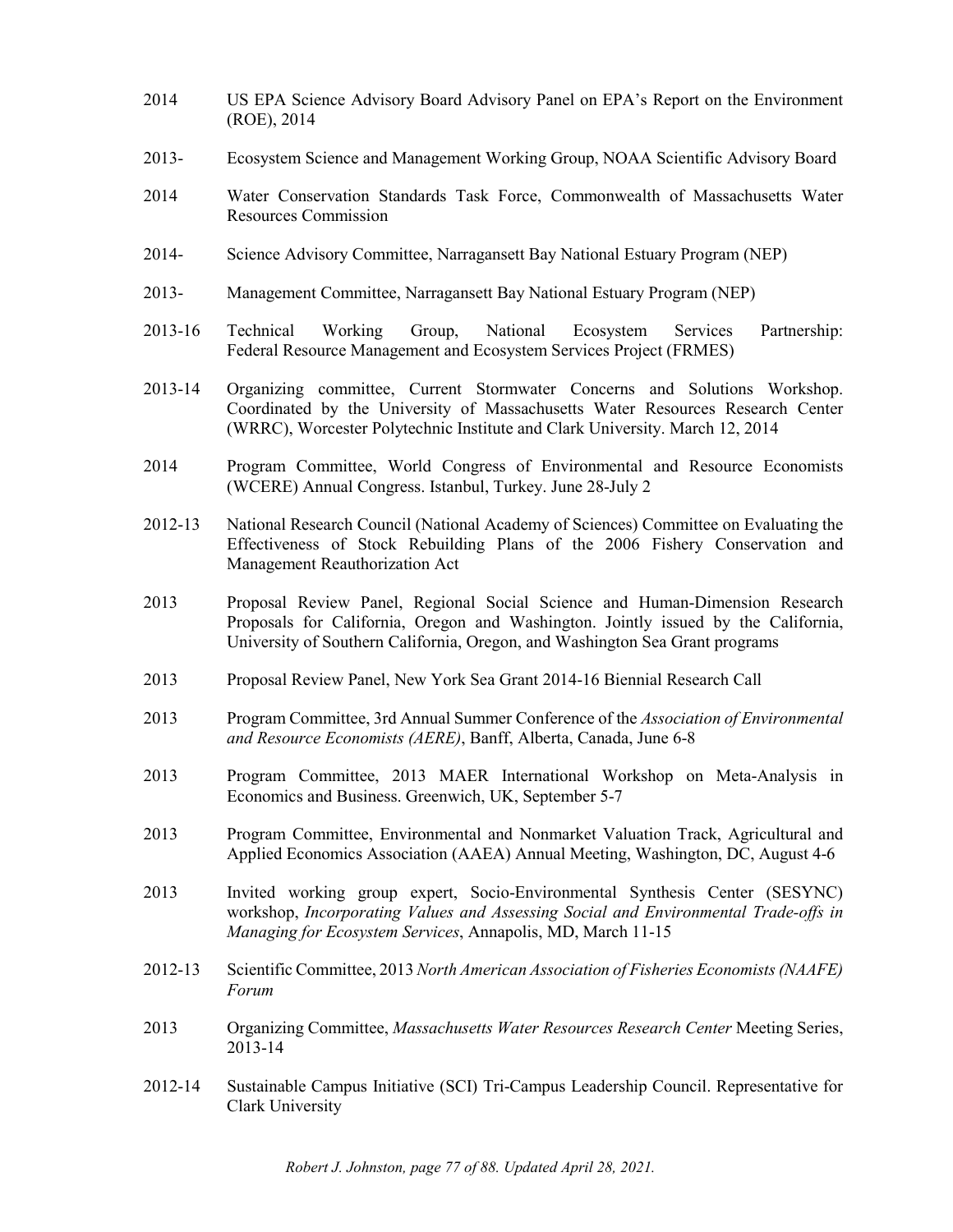2014 US EPA Science Advisory Board Advisory Panel on EPA's Report on the Environment (ROE), 2014

2013- Ecosystem Science and Management Working Group, NOAA Scientific Advisory Board

2014 Water Conservation Standards Task Force, Commonwealth of Massachusetts Water Resources Commission

2014- Science Advisory Committee, Narragansett Bay National Estuary Program (NEP)

2013- Management Committee, Narragansett Bay National Estuary Program (NEP)

2013-16 Technical Working Group, National Ecosystem Services Partnership: Federal Resource Management and Ecosystem Services Project (FRMES)

2013-14 Organizing committee, Current Stormwater Concerns and Solutions Workshop. Coordinated by the University of Massachusetts Water Resources Research Center (WRRC), Worcester Polytechnic Institute and Clark University. March 12, 2014

2014 Program Committee, World Congress of Environmental and Resource Economists (WCERE) Annual Congress. Istanbul, Turkey. June 28-July 2

2012-13 National Research Council (National Academy of Sciences) Committee on Evaluating the Effectiveness of Stock Rebuilding Plans of the 2006 Fishery Conservation and Management Reauthorization Act

2013 Proposal Review Panel, Regional Social Science and Human-Dimension Research Proposals for California, Oregon and Washington. Jointly issued by the California, University of Southern California, Oregon, and Washington Sea Grant programs

2013 Proposal Review Panel, New York Sea Grant 2014-16 Biennial Research Call

2013 Program Committee, 3rd Annual Summer Conference of the *Association of Environmental and Resource Economists (AERE)*, Banff, Alberta, Canada, June 6-8

2013 Program Committee, 2013 MAER International Workshop on Meta-Analysis in Economics and Business. Greenwich, UK, September 5-7

2013 Program Committee, Environmental and Nonmarket Valuation Track, Agricultural and Applied Economics Association (AAEA) Annual Meeting, Washington, DC, August 4-6

2013 Invited working group expert, Socio-Environmental Synthesis Center (SESYNC) workshop, *Incorporating Values and Assessing Social and Environmental Trade-offs in Managing for Ecosystem Services*, Annapolis, MD, March 11-15

2012-13 Scientific Committee, 2013 *North American Association of Fisheries Economists (NAAFE) Forum*

2013 Organizing Committee, *Massachusetts Water Resources Research Center* Meeting Series, 2013-14

2012-14 Sustainable Campus Initiative (SCI) Tri-Campus Leadership Council. Representative for Clark University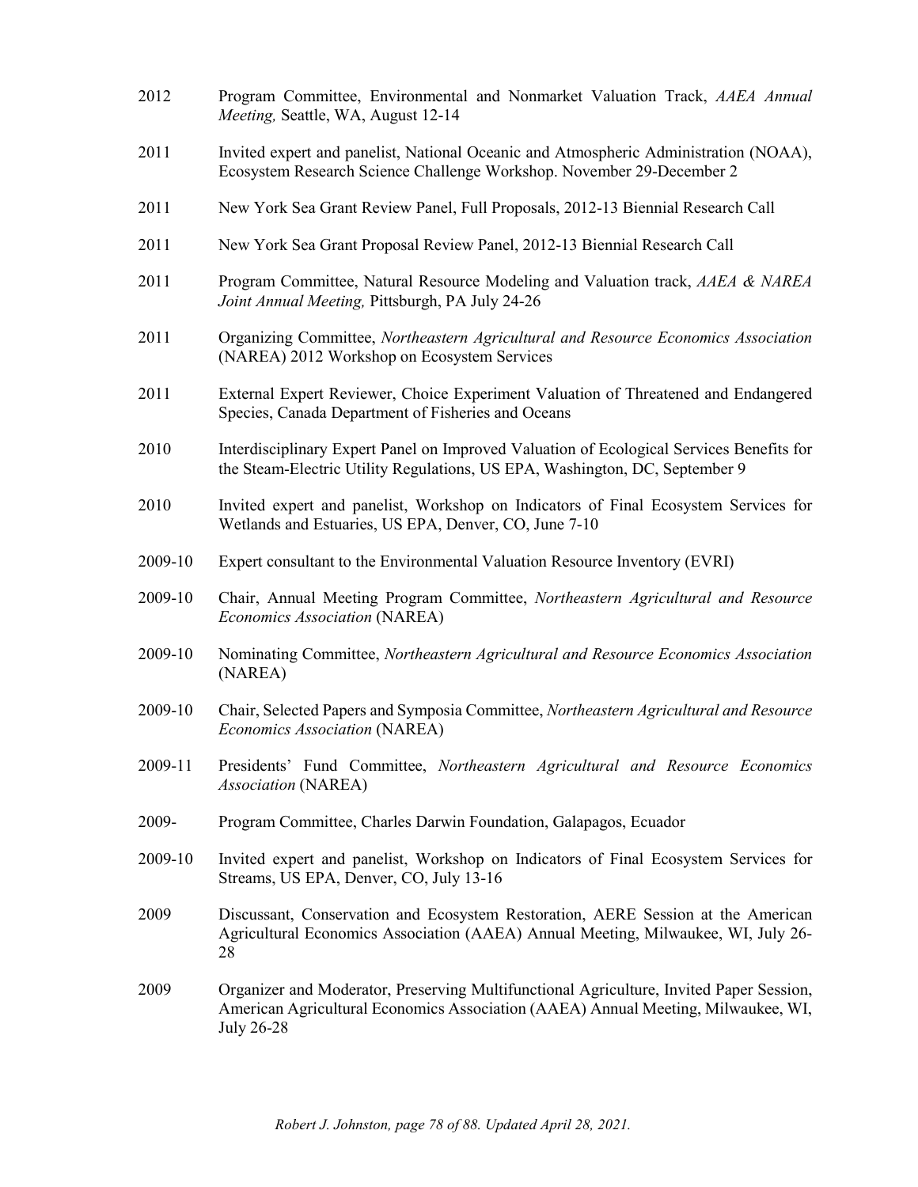2012 Program Committee, Environmental and Nonmarket Valuation Track, *AAEA Annual Meeting,* Seattle, WA, August 12-14

2011 Invited expert and panelist, National Oceanic and Atmospheric Administration (NOAA), Ecosystem Research Science Challenge Workshop. November 29-December 2

2011 New York Sea Grant Review Panel, Full Proposals, 2012-13 Biennial Research Call

2011 New York Sea Grant Proposal Review Panel, 2012-13 Biennial Research Call

2011 Program Committee, Natural Resource Modeling and Valuation track, *AAEA & NAREA Joint Annual Meeting,* Pittsburgh, PA July 24-26

2011 Organizing Committee, *Northeastern Agricultural and Resource Economics Association* (NAREA) 2012 Workshop on Ecosystem Services

2011 External Expert Reviewer, Choice Experiment Valuation of Threatened and Endangered Species, Canada Department of Fisheries and Oceans

2010 Interdisciplinary Expert Panel on Improved Valuation of Ecological Services Benefits for the Steam-Electric Utility Regulations, US EPA, Washington, DC, September 9

2010 Invited expert and panelist, Workshop on Indicators of Final Ecosystem Services for Wetlands and Estuaries, US EPA, Denver, CO, June 7-10

2009-10 Expert consultant to the Environmental Valuation Resource Inventory (EVRI)

2009-10 Chair, Annual Meeting Program Committee, *Northeastern Agricultural and Resource Economics Association* (NAREA)

2009-10 Nominating Committee, *Northeastern Agricultural and Resource Economics Association* (NAREA)

2009-10 Chair, Selected Papers and Symposia Committee, *Northeastern Agricultural and Resource Economics Association* (NAREA)

2009-11 Presidents' Fund Committee, *Northeastern Agricultural and Resource Economics Association* (NAREA)

2009- Program Committee, Charles Darwin Foundation, Galapagos, Ecuador

2009-10 Invited expert and panelist, Workshop on Indicators of Final Ecosystem Services for Streams, US EPA, Denver, CO, July 13-16

2009 Discussant, Conservation and Ecosystem Restoration, AERE Session at the American Agricultural Economics Association (AAEA) Annual Meeting, Milwaukee, WI, July 26-28

2009 Organizer and Moderator, Preserving Multifunctional Agriculture, Invited Paper Session, American Agricultural Economics Association (AAEA) Annual Meeting, Milwaukee, WI, July 26-28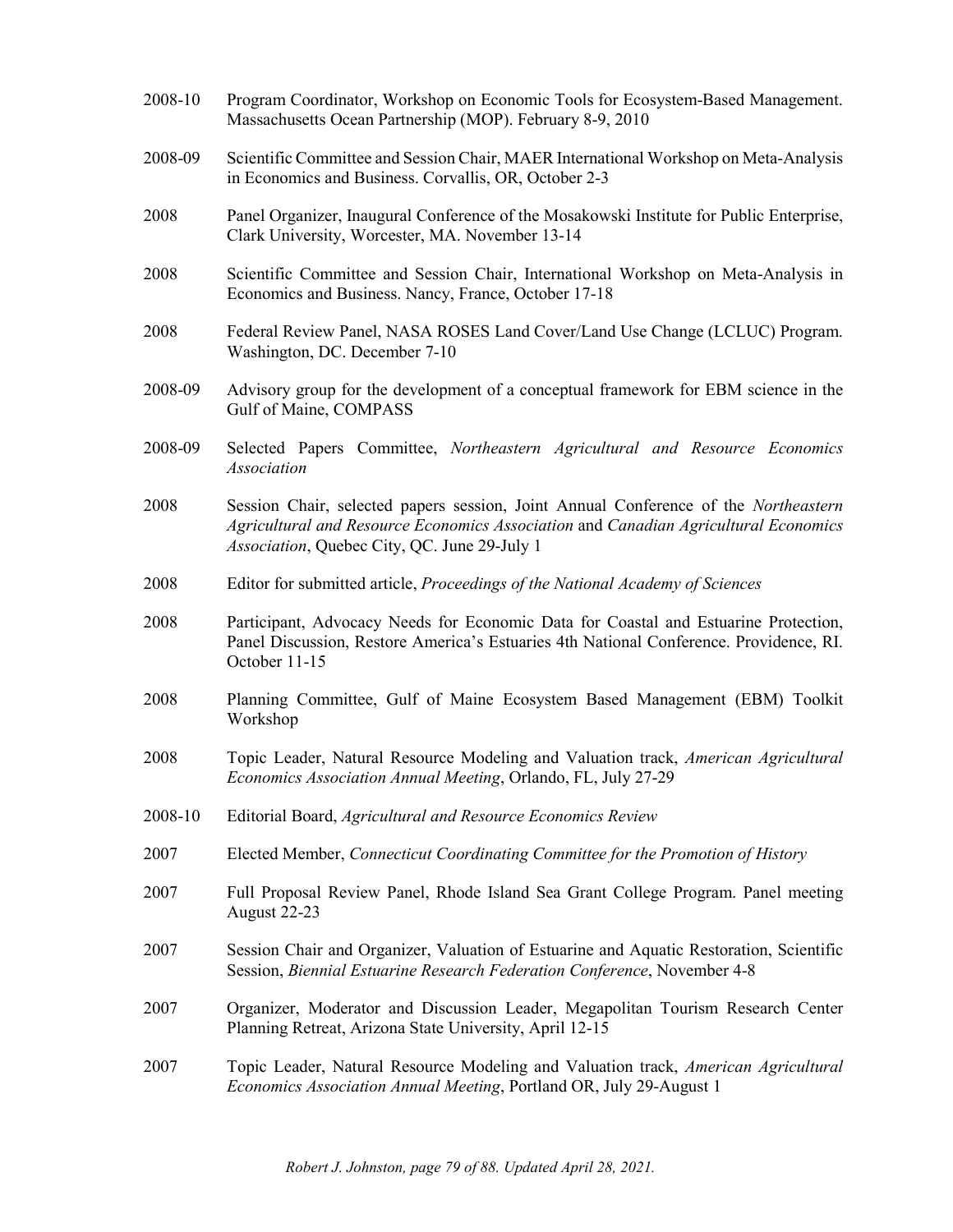2008-10 Program Coordinator, Workshop on Economic Tools for Ecosystem-Based Management. Massachusetts Ocean Partnership (MOP). February 8-9, 2010

2008-09 Scientific Committee and Session Chair, MAER International Workshop on Meta-Analysis in Economics and Business. Corvallis, OR, October 2-3

2008 Panel Organizer, Inaugural Conference of the Mosakowski Institute for Public Enterprise, Clark University, Worcester, MA. November 13-14

2008 Scientific Committee and Session Chair, International Workshop on Meta-Analysis in Economics and Business. Nancy, France, October 17-18

2008 Federal Review Panel, NASA ROSES Land Cover/Land Use Change (LCLUC) Program. Washington, DC. December 7-10

2008-09 Advisory group for the development of a conceptual framework for EBM science in the Gulf of Maine, COMPASS

2008-09 Selected Papers Committee, *Northeastern Agricultural and Resource Economics Association*

2008 Session Chair, selected papers session, Joint Annual Conference of the *Northeastern Agricultural and Resource Economics Association* and *Canadian Agricultural Economics Association*, Quebec City, QC. June 29-July 1

2008 Editor for submitted article, *Proceedings of the National Academy of Sciences*

2008 Participant, Advocacy Needs for Economic Data for Coastal and Estuarine Protection, Panel Discussion, Restore America's Estuaries 4th National Conference. Providence, RI. October 11-15

2008 Planning Committee, Gulf of Maine Ecosystem Based Management (EBM) Toolkit Workshop

2008 Topic Leader, Natural Resource Modeling and Valuation track, *American Agricultural Economics Association Annual Meeting*, Orlando, FL, July 27-29

2008-10 Editorial Board, *Agricultural and Resource Economics Review*

2007 Elected Member, *Connecticut Coordinating Committee for the Promotion of History*

2007 Full Proposal Review Panel, Rhode Island Sea Grant College Program. Panel meeting August 22-23

2007 Session Chair and Organizer, Valuation of Estuarine and Aquatic Restoration, Scientific Session, *Biennial Estuarine Research Federation Conference*, November 4-8

2007 Organizer, Moderator and Discussion Leader, Megapolitan Tourism Research Center Planning Retreat, Arizona State University, April 12-15

2007 Topic Leader, Natural Resource Modeling and Valuation track, *American Agricultural Economics Association Annual Meeting*, Portland OR, July 29-August 1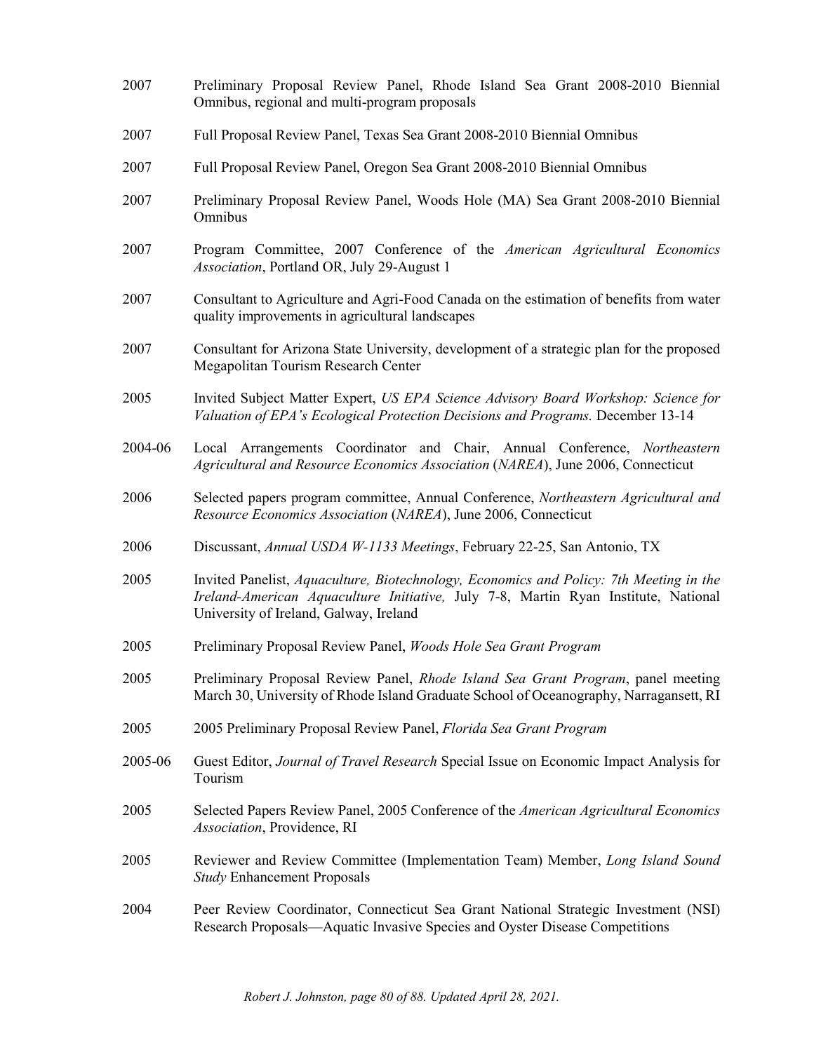2007 Preliminary Proposal Review Panel, Rhode Island Sea Grant 2008-2010 Biennial Omnibus, regional and multi-program proposals

2007 Full Proposal Review Panel, Texas Sea Grant 2008-2010 Biennial Omnibus

2007 Full Proposal Review Panel, Oregon Sea Grant 2008-2010 Biennial Omnibus

2007 Preliminary Proposal Review Panel, Woods Hole (MA) Sea Grant 2008-2010 Biennial Omnibus

2007 Program Committee, 2007 Conference of the *American Agricultural Economics Association*, Portland OR, July 29-August 1

2007 Consultant to Agriculture and Agri-Food Canada on the estimation of benefits from water quality improvements in agricultural landscapes

2007 Consultant for Arizona State University, development of a strategic plan for the proposed Megapolitan Tourism Research Center

2005 Invited Subject Matter Expert, *US EPA Science Advisory Board Workshop: Science for Valuation of EPA's Ecological Protection Decisions and Programs.* December 13-14

2004-06 Local Arrangements Coordinator and Chair, Annual Conference, *Northeastern Agricultural and Resource Economics Association* (*NAREA*), June 2006, Connecticut

2006 Selected papers program committee, Annual Conference, *Northeastern Agricultural and Resource Economics Association* (*NAREA*), June 2006, Connecticut

2006 Discussant, *Annual USDA W-1133 Meetings*, February 22-25, San Antonio, TX

2005 Invited Panelist, *Aquaculture, Biotechnology, Economics and Policy: 7th Meeting in the Ireland-American Aquaculture Initiative,* July 7-8, Martin Ryan Institute, National University of Ireland, Galway, Ireland

2005 Preliminary Proposal Review Panel, *Woods Hole Sea Grant Program*

2005 Preliminary Proposal Review Panel, *Rhode Island Sea Grant Program*, panel meeting March 30, University of Rhode Island Graduate School of Oceanography, Narragansett, RI

2005 2005 Preliminary Proposal Review Panel, *Florida Sea Grant Program*

2005-06 Guest Editor, *Journal of Travel Research* Special Issue on Economic Impact Analysis for Tourism

2005 Selected Papers Review Panel, 2005 Conference of the *American Agricultural Economics Association*, Providence, RI

2005 Reviewer and Review Committee (Implementation Team) Member, *Long Island Sound Study* Enhancement Proposals

2004 Peer Review Coordinator, Connecticut Sea Grant National Strategic Investment (NSI) Research Proposals—Aquatic Invasive Species and Oyster Disease Competitions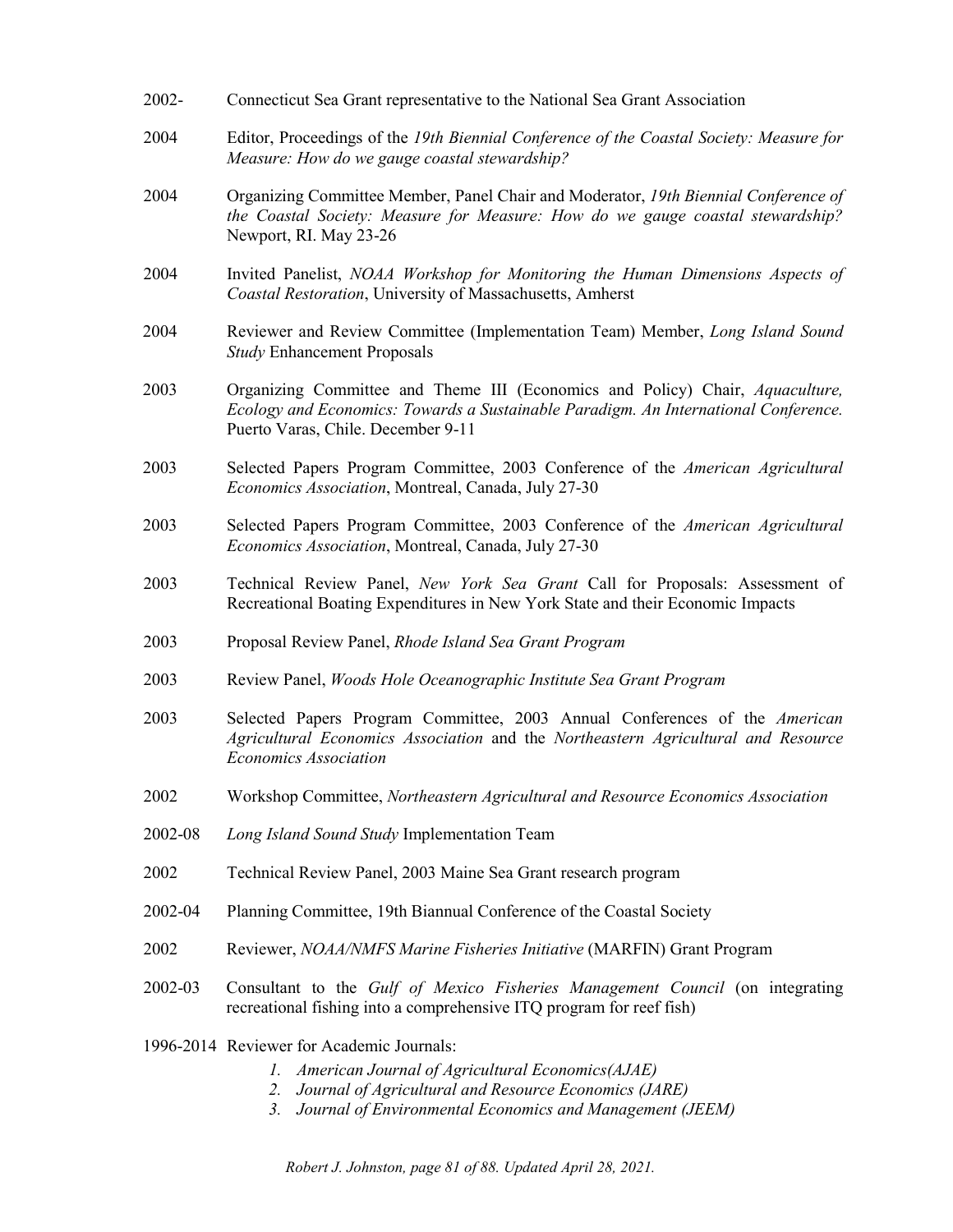2002- Connecticut Sea Grant representative to the National Sea Grant Association

2004 Editor, Proceedings of the *19th Biennial Conference of the Coastal Society: Measure for Measure: How do we gauge coastal stewardship?*

2004 Organizing Committee Member, Panel Chair and Moderator, *19th Biennial Conference of the Coastal Society: Measure for Measure: How do we gauge coastal stewardship?* Newport, RI. May 23-26

2004 Invited Panelist, *NOAA Workshop for Monitoring the Human Dimensions Aspects of Coastal Restoration*, University of Massachusetts, Amherst

2004 Reviewer and Review Committee (Implementation Team) Member, *Long Island Sound Study* Enhancement Proposals

2003 Organizing Committee and Theme III (Economics and Policy) Chair, *Aquaculture, Ecology and Economics: Towards a Sustainable Paradigm. An International Conference.* Puerto Varas, Chile. December 9-11

2003 Selected Papers Program Committee, 2003 Conference of the *American Agricultural Economics Association*, Montreal, Canada, July 27-30

2003 Selected Papers Program Committee, 2003 Conference of the *American Agricultural Economics Association*, Montreal, Canada, July 27-30

2003 Technical Review Panel, *New York Sea Grant* Call for Proposals: Assessment of Recreational Boating Expenditures in New York State and their Economic Impacts

2003 Proposal Review Panel, *Rhode Island Sea Grant Program*

2003 Review Panel, *Woods Hole Oceanographic Institute Sea Grant Program*

2003 Selected Papers Program Committee, 2003 Annual Conferences of the *American Agricultural Economics Association* and the *Northeastern Agricultural and Resource Economics Association*

2002 Workshop Committee, *Northeastern Agricultural and Resource Economics Association*

2002-08 *Long Island Sound Study* Implementation Team

2002 Technical Review Panel, 2003 Maine Sea Grant research program

2002-04 Planning Committee, 19th Biannual Conference of the Coastal Society

2002 Reviewer, *NOAA/NMFS Marine Fisheries Initiative* (MARFIN) Grant Program

2002-03 Consultant to the *Gulf of Mexico Fisheries Management Council* (on integrating recreational fishing into a comprehensive ITQ program for reef fish)

1996-2014 Reviewer for Academic Journals:

1. *American Journal of Agricultural Economics(AJAE)*
2. *Journal of Agricultural and Resource Economics (JARE)*
3. *Journal of Environmental Economics and Management (JEEM)*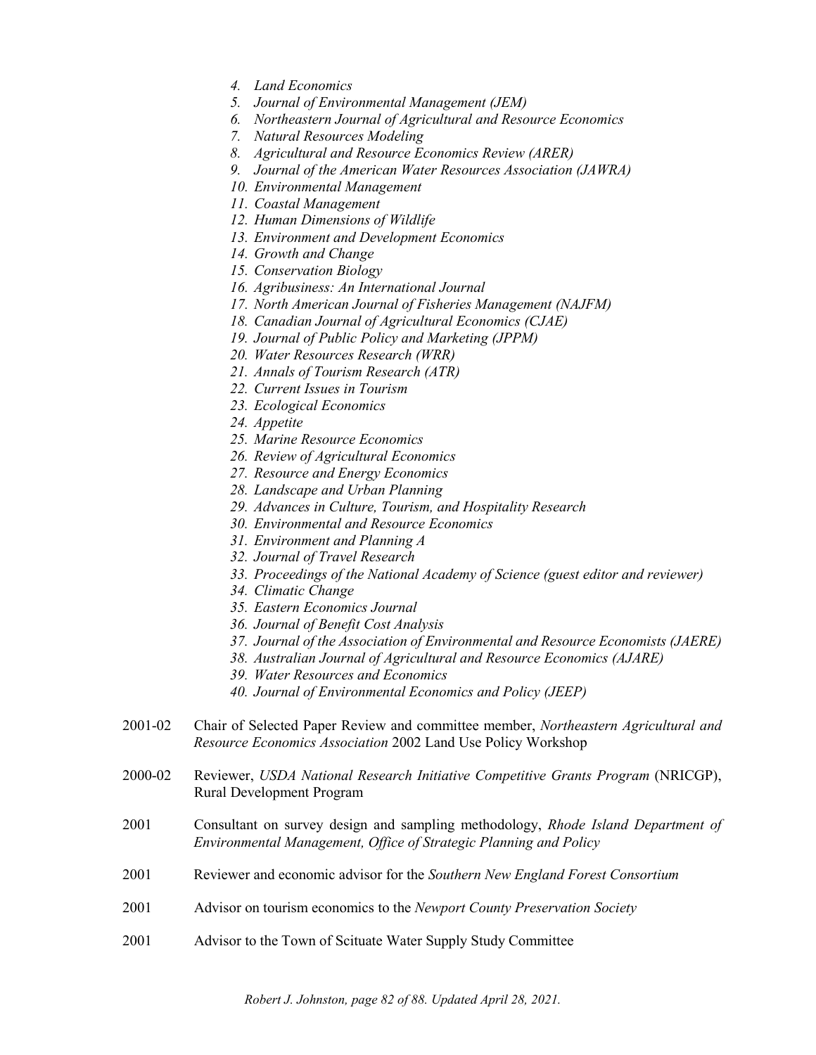4. *Land Economics*
5. *Journal of Environmental Management (JEM)*
6. *Northeastern Journal of Agricultural and Resource Economics*
7. *Natural Resources Modeling*
8. *Agricultural and Resource Economics Review (ARER)*
9. *Journal of the American Water Resources Association (JAWRA)*
10. *Environmental Management*
11. *Coastal Management*
12. *Human Dimensions of Wildlife*
13. *Environment and Development Economics*
14. *Growth and Change*
15. *Conservation Biology*
16. *Agribusiness: An International Journal*
17. *North American Journal of Fisheries Management (NAJFM)*
18. *Canadian Journal of Agricultural Economics (CJAE)*
19. *Journal of Public Policy and Marketing (JPPM)*
20. *Water Resources Research (WRR)*
21. *Annals of Tourism Research (ATR)*
22. *Current Issues in Tourism*
23. *Ecological Economics*
24. *Appetite*
25. *Marine Resource Economics*
26. *Review of Agricultural Economics*
27. *Resource and Energy Economics*
28. *Landscape and Urban Planning*
29. *Advances in Culture, Tourism, and Hospitality Research*
30. *Environmental and Resource Economics*
31. *Environment and Planning A*
32. *Journal of Travel Research*
33. *Proceedings of the National Academy of Science (guest editor and reviewer)*
34. *Climatic Change*
35. *Eastern Economics Journal*
36. *Journal of Benefit Cost Analysis*
37. *Journal of the Association of Environmental and Resource Economists (JAERE)*
38. *Australian Journal of Agricultural and Resource Economics (AJARE)*
39. *Water Resources and Economics*
40. *Journal of Environmental Economics and Policy (JEEP)*

2001-02 Chair of Selected Paper Review and committee member, *Northeastern Agricultural and Resource Economics Association* 2002 Land Use Policy Workshop

2000-02 Reviewer, *USDA National Research Initiative Competitive Grants Program* (NRICGP), Rural Development Program

2001 Consultant on survey design and sampling methodology, *Rhode Island Department of Environmental Management, Office of Strategic Planning and Policy*

2001 Reviewer and economic advisor for the *Southern New England Forest Consortium*

2001 Advisor on tourism economics to the *Newport County Preservation Society*

2001 Advisor to the Town of Scituate Water Supply Study Committee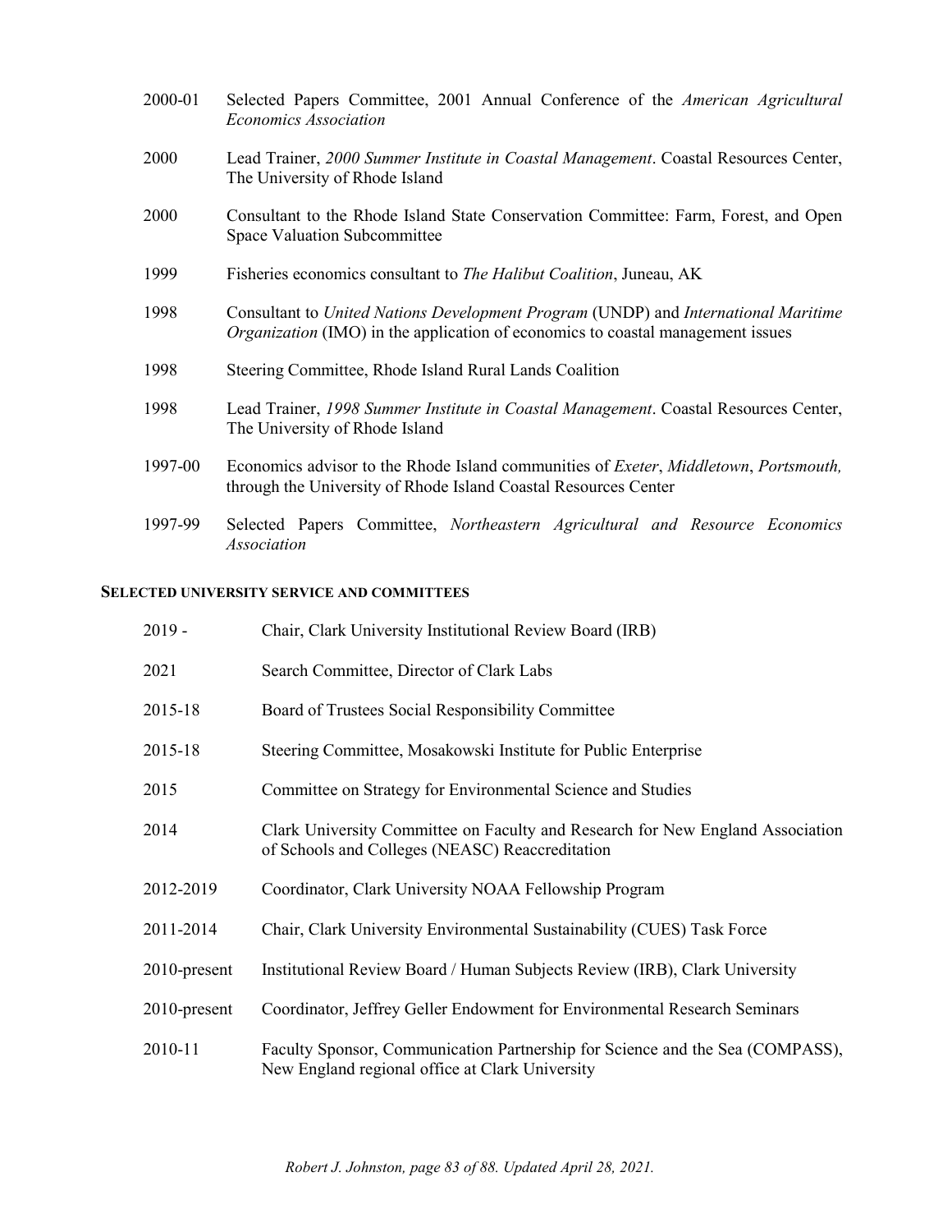2000-01 Selected Papers Committee, 2001 Annual Conference of the *American Agricultural Economics Association*

2000 Lead Trainer, *2000 Summer Institute in Coastal Management*. Coastal Resources Center, The University of Rhode Island

2000 Consultant to the Rhode Island State Conservation Committee: Farm, Forest, and Open Space Valuation Subcommittee

1999 Fisheries economics consultant to *The Halibut Coalition*, Juneau, AK

1998 Consultant to *United Nations Development Program* (UNDP) and *International Maritime Organization* (IMO) in the application of economics to coastal management issues

1998 Steering Committee, Rhode Island Rural Lands Coalition

1998 Lead Trainer, *1998 Summer Institute in Coastal Management*. Coastal Resources Center, The University of Rhode Island

1997-00 Economics advisor to the Rhode Island communities of *Exeter*, *Middletown*, *Portsmouth,* through the University of Rhode Island Coastal Resources Center

1997-99 Selected Papers Committee, *Northeastern Agricultural and Resource Economics Association*

**SELECTED UNIVERSITY SERVICE AND COMMITTEES**

2019 - Chair, Clark University Institutional Review Board (IRB)

2021 Search Committee, Director of Clark Labs

2015-18 Board of Trustees Social Responsibility Committee

2015-18 Steering Committee, Mosakowski Institute for Public Enterprise

2015 Committee on Strategy for Environmental Science and Studies

2014 Clark University Committee on Faculty and Research for New England Association of Schools and Colleges (NEASC) Reaccreditation

2012-2019 Coordinator, Clark University NOAA Fellowship Program

2011-2014 Chair, Clark University Environmental Sustainability (CUES) Task Force

2010-present Institutional Review Board / Human Subjects Review (IRB), Clark University

2010-present Coordinator, Jeffrey Geller Endowment for Environmental Research Seminars

2010-11 Faculty Sponsor, Communication Partnership for Science and the Sea (COMPASS), New England regional office at Clark University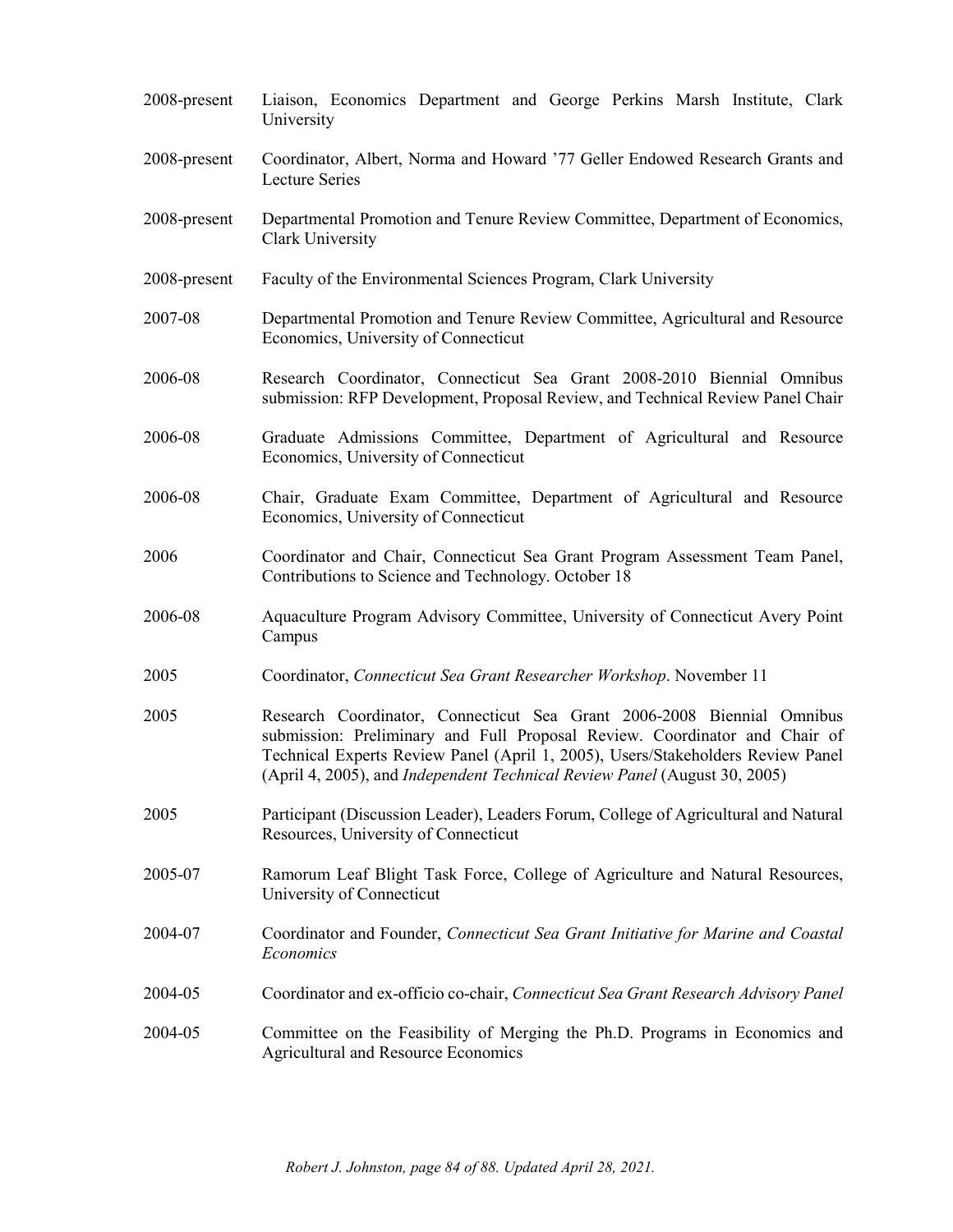2008-present Liaison, Economics Department and George Perkins Marsh Institute, Clark University

2008-present Coordinator, Albert, Norma and Howard '77 Geller Endowed Research Grants and Lecture Series

2008-present Departmental Promotion and Tenure Review Committee, Department of Economics, Clark University

2008-present Faculty of the Environmental Sciences Program, Clark University

2007-08 Departmental Promotion and Tenure Review Committee, Agricultural and Resource Economics, University of Connecticut

2006-08 Research Coordinator, Connecticut Sea Grant 2008-2010 Biennial Omnibus submission: RFP Development, Proposal Review, and Technical Review Panel Chair

2006-08 Graduate Admissions Committee, Department of Agricultural and Resource Economics, University of Connecticut

2006-08 Chair, Graduate Exam Committee, Department of Agricultural and Resource Economics, University of Connecticut

2006 Coordinator and Chair, Connecticut Sea Grant Program Assessment Team Panel, Contributions to Science and Technology. October 18

2006-08 Aquaculture Program Advisory Committee, University of Connecticut Avery Point Campus

2005 Coordinator, *Connecticut Sea Grant Researcher Workshop*. November 11

2005 Research Coordinator, Connecticut Sea Grant 2006-2008 Biennial Omnibus submission: Preliminary and Full Proposal Review. Coordinator and Chair of Technical Experts Review Panel (April 1, 2005), Users/Stakeholders Review Panel (April 4, 2005), and *Independent Technical Review Panel* (August 30, 2005)

2005 Participant (Discussion Leader), Leaders Forum, College of Agricultural and Natural Resources, University of Connecticut

2005-07 Ramorum Leaf Blight Task Force, College of Agriculture and Natural Resources, University of Connecticut

2004-07 Coordinator and Founder, *Connecticut Sea Grant Initiative for Marine and Coastal Economics*

2004-05 Coordinator and ex-officio co-chair, *Connecticut Sea Grant Research Advisory Panel*

2004-05 Committee on the Feasibility of Merging the Ph.D. Programs in Economics and Agricultural and Resource Economics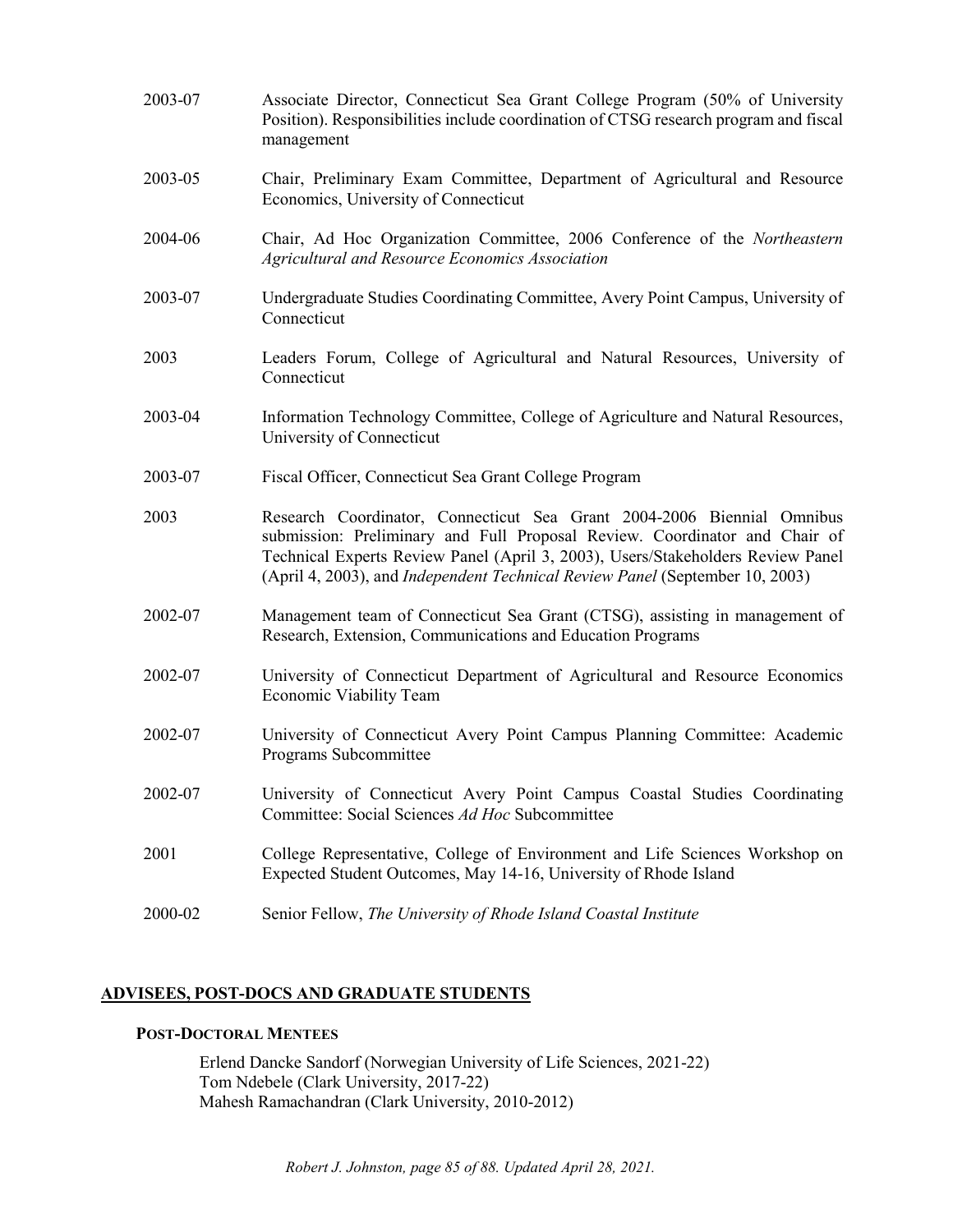2003-07 Associate Director, Connecticut Sea Grant College Program (50% of University Position). Responsibilities include coordination of CTSG research program and fiscal management

2003-05 Chair, Preliminary Exam Committee, Department of Agricultural and Resource Economics, University of Connecticut

2004-06 Chair, Ad Hoc Organization Committee, 2006 Conference of the *Northeastern Agricultural and Resource Economics Association*

2003-07 Undergraduate Studies Coordinating Committee, Avery Point Campus, University of Connecticut

2003 Leaders Forum, College of Agricultural and Natural Resources, University of Connecticut

2003-04 Information Technology Committee, College of Agriculture and Natural Resources, University of Connecticut

2003-07 Fiscal Officer, Connecticut Sea Grant College Program

2003 Research Coordinator, Connecticut Sea Grant 2004-2006 Biennial Omnibus submission: Preliminary and Full Proposal Review. Coordinator and Chair of Technical Experts Review Panel (April 3, 2003), Users/Stakeholders Review Panel (April 4, 2003), and *Independent Technical Review Panel* (September 10, 2003)

2002-07 Management team of Connecticut Sea Grant (CTSG), assisting in management of Research, Extension, Communications and Education Programs

2002-07 University of Connecticut Department of Agricultural and Resource Economics Economic Viability Team

2002-07 University of Connecticut Avery Point Campus Planning Committee: Academic Programs Subcommittee

2002-07 University of Connecticut Avery Point Campus Coastal Studies Coordinating Committee: Social Sciences *Ad Hoc* Subcommittee

2001 College Representative, College of Environment and Life Sciences Workshop on Expected Student Outcomes, May 14-16, University of Rhode Island

2000-02 Senior Fellow, *The University of Rhode Island Coastal Institute*

## ADVISEES, POST-DOCS AND GRADUATE STUDENTS

### POST-DOCTORAL MENTEES

Erlend Dancke Sandorf (Norwegian University of Life Sciences, 2021-22)
Tom Ndebele (Clark University, 2017-22)
Mahesh Ramachandran (Clark University, 2010-2012)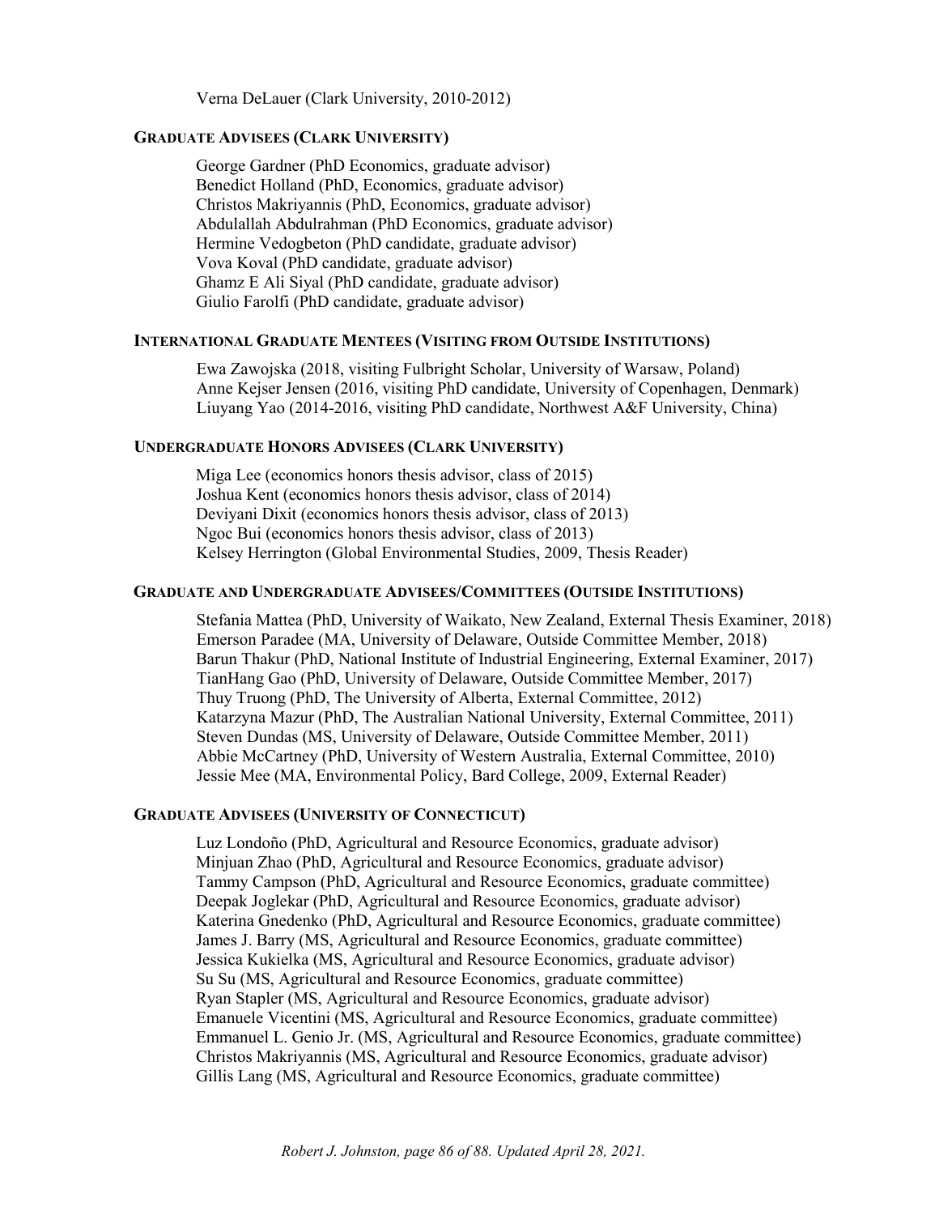Verna DeLauer (Clark University, 2010-2012)

### GRADUATE ADVISEES (CLARK UNIVERSITY)

George Gardner (PhD Economics, graduate advisor)
Benedict Holland (PhD, Economics, graduate advisor)
Christos Makriyannis (PhD, Economics, graduate advisor)
Abdulallah Abdulrahman (PhD Economics, graduate advisor)
Hermine Vedogbeton (PhD candidate, graduate advisor)
Vova Koval (PhD candidate, graduate advisor)
Ghamz E Ali Siyal (PhD candidate, graduate advisor)
Giulio Farolfi (PhD candidate, graduate advisor)

### INTERNATIONAL GRADUATE MENTEES (VISITING FROM OUTSIDE INSTITUTIONS)

Ewa Zawojska (2018, visiting Fulbright Scholar, University of Warsaw, Poland)
Anne Kejser Jensen (2016, visiting PhD candidate, University of Copenhagen, Denmark)
Liuyang Yao (2014-2016, visiting PhD candidate, Northwest A&F University, China)

### UNDERGRADUATE HONORS ADVISEES (CLARK UNIVERSITY)

Miga Lee (economics honors thesis advisor, class of 2015)
Joshua Kent (economics honors thesis advisor, class of 2014)
Deviyani Dixit (economics honors thesis advisor, class of 2013)
Ngoc Bui (economics honors thesis advisor, class of 2013)
Kelsey Herrington (Global Environmental Studies, 2009, Thesis Reader)

### GRADUATE AND UNDERGRADUATE ADVISEES/COMMITTEES (OUTSIDE INSTITUTIONS)

Stefania Mattea (PhD, University of Waikato, New Zealand, External Thesis Examiner, 2018)
Emerson Paradee (MA, University of Delaware, Outside Committee Member, 2018)
Barun Thakur (PhD, National Institute of Industrial Engineering, External Examiner, 2017)
TianHang Gao (PhD, University of Delaware, Outside Committee Member, 2017)
Thuy Truong (PhD, The University of Alberta, External Committee, 2012)
Katarzyna Mazur (PhD, The Australian National University, External Committee, 2011)
Steven Dundas (MS, University of Delaware, Outside Committee Member, 2011)
Abbie McCartney (PhD, University of Western Australia, External Committee, 2010)
Jessie Mee (MA, Environmental Policy, Bard College, 2009, External Reader)

### GRADUATE ADVISEES (UNIVERSITY OF CONNECTICUT)

Luz Londoño (PhD, Agricultural and Resource Economics, graduate advisor)
Minjuan Zhao (PhD, Agricultural and Resource Economics, graduate advisor)
Tammy Campson (PhD, Agricultural and Resource Economics, graduate committee)
Deepak Joglekar (PhD, Agricultural and Resource Economics, graduate advisor)
Katerina Gnedenko (PhD, Agricultural and Resource Economics, graduate committee)
James J. Barry (MS, Agricultural and Resource Economics, graduate committee)
Jessica Kukielka (MS, Agricultural and Resource Economics, graduate advisor)
Su Su (MS, Agricultural and Resource Economics, graduate committee)
Ryan Stapler (MS, Agricultural and Resource Economics, graduate advisor)
Emanuele Vicentini (MS, Agricultural and Resource Economics, graduate committee)
Emmanuel L. Genio Jr. (MS, Agricultural and Resource Economics, graduate committee)
Christos Makriyannis (MS, Agricultural and Resource Economics, graduate advisor)
Gillis Lang (MS, Agricultural and Resource Economics, graduate committee)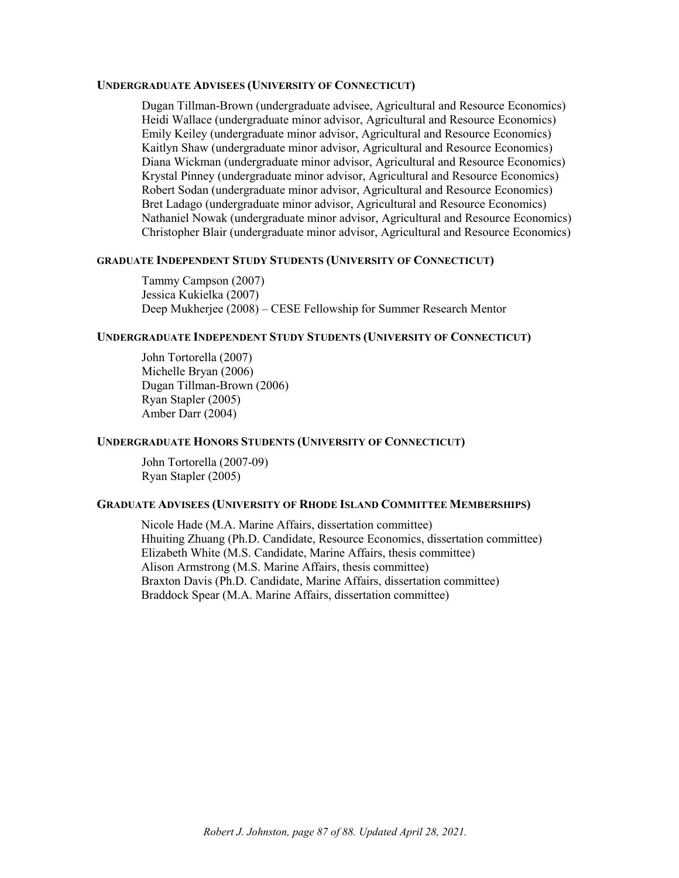#### UNDERGRADUATE ADVISEES (UNIVERSITY OF CONNECTICUT)

Dugan Tillman-Brown (undergraduate advisee, Agricultural and Resource Economics)
Heidi Wallace (undergraduate minor advisor, Agricultural and Resource Economics)
Emily Keiley (undergraduate minor advisor, Agricultural and Resource Economics)
Kaitlyn Shaw (undergraduate minor advisor, Agricultural and Resource Economics)
Diana Wickman (undergraduate minor advisor, Agricultural and Resource Economics)
Krystal Pinney (undergraduate minor advisor, Agricultural and Resource Economics)
Robert Sodan (undergraduate minor advisor, Agricultural and Resource Economics)
Bret Ladago (undergraduate minor advisor, Agricultural and Resource Economics)
Nathaniel Nowak (undergraduate minor advisor, Agricultural and Resource Economics)
Christopher Blair (undergraduate minor advisor, Agricultural and Resource Economics)

#### GRADUATE INDEPENDENT STUDY STUDENTS (UNIVERSITY OF CONNECTICUT)

Tammy Campson (2007)
Jessica Kukielka (2007)
Deep Mukherjee (2008) – CESE Fellowship for Summer Research Mentor

#### UNDERGRADUATE INDEPENDENT STUDY STUDENTS (UNIVERSITY OF CONNECTICUT)

John Tortorella (2007)
Michelle Bryan (2006)
Dugan Tillman-Brown (2006)
Ryan Stapler (2005)
Amber Darr (2004)

#### UNDERGRADUATE HONORS STUDENTS (UNIVERSITY OF CONNECTICUT)

John Tortorella (2007-09)
Ryan Stapler (2005)

#### GRADUATE ADVISEES (UNIVERSITY OF RHODE ISLAND COMMITTEE MEMBERSHIPS)

Nicole Hade (M.A. Marine Affairs, dissertation committee)
Hhuiting Zhuang (Ph.D. Candidate, Resource Economics, dissertation committee)
Elizabeth White (M.S. Candidate, Marine Affairs, thesis committee)
Alison Armstrong (M.S. Marine Affairs, thesis committee)
Braxton Davis (Ph.D. Candidate, Marine Affairs, dissertation committee)
Braddock Spear (M.A. Marine Affairs, dissertation committee)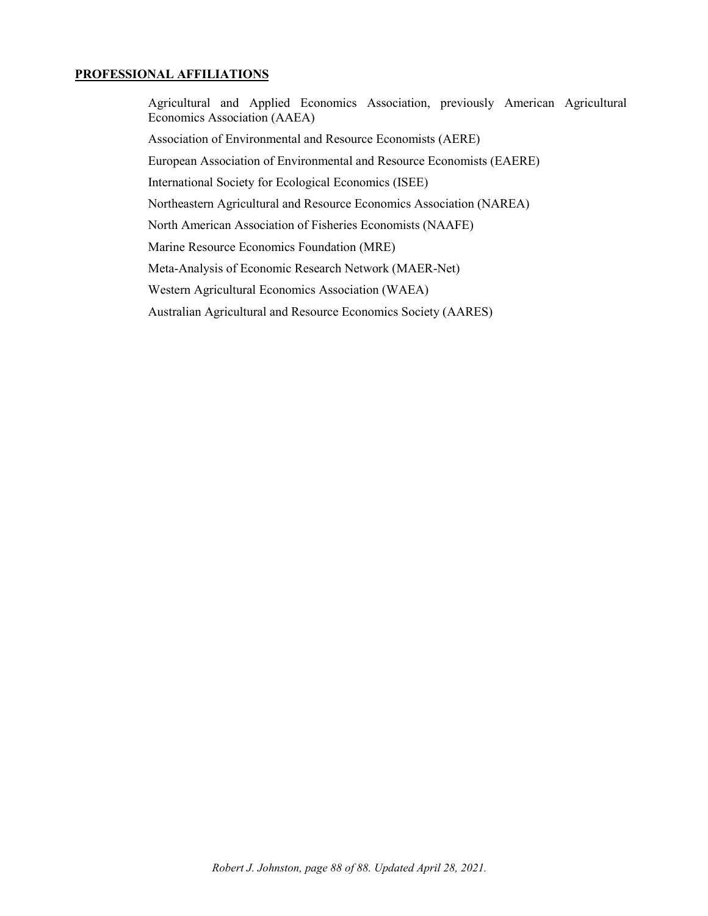**PROFESSIONAL AFFILIATIONS**

Agricultural and Applied Economics Association, previously American Agricultural Economics Association (AAEA)

Association of Environmental and Resource Economists (AERE)

European Association of Environmental and Resource Economists (EAERE)

International Society for Ecological Economics (ISEE)

Northeastern Agricultural and Resource Economics Association (NAREA)

North American Association of Fisheries Economists (NAAFE)

Marine Resource Economics Foundation (MRE)

Meta-Analysis of Economic Research Network (MAER-Net)

Western Agricultural Economics Association (WAEA)

Australian Agricultural and Resource Economics Society (AARES)